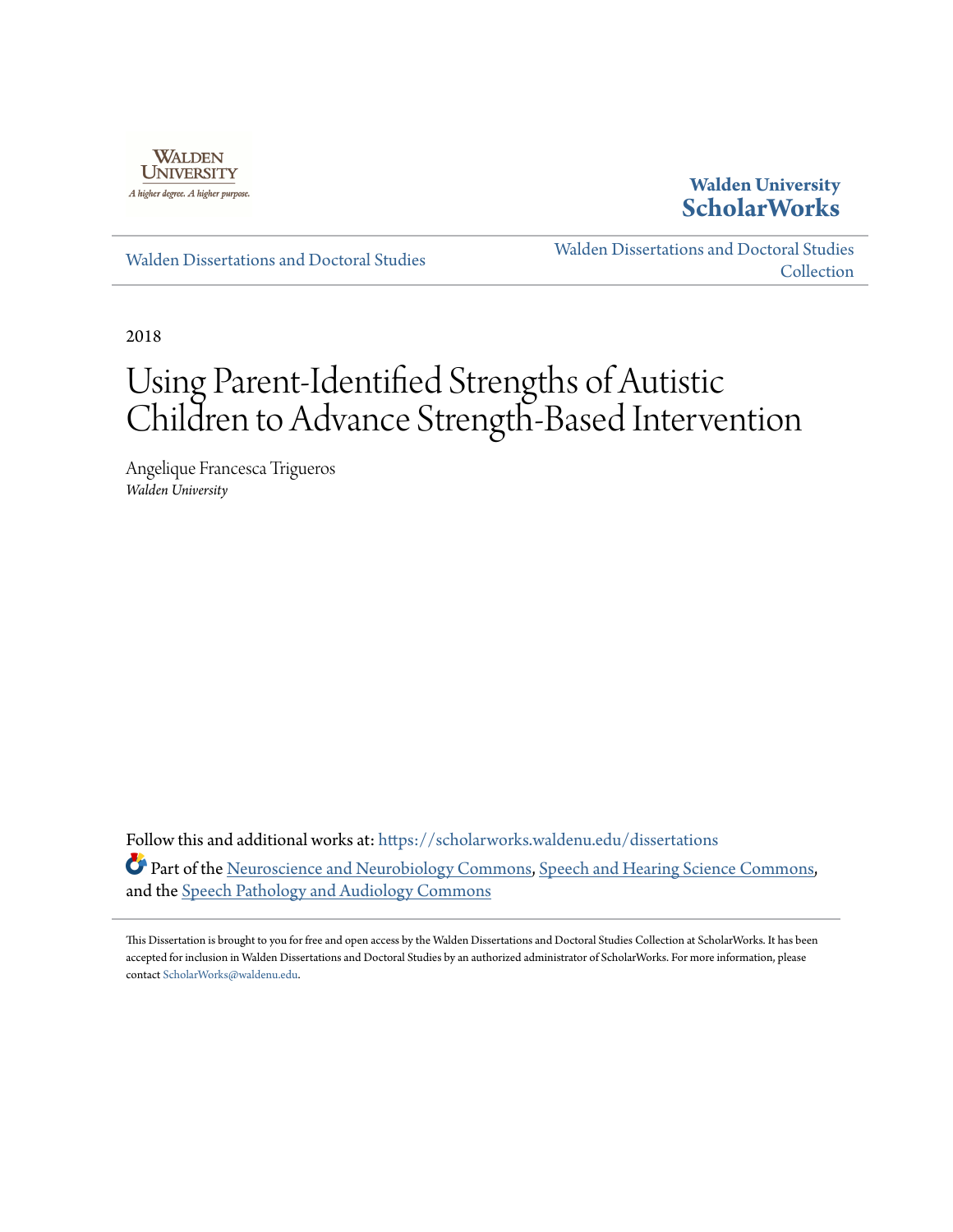Walden University

**Walden University ScholarWorks**

Walden Dissertations and Doctoral Studies

Walden Dissertations and Doctoral Studies Collection

2018

# Using Parent-Identified Strengths of Autistic Children to Advance Strength-Based Intervention

Angelique Francesca Trigueros
*Walden University*

Follow this and additional works at: https://scholarworks.waldenu.edu/dissertations

Part of the Neuroscience and Neurobiology Commons, Speech and Hearing Science Commons, and the Speech Pathology and Audiology Commons

This Dissertation is brought to you for free and open access by the Walden Dissertations and Doctoral Studies Collection at ScholarWorks. It has been accepted for inclusion in Walden Dissertations and Doctoral Studies by an authorized administrator of ScholarWorks. For more information, please contact ScholarWorks@waldenu.edu.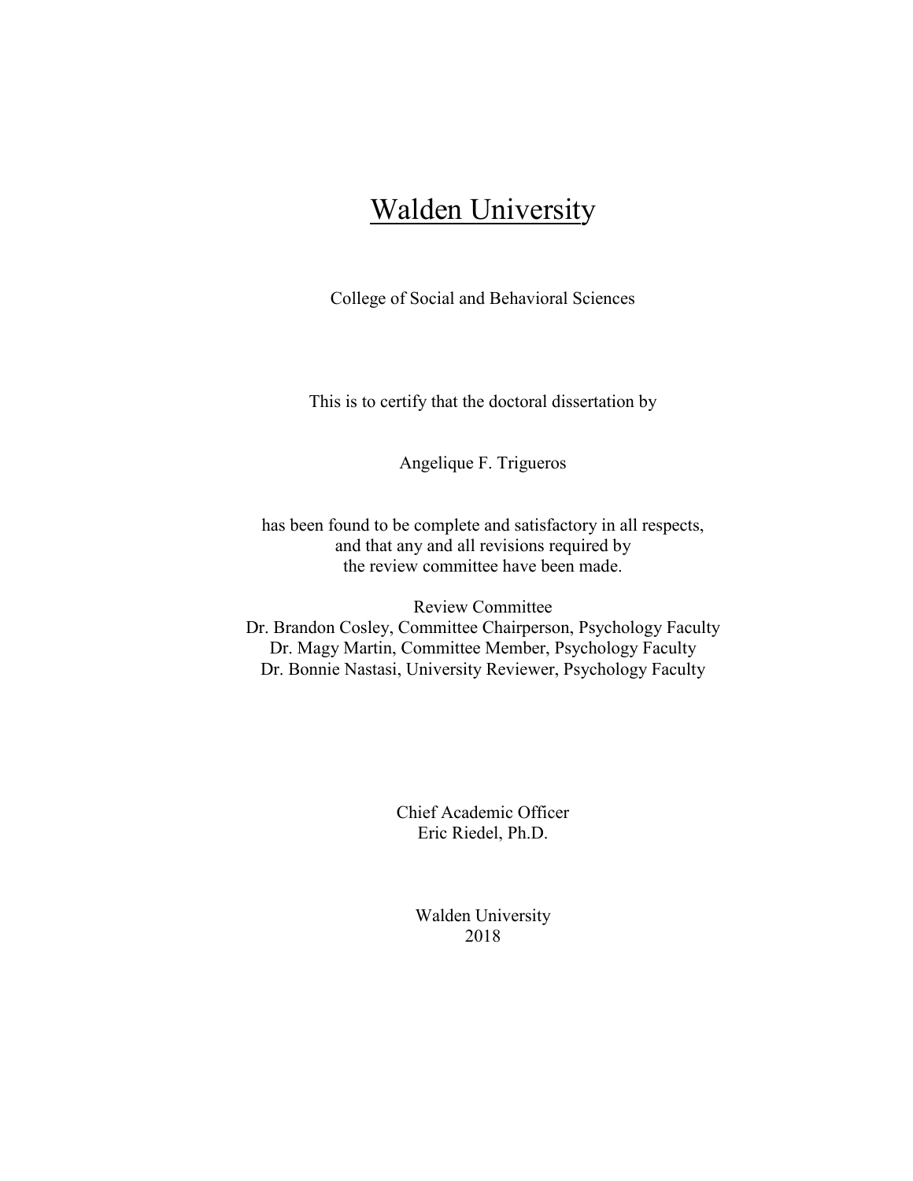# Walden University

College of Social and Behavioral Sciences

This is to certify that the doctoral dissertation by

Angelique F. Trigueros

has been found to be complete and satisfactory in all respects,
and that any and all revisions required by
the review committee have been made.

Review Committee
Dr. Brandon Cosley, Committee Chairperson, Psychology Faculty
Dr. Magy Martin, Committee Member, Psychology Faculty
Dr. Bonnie Nastasi, University Reviewer, Psychology Faculty

Chief Academic Officer
Eric Riedel, Ph.D.

Walden University
2018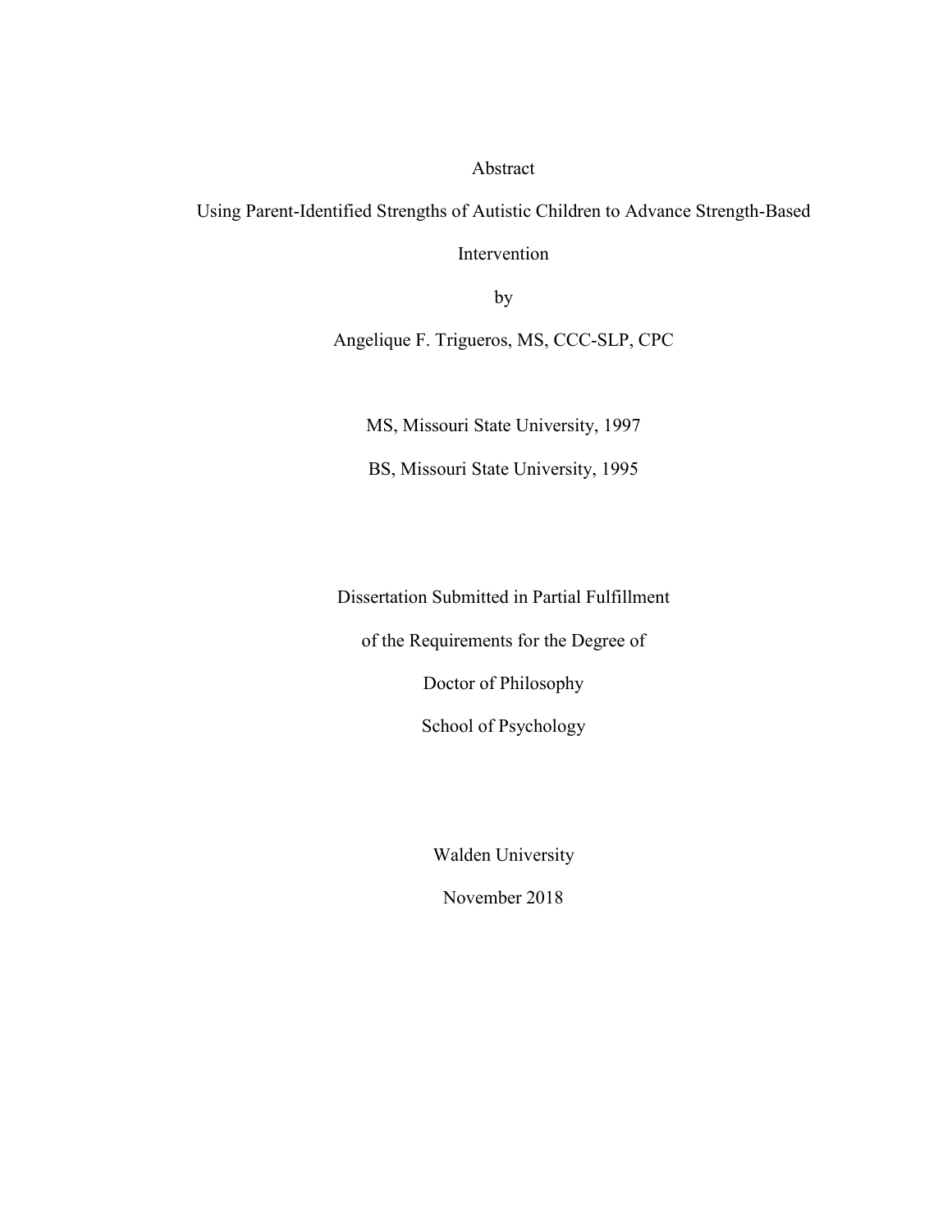# Abstract

## Using Parent-Identified Strengths of Autistic Children to Advance Strength-Based Intervention

by

Angelique F. Trigueros, MS, CCC-SLP, CPC

MS, Missouri State University, 1997

BS, Missouri State University, 1995

Dissertation Submitted in Partial Fulfillment

of the Requirements for the Degree of

Doctor of Philosophy

School of Psychology

Walden University

November 2018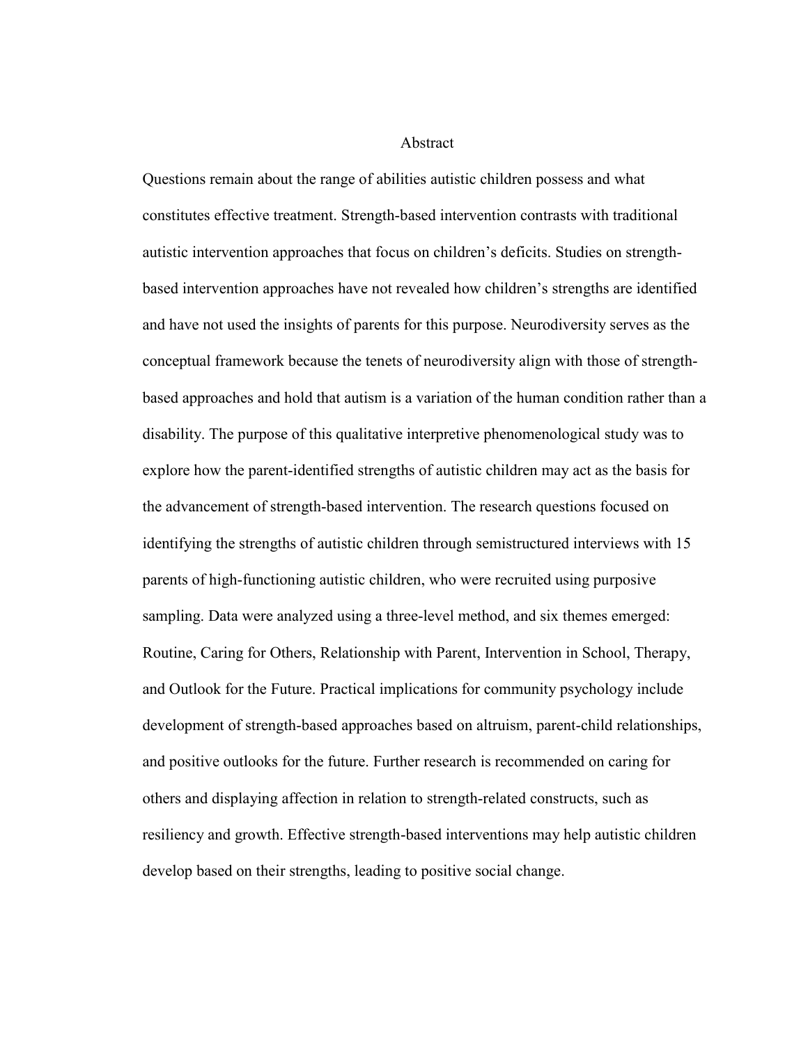# Abstract

Questions remain about the range of abilities autistic children possess and what constitutes effective treatment. Strength-based intervention contrasts with traditional autistic intervention approaches that focus on children's deficits. Studies on strength-based intervention approaches have not revealed how children's strengths are identified and have not used the insights of parents for this purpose. Neurodiversity serves as the conceptual framework because the tenets of neurodiversity align with those of strength-based approaches and hold that autism is a variation of the human condition rather than a disability. The purpose of this qualitative interpretive phenomenological study was to explore how the parent-identified strengths of autistic children may act as the basis for the advancement of strength-based intervention. The research questions focused on identifying the strengths of autistic children through semistructured interviews with 15 parents of high-functioning autistic children, who were recruited using purposive sampling. Data were analyzed using a three-level method, and six themes emerged: Routine, Caring for Others, Relationship with Parent, Intervention in School, Therapy, and Outlook for the Future. Practical implications for community psychology include development of strength-based approaches based on altruism, parent-child relationships, and positive outlooks for the future. Further research is recommended on caring for others and displaying affection in relation to strength-related constructs, such as resiliency and growth. Effective strength-based interventions may help autistic children develop based on their strengths, leading to positive social change.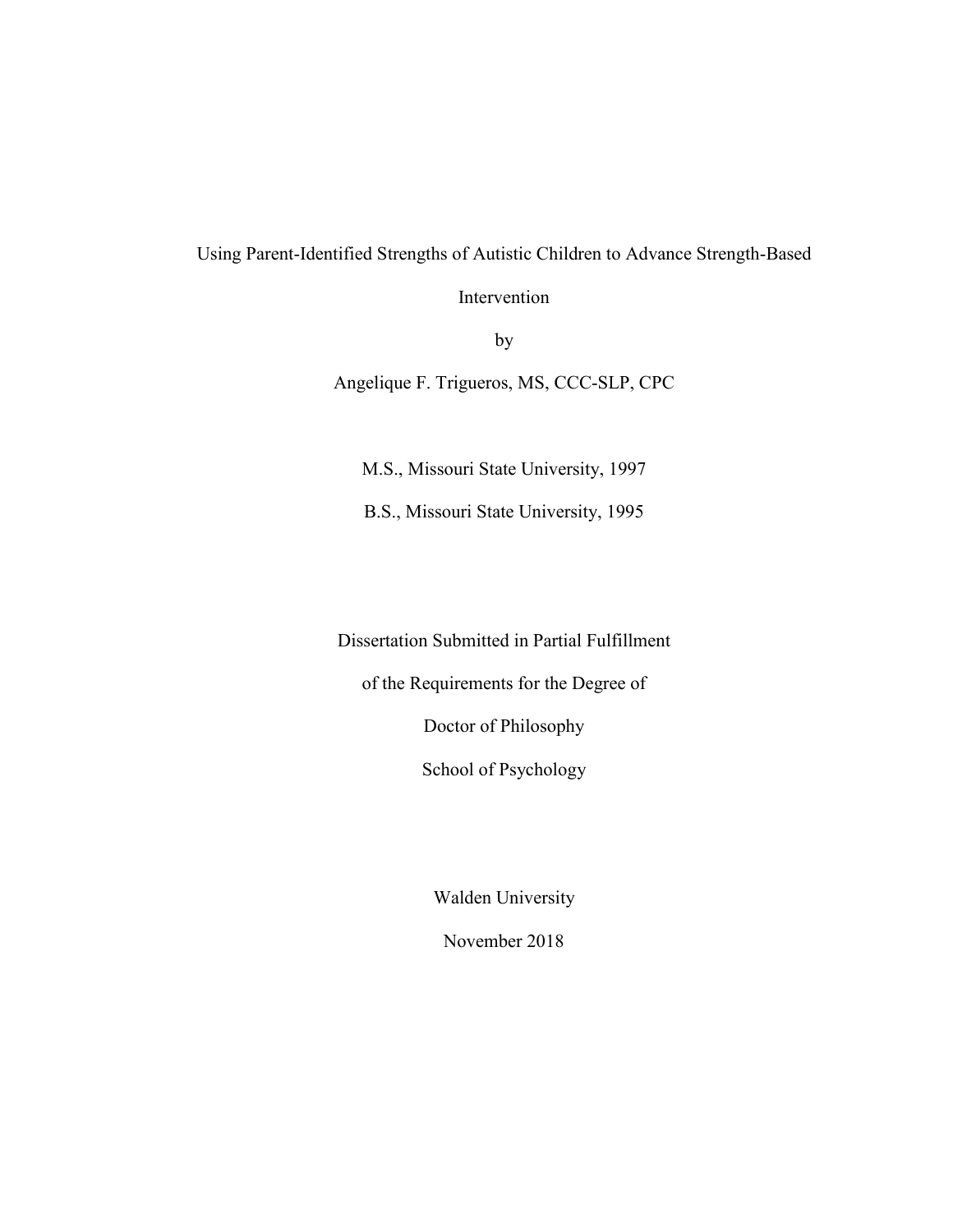Using Parent-Identified Strengths of Autistic Children to Advance Strength-Based Intervention

by

Angelique F. Trigueros, MS, CCC-SLP, CPC

M.S., Missouri State University, 1997

B.S., Missouri State University, 1995

Dissertation Submitted in Partial Fulfillment

of the Requirements for the Degree of

Doctor of Philosophy

School of Psychology

Walden University

November 2018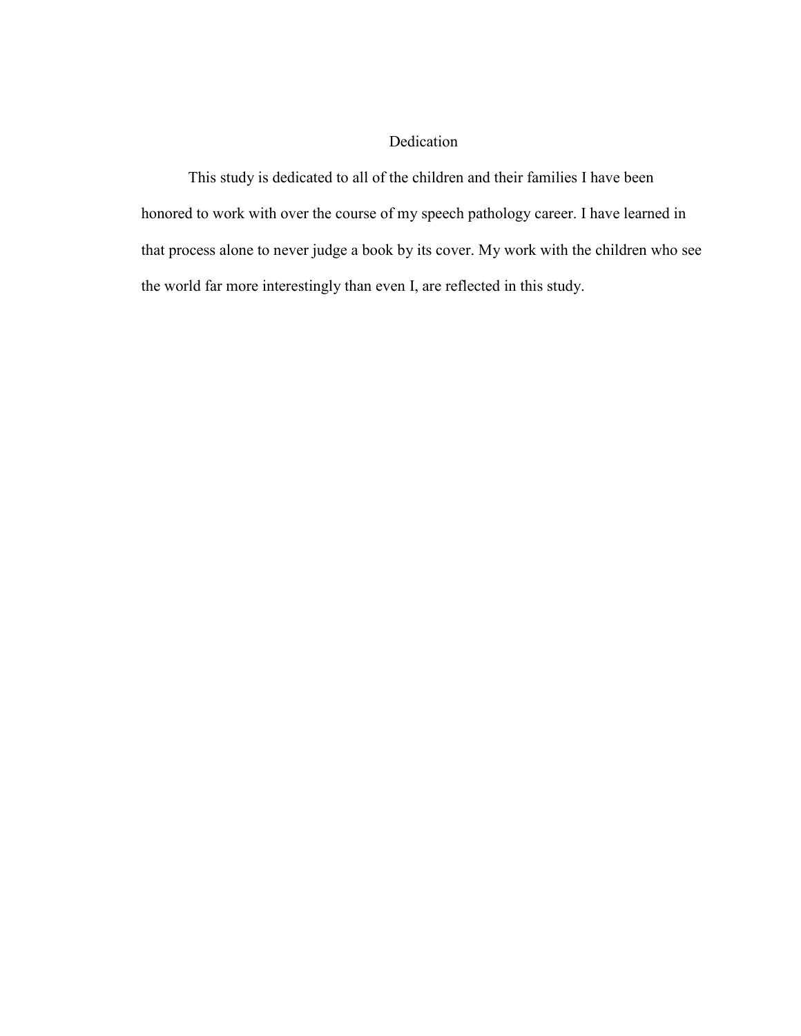# Dedication

This study is dedicated to all of the children and their families I have been honored to work with over the course of my speech pathology career. I have learned in that process alone to never judge a book by its cover. My work with the children who see the world far more interestingly than even I, are reflected in this study.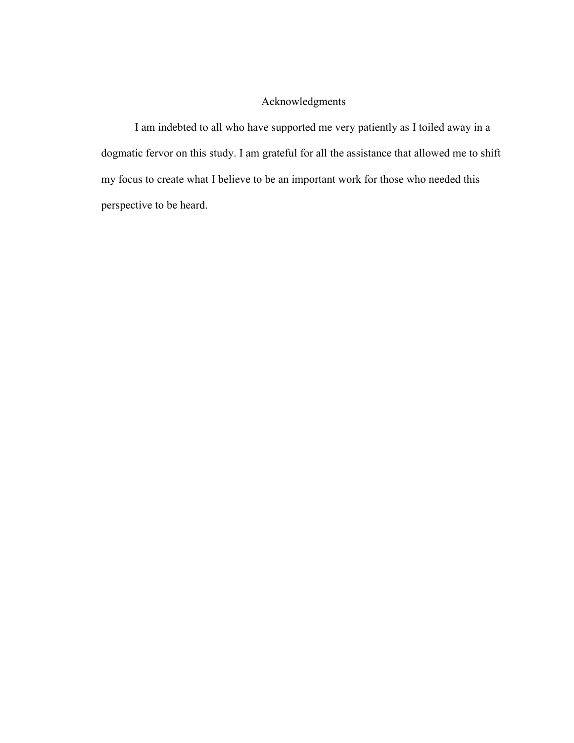# Acknowledgments

I am indebted to all who have supported me very patiently as I toiled away in a dogmatic fervor on this study. I am grateful for all the assistance that allowed me to shift my focus to create what I believe to be an important work for those who needed this perspective to be heard.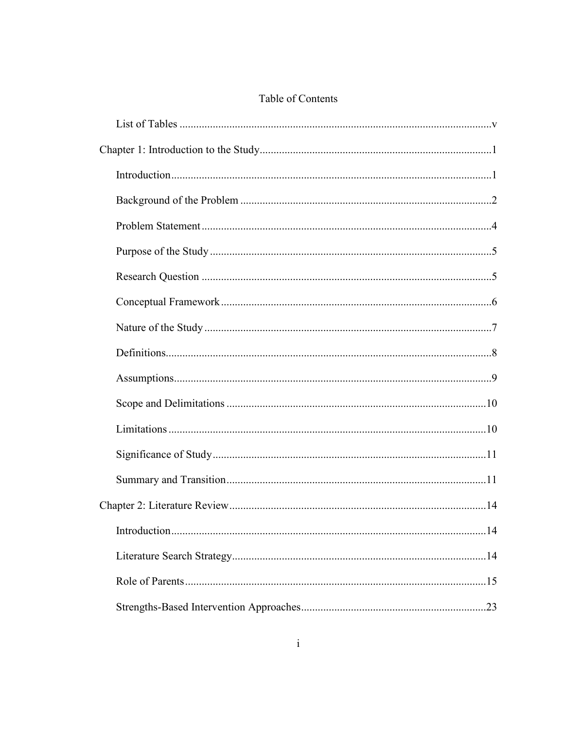# Table of Contents

- List of Tables ..... v
- Chapter 1: Introduction to the Study ..... 1
  - Introduction ..... 1
  - Background of the Problem ..... 2
  - Problem Statement ..... 4
  - Purpose of the Study ..... 5
  - Research Question ..... 5
  - Conceptual Framework ..... 6
  - Nature of the Study ..... 7
  - Definitions ..... 8
  - Assumptions ..... 9
  - Scope and Delimitations ..... 10
  - Limitations ..... 10
  - Significance of Study ..... 11
  - Summary and Transition ..... 11
- Chapter 2: Literature Review ..... 14
  - Introduction ..... 14
  - Literature Search Strategy ..... 14
  - Role of Parents ..... 15
  - Strengths-Based Intervention Approaches ..... 23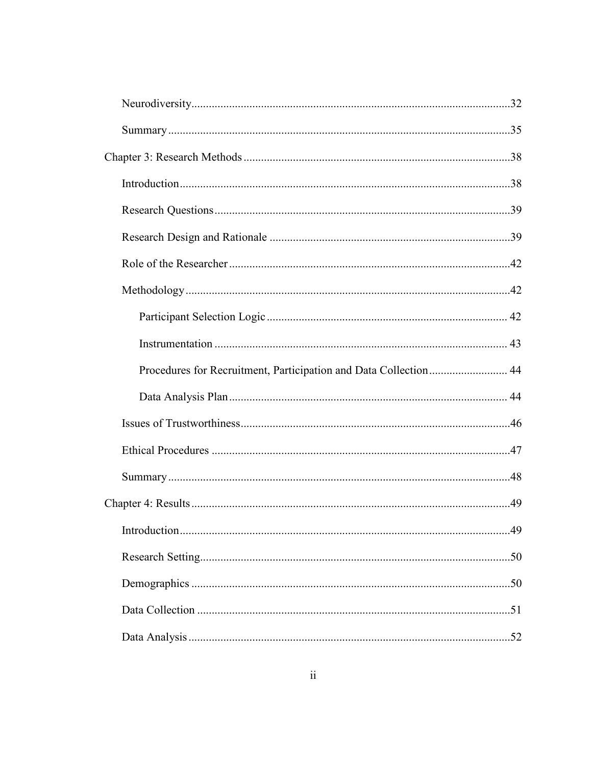Neurodiversity 32

Summary 35

Chapter 3: Research Methods 38

Introduction 38

Research Questions 39

Research Design and Rationale 39

Role of the Researcher 42

Methodology 42

Participant Selection Logic 42

Instrumentation 43

Procedures for Recruitment, Participation and Data Collection 44

Data Analysis Plan 44

Issues of Trustworthiness 46

Ethical Procedures 47

Summary 48

Chapter 4: Results 49

Introduction 49

Research Setting 50

Demographics 50

Data Collection 51

Data Analysis 52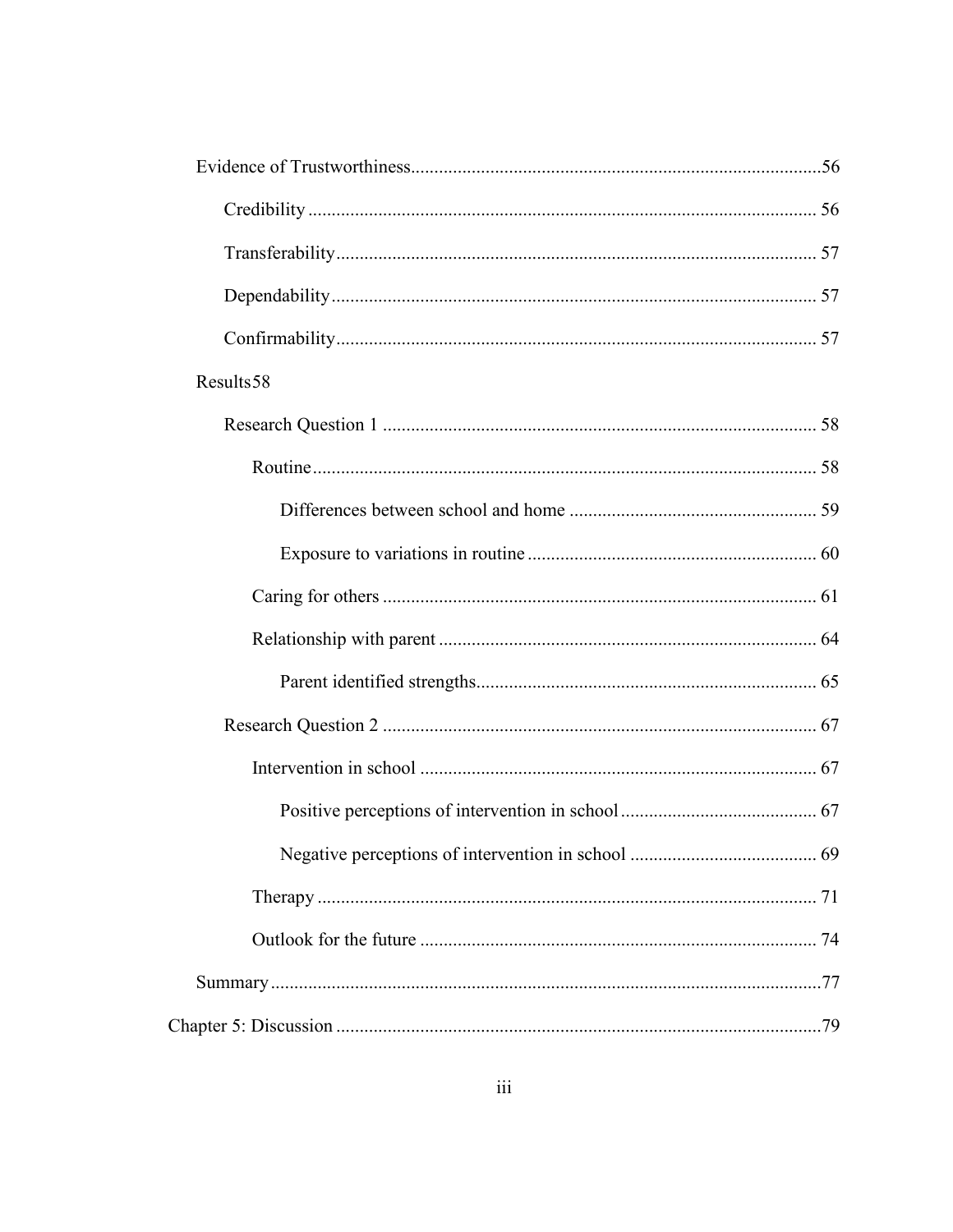Evidence of Trustworthiness......................................................................................56

Credibility ............................................................................................................ 56

Transferability...................................................................................................... 57

Dependability....................................................................................................... 57

Confirmability...................................................................................................... 57

Results 58

Research Question 1 ............................................................................................ 58

Routine........................................................................................................... 58

Differences between school and home ..................................................... 59

Exposure to variations in routine ............................................................. 60

Caring for others ............................................................................................ 61

Relationship with parent ................................................................................ 64

Parent identified strengths........................................................................ 65

Research Question 2 ............................................................................................ 67

Intervention in school .................................................................................... 67

Positive perceptions of intervention in school.......................................... 67

Negative perceptions of intervention in school ........................................ 69

Therapy .......................................................................................................... 71

Outlook for the future .................................................................................... 74

Summary.....................................................................................................................77

Chapter 5: Discussion .......................................................................................................79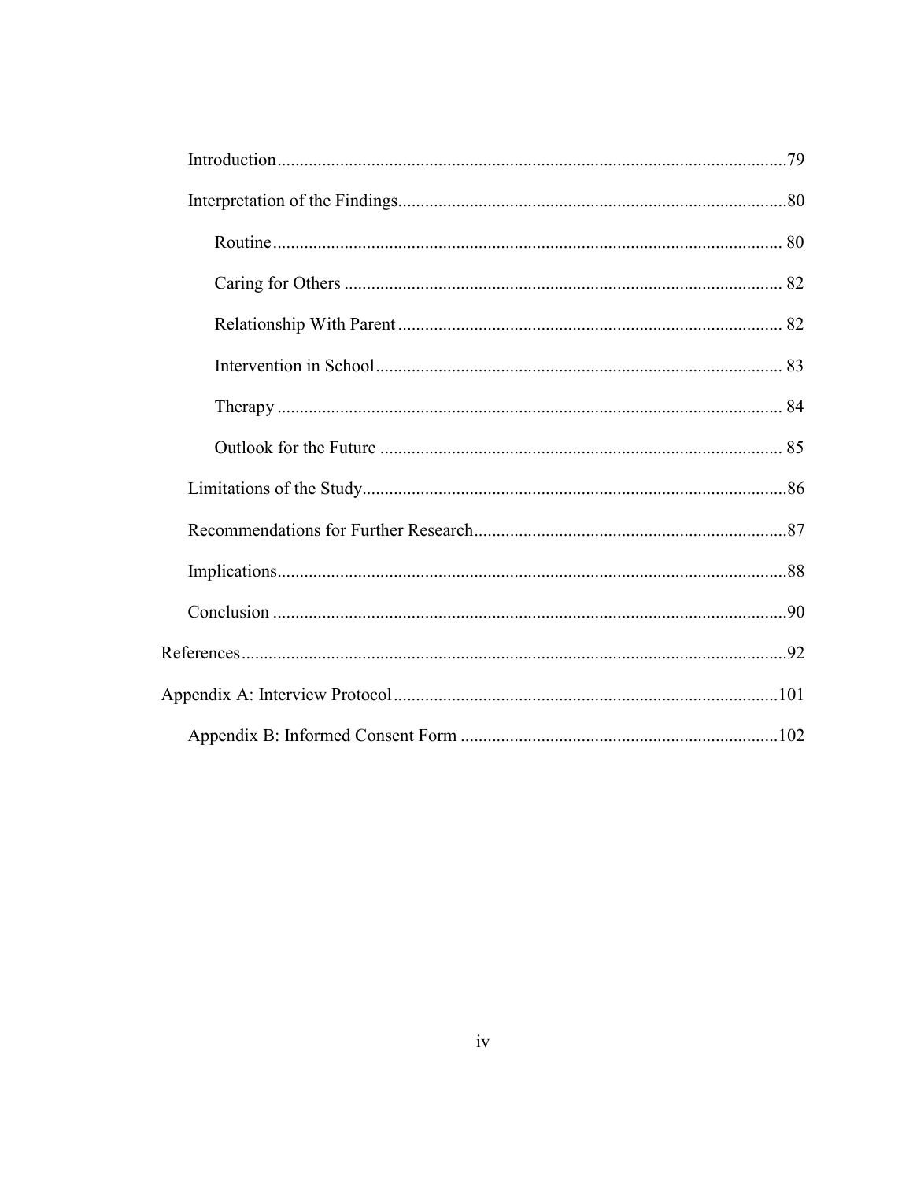Introduction ..........79

Interpretation of the Findings ..........80

Routine .......... 80

Caring for Others .......... 82

Relationship With Parent .......... 82

Intervention in School .......... 83

Therapy .......... 84

Outlook for the Future .......... 85

Limitations of the Study ..........86

Recommendations for Further Research ..........87

Implications ..........88

Conclusion ..........90

References ..........92

Appendix A: Interview Protocol ..........101

Appendix B: Informed Consent Form ..........102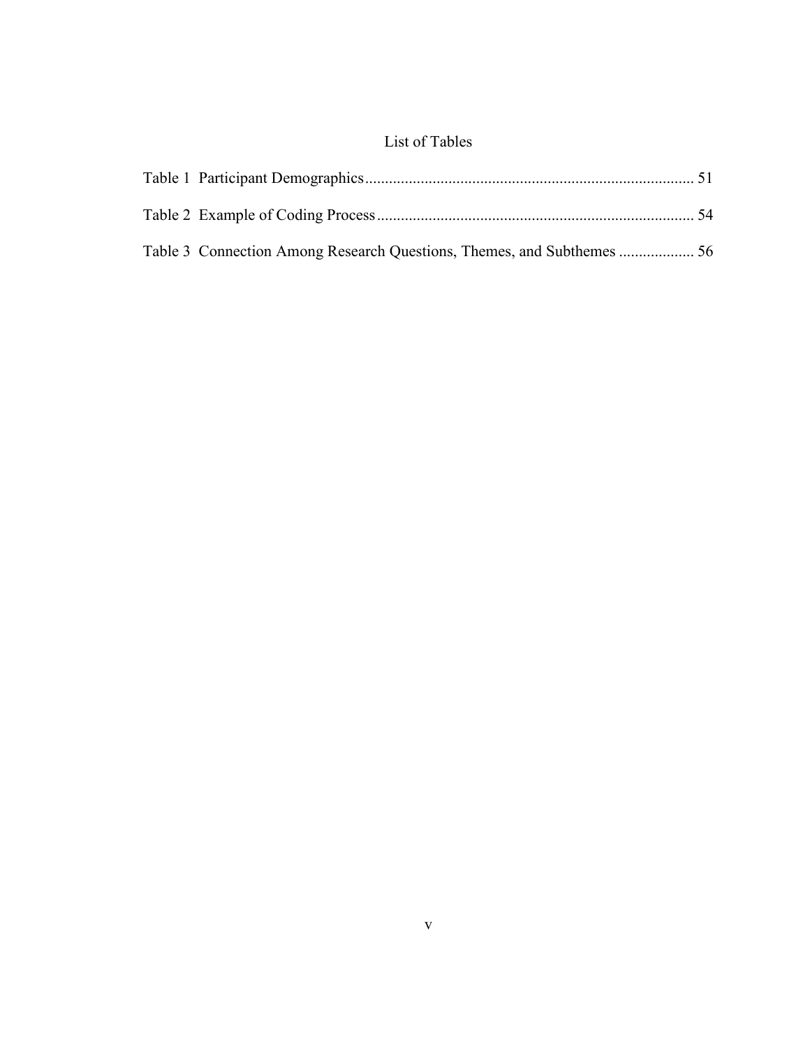# List of Tables

Table 1 Participant Demographics .................................................................................. 51

Table 2 Example of Coding Process ............................................................................... 54

Table 3 Connection Among Research Questions, Themes, and Subthemes .................. 56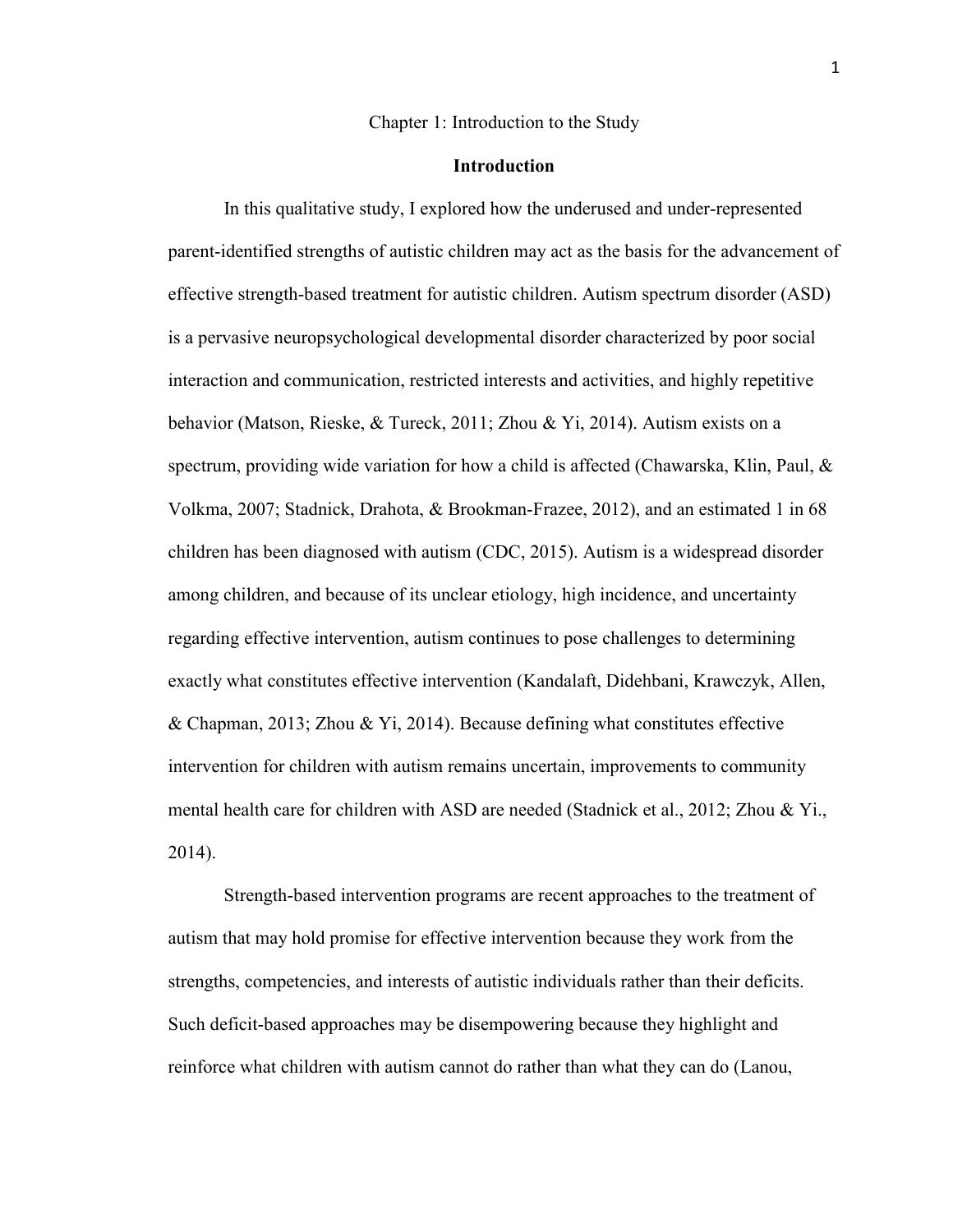# Chapter 1: Introduction to the Study

## Introduction

In this qualitative study, I explored how the underused and under-represented parent-identified strengths of autistic children may act as the basis for the advancement of effective strength-based treatment for autistic children. Autism spectrum disorder (ASD) is a pervasive neuropsychological developmental disorder characterized by poor social interaction and communication, restricted interests and activities, and highly repetitive behavior (Matson, Rieske, & Tureck, 2011; Zhou & Yi, 2014). Autism exists on a spectrum, providing wide variation for how a child is affected (Chawarska, Klin, Paul, & Volkma, 2007; Stadnick, Drahota, & Brookman-Frazee, 2012), and an estimated 1 in 68 children has been diagnosed with autism (CDC, 2015). Autism is a widespread disorder among children, and because of its unclear etiology, high incidence, and uncertainty regarding effective intervention, autism continues to pose challenges to determining exactly what constitutes effective intervention (Kandalaft, Didehbani, Krawczyk, Allen, & Chapman, 2013; Zhou & Yi, 2014). Because defining what constitutes effective intervention for children with autism remains uncertain, improvements to community mental health care for children with ASD are needed (Stadnick et al., 2012; Zhou & Yi., 2014).

Strength-based intervention programs are recent approaches to the treatment of autism that may hold promise for effective intervention because they work from the strengths, competencies, and interests of autistic individuals rather than their deficits. Such deficit-based approaches may be disempowering because they highlight and reinforce what children with autism cannot do rather than what they can do (Lanou,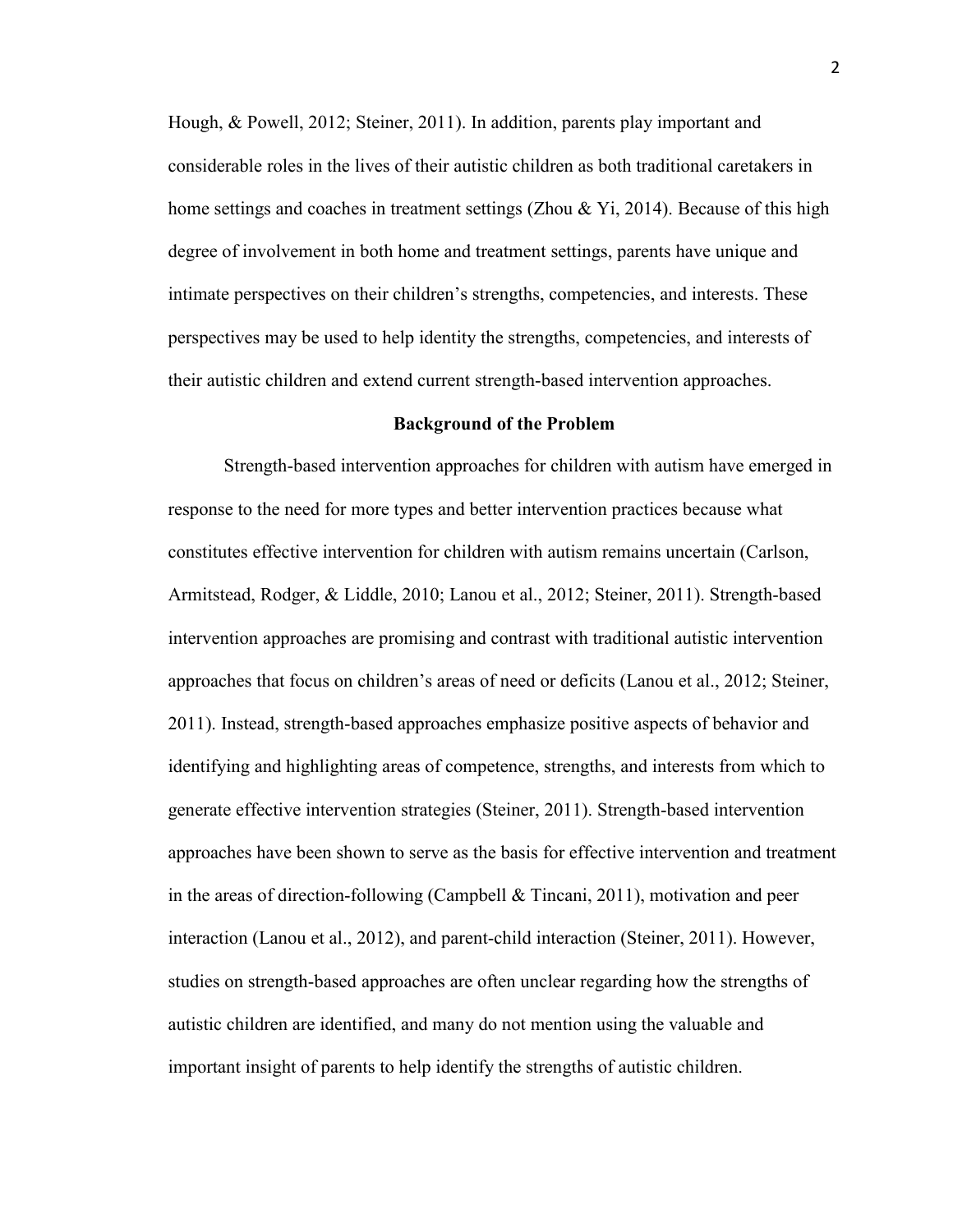Hough, & Powell, 2012; Steiner, 2011). In addition, parents play important and considerable roles in the lives of their autistic children as both traditional caretakers in home settings and coaches in treatment settings (Zhou & Yi, 2014). Because of this high degree of involvement in both home and treatment settings, parents have unique and intimate perspectives on their children's strengths, competencies, and interests. These perspectives may be used to help identity the strengths, competencies, and interests of their autistic children and extend current strength-based intervention approaches.

## Background of the Problem

Strength-based intervention approaches for children with autism have emerged in response to the need for more types and better intervention practices because what constitutes effective intervention for children with autism remains uncertain (Carlson, Armitstead, Rodger, & Liddle, 2010; Lanou et al., 2012; Steiner, 2011). Strength-based intervention approaches are promising and contrast with traditional autistic intervention approaches that focus on children's areas of need or deficits (Lanou et al., 2012; Steiner, 2011). Instead, strength-based approaches emphasize positive aspects of behavior and identifying and highlighting areas of competence, strengths, and interests from which to generate effective intervention strategies (Steiner, 2011). Strength-based intervention approaches have been shown to serve as the basis for effective intervention and treatment in the areas of direction-following (Campbell & Tincani, 2011), motivation and peer interaction (Lanou et al., 2012), and parent-child interaction (Steiner, 2011). However, studies on strength-based approaches are often unclear regarding how the strengths of autistic children are identified, and many do not mention using the valuable and important insight of parents to help identify the strengths of autistic children.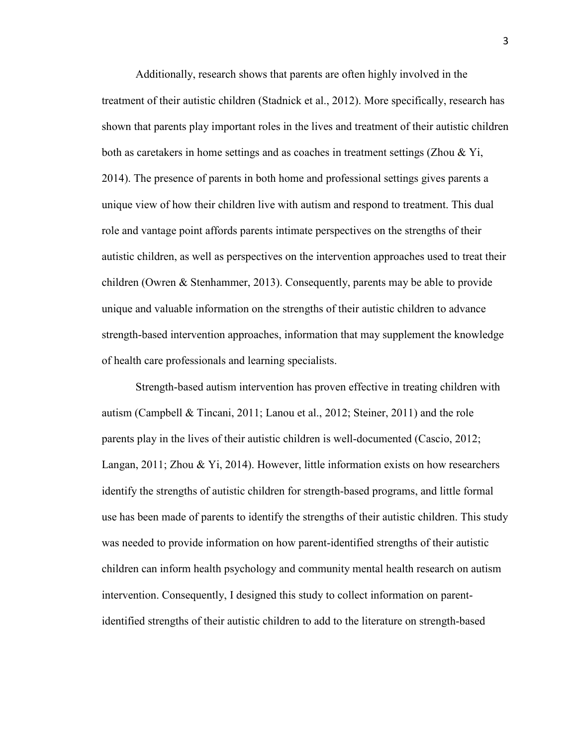Additionally, research shows that parents are often highly involved in the treatment of their autistic children (Stadnick et al., 2012). More specifically, research has shown that parents play important roles in the lives and treatment of their autistic children both as caretakers in home settings and as coaches in treatment settings (Zhou & Yi, 2014). The presence of parents in both home and professional settings gives parents a unique view of how their children live with autism and respond to treatment. This dual role and vantage point affords parents intimate perspectives on the strengths of their autistic children, as well as perspectives on the intervention approaches used to treat their children (Owren & Stenhammer, 2013). Consequently, parents may be able to provide unique and valuable information on the strengths of their autistic children to advance strength-based intervention approaches, information that may supplement the knowledge of health care professionals and learning specialists.

Strength-based autism intervention has proven effective in treating children with autism (Campbell & Tincani, 2011; Lanou et al., 2012; Steiner, 2011) and the role parents play in the lives of their autistic children is well-documented (Cascio, 2012; Langan, 2011; Zhou & Yi, 2014). However, little information exists on how researchers identify the strengths of autistic children for strength-based programs, and little formal use has been made of parents to identify the strengths of their autistic children. This study was needed to provide information on how parent-identified strengths of their autistic children can inform health psychology and community mental health research on autism intervention. Consequently, I designed this study to collect information on parent-identified strengths of their autistic children to add to the literature on strength-based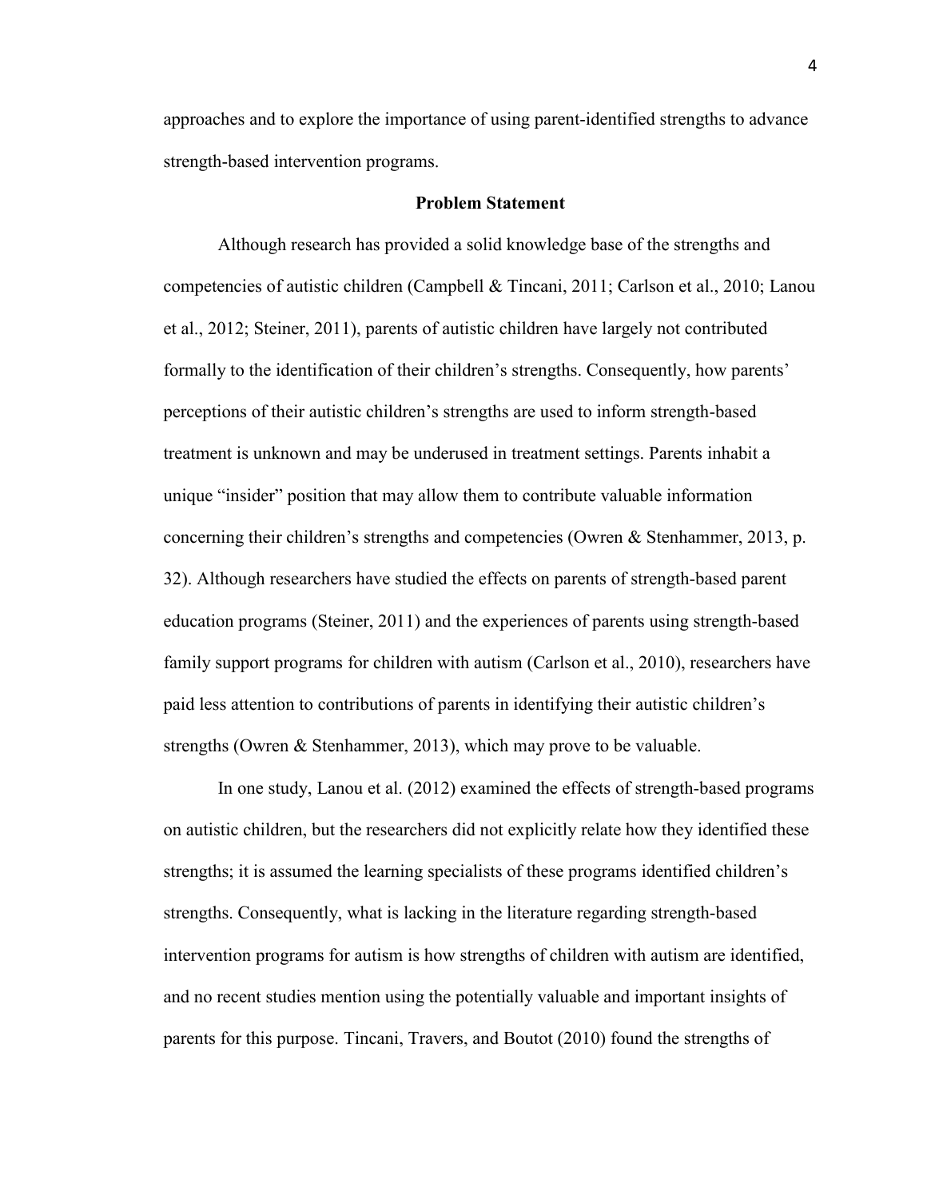approaches and to explore the importance of using parent-identified strengths to advance strength-based intervention programs.

## Problem Statement

Although research has provided a solid knowledge base of the strengths and competencies of autistic children (Campbell & Tincani, 2011; Carlson et al., 2010; Lanou et al., 2012; Steiner, 2011), parents of autistic children have largely not contributed formally to the identification of their children's strengths. Consequently, how parents' perceptions of their autistic children's strengths are used to inform strength-based treatment is unknown and may be underused in treatment settings. Parents inhabit a unique "insider" position that may allow them to contribute valuable information concerning their children's strengths and competencies (Owren & Stenhammer, 2013, p. 32). Although researchers have studied the effects on parents of strength-based parent education programs (Steiner, 2011) and the experiences of parents using strength-based family support programs for children with autism (Carlson et al., 2010), researchers have paid less attention to contributions of parents in identifying their autistic children's strengths (Owren & Stenhammer, 2013), which may prove to be valuable.

In one study, Lanou et al. (2012) examined the effects of strength-based programs on autistic children, but the researchers did not explicitly relate how they identified these strengths; it is assumed the learning specialists of these programs identified children's strengths. Consequently, what is lacking in the literature regarding strength-based intervention programs for autism is how strengths of children with autism are identified, and no recent studies mention using the potentially valuable and important insights of parents for this purpose. Tincani, Travers, and Boutot (2010) found the strengths of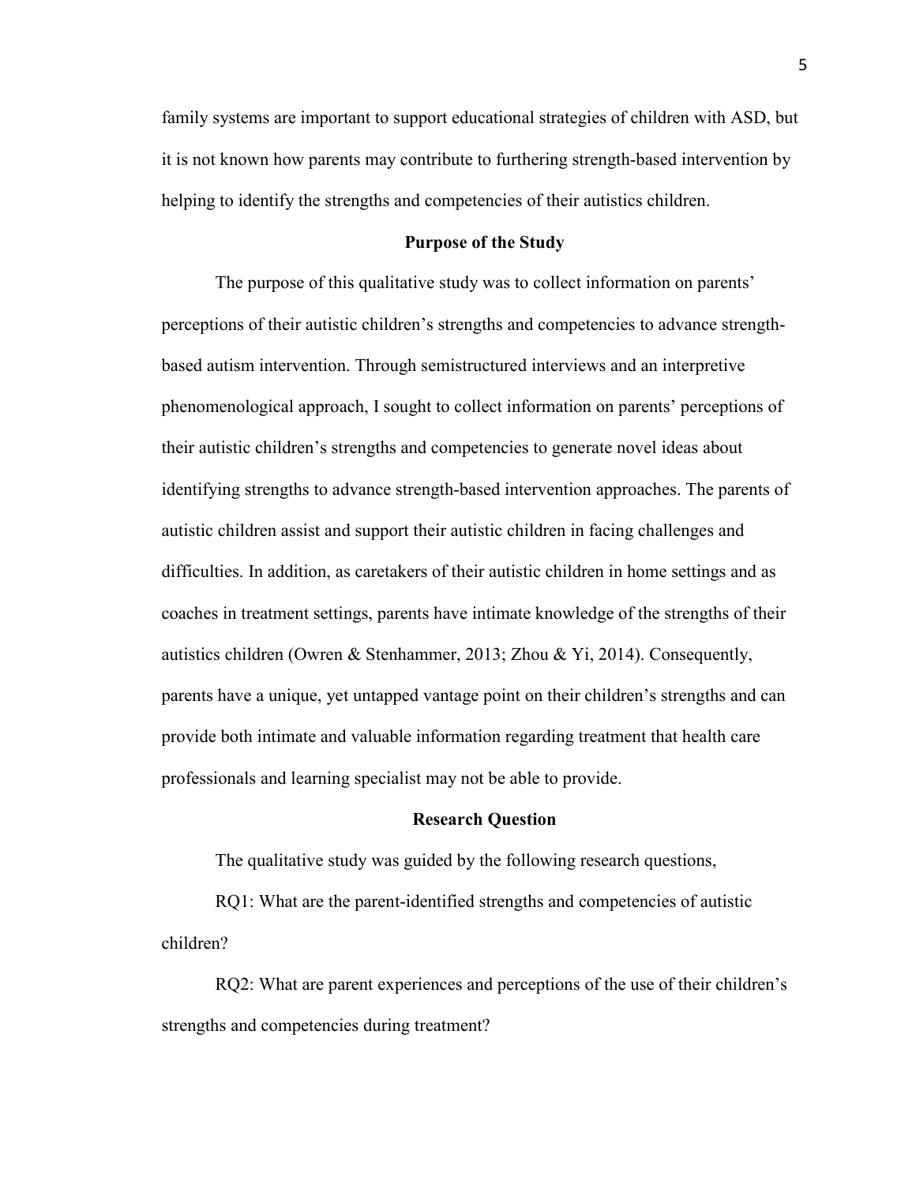family systems are important to support educational strategies of children with ASD, but it is not known how parents may contribute to furthering strength-based intervention by helping to identify the strengths and competencies of their autistics children.

## Purpose of the Study

The purpose of this qualitative study was to collect information on parents' perceptions of their autistic children's strengths and competencies to advance strength-based autism intervention. Through semistructured interviews and an interpretive phenomenological approach, I sought to collect information on parents' perceptions of their autistic children's strengths and competencies to generate novel ideas about identifying strengths to advance strength-based intervention approaches. The parents of autistic children assist and support their autistic children in facing challenges and difficulties. In addition, as caretakers of their autistic children in home settings and as coaches in treatment settings, parents have intimate knowledge of the strengths of their autistics children (Owren & Stenhammer, 2013; Zhou & Yi, 2014). Consequently, parents have a unique, yet untapped vantage point on their children's strengths and can provide both intimate and valuable information regarding treatment that health care professionals and learning specialist may not be able to provide.

## Research Question

The qualitative study was guided by the following research questions,

RQ1: What are the parent-identified strengths and competencies of autistic children?

RQ2: What are parent experiences and perceptions of the use of their children's strengths and competencies during treatment?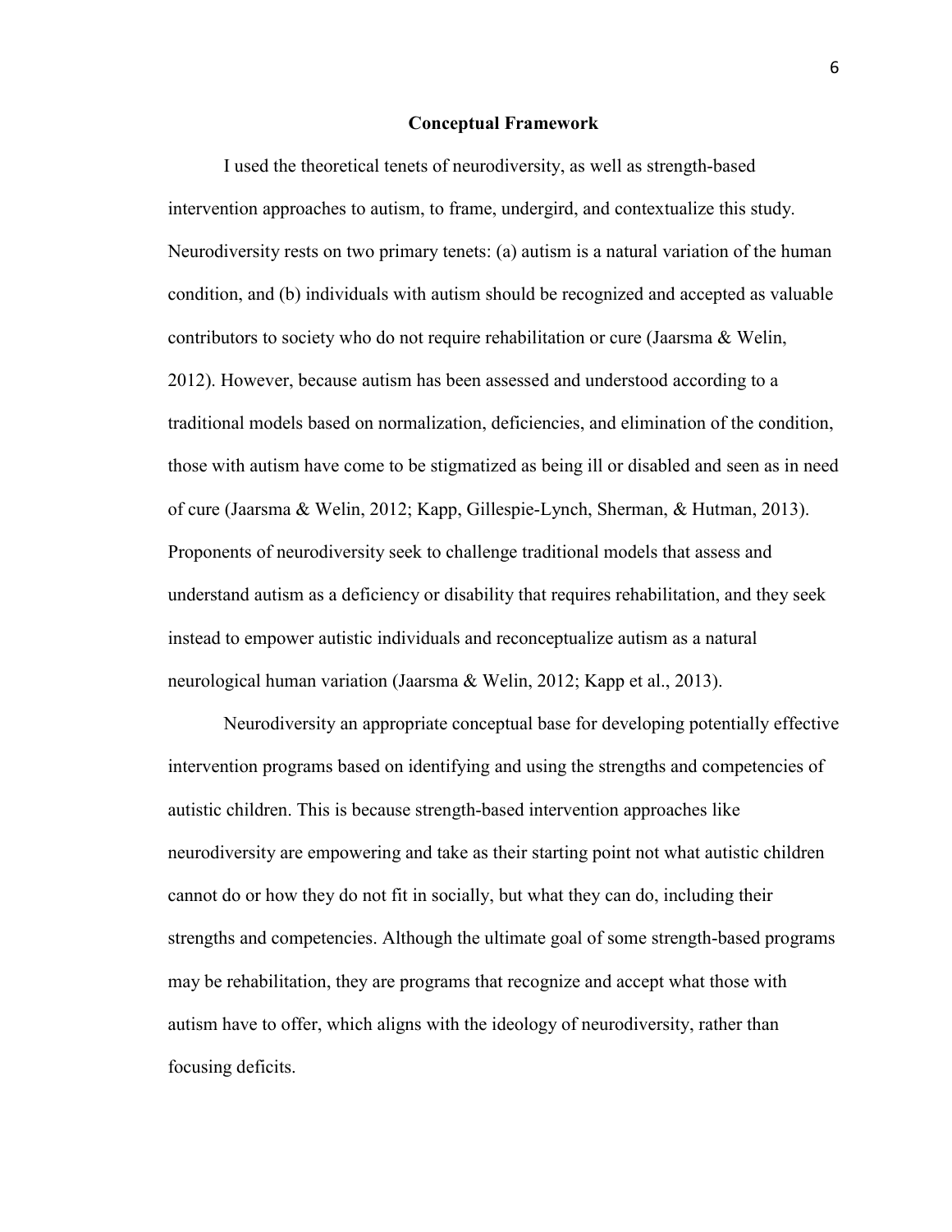## Conceptual Framework

I used the theoretical tenets of neurodiversity, as well as strength-based intervention approaches to autism, to frame, undergird, and contextualize this study. Neurodiversity rests on two primary tenets: (a) autism is a natural variation of the human condition, and (b) individuals with autism should be recognized and accepted as valuable contributors to society who do not require rehabilitation or cure (Jaarsma & Welin, 2012). However, because autism has been assessed and understood according to a traditional models based on normalization, deficiencies, and elimination of the condition, those with autism have come to be stigmatized as being ill or disabled and seen as in need of cure (Jaarsma & Welin, 2012; Kapp, Gillespie-Lynch, Sherman, & Hutman, 2013). Proponents of neurodiversity seek to challenge traditional models that assess and understand autism as a deficiency or disability that requires rehabilitation, and they seek instead to empower autistic individuals and reconceptualize autism as a natural neurological human variation (Jaarsma & Welin, 2012; Kapp et al., 2013).

Neurodiversity an appropriate conceptual base for developing potentially effective intervention programs based on identifying and using the strengths and competencies of autistic children. This is because strength-based intervention approaches like neurodiversity are empowering and take as their starting point not what autistic children cannot do or how they do not fit in socially, but what they can do, including their strengths and competencies. Although the ultimate goal of some strength-based programs may be rehabilitation, they are programs that recognize and accept what those with autism have to offer, which aligns with the ideology of neurodiversity, rather than focusing deficits.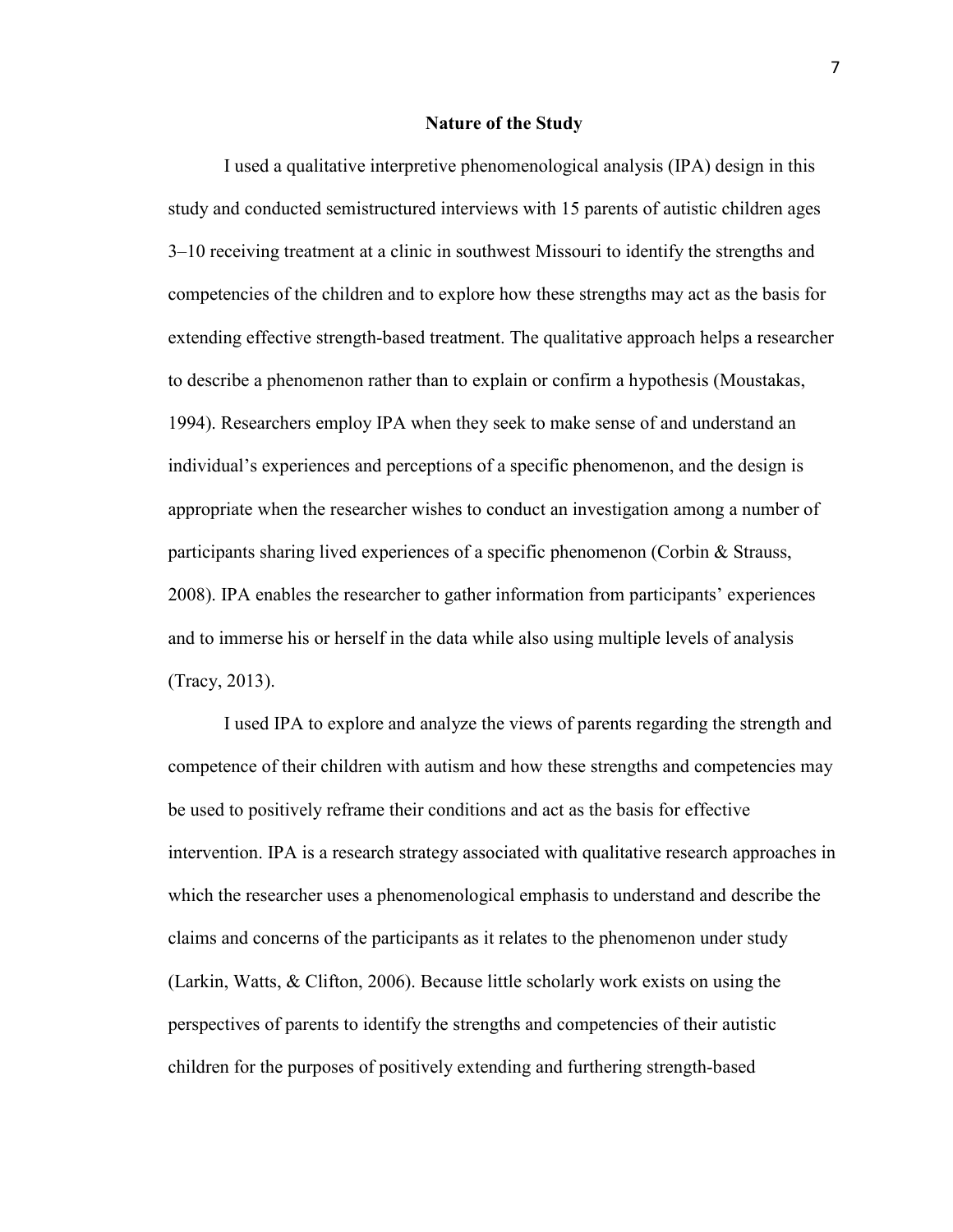## Nature of the Study

I used a qualitative interpretive phenomenological analysis (IPA) design in this study and conducted semistructured interviews with 15 parents of autistic children ages 3–10 receiving treatment at a clinic in southwest Missouri to identify the strengths and competencies of the children and to explore how these strengths may act as the basis for extending effective strength-based treatment. The qualitative approach helps a researcher to describe a phenomenon rather than to explain or confirm a hypothesis (Moustakas, 1994). Researchers employ IPA when they seek to make sense of and understand an individual's experiences and perceptions of a specific phenomenon, and the design is appropriate when the researcher wishes to conduct an investigation among a number of participants sharing lived experiences of a specific phenomenon (Corbin & Strauss, 2008). IPA enables the researcher to gather information from participants' experiences and to immerse his or herself in the data while also using multiple levels of analysis (Tracy, 2013).

I used IPA to explore and analyze the views of parents regarding the strength and competence of their children with autism and how these strengths and competencies may be used to positively reframe their conditions and act as the basis for effective intervention. IPA is a research strategy associated with qualitative research approaches in which the researcher uses a phenomenological emphasis to understand and describe the claims and concerns of the participants as it relates to the phenomenon under study (Larkin, Watts, & Clifton, 2006). Because little scholarly work exists on using the perspectives of parents to identify the strengths and competencies of their autistic children for the purposes of positively extending and furthering strength-based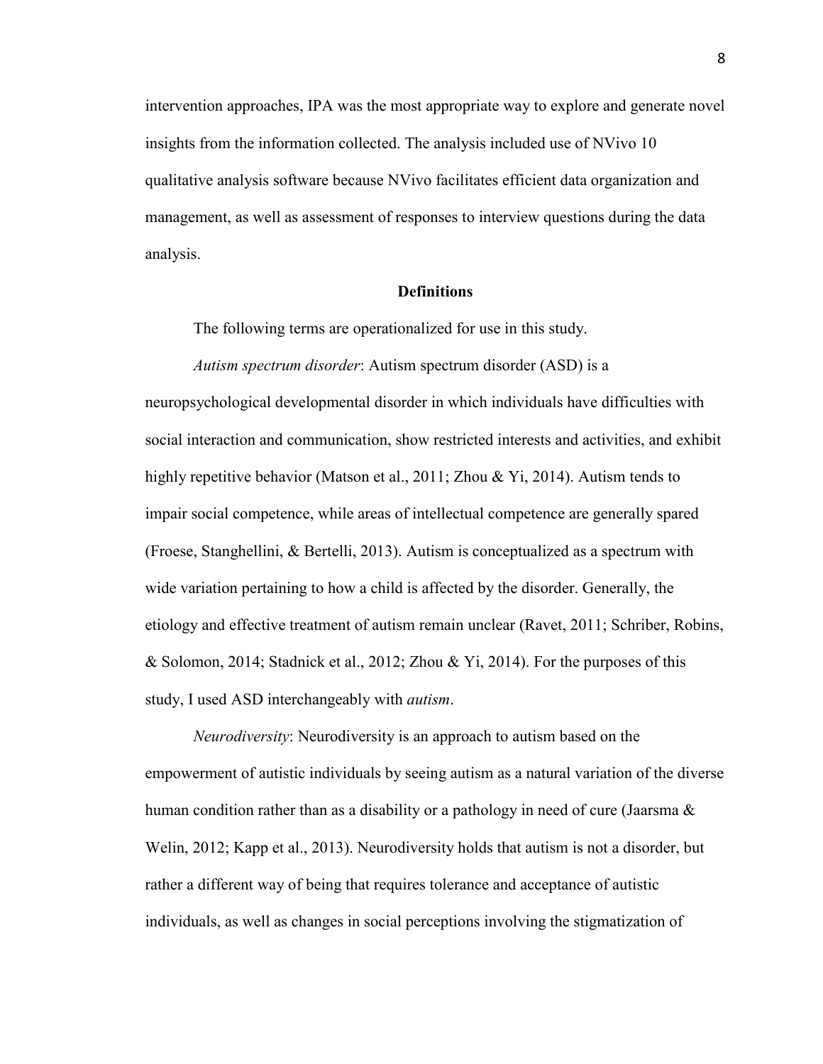intervention approaches, IPA was the most appropriate way to explore and generate novel insights from the information collected. The analysis included use of NVivo 10 qualitative analysis software because NVivo facilitates efficient data organization and management, as well as assessment of responses to interview questions during the data analysis.

## Definitions

The following terms are operationalized for use in this study.

*Autism spectrum disorder*: Autism spectrum disorder (ASD) is a neuropsychological developmental disorder in which individuals have difficulties with social interaction and communication, show restricted interests and activities, and exhibit highly repetitive behavior (Matson et al., 2011; Zhou & Yi, 2014). Autism tends to impair social competence, while areas of intellectual competence are generally spared (Froese, Stanghellini, & Bertelli, 2013). Autism is conceptualized as a spectrum with wide variation pertaining to how a child is affected by the disorder. Generally, the etiology and effective treatment of autism remain unclear (Ravet, 2011; Schriber, Robins, & Solomon, 2014; Stadnick et al., 2012; Zhou & Yi, 2014). For the purposes of this study, I used ASD interchangeably with *autism*.

*Neurodiversity*: Neurodiversity is an approach to autism based on the empowerment of autistic individuals by seeing autism as a natural variation of the diverse human condition rather than as a disability or a pathology in need of cure (Jaarsma & Welin, 2012; Kapp et al., 2013). Neurodiversity holds that autism is not a disorder, but rather a different way of being that requires tolerance and acceptance of autistic individuals, as well as changes in social perceptions involving the stigmatization of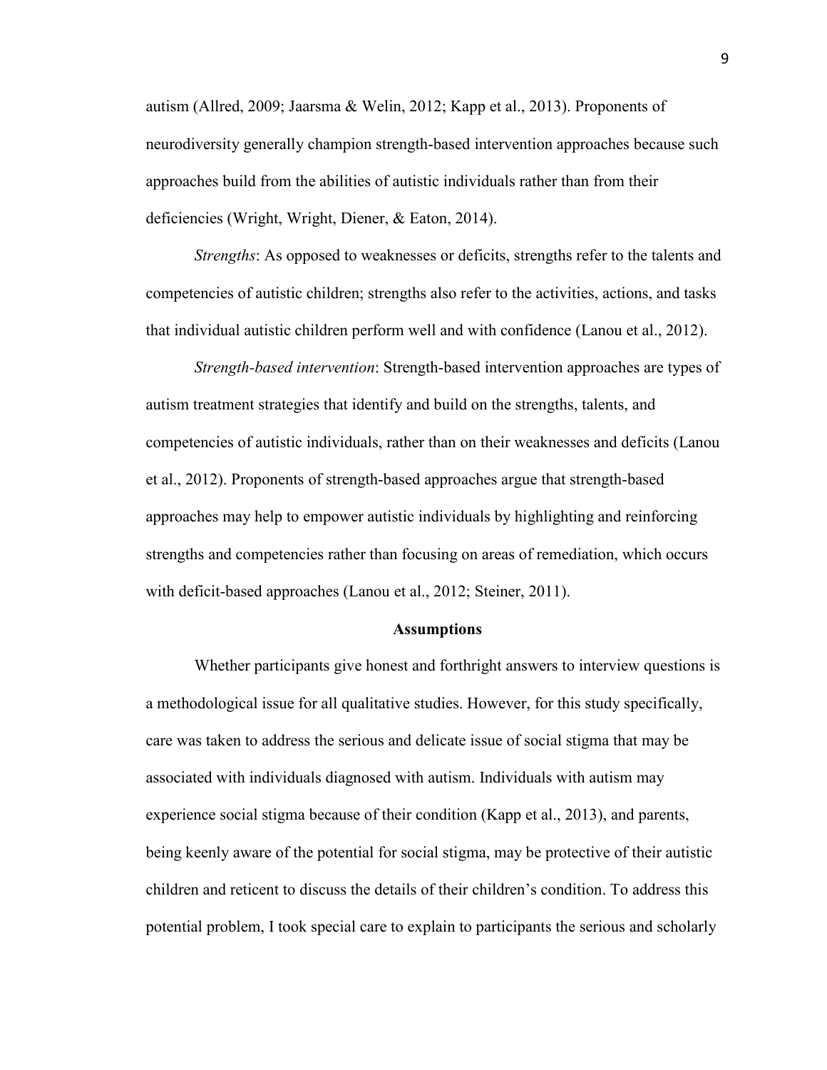autism (Allred, 2009; Jaarsma & Welin, 2012; Kapp et al., 2013). Proponents of neurodiversity generally champion strength-based intervention approaches because such approaches build from the abilities of autistic individuals rather than from their deficiencies (Wright, Wright, Diener, & Eaton, 2014).

*Strengths*: As opposed to weaknesses or deficits, strengths refer to the talents and competencies of autistic children; strengths also refer to the activities, actions, and tasks that individual autistic children perform well and with confidence (Lanou et al., 2012).

*Strength-based intervention*: Strength-based intervention approaches are types of autism treatment strategies that identify and build on the strengths, talents, and competencies of autistic individuals, rather than on their weaknesses and deficits (Lanou et al., 2012). Proponents of strength-based approaches argue that strength-based approaches may help to empower autistic individuals by highlighting and reinforcing strengths and competencies rather than focusing on areas of remediation, which occurs with deficit-based approaches (Lanou et al., 2012; Steiner, 2011).

## Assumptions

Whether participants give honest and forthright answers to interview questions is a methodological issue for all qualitative studies. However, for this study specifically, care was taken to address the serious and delicate issue of social stigma that may be associated with individuals diagnosed with autism. Individuals with autism may experience social stigma because of their condition (Kapp et al., 2013), and parents, being keenly aware of the potential for social stigma, may be protective of their autistic children and reticent to discuss the details of their children's condition. To address this potential problem, I took special care to explain to participants the serious and scholarly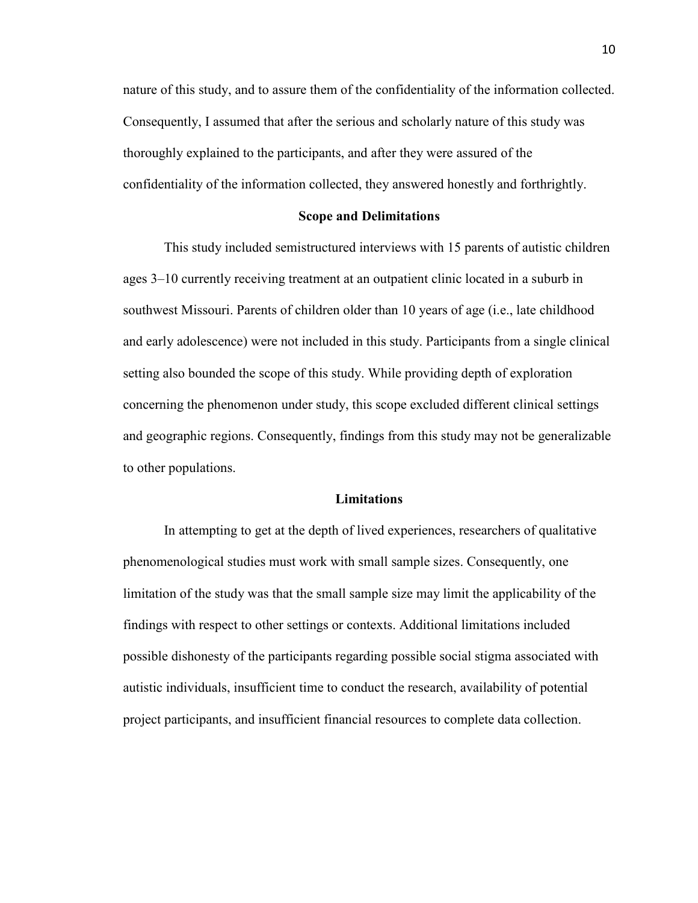nature of this study, and to assure them of the confidentiality of the information collected. Consequently, I assumed that after the serious and scholarly nature of this study was thoroughly explained to the participants, and after they were assured of the confidentiality of the information collected, they answered honestly and forthrightly.

## Scope and Delimitations

This study included semistructured interviews with 15 parents of autistic children ages 3–10 currently receiving treatment at an outpatient clinic located in a suburb in southwest Missouri. Parents of children older than 10 years of age (i.e., late childhood and early adolescence) were not included in this study. Participants from a single clinical setting also bounded the scope of this study. While providing depth of exploration concerning the phenomenon under study, this scope excluded different clinical settings and geographic regions. Consequently, findings from this study may not be generalizable to other populations.

## Limitations

In attempting to get at the depth of lived experiences, researchers of qualitative phenomenological studies must work with small sample sizes. Consequently, one limitation of the study was that the small sample size may limit the applicability of the findings with respect to other settings or contexts. Additional limitations included possible dishonesty of the participants regarding possible social stigma associated with autistic individuals, insufficient time to conduct the research, availability of potential project participants, and insufficient financial resources to complete data collection.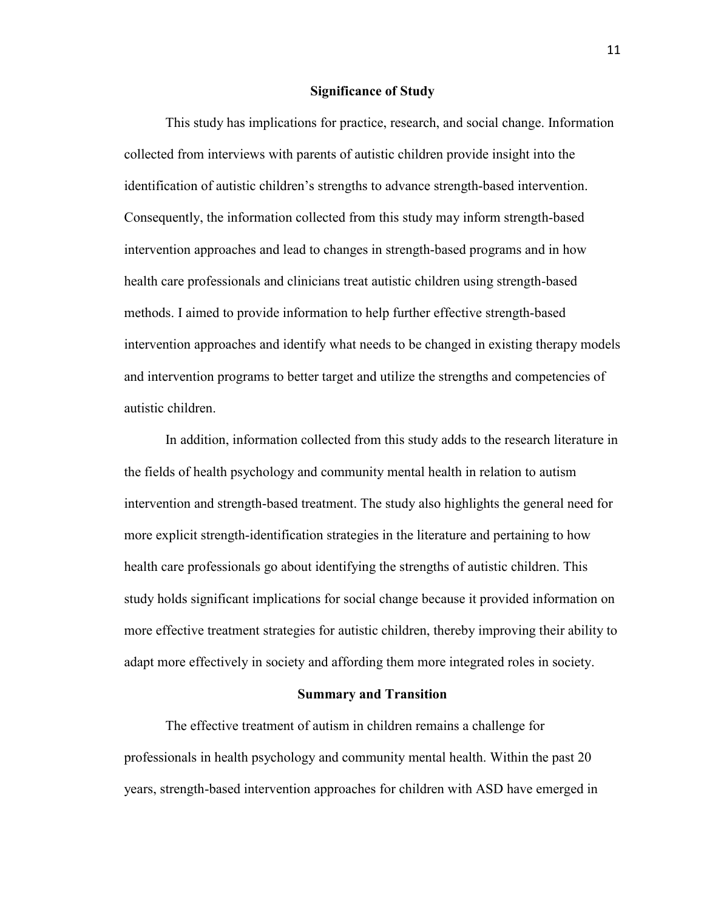## Significance of Study

This study has implications for practice, research, and social change. Information collected from interviews with parents of autistic children provide insight into the identification of autistic children's strengths to advance strength-based intervention. Consequently, the information collected from this study may inform strength-based intervention approaches and lead to changes in strength-based programs and in how health care professionals and clinicians treat autistic children using strength-based methods. I aimed to provide information to help further effective strength-based intervention approaches and identify what needs to be changed in existing therapy models and intervention programs to better target and utilize the strengths and competencies of autistic children.

In addition, information collected from this study adds to the research literature in the fields of health psychology and community mental health in relation to autism intervention and strength-based treatment. The study also highlights the general need for more explicit strength-identification strategies in the literature and pertaining to how health care professionals go about identifying the strengths of autistic children. This study holds significant implications for social change because it provided information on more effective treatment strategies for autistic children, thereby improving their ability to adapt more effectively in society and affording them more integrated roles in society.

## Summary and Transition

The effective treatment of autism in children remains a challenge for professionals in health psychology and community mental health. Within the past 20 years, strength-based intervention approaches for children with ASD have emerged in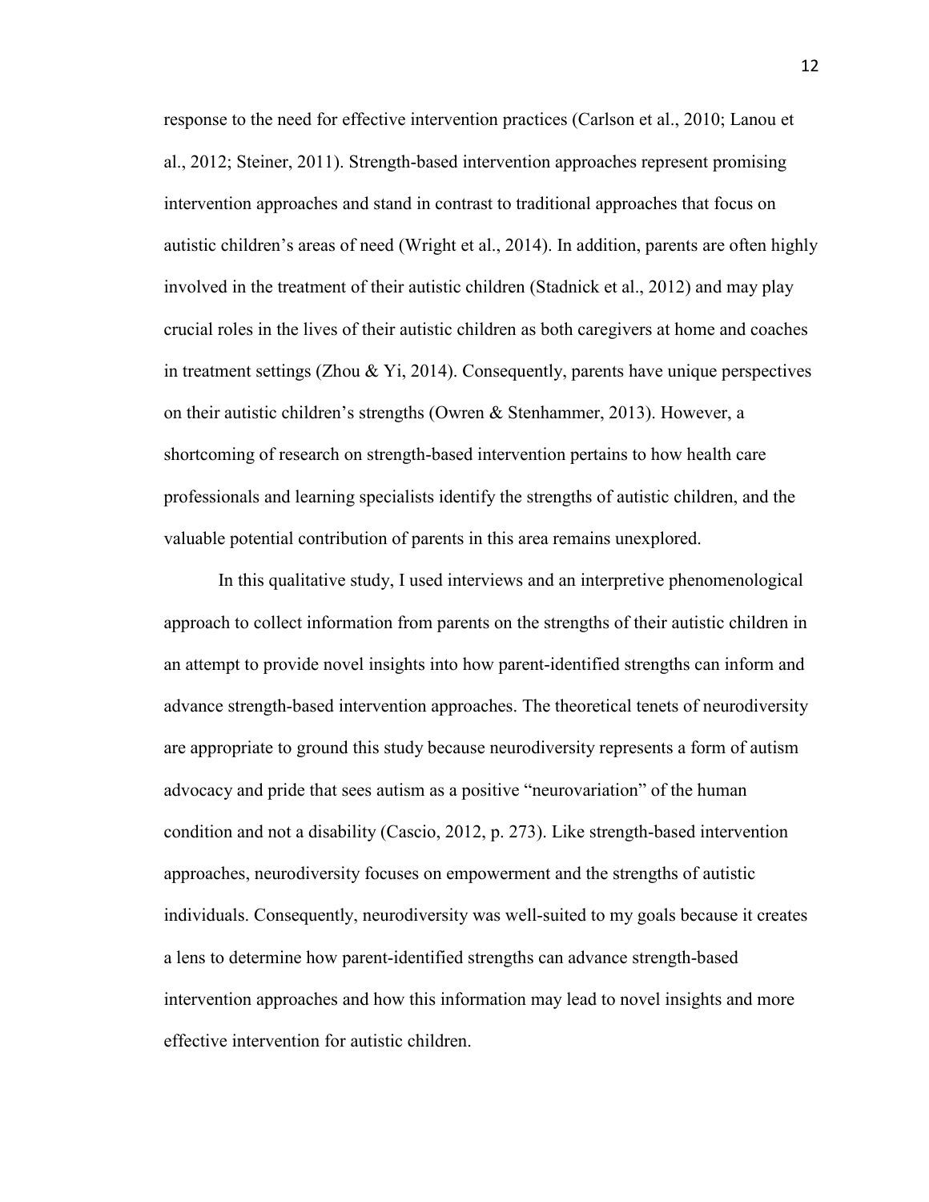response to the need for effective intervention practices (Carlson et al., 2010; Lanou et al., 2012; Steiner, 2011). Strength-based intervention approaches represent promising intervention approaches and stand in contrast to traditional approaches that focus on autistic children's areas of need (Wright et al., 2014). In addition, parents are often highly involved in the treatment of their autistic children (Stadnick et al., 2012) and may play crucial roles in the lives of their autistic children as both caregivers at home and coaches in treatment settings (Zhou & Yi, 2014). Consequently, parents have unique perspectives on their autistic children's strengths (Owren & Stenhammer, 2013). However, a shortcoming of research on strength-based intervention pertains to how health care professionals and learning specialists identify the strengths of autistic children, and the valuable potential contribution of parents in this area remains unexplored.

In this qualitative study, I used interviews and an interpretive phenomenological approach to collect information from parents on the strengths of their autistic children in an attempt to provide novel insights into how parent-identified strengths can inform and advance strength-based intervention approaches. The theoretical tenets of neurodiversity are appropriate to ground this study because neurodiversity represents a form of autism advocacy and pride that sees autism as a positive "neurovariation" of the human condition and not a disability (Cascio, 2012, p. 273). Like strength-based intervention approaches, neurodiversity focuses on empowerment and the strengths of autistic individuals. Consequently, neurodiversity was well-suited to my goals because it creates a lens to determine how parent-identified strengths can advance strength-based intervention approaches and how this information may lead to novel insights and more effective intervention for autistic children.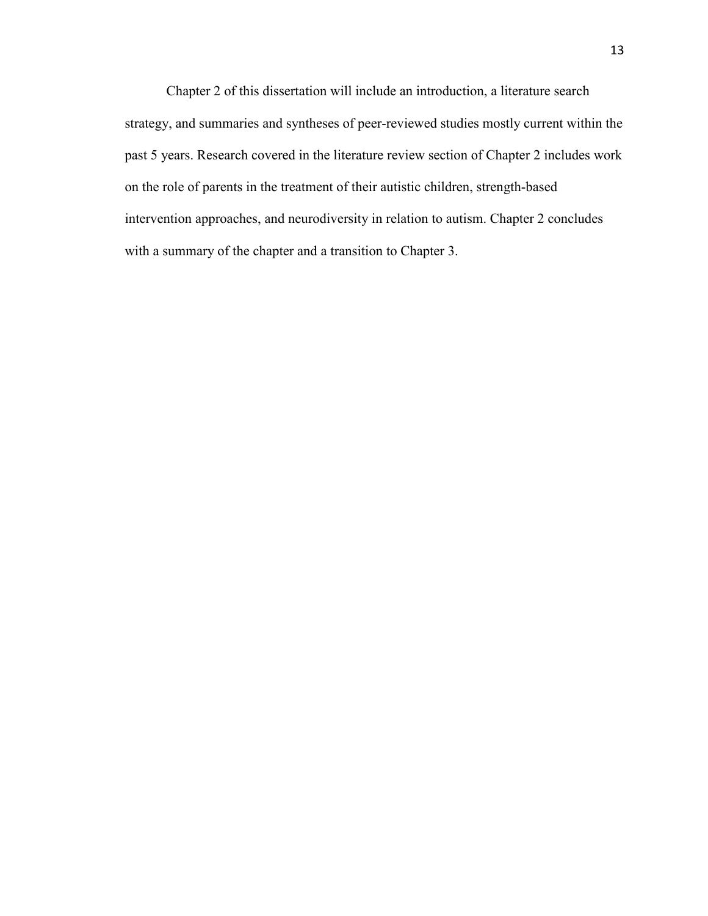Chapter 2 of this dissertation will include an introduction, a literature search strategy, and summaries and syntheses of peer-reviewed studies mostly current within the past 5 years. Research covered in the literature review section of Chapter 2 includes work on the role of parents in the treatment of their autistic children, strength-based intervention approaches, and neurodiversity in relation to autism. Chapter 2 concludes with a summary of the chapter and a transition to Chapter 3.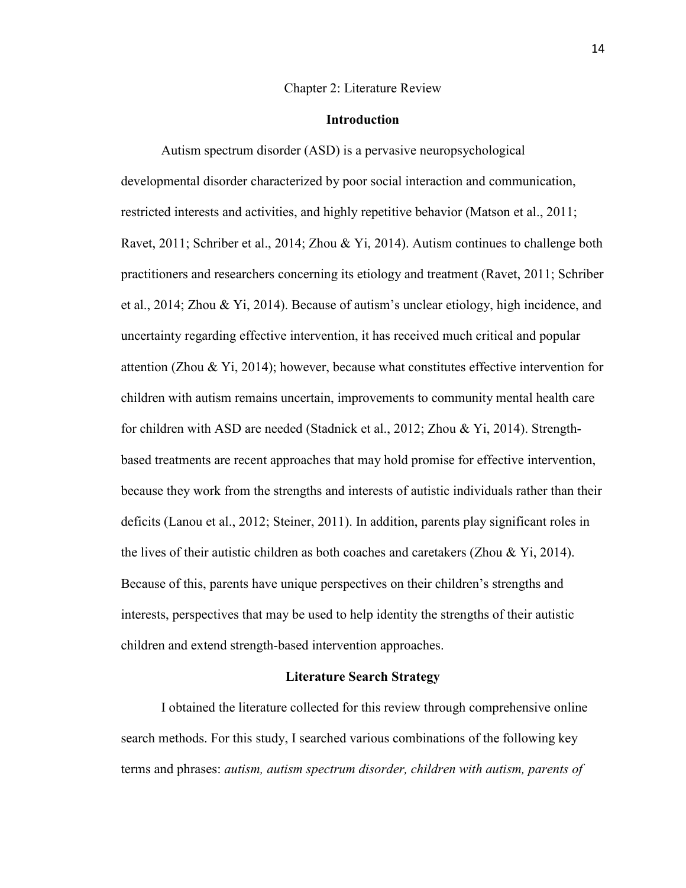# Chapter 2: Literature Review

## Introduction

Autism spectrum disorder (ASD) is a pervasive neuropsychological developmental disorder characterized by poor social interaction and communication, restricted interests and activities, and highly repetitive behavior (Matson et al., 2011; Ravet, 2011; Schriber et al., 2014; Zhou & Yi, 2014). Autism continues to challenge both practitioners and researchers concerning its etiology and treatment (Ravet, 2011; Schriber et al., 2014; Zhou & Yi, 2014). Because of autism's unclear etiology, high incidence, and uncertainty regarding effective intervention, it has received much critical and popular attention (Zhou & Yi, 2014); however, because what constitutes effective intervention for children with autism remains uncertain, improvements to community mental health care for children with ASD are needed (Stadnick et al., 2012; Zhou & Yi, 2014). Strength-based treatments are recent approaches that may hold promise for effective intervention, because they work from the strengths and interests of autistic individuals rather than their deficits (Lanou et al., 2012; Steiner, 2011). In addition, parents play significant roles in the lives of their autistic children as both coaches and caretakers (Zhou & Yi, 2014). Because of this, parents have unique perspectives on their children's strengths and interests, perspectives that may be used to help identity the strengths of their autistic children and extend strength-based intervention approaches.

## Literature Search Strategy

I obtained the literature collected for this review through comprehensive online search methods. For this study, I searched various combinations of the following key terms and phrases: *autism, autism spectrum disorder, children with autism, parents of*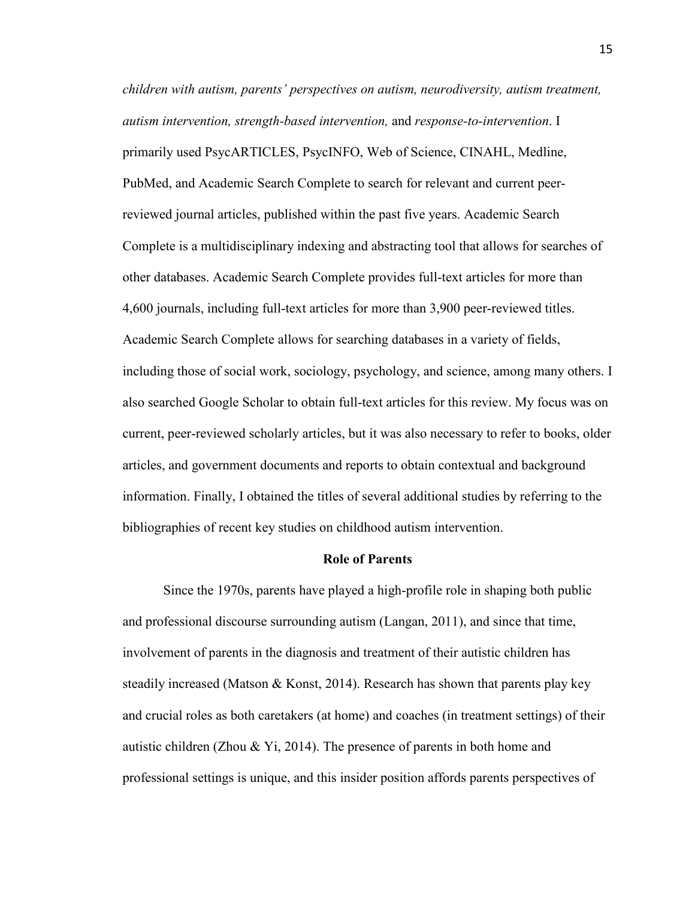*children with autism, parents' perspectives on autism, neurodiversity, autism treatment, autism intervention, strength-based intervention,* and *response-to-intervention*. I primarily used PsycARTICLES, PsycINFO, Web of Science, CINAHL, Medline, PubMed, and Academic Search Complete to search for relevant and current peer-reviewed journal articles, published within the past five years. Academic Search Complete is a multidisciplinary indexing and abstracting tool that allows for searches of other databases. Academic Search Complete provides full-text articles for more than 4,600 journals, including full-text articles for more than 3,900 peer-reviewed titles. Academic Search Complete allows for searching databases in a variety of fields, including those of social work, sociology, psychology, and science, among many others. I also searched Google Scholar to obtain full-text articles for this review. My focus was on current, peer-reviewed scholarly articles, but it was also necessary to refer to books, older articles, and government documents and reports to obtain contextual and background information. Finally, I obtained the titles of several additional studies by referring to the bibliographies of recent key studies on childhood autism intervention.

## Role of Parents

Since the 1970s, parents have played a high-profile role in shaping both public and professional discourse surrounding autism (Langan, 2011), and since that time, involvement of parents in the diagnosis and treatment of their autistic children has steadily increased (Matson & Konst, 2014). Research has shown that parents play key and crucial roles as both caretakers (at home) and coaches (in treatment settings) of their autistic children (Zhou & Yi, 2014). The presence of parents in both home and professional settings is unique, and this insider position affords parents perspectives of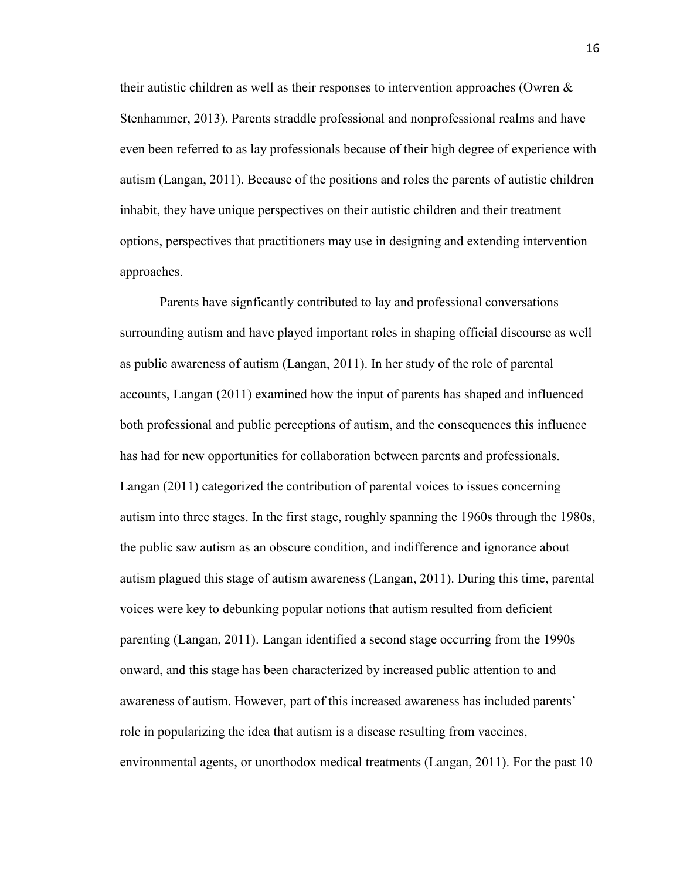their autistic children as well as their responses to intervention approaches (Owren & Stenhammer, 2013). Parents straddle professional and nonprofessional realms and have even been referred to as lay professionals because of their high degree of experience with autism (Langan, 2011). Because of the positions and roles the parents of autistic children inhabit, they have unique perspectives on their autistic children and their treatment options, perspectives that practitioners may use in designing and extending intervention approaches.

Parents have signficantly contributed to lay and professional conversations surrounding autism and have played important roles in shaping official discourse as well as public awareness of autism (Langan, 2011). In her study of the role of parental accounts, Langan (2011) examined how the input of parents has shaped and influenced both professional and public perceptions of autism, and the consequences this influence has had for new opportunities for collaboration between parents and professionals. Langan (2011) categorized the contribution of parental voices to issues concerning autism into three stages. In the first stage, roughly spanning the 1960s through the 1980s, the public saw autism as an obscure condition, and indifference and ignorance about autism plagued this stage of autism awareness (Langan, 2011). During this time, parental voices were key to debunking popular notions that autism resulted from deficient parenting (Langan, 2011). Langan identified a second stage occurring from the 1990s onward, and this stage has been characterized by increased public attention to and awareness of autism. However, part of this increased awareness has included parents' role in popularizing the idea that autism is a disease resulting from vaccines, environmental agents, or unorthodox medical treatments (Langan, 2011). For the past 10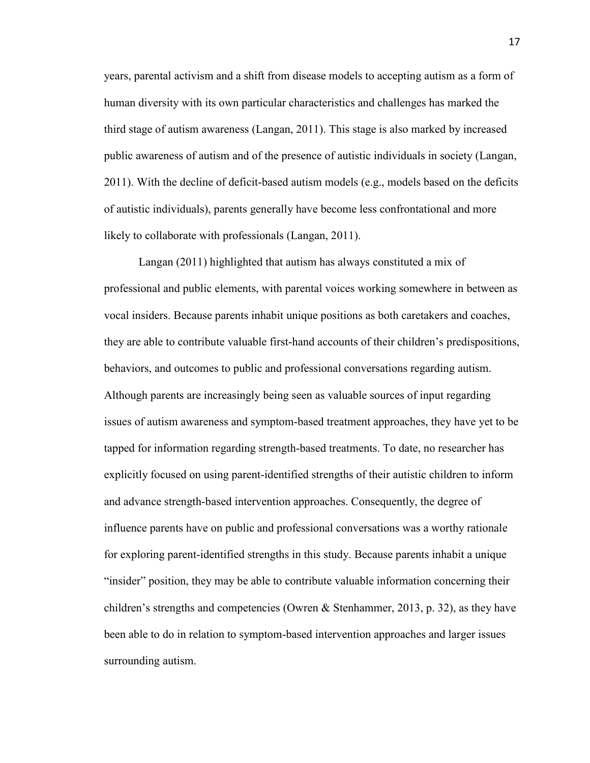years, parental activism and a shift from disease models to accepting autism as a form of human diversity with its own particular characteristics and challenges has marked the third stage of autism awareness (Langan, 2011). This stage is also marked by increased public awareness of autism and of the presence of autistic individuals in society (Langan, 2011). With the decline of deficit-based autism models (e.g., models based on the deficits of autistic individuals), parents generally have become less confrontational and more likely to collaborate with professionals (Langan, 2011).

Langan (2011) highlighted that autism has always constituted a mix of professional and public elements, with parental voices working somewhere in between as vocal insiders. Because parents inhabit unique positions as both caretakers and coaches, they are able to contribute valuable first-hand accounts of their children's predispositions, behaviors, and outcomes to public and professional conversations regarding autism. Although parents are increasingly being seen as valuable sources of input regarding issues of autism awareness and symptom-based treatment approaches, they have yet to be tapped for information regarding strength-based treatments. To date, no researcher has explicitly focused on using parent-identified strengths of their autistic children to inform and advance strength-based intervention approaches. Consequently, the degree of influence parents have on public and professional conversations was a worthy rationale for exploring parent-identified strengths in this study. Because parents inhabit a unique "insider" position, they may be able to contribute valuable information concerning their children's strengths and competencies (Owren & Stenhammer, 2013, p. 32), as they have been able to do in relation to symptom-based intervention approaches and larger issues surrounding autism.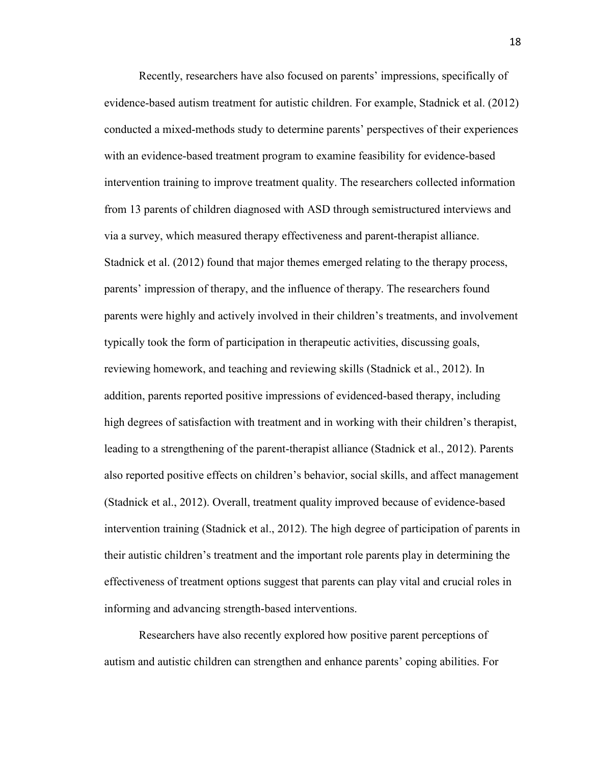Recently, researchers have also focused on parents' impressions, specifically of evidence-based autism treatment for autistic children. For example, Stadnick et al. (2012) conducted a mixed-methods study to determine parents' perspectives of their experiences with an evidence-based treatment program to examine feasibility for evidence-based intervention training to improve treatment quality. The researchers collected information from 13 parents of children diagnosed with ASD through semistructured interviews and via a survey, which measured therapy effectiveness and parent-therapist alliance. Stadnick et al. (2012) found that major themes emerged relating to the therapy process, parents' impression of therapy, and the influence of therapy. The researchers found parents were highly and actively involved in their children's treatments, and involvement typically took the form of participation in therapeutic activities, discussing goals, reviewing homework, and teaching and reviewing skills (Stadnick et al., 2012). In addition, parents reported positive impressions of evidenced-based therapy, including high degrees of satisfaction with treatment and in working with their children's therapist, leading to a strengthening of the parent-therapist alliance (Stadnick et al., 2012). Parents also reported positive effects on children's behavior, social skills, and affect management (Stadnick et al., 2012). Overall, treatment quality improved because of evidence-based intervention training (Stadnick et al., 2012). The high degree of participation of parents in their autistic children's treatment and the important role parents play in determining the effectiveness of treatment options suggest that parents can play vital and crucial roles in informing and advancing strength-based interventions.

Researchers have also recently explored how positive parent perceptions of autism and autistic children can strengthen and enhance parents' coping abilities. For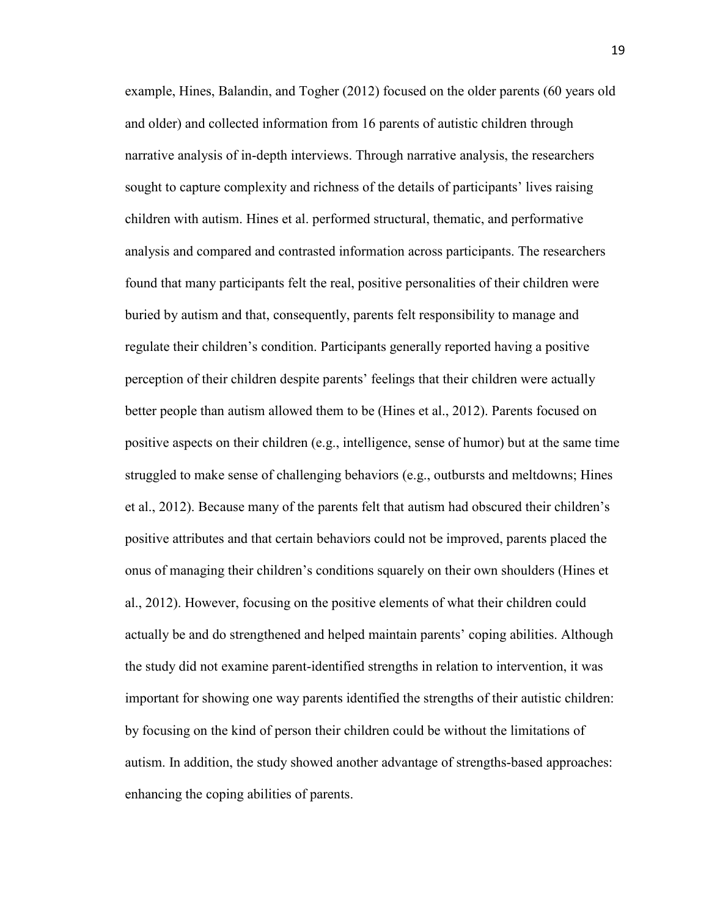example, Hines, Balandin, and Togher (2012) focused on the older parents (60 years old and older) and collected information from 16 parents of autistic children through narrative analysis of in-depth interviews. Through narrative analysis, the researchers sought to capture complexity and richness of the details of participants' lives raising children with autism. Hines et al. performed structural, thematic, and performative analysis and compared and contrasted information across participants. The researchers found that many participants felt the real, positive personalities of their children were buried by autism and that, consequently, parents felt responsibility to manage and regulate their children's condition. Participants generally reported having a positive perception of their children despite parents' feelings that their children were actually better people than autism allowed them to be (Hines et al., 2012). Parents focused on positive aspects on their children (e.g., intelligence, sense of humor) but at the same time struggled to make sense of challenging behaviors (e.g., outbursts and meltdowns; Hines et al., 2012). Because many of the parents felt that autism had obscured their children's positive attributes and that certain behaviors could not be improved, parents placed the onus of managing their children's conditions squarely on their own shoulders (Hines et al., 2012). However, focusing on the positive elements of what their children could actually be and do strengthened and helped maintain parents' coping abilities. Although the study did not examine parent-identified strengths in relation to intervention, it was important for showing one way parents identified the strengths of their autistic children: by focusing on the kind of person their children could be without the limitations of autism. In addition, the study showed another advantage of strengths-based approaches: enhancing the coping abilities of parents.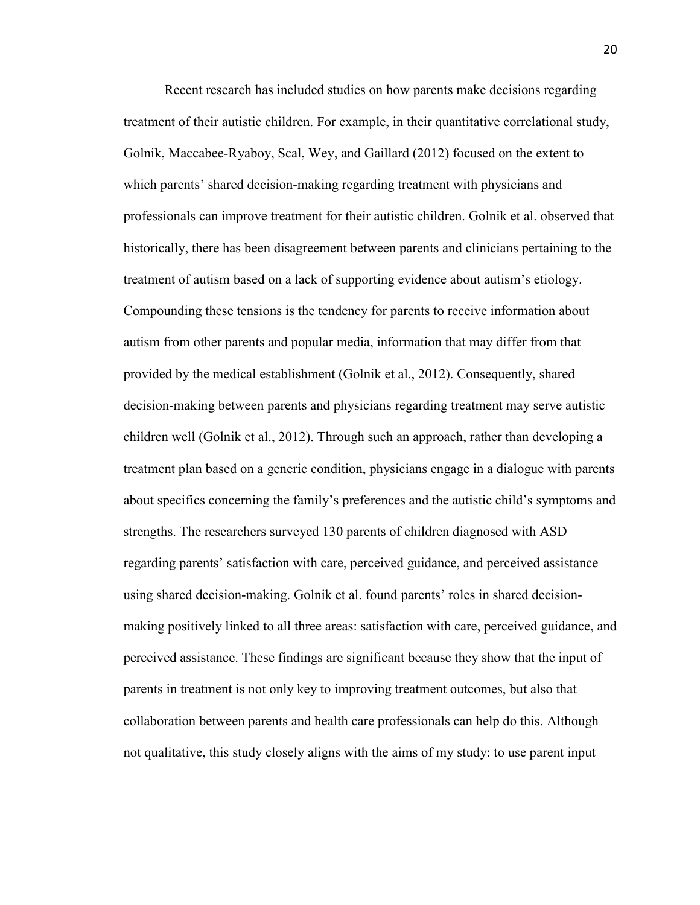Recent research has included studies on how parents make decisions regarding treatment of their autistic children. For example, in their quantitative correlational study, Golnik, Maccabee-Ryaboy, Scal, Wey, and Gaillard (2012) focused on the extent to which parents' shared decision-making regarding treatment with physicians and professionals can improve treatment for their autistic children. Golnik et al. observed that historically, there has been disagreement between parents and clinicians pertaining to the treatment of autism based on a lack of supporting evidence about autism's etiology. Compounding these tensions is the tendency for parents to receive information about autism from other parents and popular media, information that may differ from that provided by the medical establishment (Golnik et al., 2012). Consequently, shared decision-making between parents and physicians regarding treatment may serve autistic children well (Golnik et al., 2012). Through such an approach, rather than developing a treatment plan based on a generic condition, physicians engage in a dialogue with parents about specifics concerning the family's preferences and the autistic child's symptoms and strengths. The researchers surveyed 130 parents of children diagnosed with ASD regarding parents' satisfaction with care, perceived guidance, and perceived assistance using shared decision-making. Golnik et al. found parents' roles in shared decision-making positively linked to all three areas: satisfaction with care, perceived guidance, and perceived assistance. These findings are significant because they show that the input of parents in treatment is not only key to improving treatment outcomes, but also that collaboration between parents and health care professionals can help do this. Although not qualitative, this study closely aligns with the aims of my study: to use parent input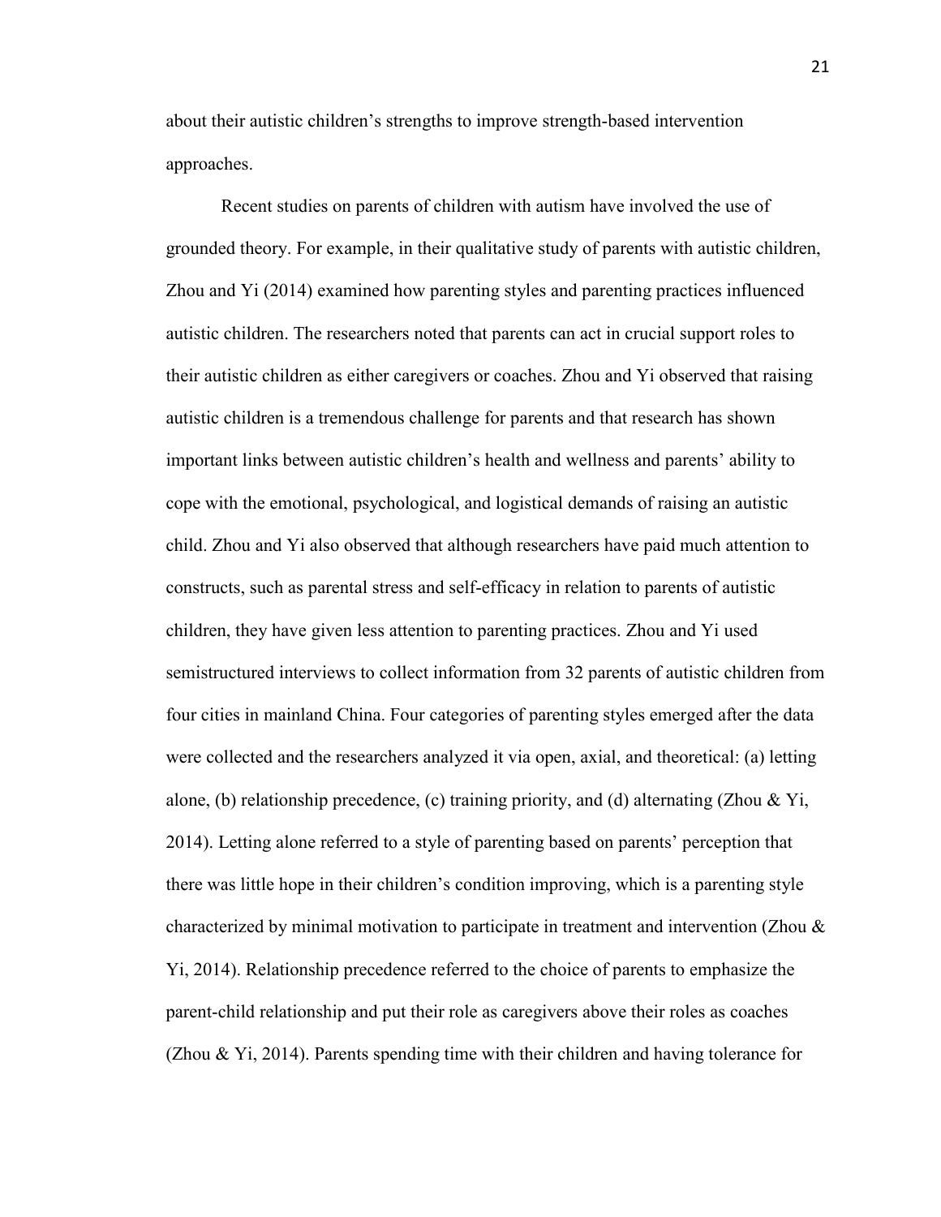about their autistic children's strengths to improve strength-based intervention approaches.

Recent studies on parents of children with autism have involved the use of grounded theory. For example, in their qualitative study of parents with autistic children, Zhou and Yi (2014) examined how parenting styles and parenting practices influenced autistic children. The researchers noted that parents can act in crucial support roles to their autistic children as either caregivers or coaches. Zhou and Yi observed that raising autistic children is a tremendous challenge for parents and that research has shown important links between autistic children's health and wellness and parents' ability to cope with the emotional, psychological, and logistical demands of raising an autistic child. Zhou and Yi also observed that although researchers have paid much attention to constructs, such as parental stress and self-efficacy in relation to parents of autistic children, they have given less attention to parenting practices. Zhou and Yi used semistructured interviews to collect information from 32 parents of autistic children from four cities in mainland China. Four categories of parenting styles emerged after the data were collected and the researchers analyzed it via open, axial, and theoretical: (a) letting alone, (b) relationship precedence, (c) training priority, and (d) alternating (Zhou & Yi, 2014). Letting alone referred to a style of parenting based on parents' perception that there was little hope in their children's condition improving, which is a parenting style characterized by minimal motivation to participate in treatment and intervention (Zhou & Yi, 2014). Relationship precedence referred to the choice of parents to emphasize the parent-child relationship and put their role as caregivers above their roles as coaches (Zhou & Yi, 2014). Parents spending time with their children and having tolerance for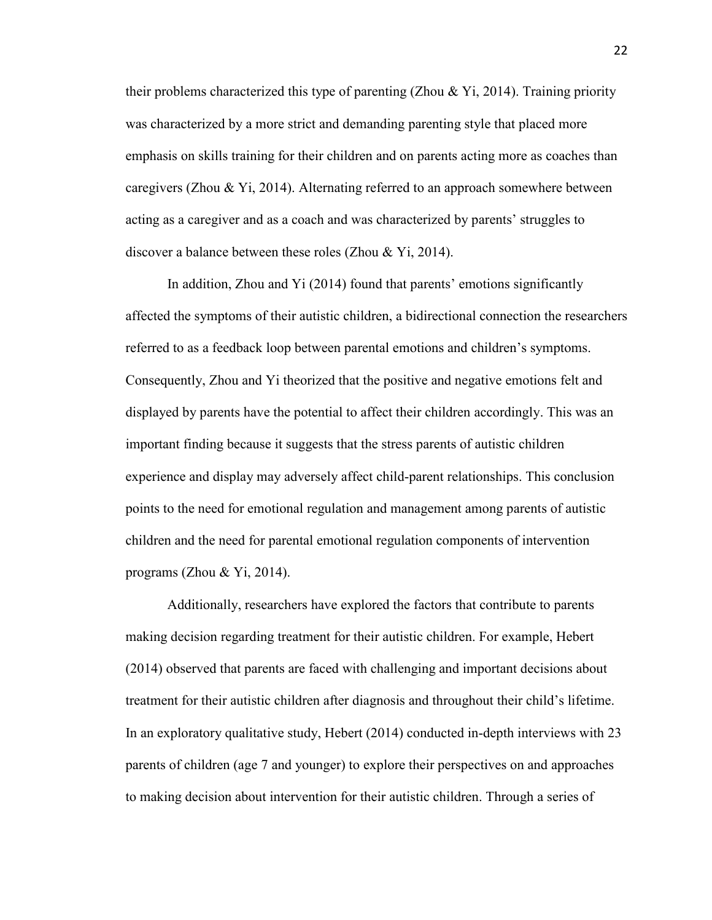their problems characterized this type of parenting (Zhou & Yi, 2014). Training priority was characterized by a more strict and demanding parenting style that placed more emphasis on skills training for their children and on parents acting more as coaches than caregivers (Zhou & Yi, 2014). Alternating referred to an approach somewhere between acting as a caregiver and as a coach and was characterized by parents' struggles to discover a balance between these roles (Zhou & Yi, 2014).

In addition, Zhou and Yi (2014) found that parents' emotions significantly affected the symptoms of their autistic children, a bidirectional connection the researchers referred to as a feedback loop between parental emotions and children's symptoms. Consequently, Zhou and Yi theorized that the positive and negative emotions felt and displayed by parents have the potential to affect their children accordingly. This was an important finding because it suggests that the stress parents of autistic children experience and display may adversely affect child-parent relationships. This conclusion points to the need for emotional regulation and management among parents of autistic children and the need for parental emotional regulation components of intervention programs (Zhou & Yi, 2014).

Additionally, researchers have explored the factors that contribute to parents making decision regarding treatment for their autistic children. For example, Hebert (2014) observed that parents are faced with challenging and important decisions about treatment for their autistic children after diagnosis and throughout their child's lifetime. In an exploratory qualitative study, Hebert (2014) conducted in-depth interviews with 23 parents of children (age 7 and younger) to explore their perspectives on and approaches to making decision about intervention for their autistic children. Through a series of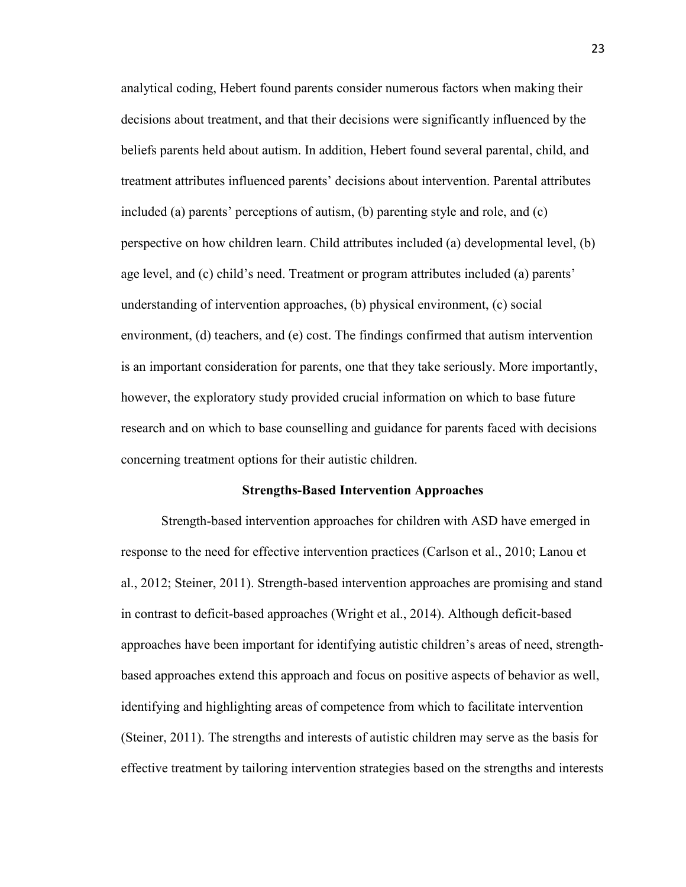analytical coding, Hebert found parents consider numerous factors when making their decisions about treatment, and that their decisions were significantly influenced by the beliefs parents held about autism. In addition, Hebert found several parental, child, and treatment attributes influenced parents' decisions about intervention. Parental attributes included (a) parents' perceptions of autism, (b) parenting style and role, and (c) perspective on how children learn. Child attributes included (a) developmental level, (b) age level, and (c) child's need. Treatment or program attributes included (a) parents' understanding of intervention approaches, (b) physical environment, (c) social environment, (d) teachers, and (e) cost. The findings confirmed that autism intervention is an important consideration for parents, one that they take seriously. More importantly, however, the exploratory study provided crucial information on which to base future research and on which to base counselling and guidance for parents faced with decisions concerning treatment options for their autistic children.

## Strengths-Based Intervention Approaches

Strength-based intervention approaches for children with ASD have emerged in response to the need for effective intervention practices (Carlson et al., 2010; Lanou et al., 2012; Steiner, 2011). Strength-based intervention approaches are promising and stand in contrast to deficit-based approaches (Wright et al., 2014). Although deficit-based approaches have been important for identifying autistic children's areas of need, strength-based approaches extend this approach and focus on positive aspects of behavior as well, identifying and highlighting areas of competence from which to facilitate intervention (Steiner, 2011). The strengths and interests of autistic children may serve as the basis for effective treatment by tailoring intervention strategies based on the strengths and interests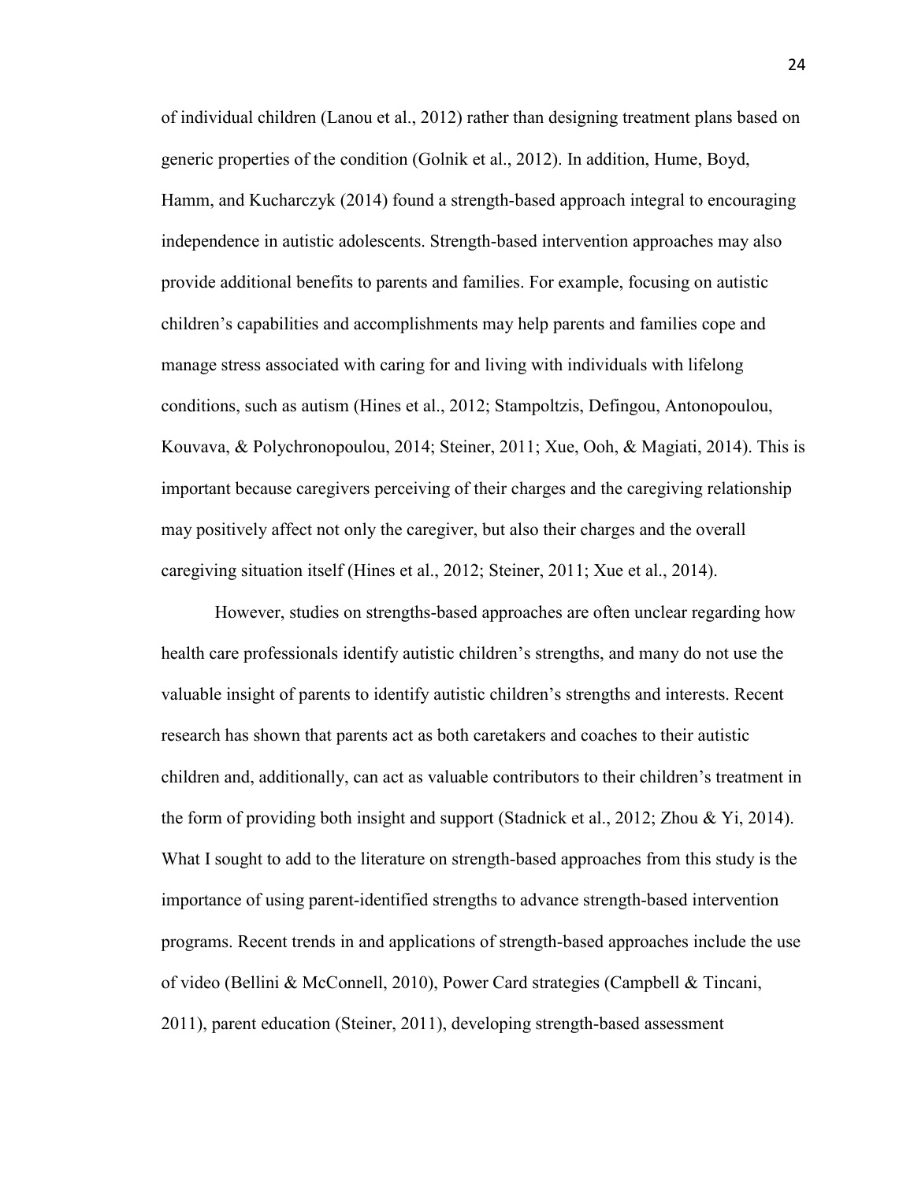of individual children (Lanou et al., 2012) rather than designing treatment plans based on generic properties of the condition (Golnik et al., 2012). In addition, Hume, Boyd, Hamm, and Kucharczyk (2014) found a strength-based approach integral to encouraging independence in autistic adolescents. Strength-based intervention approaches may also provide additional benefits to parents and families. For example, focusing on autistic children's capabilities and accomplishments may help parents and families cope and manage stress associated with caring for and living with individuals with lifelong conditions, such as autism (Hines et al., 2012; Stampoltzis, Defingou, Antonopoulou, Kouvava, & Polychronopoulou, 2014; Steiner, 2011; Xue, Ooh, & Magiati, 2014). This is important because caregivers perceiving of their charges and the caregiving relationship may positively affect not only the caregiver, but also their charges and the overall caregiving situation itself (Hines et al., 2012; Steiner, 2011; Xue et al., 2014).

However, studies on strengths-based approaches are often unclear regarding how health care professionals identify autistic children's strengths, and many do not use the valuable insight of parents to identify autistic children's strengths and interests. Recent research has shown that parents act as both caretakers and coaches to their autistic children and, additionally, can act as valuable contributors to their children's treatment in the form of providing both insight and support (Stadnick et al., 2012; Zhou & Yi, 2014). What I sought to add to the literature on strength-based approaches from this study is the importance of using parent-identified strengths to advance strength-based intervention programs. Recent trends in and applications of strength-based approaches include the use of video (Bellini & McConnell, 2010), Power Card strategies (Campbell & Tincani, 2011), parent education (Steiner, 2011), developing strength-based assessment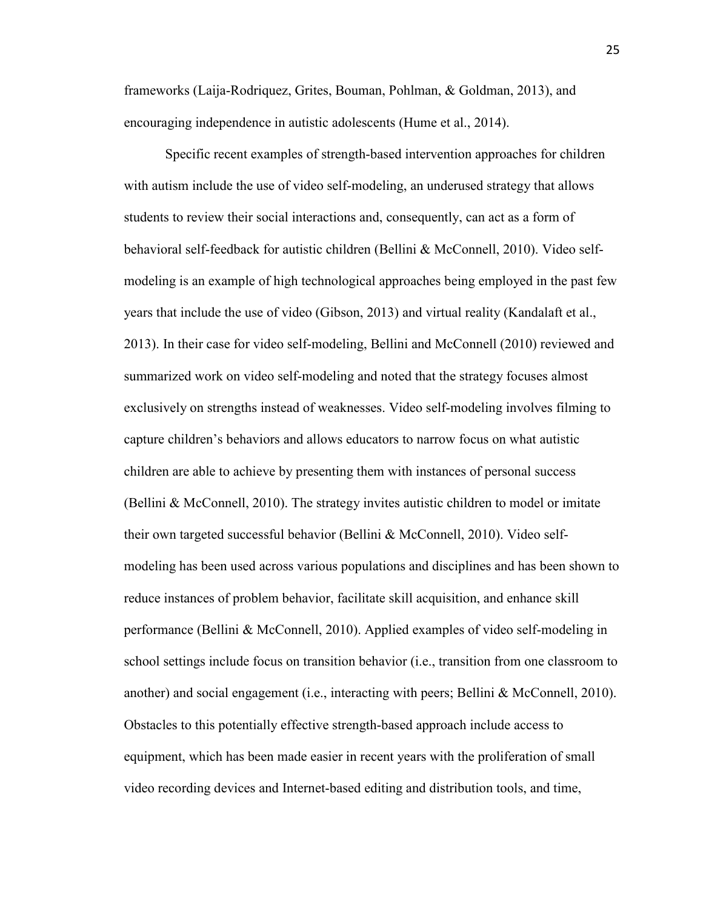frameworks (Laija-Rodriquez, Grites, Bouman, Pohlman, & Goldman, 2013), and encouraging independence in autistic adolescents (Hume et al., 2014).

Specific recent examples of strength-based intervention approaches for children with autism include the use of video self-modeling, an underused strategy that allows students to review their social interactions and, consequently, can act as a form of behavioral self-feedback for autistic children (Bellini & McConnell, 2010). Video self-modeling is an example of high technological approaches being employed in the past few years that include the use of video (Gibson, 2013) and virtual reality (Kandalaft et al., 2013). In their case for video self-modeling, Bellini and McConnell (2010) reviewed and summarized work on video self-modeling and noted that the strategy focuses almost exclusively on strengths instead of weaknesses. Video self-modeling involves filming to capture children's behaviors and allows educators to narrow focus on what autistic children are able to achieve by presenting them with instances of personal success (Bellini & McConnell, 2010). The strategy invites autistic children to model or imitate their own targeted successful behavior (Bellini & McConnell, 2010). Video self-modeling has been used across various populations and disciplines and has been shown to reduce instances of problem behavior, facilitate skill acquisition, and enhance skill performance (Bellini & McConnell, 2010). Applied examples of video self-modeling in school settings include focus on transition behavior (i.e., transition from one classroom to another) and social engagement (i.e., interacting with peers; Bellini & McConnell, 2010). Obstacles to this potentially effective strength-based approach include access to equipment, which has been made easier in recent years with the proliferation of small video recording devices and Internet-based editing and distribution tools, and time,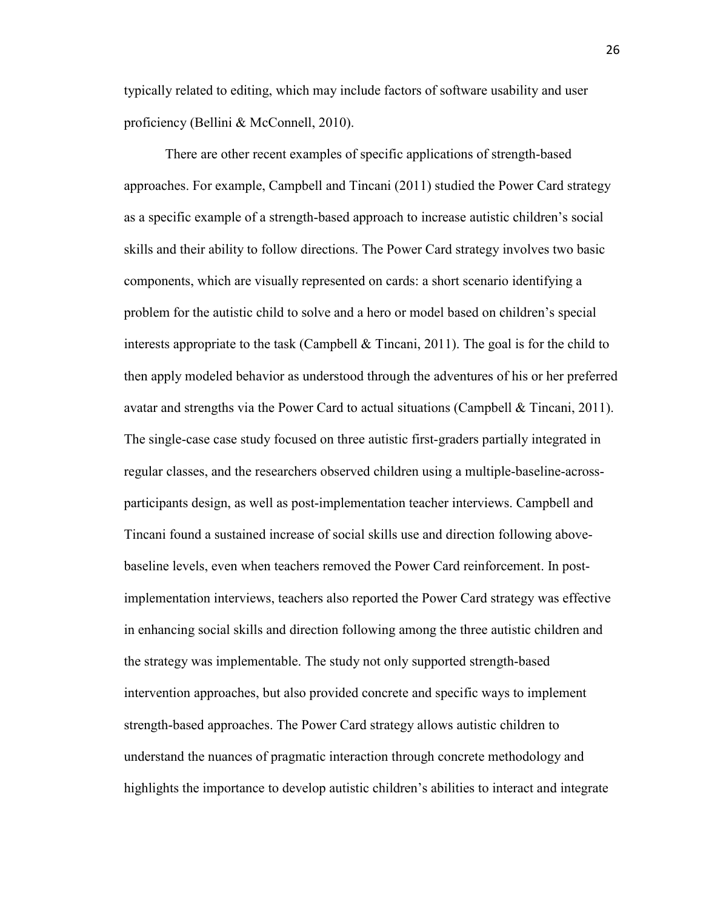typically related to editing, which may include factors of software usability and user proficiency (Bellini & McConnell, 2010).

There are other recent examples of specific applications of strength-based approaches. For example, Campbell and Tincani (2011) studied the Power Card strategy as a specific example of a strength-based approach to increase autistic children's social skills and their ability to follow directions. The Power Card strategy involves two basic components, which are visually represented on cards: a short scenario identifying a problem for the autistic child to solve and a hero or model based on children's special interests appropriate to the task (Campbell & Tincani, 2011). The goal is for the child to then apply modeled behavior as understood through the adventures of his or her preferred avatar and strengths via the Power Card to actual situations (Campbell & Tincani, 2011). The single-case case study focused on three autistic first-graders partially integrated in regular classes, and the researchers observed children using a multiple-baseline-across-participants design, as well as post-implementation teacher interviews. Campbell and Tincani found a sustained increase of social skills use and direction following above-baseline levels, even when teachers removed the Power Card reinforcement. In post-implementation interviews, teachers also reported the Power Card strategy was effective in enhancing social skills and direction following among the three autistic children and the strategy was implementable. The study not only supported strength-based intervention approaches, but also provided concrete and specific ways to implement strength-based approaches. The Power Card strategy allows autistic children to understand the nuances of pragmatic interaction through concrete methodology and highlights the importance to develop autistic children's abilities to interact and integrate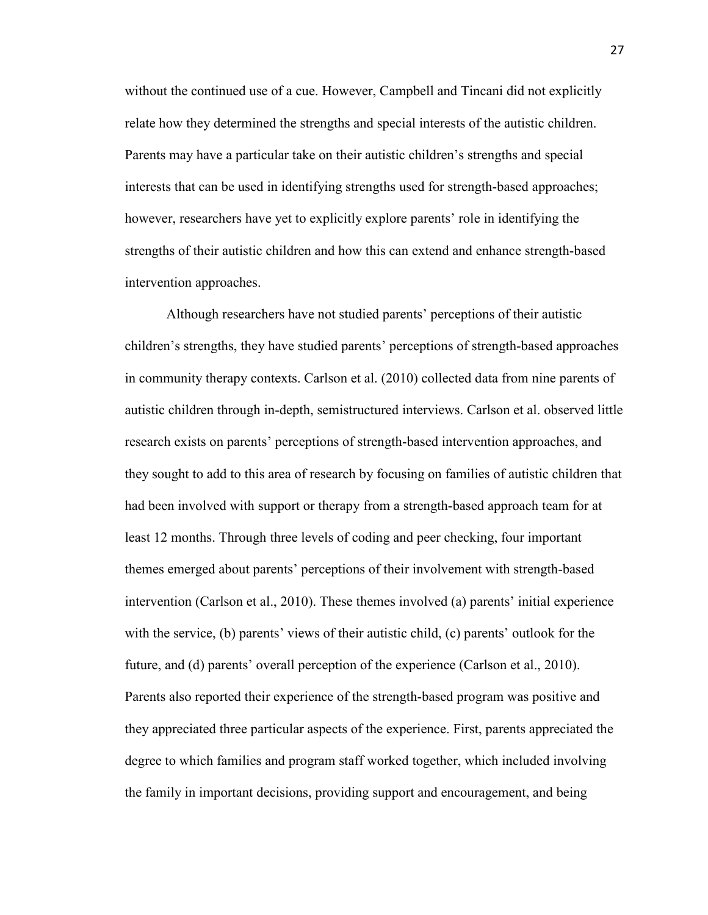without the continued use of a cue. However, Campbell and Tincani did not explicitly relate how they determined the strengths and special interests of the autistic children. Parents may have a particular take on their autistic children's strengths and special interests that can be used in identifying strengths used for strength-based approaches; however, researchers have yet to explicitly explore parents' role in identifying the strengths of their autistic children and how this can extend and enhance strength-based intervention approaches.

Although researchers have not studied parents' perceptions of their autistic children's strengths, they have studied parents' perceptions of strength-based approaches in community therapy contexts. Carlson et al. (2010) collected data from nine parents of autistic children through in-depth, semistructured interviews. Carlson et al. observed little research exists on parents' perceptions of strength-based intervention approaches, and they sought to add to this area of research by focusing on families of autistic children that had been involved with support or therapy from a strength-based approach team for at least 12 months. Through three levels of coding and peer checking, four important themes emerged about parents' perceptions of their involvement with strength-based intervention (Carlson et al., 2010). These themes involved (a) parents' initial experience with the service, (b) parents' views of their autistic child, (c) parents' outlook for the future, and (d) parents' overall perception of the experience (Carlson et al., 2010). Parents also reported their experience of the strength-based program was positive and they appreciated three particular aspects of the experience. First, parents appreciated the degree to which families and program staff worked together, which included involving the family in important decisions, providing support and encouragement, and being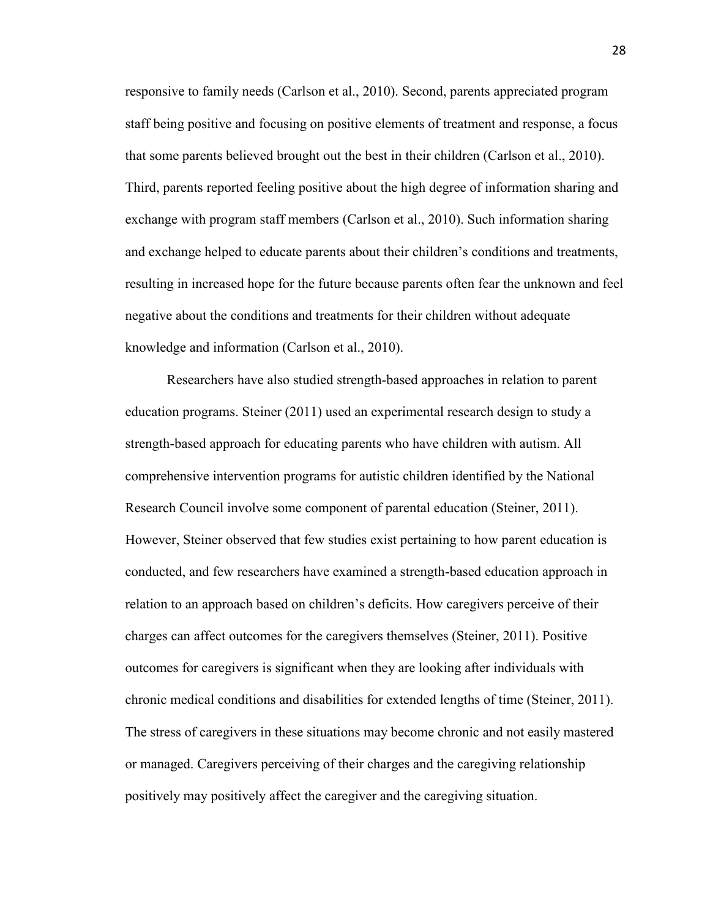responsive to family needs (Carlson et al., 2010). Second, parents appreciated program staff being positive and focusing on positive elements of treatment and response, a focus that some parents believed brought out the best in their children (Carlson et al., 2010). Third, parents reported feeling positive about the high degree of information sharing and exchange with program staff members (Carlson et al., 2010). Such information sharing and exchange helped to educate parents about their children's conditions and treatments, resulting in increased hope for the future because parents often fear the unknown and feel negative about the conditions and treatments for their children without adequate knowledge and information (Carlson et al., 2010).

Researchers have also studied strength-based approaches in relation to parent education programs. Steiner (2011) used an experimental research design to study a strength-based approach for educating parents who have children with autism. All comprehensive intervention programs for autistic children identified by the National Research Council involve some component of parental education (Steiner, 2011). However, Steiner observed that few studies exist pertaining to how parent education is conducted, and few researchers have examined a strength-based education approach in relation to an approach based on children's deficits. How caregivers perceive of their charges can affect outcomes for the caregivers themselves (Steiner, 2011). Positive outcomes for caregivers is significant when they are looking after individuals with chronic medical conditions and disabilities for extended lengths of time (Steiner, 2011). The stress of caregivers in these situations may become chronic and not easily mastered or managed. Caregivers perceiving of their charges and the caregiving relationship positively may positively affect the caregiver and the caregiving situation.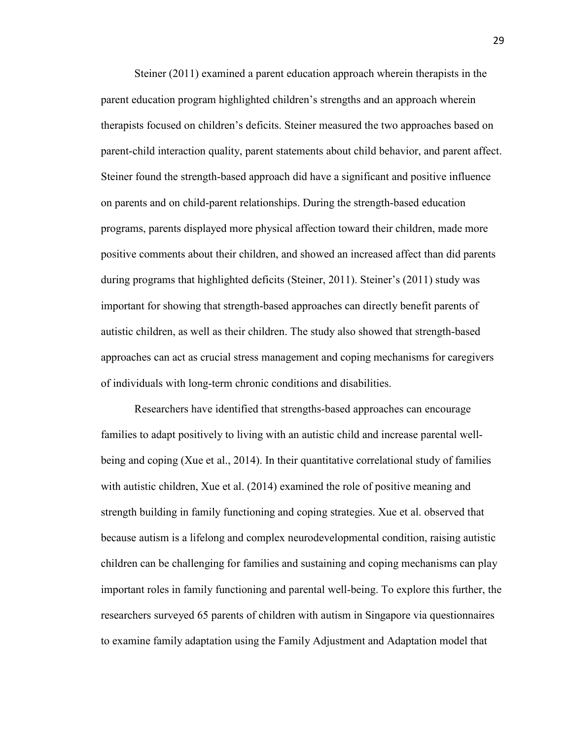Steiner (2011) examined a parent education approach wherein therapists in the parent education program highlighted children's strengths and an approach wherein therapists focused on children's deficits. Steiner measured the two approaches based on parent-child interaction quality, parent statements about child behavior, and parent affect. Steiner found the strength-based approach did have a significant and positive influence on parents and on child-parent relationships. During the strength-based education programs, parents displayed more physical affection toward their children, made more positive comments about their children, and showed an increased affect than did parents during programs that highlighted deficits (Steiner, 2011). Steiner's (2011) study was important for showing that strength-based approaches can directly benefit parents of autistic children, as well as their children. The study also showed that strength-based approaches can act as crucial stress management and coping mechanisms for caregivers of individuals with long-term chronic conditions and disabilities.

Researchers have identified that strengths-based approaches can encourage families to adapt positively to living with an autistic child and increase parental well-being and coping (Xue et al., 2014). In their quantitative correlational study of families with autistic children, Xue et al. (2014) examined the role of positive meaning and strength building in family functioning and coping strategies. Xue et al. observed that because autism is a lifelong and complex neurodevelopmental condition, raising autistic children can be challenging for families and sustaining and coping mechanisms can play important roles in family functioning and parental well-being. To explore this further, the researchers surveyed 65 parents of children with autism in Singapore via questionnaires to examine family adaptation using the Family Adjustment and Adaptation model that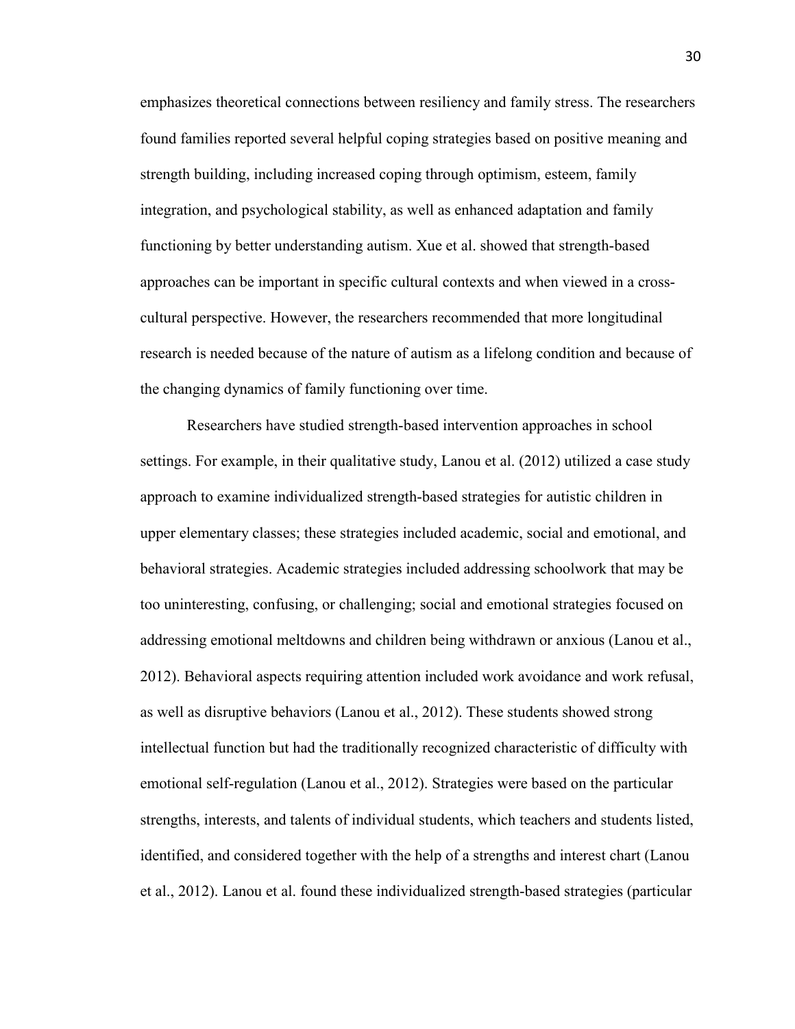emphasizes theoretical connections between resiliency and family stress. The researchers found families reported several helpful coping strategies based on positive meaning and strength building, including increased coping through optimism, esteem, family integration, and psychological stability, as well as enhanced adaptation and family functioning by better understanding autism. Xue et al. showed that strength-based approaches can be important in specific cultural contexts and when viewed in a cross-cultural perspective. However, the researchers recommended that more longitudinal research is needed because of the nature of autism as a lifelong condition and because of the changing dynamics of family functioning over time.

Researchers have studied strength-based intervention approaches in school settings. For example, in their qualitative study, Lanou et al. (2012) utilized a case study approach to examine individualized strength-based strategies for autistic children in upper elementary classes; these strategies included academic, social and emotional, and behavioral strategies. Academic strategies included addressing schoolwork that may be too uninteresting, confusing, or challenging; social and emotional strategies focused on addressing emotional meltdowns and children being withdrawn or anxious (Lanou et al., 2012). Behavioral aspects requiring attention included work avoidance and work refusal, as well as disruptive behaviors (Lanou et al., 2012). These students showed strong intellectual function but had the traditionally recognized characteristic of difficulty with emotional self-regulation (Lanou et al., 2012). Strategies were based on the particular strengths, interests, and talents of individual students, which teachers and students listed, identified, and considered together with the help of a strengths and interest chart (Lanou et al., 2012). Lanou et al. found these individualized strength-based strategies (particular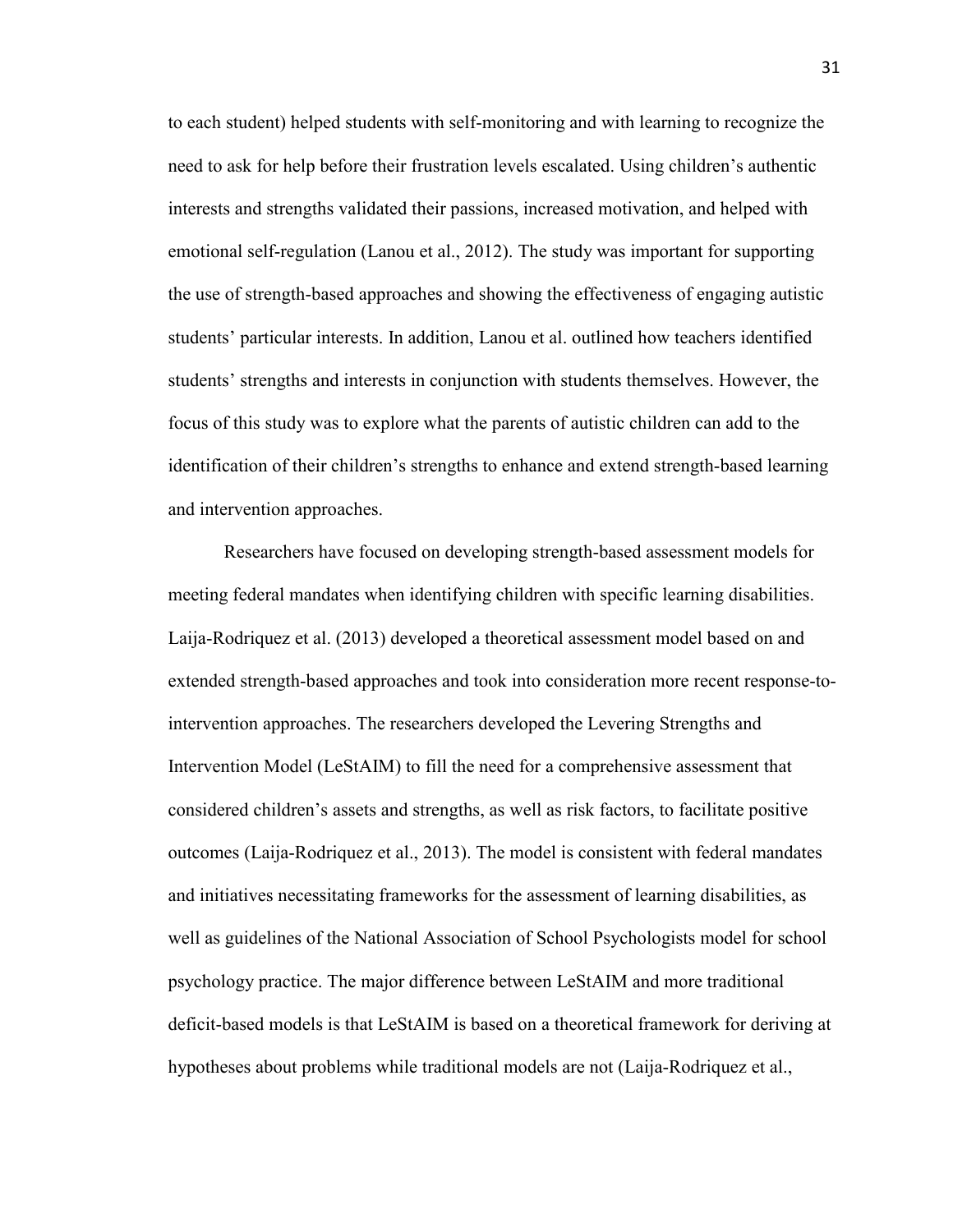to each student) helped students with self-monitoring and with learning to recognize the need to ask for help before their frustration levels escalated. Using children's authentic interests and strengths validated their passions, increased motivation, and helped with emotional self-regulation (Lanou et al., 2012). The study was important for supporting the use of strength-based approaches and showing the effectiveness of engaging autistic students' particular interests. In addition, Lanou et al. outlined how teachers identified students' strengths and interests in conjunction with students themselves. However, the focus of this study was to explore what the parents of autistic children can add to the identification of their children's strengths to enhance and extend strength-based learning and intervention approaches.

Researchers have focused on developing strength-based assessment models for meeting federal mandates when identifying children with specific learning disabilities. Laija-Rodriquez et al. (2013) developed a theoretical assessment model based on and extended strength-based approaches and took into consideration more recent response-to-intervention approaches. The researchers developed the Levering Strengths and Intervention Model (LeStAIM) to fill the need for a comprehensive assessment that considered children's assets and strengths, as well as risk factors, to facilitate positive outcomes (Laija-Rodriquez et al., 2013). The model is consistent with federal mandates and initiatives necessitating frameworks for the assessment of learning disabilities, as well as guidelines of the National Association of School Psychologists model for school psychology practice. The major difference between LeStAIM and more traditional deficit-based models is that LeStAIM is based on a theoretical framework for deriving at hypotheses about problems while traditional models are not (Laija-Rodriquez et al.,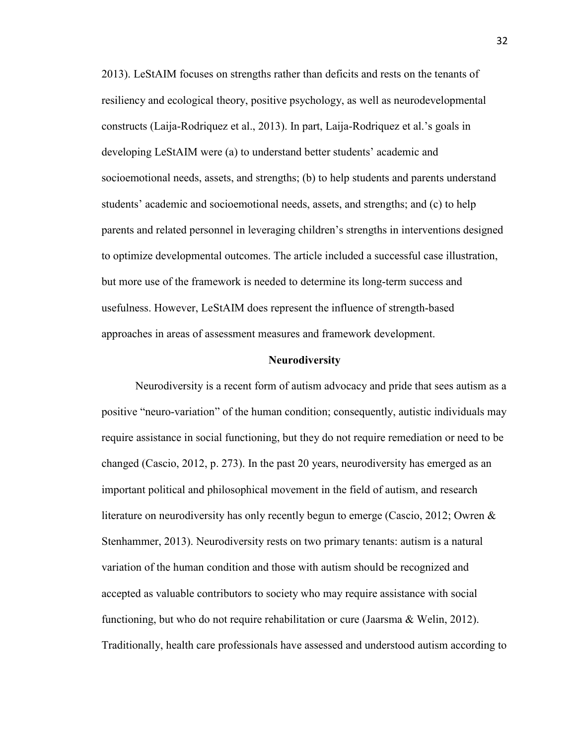2013). LeStAIM focuses on strengths rather than deficits and rests on the tenants of resiliency and ecological theory, positive psychology, as well as neurodevelopmental constructs (Laija-Rodriquez et al., 2013). In part, Laija-Rodriquez et al.'s goals in developing LeStAIM were (a) to understand better students' academic and socioemotional needs, assets, and strengths; (b) to help students and parents understand students' academic and socioemotional needs, assets, and strengths; and (c) to help parents and related personnel in leveraging children's strengths in interventions designed to optimize developmental outcomes. The article included a successful case illustration, but more use of the framework is needed to determine its long-term success and usefulness. However, LeStAIM does represent the influence of strength-based approaches in areas of assessment measures and framework development.

## Neurodiversity

Neurodiversity is a recent form of autism advocacy and pride that sees autism as a positive "neuro-variation" of the human condition; consequently, autistic individuals may require assistance in social functioning, but they do not require remediation or need to be changed (Cascio, 2012, p. 273). In the past 20 years, neurodiversity has emerged as an important political and philosophical movement in the field of autism, and research literature on neurodiversity has only recently begun to emerge (Cascio, 2012; Owren & Stenhammer, 2013). Neurodiversity rests on two primary tenants: autism is a natural variation of the human condition and those with autism should be recognized and accepted as valuable contributors to society who may require assistance with social functioning, but who do not require rehabilitation or cure (Jaarsma & Welin, 2012). Traditionally, health care professionals have assessed and understood autism according to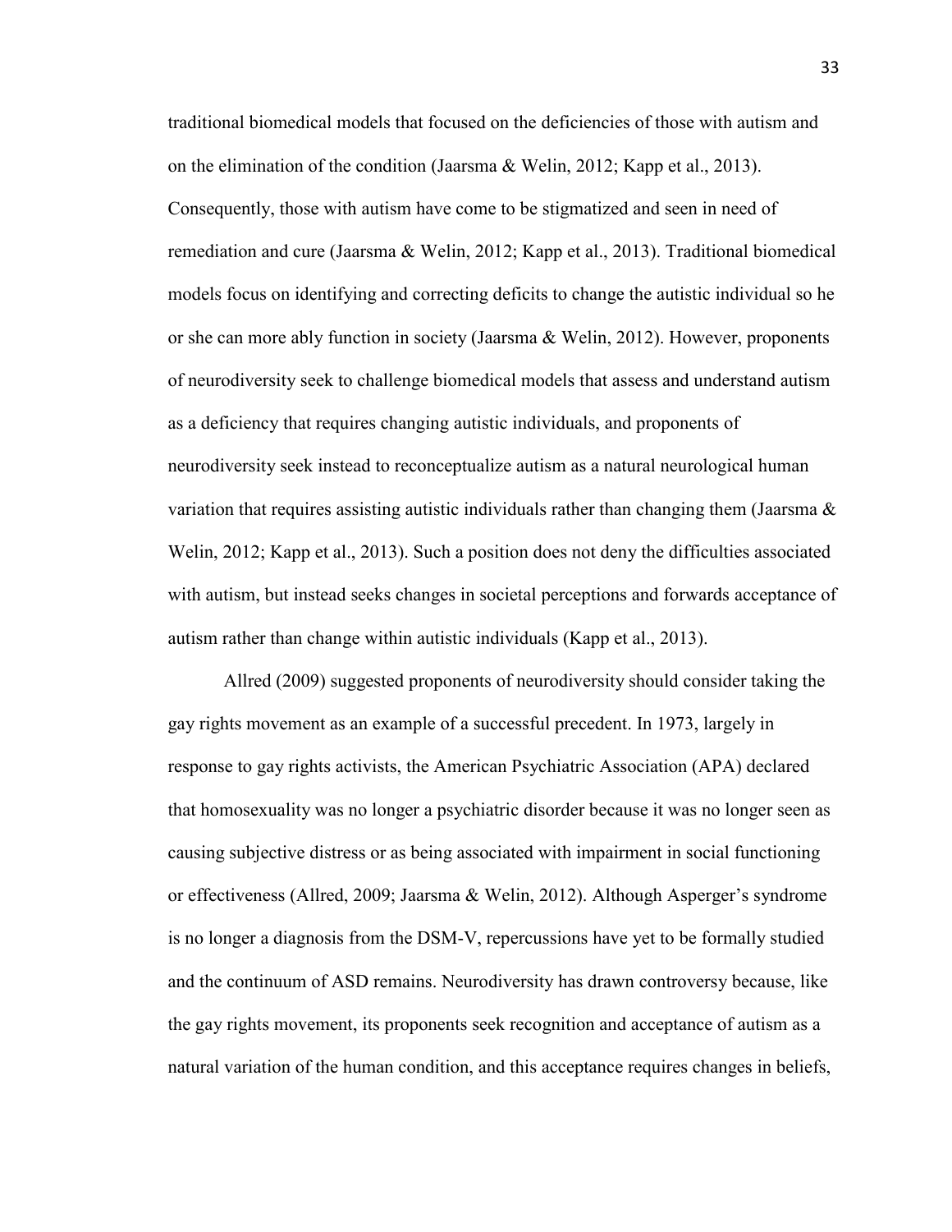traditional biomedical models that focused on the deficiencies of those with autism and on the elimination of the condition (Jaarsma & Welin, 2012; Kapp et al., 2013). Consequently, those with autism have come to be stigmatized and seen in need of remediation and cure (Jaarsma & Welin, 2012; Kapp et al., 2013). Traditional biomedical models focus on identifying and correcting deficits to change the autistic individual so he or she can more ably function in society (Jaarsma & Welin, 2012). However, proponents of neurodiversity seek to challenge biomedical models that assess and understand autism as a deficiency that requires changing autistic individuals, and proponents of neurodiversity seek instead to reconceptualize autism as a natural neurological human variation that requires assisting autistic individuals rather than changing them (Jaarsma & Welin, 2012; Kapp et al., 2013). Such a position does not deny the difficulties associated with autism, but instead seeks changes in societal perceptions and forwards acceptance of autism rather than change within autistic individuals (Kapp et al., 2013).

Allred (2009) suggested proponents of neurodiversity should consider taking the gay rights movement as an example of a successful precedent. In 1973, largely in response to gay rights activists, the American Psychiatric Association (APA) declared that homosexuality was no longer a psychiatric disorder because it was no longer seen as causing subjective distress or as being associated with impairment in social functioning or effectiveness (Allred, 2009; Jaarsma & Welin, 2012). Although Asperger's syndrome is no longer a diagnosis from the DSM-V, repercussions have yet to be formally studied and the continuum of ASD remains. Neurodiversity has drawn controversy because, like the gay rights movement, its proponents seek recognition and acceptance of autism as a natural variation of the human condition, and this acceptance requires changes in beliefs,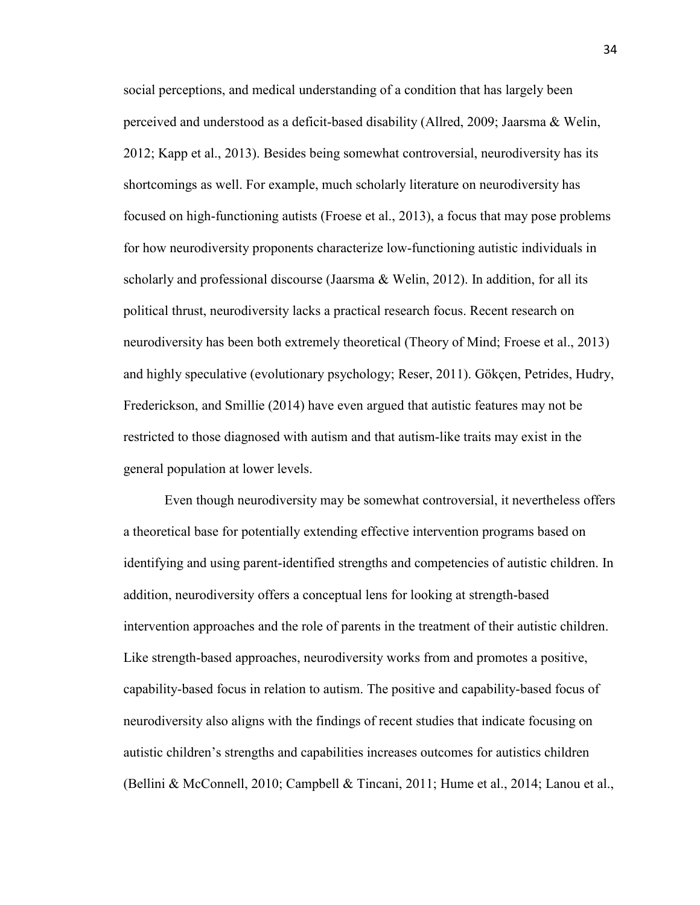social perceptions, and medical understanding of a condition that has largely been perceived and understood as a deficit-based disability (Allred, 2009; Jaarsma & Welin, 2012; Kapp et al., 2013). Besides being somewhat controversial, neurodiversity has its shortcomings as well. For example, much scholarly literature on neurodiversity has focused on high-functioning autists (Froese et al., 2013), a focus that may pose problems for how neurodiversity proponents characterize low-functioning autistic individuals in scholarly and professional discourse (Jaarsma & Welin, 2012). In addition, for all its political thrust, neurodiversity lacks a practical research focus. Recent research on neurodiversity has been both extremely theoretical (Theory of Mind; Froese et al., 2013) and highly speculative (evolutionary psychology; Reser, 2011). Gökçen, Petrides, Hudry, Frederickson, and Smillie (2014) have even argued that autistic features may not be restricted to those diagnosed with autism and that autism-like traits may exist in the general population at lower levels.

Even though neurodiversity may be somewhat controversial, it nevertheless offers a theoretical base for potentially extending effective intervention programs based on identifying and using parent-identified strengths and competencies of autistic children. In addition, neurodiversity offers a conceptual lens for looking at strength-based intervention approaches and the role of parents in the treatment of their autistic children. Like strength-based approaches, neurodiversity works from and promotes a positive, capability-based focus in relation to autism. The positive and capability-based focus of neurodiversity also aligns with the findings of recent studies that indicate focusing on autistic children's strengths and capabilities increases outcomes for autistics children (Bellini & McConnell, 2010; Campbell & Tincani, 2011; Hume et al., 2014; Lanou et al.,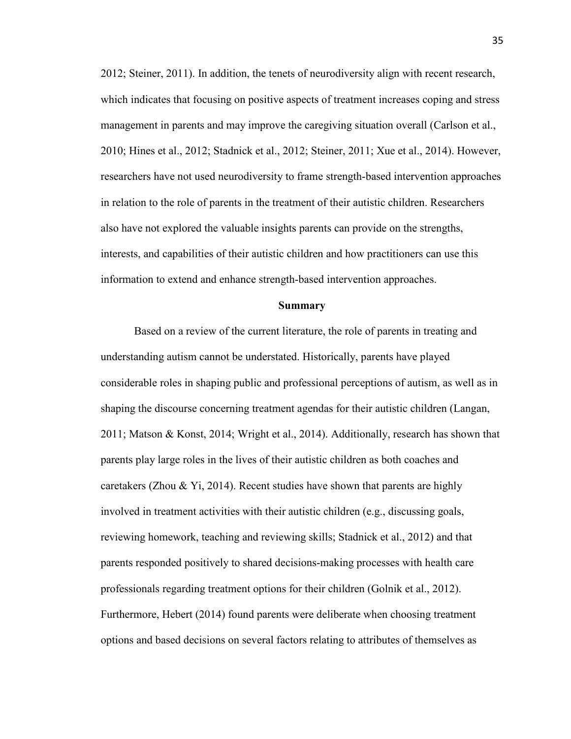2012; Steiner, 2011). In addition, the tenets of neurodiversity align with recent research, which indicates that focusing on positive aspects of treatment increases coping and stress management in parents and may improve the caregiving situation overall (Carlson et al., 2010; Hines et al., 2012; Stadnick et al., 2012; Steiner, 2011; Xue et al., 2014). However, researchers have not used neurodiversity to frame strength-based intervention approaches in relation to the role of parents in the treatment of their autistic children. Researchers also have not explored the valuable insights parents can provide on the strengths, interests, and capabilities of their autistic children and how practitioners can use this information to extend and enhance strength-based intervention approaches.

## Summary

Based on a review of the current literature, the role of parents in treating and understanding autism cannot be understated. Historically, parents have played considerable roles in shaping public and professional perceptions of autism, as well as in shaping the discourse concerning treatment agendas for their autistic children (Langan, 2011; Matson & Konst, 2014; Wright et al., 2014). Additionally, research has shown that parents play large roles in the lives of their autistic children as both coaches and caretakers (Zhou & Yi, 2014). Recent studies have shown that parents are highly involved in treatment activities with their autistic children (e.g., discussing goals, reviewing homework, teaching and reviewing skills; Stadnick et al., 2012) and that parents responded positively to shared decisions-making processes with health care professionals regarding treatment options for their children (Golnik et al., 2012). Furthermore, Hebert (2014) found parents were deliberate when choosing treatment options and based decisions on several factors relating to attributes of themselves as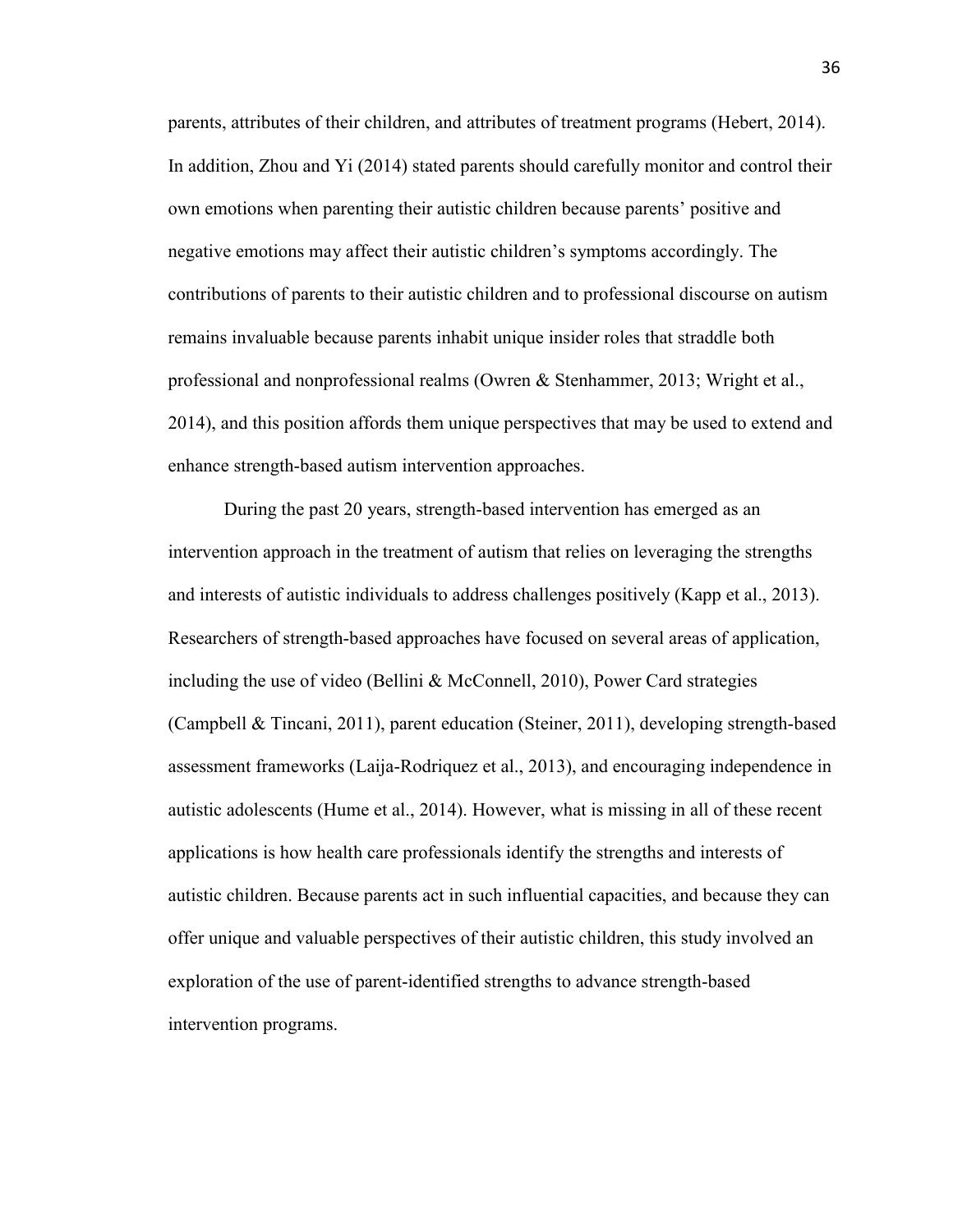parents, attributes of their children, and attributes of treatment programs (Hebert, 2014). In addition, Zhou and Yi (2014) stated parents should carefully monitor and control their own emotions when parenting their autistic children because parents' positive and negative emotions may affect their autistic children's symptoms accordingly. The contributions of parents to their autistic children and to professional discourse on autism remains invaluable because parents inhabit unique insider roles that straddle both professional and nonprofessional realms (Owren & Stenhammer, 2013; Wright et al., 2014), and this position affords them unique perspectives that may be used to extend and enhance strength-based autism intervention approaches.

During the past 20 years, strength-based intervention has emerged as an intervention approach in the treatment of autism that relies on leveraging the strengths and interests of autistic individuals to address challenges positively (Kapp et al., 2013). Researchers of strength-based approaches have focused on several areas of application, including the use of video (Bellini & McConnell, 2010), Power Card strategies (Campbell & Tincani, 2011), parent education (Steiner, 2011), developing strength-based assessment frameworks (Laija-Rodriquez et al., 2013), and encouraging independence in autistic adolescents (Hume et al., 2014). However, what is missing in all of these recent applications is how health care professionals identify the strengths and interests of autistic children. Because parents act in such influential capacities, and because they can offer unique and valuable perspectives of their autistic children, this study involved an exploration of the use of parent-identified strengths to advance strength-based intervention programs.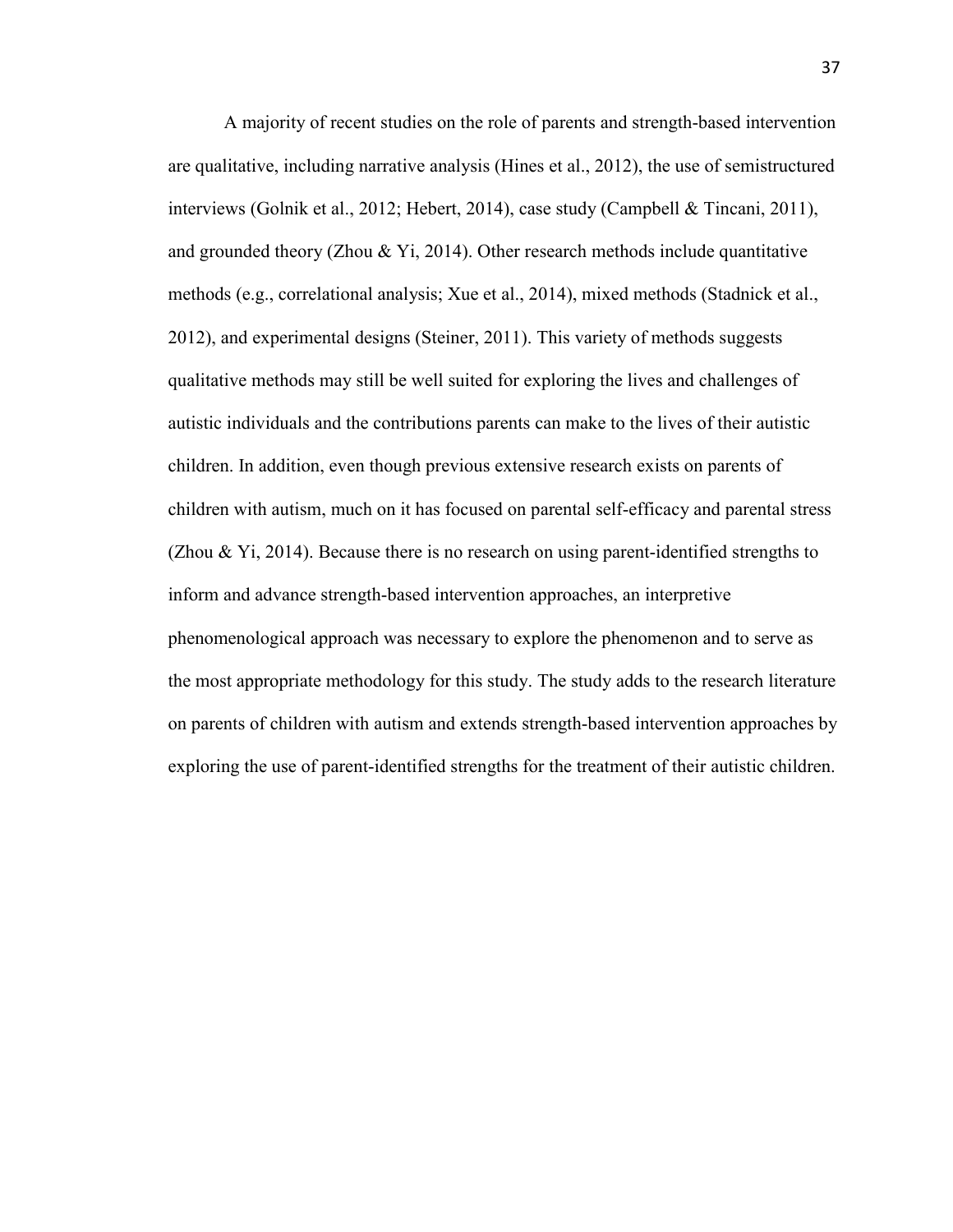A majority of recent studies on the role of parents and strength-based intervention are qualitative, including narrative analysis (Hines et al., 2012), the use of semistructured interviews (Golnik et al., 2012; Hebert, 2014), case study (Campbell & Tincani, 2011), and grounded theory (Zhou & Yi, 2014). Other research methods include quantitative methods (e.g., correlational analysis; Xue et al., 2014), mixed methods (Stadnick et al., 2012), and experimental designs (Steiner, 2011). This variety of methods suggests qualitative methods may still be well suited for exploring the lives and challenges of autistic individuals and the contributions parents can make to the lives of their autistic children. In addition, even though previous extensive research exists on parents of children with autism, much on it has focused on parental self-efficacy and parental stress (Zhou & Yi, 2014). Because there is no research on using parent-identified strengths to inform and advance strength-based intervention approaches, an interpretive phenomenological approach was necessary to explore the phenomenon and to serve as the most appropriate methodology for this study. The study adds to the research literature on parents of children with autism and extends strength-based intervention approaches by exploring the use of parent-identified strengths for the treatment of their autistic children.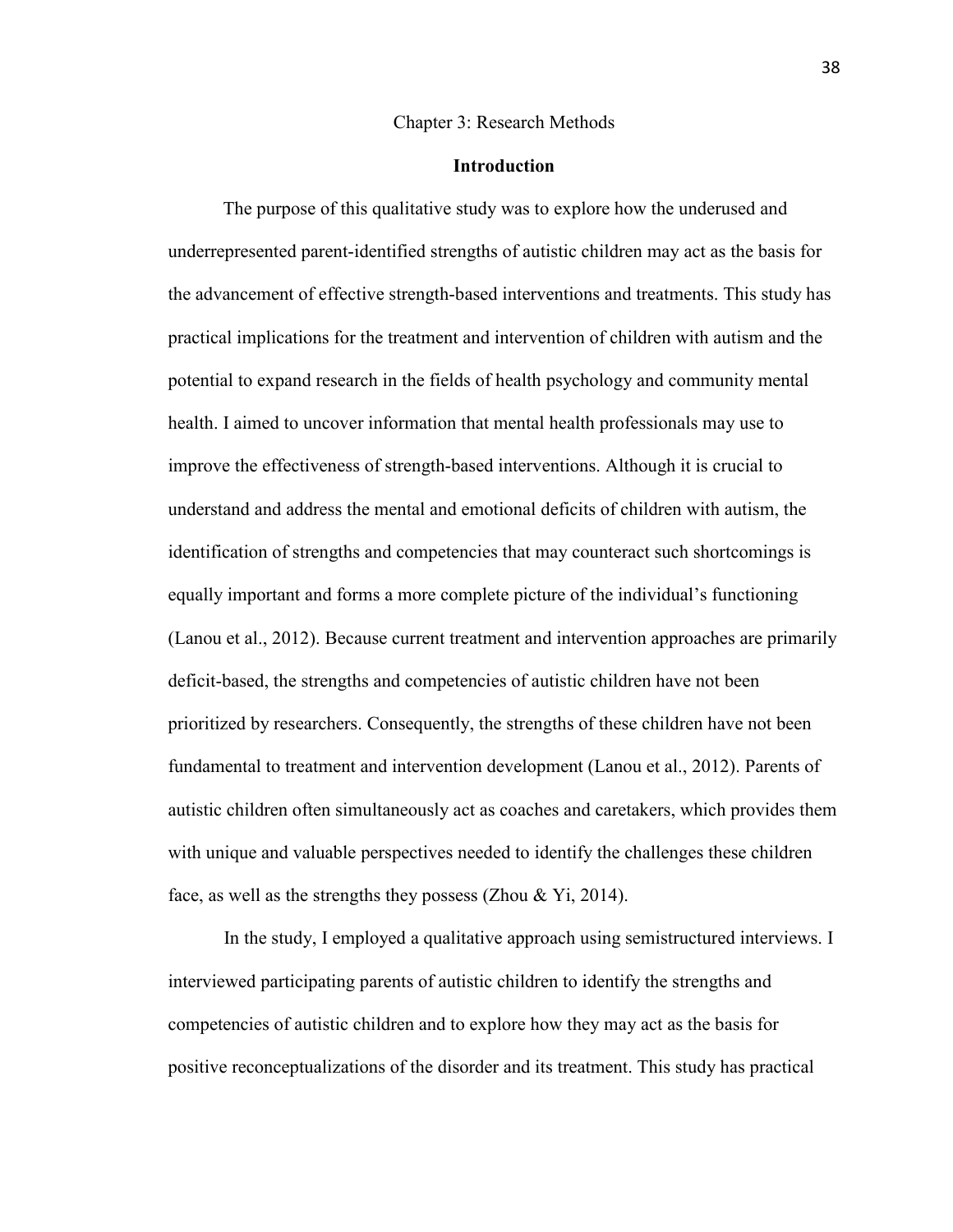# Chapter 3: Research Methods

## Introduction

The purpose of this qualitative study was to explore how the underused and underrepresented parent-identified strengths of autistic children may act as the basis for the advancement of effective strength-based interventions and treatments. This study has practical implications for the treatment and intervention of children with autism and the potential to expand research in the fields of health psychology and community mental health. I aimed to uncover information that mental health professionals may use to improve the effectiveness of strength-based interventions. Although it is crucial to understand and address the mental and emotional deficits of children with autism, the identification of strengths and competencies that may counteract such shortcomings is equally important and forms a more complete picture of the individual's functioning (Lanou et al., 2012). Because current treatment and intervention approaches are primarily deficit-based, the strengths and competencies of autistic children have not been prioritized by researchers. Consequently, the strengths of these children have not been fundamental to treatment and intervention development (Lanou et al., 2012). Parents of autistic children often simultaneously act as coaches and caretakers, which provides them with unique and valuable perspectives needed to identify the challenges these children face, as well as the strengths they possess (Zhou & Yi, 2014).

In the study, I employed a qualitative approach using semistructured interviews. I interviewed participating parents of autistic children to identify the strengths and competencies of autistic children and to explore how they may act as the basis for positive reconceptualizations of the disorder and its treatment. This study has practical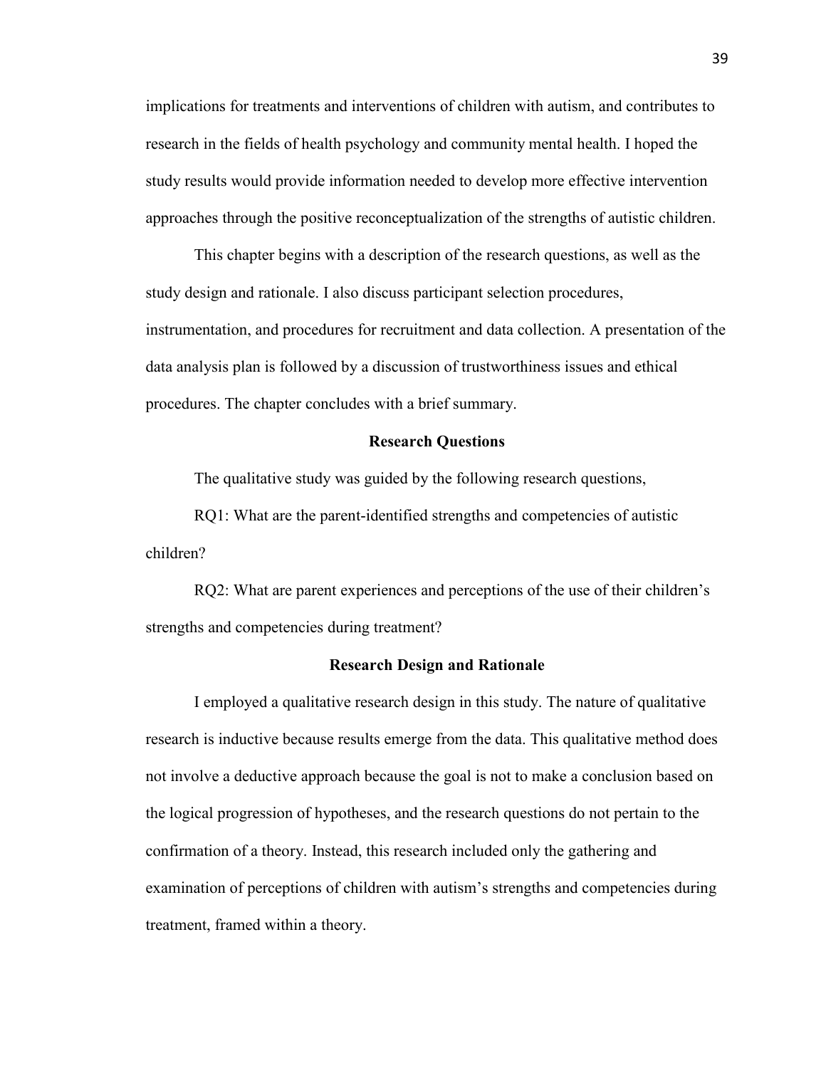implications for treatments and interventions of children with autism, and contributes to research in the fields of health psychology and community mental health. I hoped the study results would provide information needed to develop more effective intervention approaches through the positive reconceptualization of the strengths of autistic children.

This chapter begins with a description of the research questions, as well as the study design and rationale. I also discuss participant selection procedures, instrumentation, and procedures for recruitment and data collection. A presentation of the data analysis plan is followed by a discussion of trustworthiness issues and ethical procedures. The chapter concludes with a brief summary.

## Research Questions

The qualitative study was guided by the following research questions,

RQ1: What are the parent-identified strengths and competencies of autistic children?

RQ2: What are parent experiences and perceptions of the use of their children's strengths and competencies during treatment?

## Research Design and Rationale

I employed a qualitative research design in this study. The nature of qualitative research is inductive because results emerge from the data. This qualitative method does not involve a deductive approach because the goal is not to make a conclusion based on the logical progression of hypotheses, and the research questions do not pertain to the confirmation of a theory. Instead, this research included only the gathering and examination of perceptions of children with autism's strengths and competencies during treatment, framed within a theory.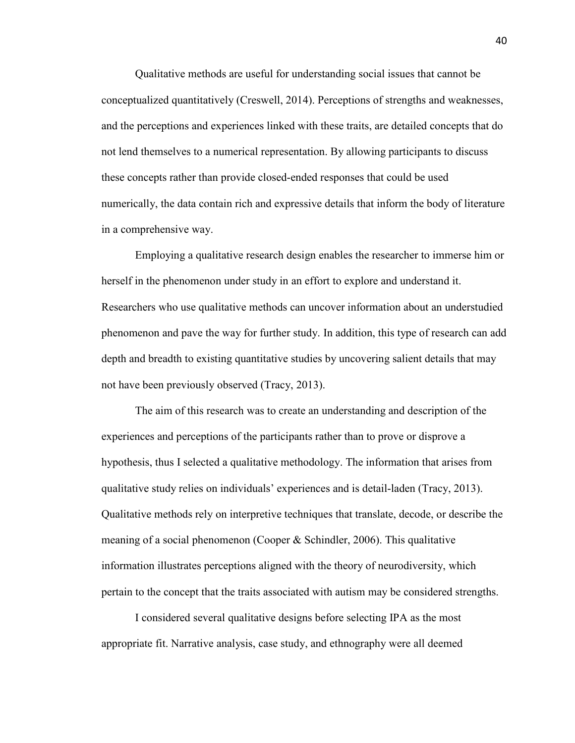Qualitative methods are useful for understanding social issues that cannot be conceptualized quantitatively (Creswell, 2014). Perceptions of strengths and weaknesses, and the perceptions and experiences linked with these traits, are detailed concepts that do not lend themselves to a numerical representation. By allowing participants to discuss these concepts rather than provide closed-ended responses that could be used numerically, the data contain rich and expressive details that inform the body of literature in a comprehensive way.

Employing a qualitative research design enables the researcher to immerse him or herself in the phenomenon under study in an effort to explore and understand it. Researchers who use qualitative methods can uncover information about an understudied phenomenon and pave the way for further study. In addition, this type of research can add depth and breadth to existing quantitative studies by uncovering salient details that may not have been previously observed (Tracy, 2013).

The aim of this research was to create an understanding and description of the experiences and perceptions of the participants rather than to prove or disprove a hypothesis, thus I selected a qualitative methodology. The information that arises from qualitative study relies on individuals' experiences and is detail-laden (Tracy, 2013). Qualitative methods rely on interpretive techniques that translate, decode, or describe the meaning of a social phenomenon (Cooper & Schindler, 2006). This qualitative information illustrates perceptions aligned with the theory of neurodiversity, which pertain to the concept that the traits associated with autism may be considered strengths.

I considered several qualitative designs before selecting IPA as the most appropriate fit. Narrative analysis, case study, and ethnography were all deemed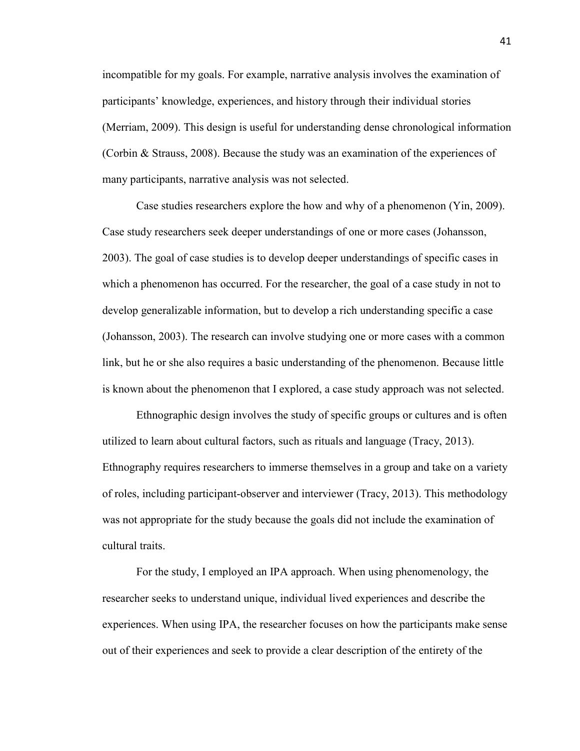incompatible for my goals. For example, narrative analysis involves the examination of participants' knowledge, experiences, and history through their individual stories (Merriam, 2009). This design is useful for understanding dense chronological information (Corbin & Strauss, 2008). Because the study was an examination of the experiences of many participants, narrative analysis was not selected.

Case studies researchers explore the how and why of a phenomenon (Yin, 2009). Case study researchers seek deeper understandings of one or more cases (Johansson, 2003). The goal of case studies is to develop deeper understandings of specific cases in which a phenomenon has occurred. For the researcher, the goal of a case study in not to develop generalizable information, but to develop a rich understanding specific a case (Johansson, 2003). The research can involve studying one or more cases with a common link, but he or she also requires a basic understanding of the phenomenon. Because little is known about the phenomenon that I explored, a case study approach was not selected.

Ethnographic design involves the study of specific groups or cultures and is often utilized to learn about cultural factors, such as rituals and language (Tracy, 2013). Ethnography requires researchers to immerse themselves in a group and take on a variety of roles, including participant-observer and interviewer (Tracy, 2013). This methodology was not appropriate for the study because the goals did not include the examination of cultural traits.

For the study, I employed an IPA approach. When using phenomenology, the researcher seeks to understand unique, individual lived experiences and describe the experiences. When using IPA, the researcher focuses on how the participants make sense out of their experiences and seek to provide a clear description of the entirety of the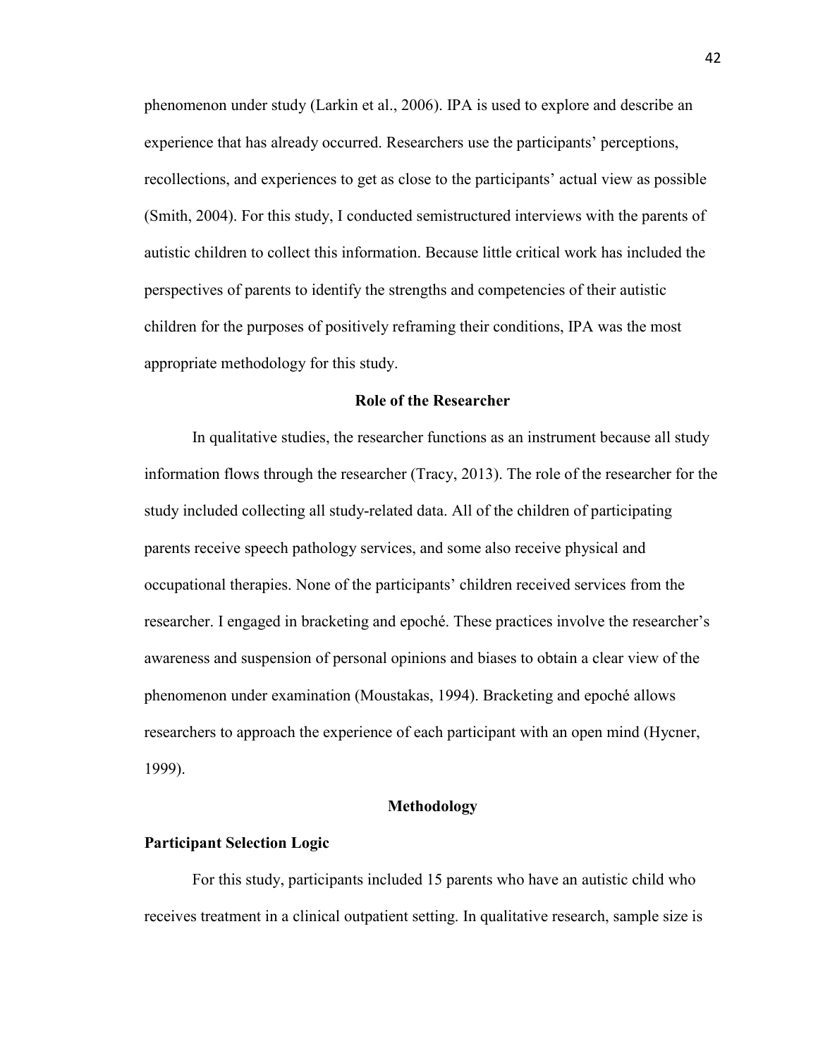phenomenon under study (Larkin et al., 2006). IPA is used to explore and describe an experience that has already occurred. Researchers use the participants' perceptions, recollections, and experiences to get as close to the participants' actual view as possible (Smith, 2004). For this study, I conducted semistructured interviews with the parents of autistic children to collect this information. Because little critical work has included the perspectives of parents to identify the strengths and competencies of their autistic children for the purposes of positively reframing their conditions, IPA was the most appropriate methodology for this study.

## Role of the Researcher

In qualitative studies, the researcher functions as an instrument because all study information flows through the researcher (Tracy, 2013). The role of the researcher for the study included collecting all study-related data. All of the children of participating parents receive speech pathology services, and some also receive physical and occupational therapies. None of the participants' children received services from the researcher. I engaged in bracketing and epoché. These practices involve the researcher's awareness and suspension of personal opinions and biases to obtain a clear view of the phenomenon under examination (Moustakas, 1994). Bracketing and epoché allows researchers to approach the experience of each participant with an open mind (Hycner, 1999).

## Methodology

### Participant Selection Logic

For this study, participants included 15 parents who have an autistic child who receives treatment in a clinical outpatient setting. In qualitative research, sample size is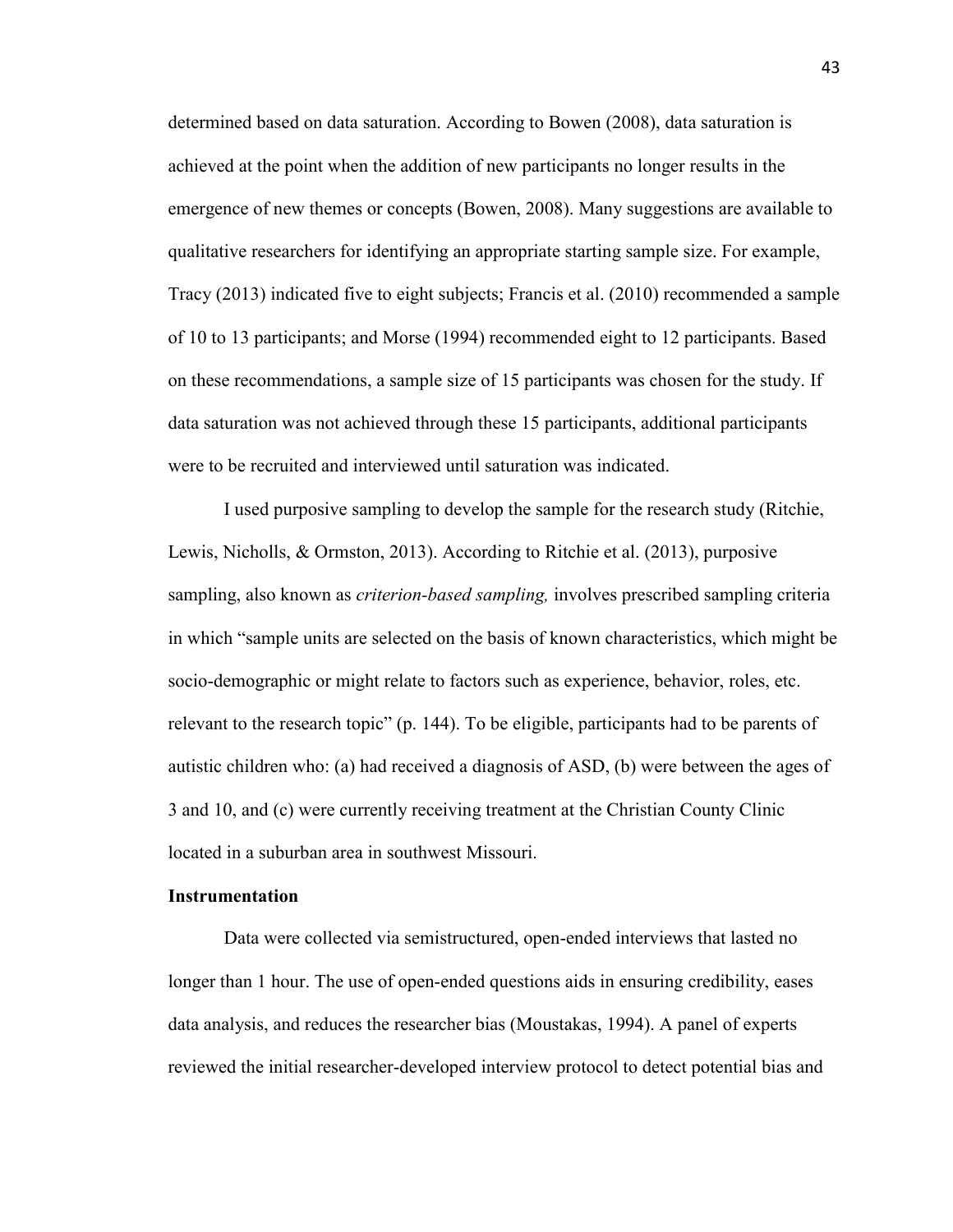determined based on data saturation. According to Bowen (2008), data saturation is achieved at the point when the addition of new participants no longer results in the emergence of new themes or concepts (Bowen, 2008). Many suggestions are available to qualitative researchers for identifying an appropriate starting sample size. For example, Tracy (2013) indicated five to eight subjects; Francis et al. (2010) recommended a sample of 10 to 13 participants; and Morse (1994) recommended eight to 12 participants. Based on these recommendations, a sample size of 15 participants was chosen for the study. If data saturation was not achieved through these 15 participants, additional participants were to be recruited and interviewed until saturation was indicated.

I used purposive sampling to develop the sample for the research study (Ritchie, Lewis, Nicholls, & Ormston, 2013). According to Ritchie et al. (2013), purposive sampling, also known as *criterion-based sampling,* involves prescribed sampling criteria in which "sample units are selected on the basis of known characteristics, which might be socio-demographic or might relate to factors such as experience, behavior, roles, etc. relevant to the research topic" (p. 144). To be eligible, participants had to be parents of autistic children who: (a) had received a diagnosis of ASD, (b) were between the ages of 3 and 10, and (c) were currently receiving treatment at the Christian County Clinic located in a suburban area in southwest Missouri.

**Instrumentation**

Data were collected via semistructured, open-ended interviews that lasted no longer than 1 hour. The use of open-ended questions aids in ensuring credibility, eases data analysis, and reduces the researcher bias (Moustakas, 1994). A panel of experts reviewed the initial researcher-developed interview protocol to detect potential bias and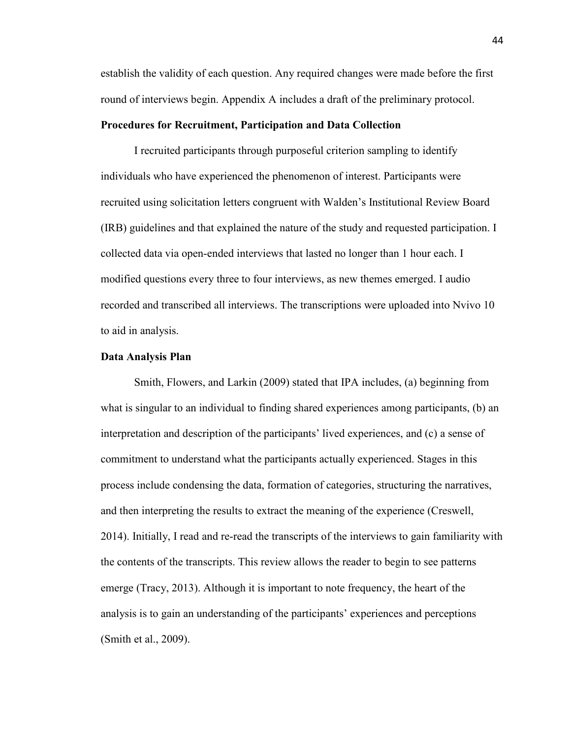establish the validity of each question. Any required changes were made before the first round of interviews begin. Appendix A includes a draft of the preliminary protocol.

**Procedures for Recruitment, Participation and Data Collection**

I recruited participants through purposeful criterion sampling to identify individuals who have experienced the phenomenon of interest. Participants were recruited using solicitation letters congruent with Walden's Institutional Review Board (IRB) guidelines and that explained the nature of the study and requested participation. I collected data via open-ended interviews that lasted no longer than 1 hour each. I modified questions every three to four interviews, as new themes emerged. I audio recorded and transcribed all interviews. The transcriptions were uploaded into Nvivo 10 to aid in analysis.

**Data Analysis Plan**

Smith, Flowers, and Larkin (2009) stated that IPA includes, (a) beginning from what is singular to an individual to finding shared experiences among participants, (b) an interpretation and description of the participants' lived experiences, and (c) a sense of commitment to understand what the participants actually experienced. Stages in this process include condensing the data, formation of categories, structuring the narratives, and then interpreting the results to extract the meaning of the experience (Creswell, 2014). Initially, I read and re-read the transcripts of the interviews to gain familiarity with the contents of the transcripts. This review allows the reader to begin to see patterns emerge (Tracy, 2013). Although it is important to note frequency, the heart of the analysis is to gain an understanding of the participants' experiences and perceptions (Smith et al., 2009).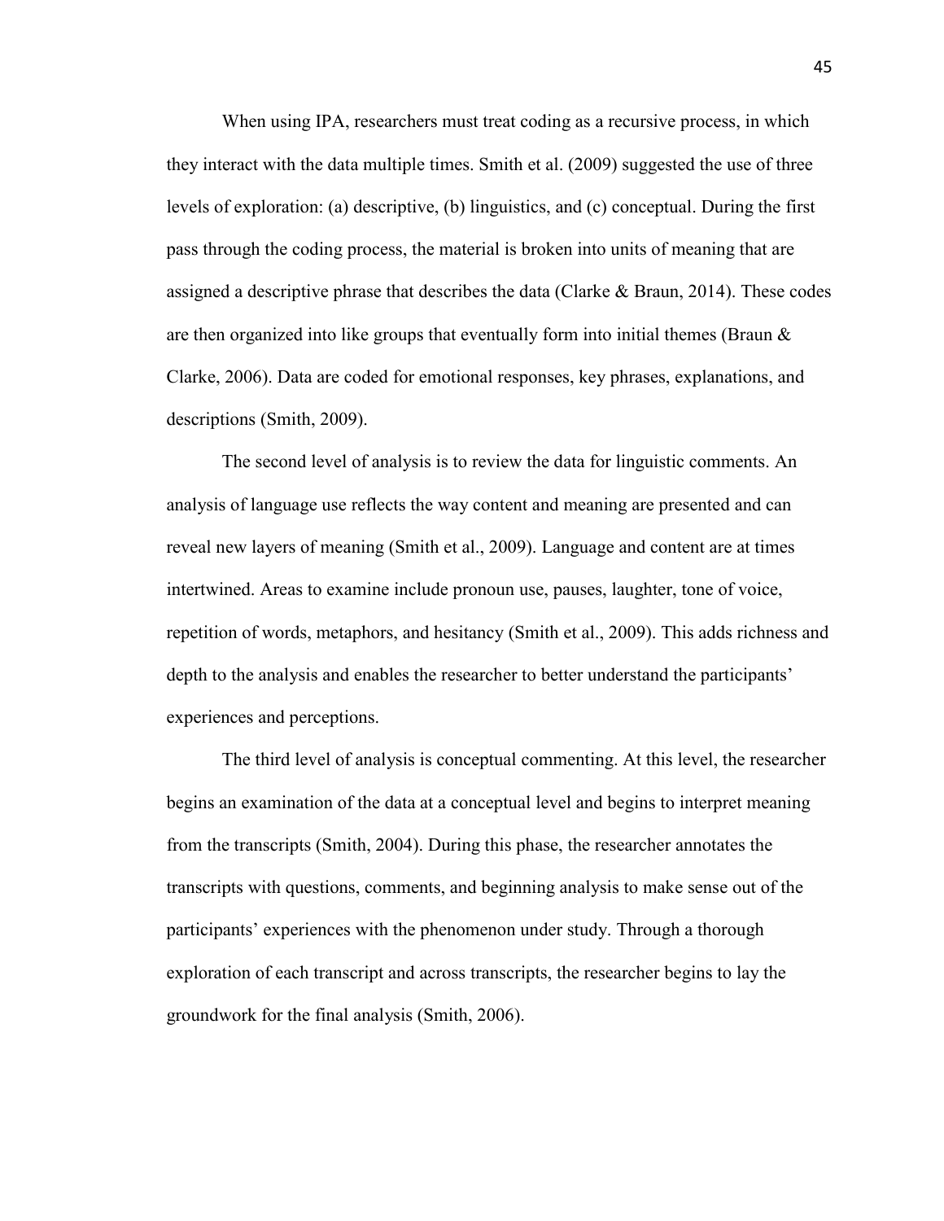When using IPA, researchers must treat coding as a recursive process, in which they interact with the data multiple times. Smith et al. (2009) suggested the use of three levels of exploration: (a) descriptive, (b) linguistics, and (c) conceptual. During the first pass through the coding process, the material is broken into units of meaning that are assigned a descriptive phrase that describes the data (Clarke & Braun, 2014). These codes are then organized into like groups that eventually form into initial themes (Braun & Clarke, 2006). Data are coded for emotional responses, key phrases, explanations, and descriptions (Smith, 2009).

The second level of analysis is to review the data for linguistic comments. An analysis of language use reflects the way content and meaning are presented and can reveal new layers of meaning (Smith et al., 2009). Language and content are at times intertwined. Areas to examine include pronoun use, pauses, laughter, tone of voice, repetition of words, metaphors, and hesitancy (Smith et al., 2009). This adds richness and depth to the analysis and enables the researcher to better understand the participants' experiences and perceptions.

The third level of analysis is conceptual commenting. At this level, the researcher begins an examination of the data at a conceptual level and begins to interpret meaning from the transcripts (Smith, 2004). During this phase, the researcher annotates the transcripts with questions, comments, and beginning analysis to make sense out of the participants' experiences with the phenomenon under study. Through a thorough exploration of each transcript and across transcripts, the researcher begins to lay the groundwork for the final analysis (Smith, 2006).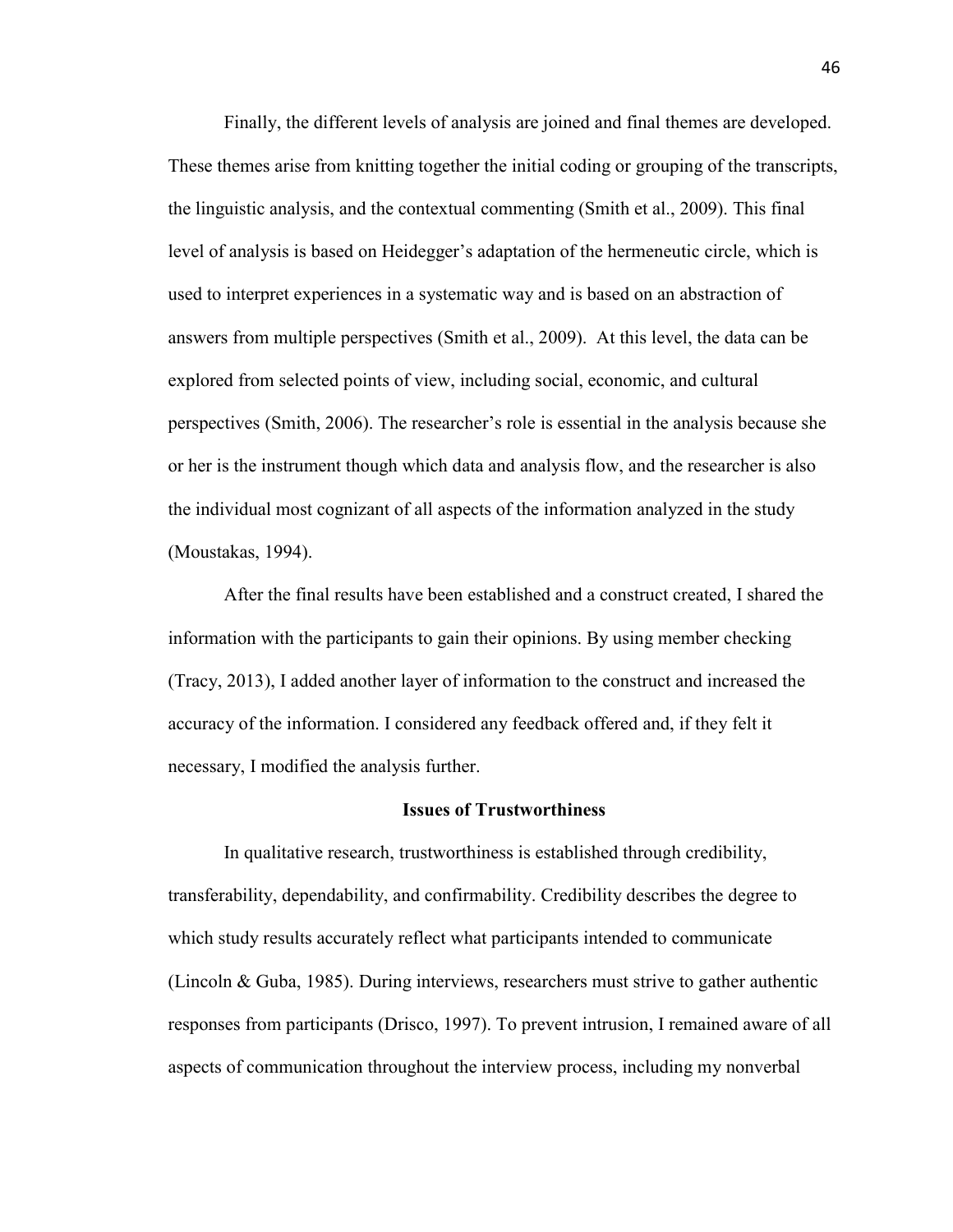Finally, the different levels of analysis are joined and final themes are developed. These themes arise from knitting together the initial coding or grouping of the transcripts, the linguistic analysis, and the contextual commenting (Smith et al., 2009). This final level of analysis is based on Heidegger's adaptation of the hermeneutic circle, which is used to interpret experiences in a systematic way and is based on an abstraction of answers from multiple perspectives (Smith et al., 2009). At this level, the data can be explored from selected points of view, including social, economic, and cultural perspectives (Smith, 2006). The researcher's role is essential in the analysis because she or her is the instrument though which data and analysis flow, and the researcher is also the individual most cognizant of all aspects of the information analyzed in the study (Moustakas, 1994).

After the final results have been established and a construct created, I shared the information with the participants to gain their opinions. By using member checking (Tracy, 2013), I added another layer of information to the construct and increased the accuracy of the information. I considered any feedback offered and, if they felt it necessary, I modified the analysis further.

## Issues of Trustworthiness

In qualitative research, trustworthiness is established through credibility, transferability, dependability, and confirmability. Credibility describes the degree to which study results accurately reflect what participants intended to communicate (Lincoln & Guba, 1985). During interviews, researchers must strive to gather authentic responses from participants (Drisco, 1997). To prevent intrusion, I remained aware of all aspects of communication throughout the interview process, including my nonverbal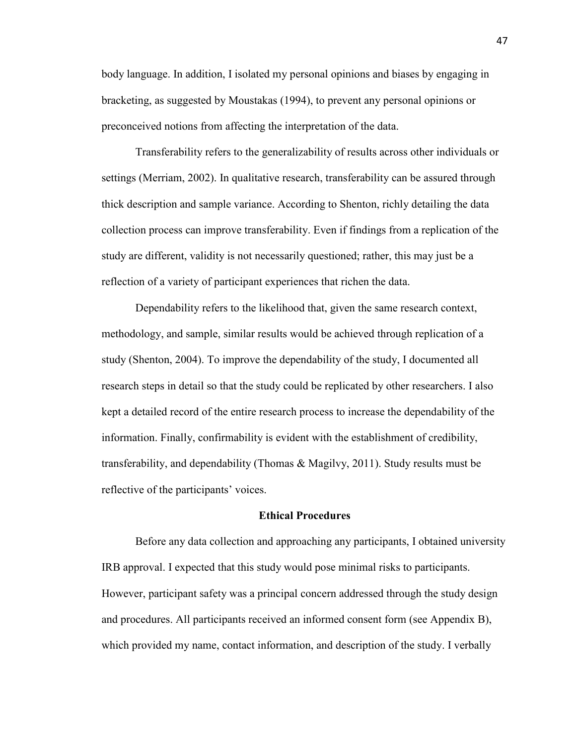body language. In addition, I isolated my personal opinions and biases by engaging in bracketing, as suggested by Moustakas (1994), to prevent any personal opinions or preconceived notions from affecting the interpretation of the data.

Transferability refers to the generalizability of results across other individuals or settings (Merriam, 2002). In qualitative research, transferability can be assured through thick description and sample variance. According to Shenton, richly detailing the data collection process can improve transferability. Even if findings from a replication of the study are different, validity is not necessarily questioned; rather, this may just be a reflection of a variety of participant experiences that richen the data.

Dependability refers to the likelihood that, given the same research context, methodology, and sample, similar results would be achieved through replication of a study (Shenton, 2004). To improve the dependability of the study, I documented all research steps in detail so that the study could be replicated by other researchers. I also kept a detailed record of the entire research process to increase the dependability of the information. Finally, confirmability is evident with the establishment of credibility, transferability, and dependability (Thomas & Magilvy, 2011). Study results must be reflective of the participants' voices.

## Ethical Procedures

Before any data collection and approaching any participants, I obtained university IRB approval. I expected that this study would pose minimal risks to participants. However, participant safety was a principal concern addressed through the study design and procedures. All participants received an informed consent form (see Appendix B), which provided my name, contact information, and description of the study. I verbally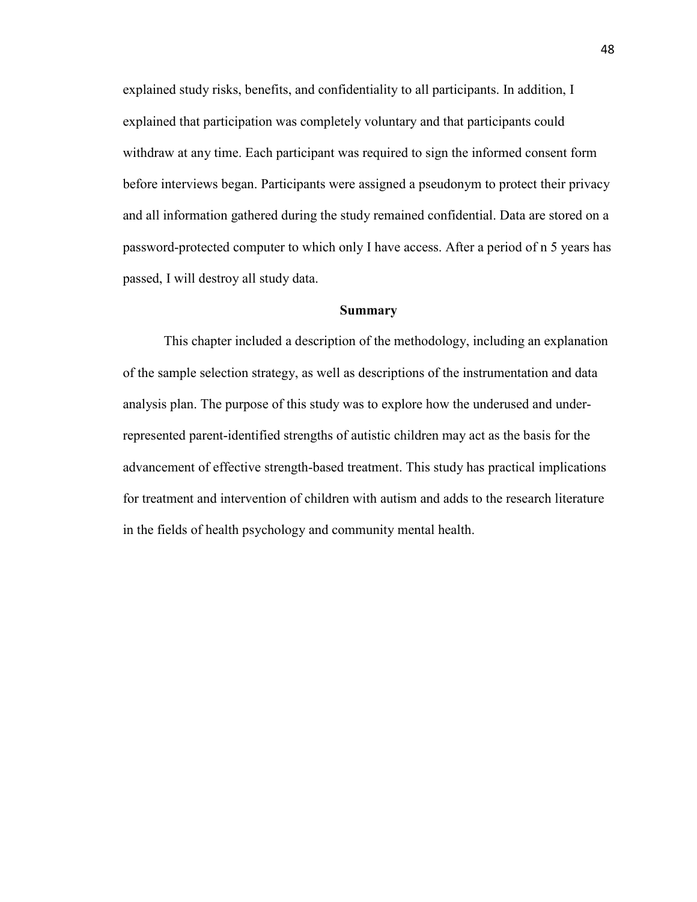explained study risks, benefits, and confidentiality to all participants. In addition, I explained that participation was completely voluntary and that participants could withdraw at any time. Each participant was required to sign the informed consent form before interviews began. Participants were assigned a pseudonym to protect their privacy and all information gathered during the study remained confidential. Data are stored on a password-protected computer to which only I have access. After a period of n 5 years has passed, I will destroy all study data.

## Summary

This chapter included a description of the methodology, including an explanation of the sample selection strategy, as well as descriptions of the instrumentation and data analysis plan. The purpose of this study was to explore how the underused and under-represented parent-identified strengths of autistic children may act as the basis for the advancement of effective strength-based treatment. This study has practical implications for treatment and intervention of children with autism and adds to the research literature in the fields of health psychology and community mental health.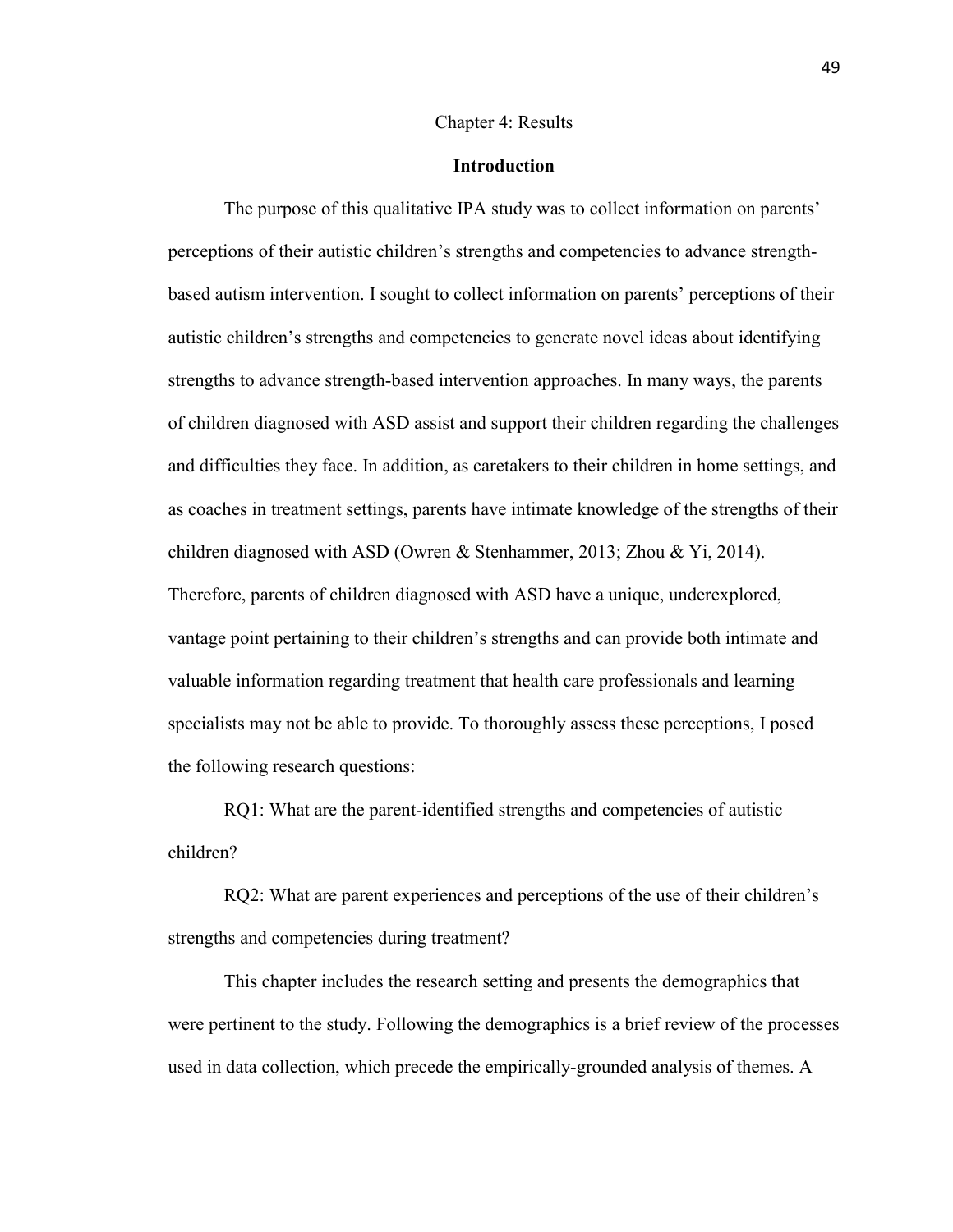# Chapter 4: Results

## Introduction

The purpose of this qualitative IPA study was to collect information on parents' perceptions of their autistic children's strengths and competencies to advance strength-based autism intervention. I sought to collect information on parents' perceptions of their autistic children's strengths and competencies to generate novel ideas about identifying strengths to advance strength-based intervention approaches. In many ways, the parents of children diagnosed with ASD assist and support their children regarding the challenges and difficulties they face. In addition, as caretakers to their children in home settings, and as coaches in treatment settings, parents have intimate knowledge of the strengths of their children diagnosed with ASD (Owren & Stenhammer, 2013; Zhou & Yi, 2014). Therefore, parents of children diagnosed with ASD have a unique, underexplored, vantage point pertaining to their children's strengths and can provide both intimate and valuable information regarding treatment that health care professionals and learning specialists may not be able to provide. To thoroughly assess these perceptions, I posed the following research questions:

RQ1: What are the parent-identified strengths and competencies of autistic children?

RQ2: What are parent experiences and perceptions of the use of their children's strengths and competencies during treatment?

This chapter includes the research setting and presents the demographics that were pertinent to the study. Following the demographics is a brief review of the processes used in data collection, which precede the empirically-grounded analysis of themes. A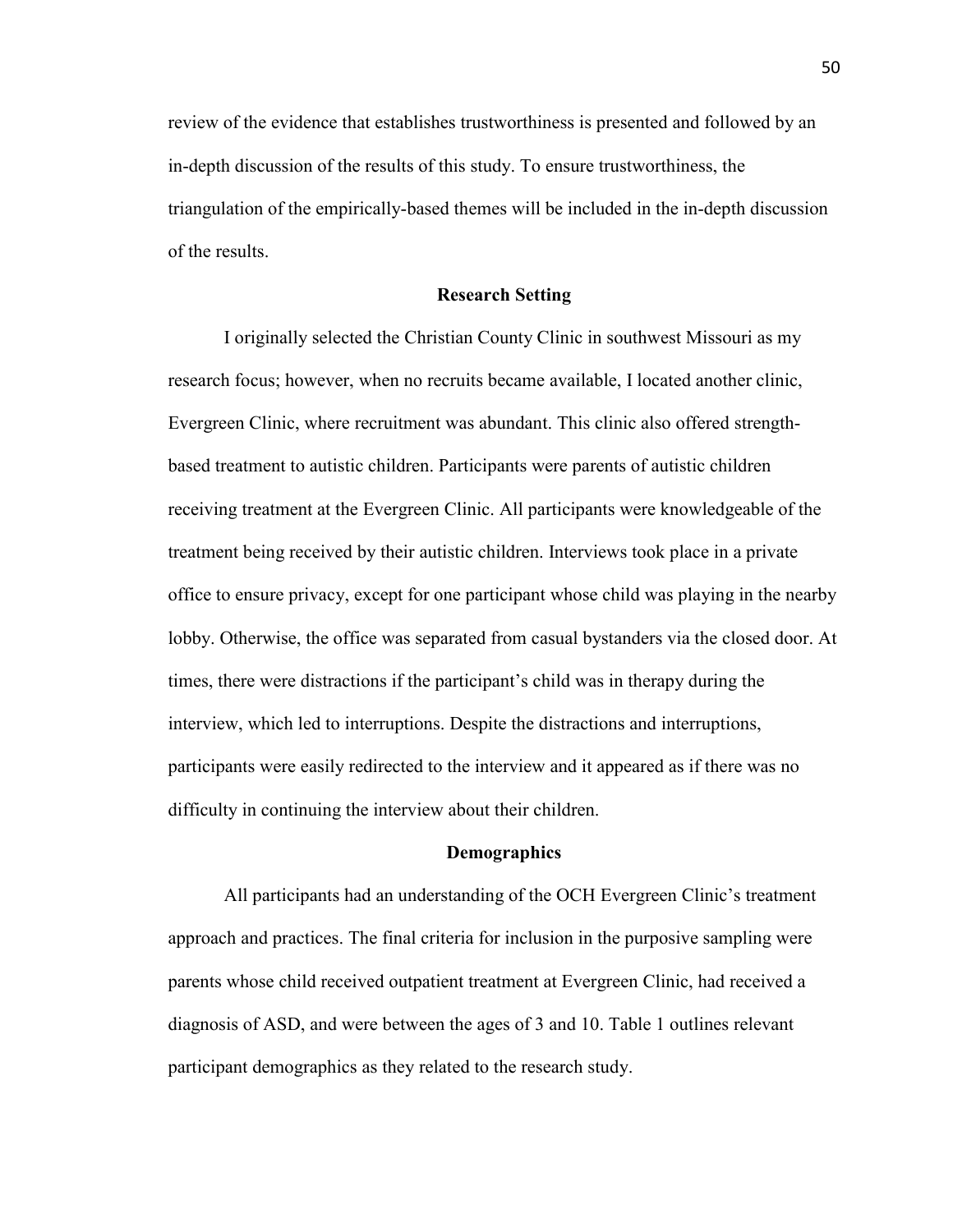review of the evidence that establishes trustworthiness is presented and followed by an in-depth discussion of the results of this study. To ensure trustworthiness, the triangulation of the empirically-based themes will be included in the in-depth discussion of the results.

## Research Setting

I originally selected the Christian County Clinic in southwest Missouri as my research focus; however, when no recruits became available, I located another clinic, Evergreen Clinic, where recruitment was abundant. This clinic also offered strength-based treatment to autistic children. Participants were parents of autistic children receiving treatment at the Evergreen Clinic. All participants were knowledgeable of the treatment being received by their autistic children. Interviews took place in a private office to ensure privacy, except for one participant whose child was playing in the nearby lobby. Otherwise, the office was separated from casual bystanders via the closed door. At times, there were distractions if the participant's child was in therapy during the interview, which led to interruptions. Despite the distractions and interruptions, participants were easily redirected to the interview and it appeared as if there was no difficulty in continuing the interview about their children.

## Demographics

All participants had an understanding of the OCH Evergreen Clinic's treatment approach and practices. The final criteria for inclusion in the purposive sampling were parents whose child received outpatient treatment at Evergreen Clinic, had received a diagnosis of ASD, and were between the ages of 3 and 10. Table 1 outlines relevant participant demographics as they related to the research study.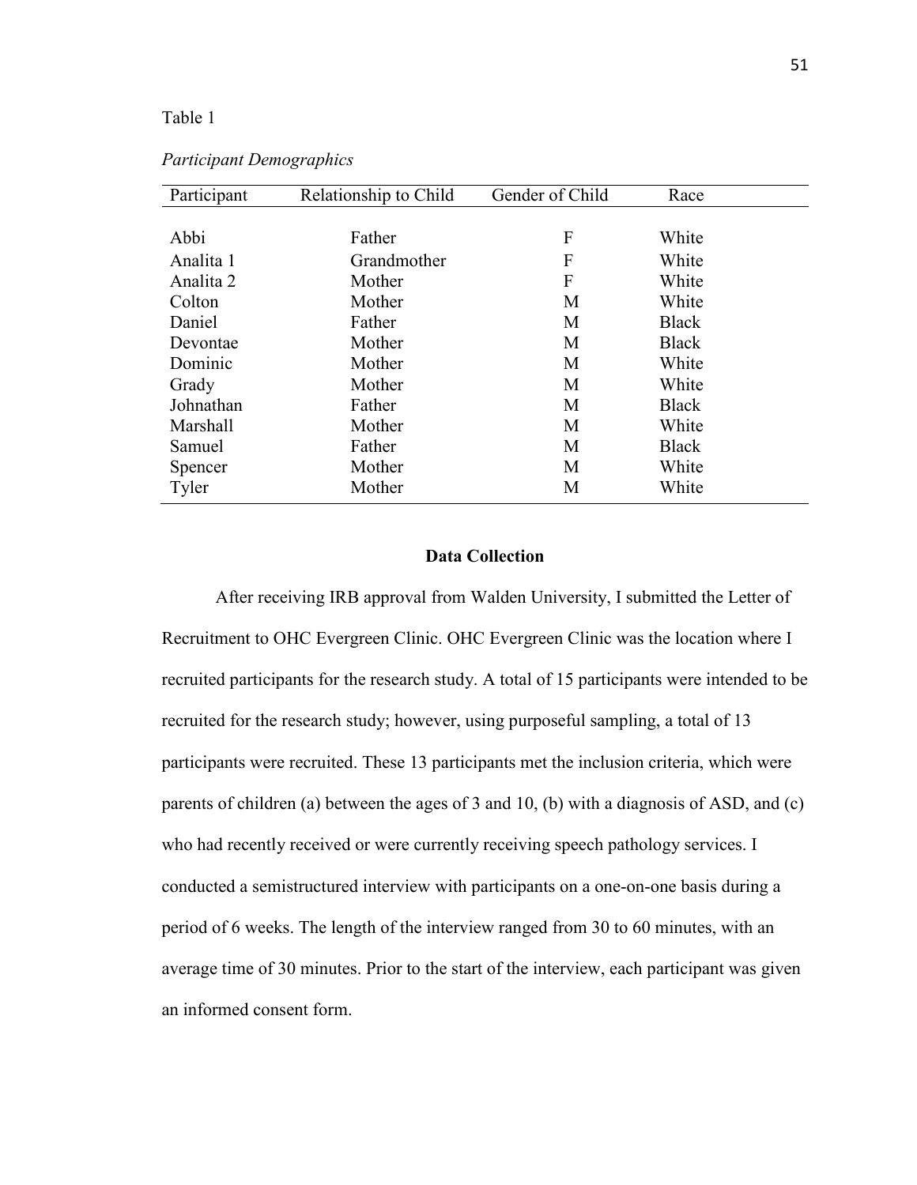Table 1

*Participant Demographics*

| Participant | Relationship to Child | Gender of Child | Race |
|---|---|---|---|
| Abbi | Father | F | White |
| Analita 1 | Grandmother | F | White |
| Analita 2 | Mother | F | White |
| Colton | Mother | M | White |
| Daniel | Father | M | Black |
| Devontae | Mother | M | Black |
| Dominic | Mother | M | White |
| Grady | Mother | M | White |
| Johnathan | Father | M | Black |
| Marshall | Mother | M | White |
| Samuel | Father | M | Black |
| Spencer | Mother | M | White |
| Tyler | Mother | M | White |

## Data Collection

After receiving IRB approval from Walden University, I submitted the Letter of Recruitment to OHC Evergreen Clinic. OHC Evergreen Clinic was the location where I recruited participants for the research study. A total of 15 participants were intended to be recruited for the research study; however, using purposeful sampling, a total of 13 participants were recruited. These 13 participants met the inclusion criteria, which were parents of children (a) between the ages of 3 and 10, (b) with a diagnosis of ASD, and (c) who had recently received or were currently receiving speech pathology services. I conducted a semistructured interview with participants on a one-on-one basis during a period of 6 weeks. The length of the interview ranged from 30 to 60 minutes, with an average time of 30 minutes. Prior to the start of the interview, each participant was given an informed consent form.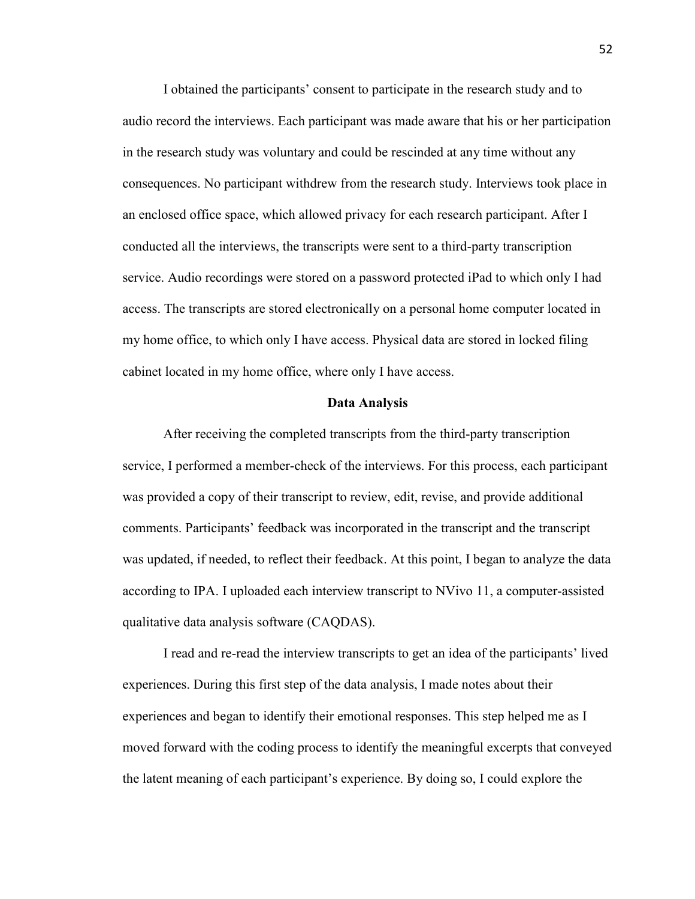I obtained the participants' consent to participate in the research study and to audio record the interviews. Each participant was made aware that his or her participation in the research study was voluntary and could be rescinded at any time without any consequences. No participant withdrew from the research study. Interviews took place in an enclosed office space, which allowed privacy for each research participant. After I conducted all the interviews, the transcripts were sent to a third-party transcription service. Audio recordings were stored on a password protected iPad to which only I had access. The transcripts are stored electronically on a personal home computer located in my home office, to which only I have access. Physical data are stored in locked filing cabinet located in my home office, where only I have access.

## Data Analysis

After receiving the completed transcripts from the third-party transcription service, I performed a member-check of the interviews. For this process, each participant was provided a copy of their transcript to review, edit, revise, and provide additional comments. Participants' feedback was incorporated in the transcript and the transcript was updated, if needed, to reflect their feedback. At this point, I began to analyze the data according to IPA. I uploaded each interview transcript to NVivo 11, a computer-assisted qualitative data analysis software (CAQDAS).

I read and re-read the interview transcripts to get an idea of the participants' lived experiences. During this first step of the data analysis, I made notes about their experiences and began to identify their emotional responses. This step helped me as I moved forward with the coding process to identify the meaningful excerpts that conveyed the latent meaning of each participant's experience. By doing so, I could explore the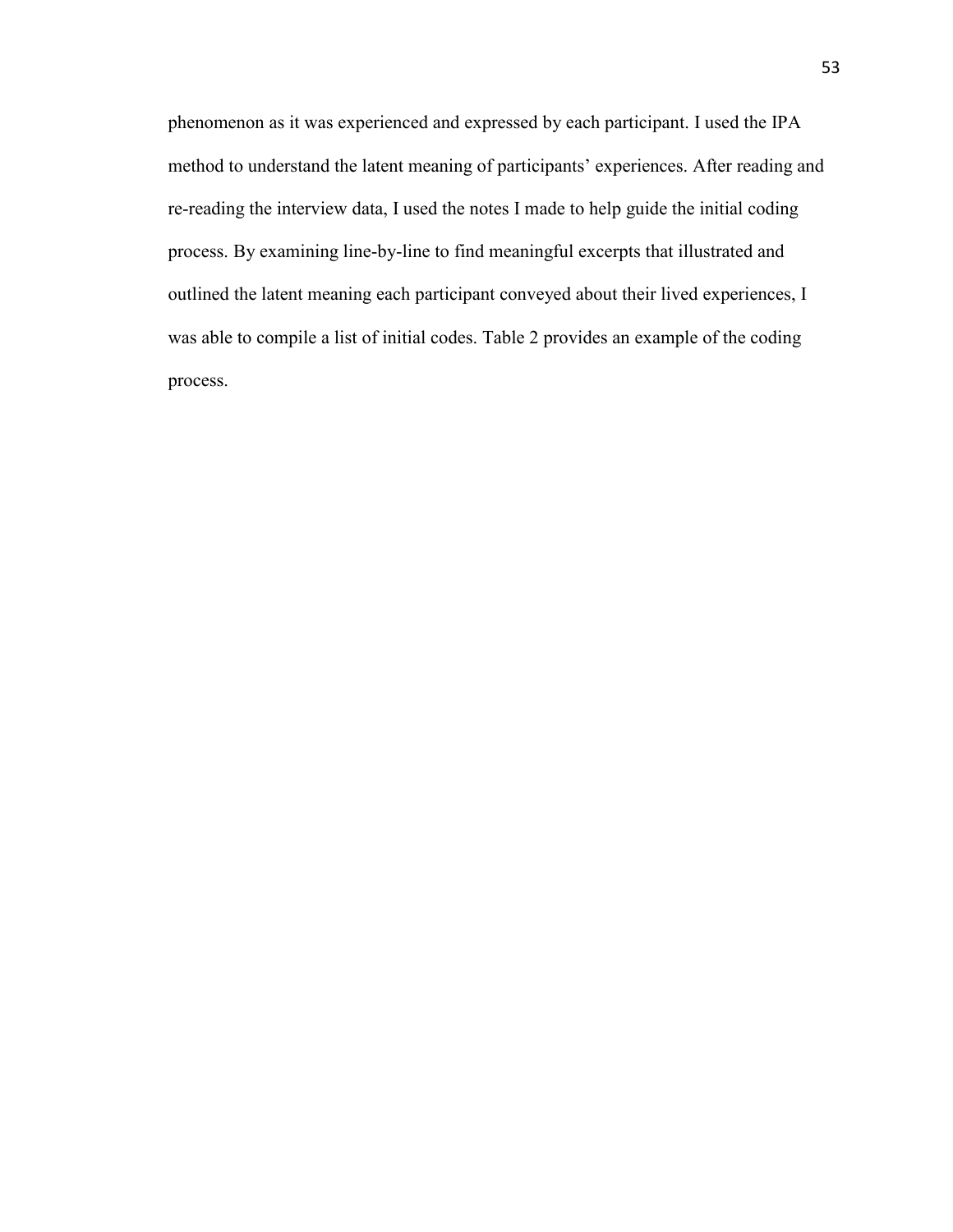phenomenon as it was experienced and expressed by each participant. I used the IPA method to understand the latent meaning of participants' experiences. After reading and re-reading the interview data, I used the notes I made to help guide the initial coding process. By examining line-by-line to find meaningful excerpts that illustrated and outlined the latent meaning each participant conveyed about their lived experiences, I was able to compile a list of initial codes. Table 2 provides an example of the coding process.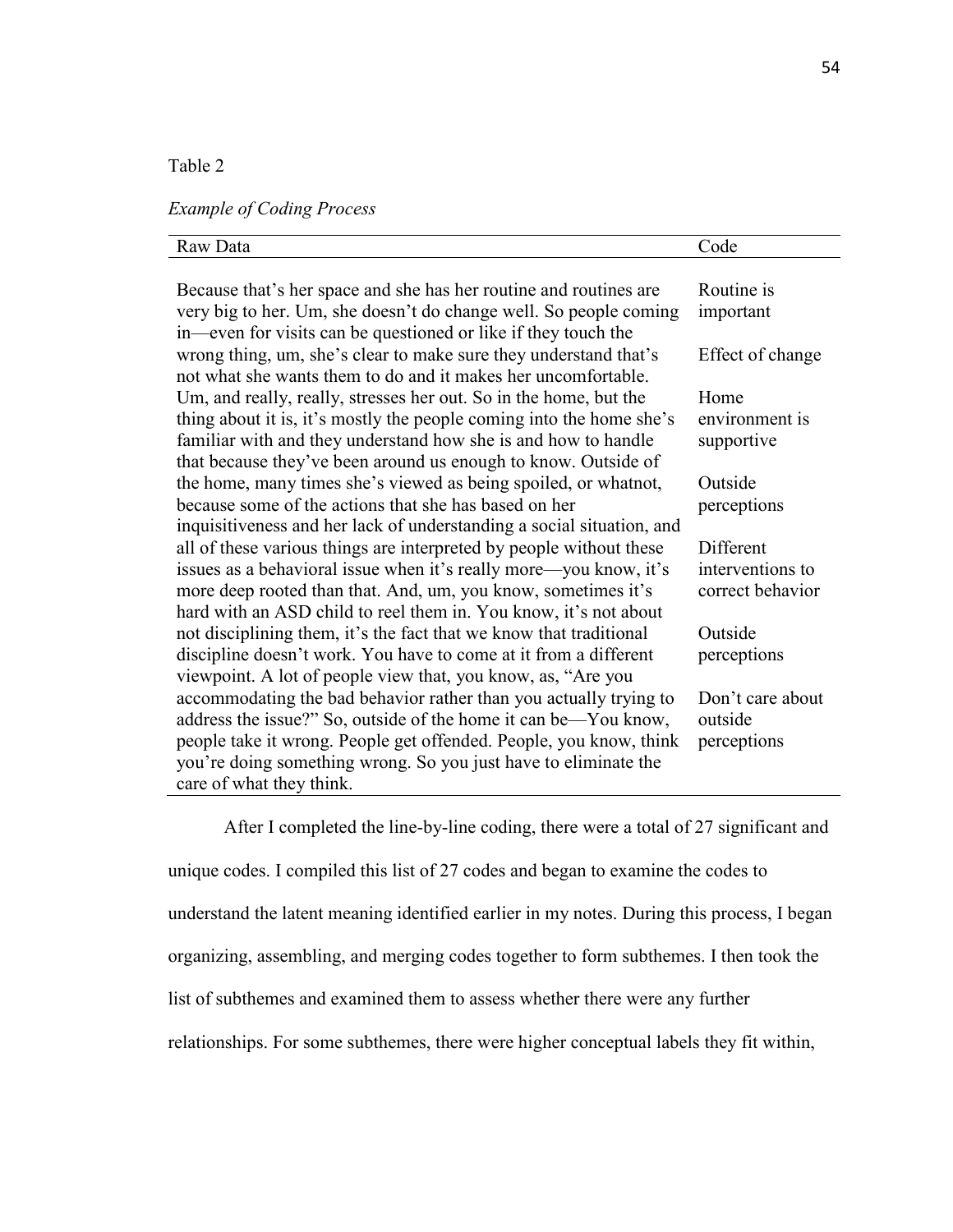Table 2

*Example of Coding Process*

| Raw Data | Code |
|---|---|
| Because that's her space and she has her routine and routines are very big to her. Um, she doesn't do change well. So people coming in—even for visits can be questioned or like if they touch the wrong thing, um, she's clear to make sure they understand that's not what she wants them to do and it makes her uncomfortable. Um, and really, really, stresses her out. So in the home, but the thing about it is, it's mostly the people coming into the home she's familiar with and they understand how she is and how to handle that because they've been around us enough to know. Outside of the home, many times she's viewed as being spoiled, or whatnot, because some of the actions that she has based on her inquisitiveness and her lack of understanding a social situation, and all of these various things are interpreted by people without these issues as a behavioral issue when it's really more—you know, it's more deep rooted than that. And, um, you know, sometimes it's hard with an ASD child to reel them in. You know, it's not about not disciplining them, it's the fact that we know that traditional discipline doesn't work. You have to come at it from a different viewpoint. A lot of people view that, you know, as, "Are you accommodating the bad behavior rather than you actually trying to address the issue?" So, outside of the home it can be—You know, people take it wrong. People get offended. People, you know, think you're doing something wrong. So you just have to eliminate the care of what they think. | Routine is important<br><br>Effect of change<br><br>Home environment is supportive<br><br>Outside perceptions<br><br>Different interventions to correct behavior<br><br>Outside perceptions<br><br>Don't care about outside perceptions |

After I completed the line-by-line coding, there were a total of 27 significant and unique codes. I compiled this list of 27 codes and began to examine the codes to understand the latent meaning identified earlier in my notes. During this process, I began organizing, assembling, and merging codes together to form subthemes. I then took the list of subthemes and examined them to assess whether there were any further relationships. For some subthemes, there were higher conceptual labels they fit within,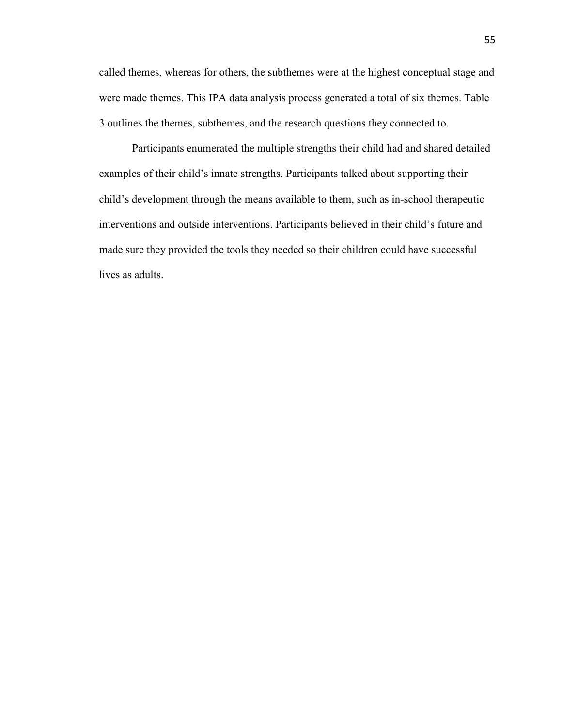called themes, whereas for others, the subthemes were at the highest conceptual stage and were made themes. This IPA data analysis process generated a total of six themes. Table 3 outlines the themes, subthemes, and the research questions they connected to.

Participants enumerated the multiple strengths their child had and shared detailed examples of their child's innate strengths. Participants talked about supporting their child's development through the means available to them, such as in-school therapeutic interventions and outside interventions. Participants believed in their child's future and made sure they provided the tools they needed so their children could have successful lives as adults.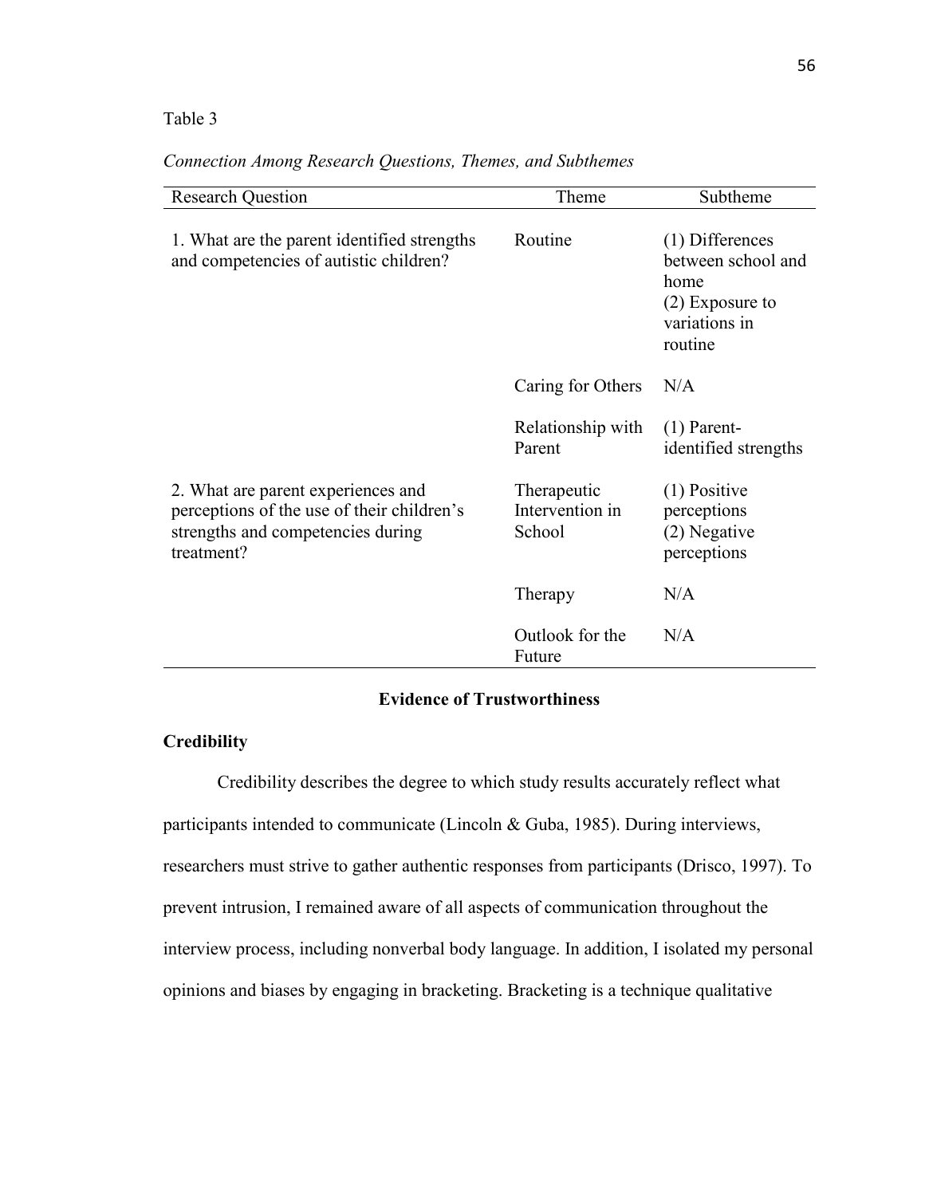Table 3

*Connection Among Research Questions, Themes, and Subthemes*

| Research Question | Theme | Subtheme |
|---|---|---|
| 1. What are the parent identified strengths and competencies of autistic children? | Routine | (1) Differences between school and home (2) Exposure to variations in routine |
| | Caring for Others | N/A |
| | Relationship with Parent | (1) Parent-identified strengths |
| 2. What are parent experiences and perceptions of the use of their children's strengths and competencies during treatment? | Therapeutic Intervention in School | (1) Positive perceptions (2) Negative perceptions |
| | Therapy | N/A |
| | Outlook for the Future | N/A |

## Evidence of Trustworthiness

### Credibility

Credibility describes the degree to which study results accurately reflect what participants intended to communicate (Lincoln & Guba, 1985). During interviews, researchers must strive to gather authentic responses from participants (Drisco, 1997). To prevent intrusion, I remained aware of all aspects of communication throughout the interview process, including nonverbal body language. In addition, I isolated my personal opinions and biases by engaging in bracketing. Bracketing is a technique qualitative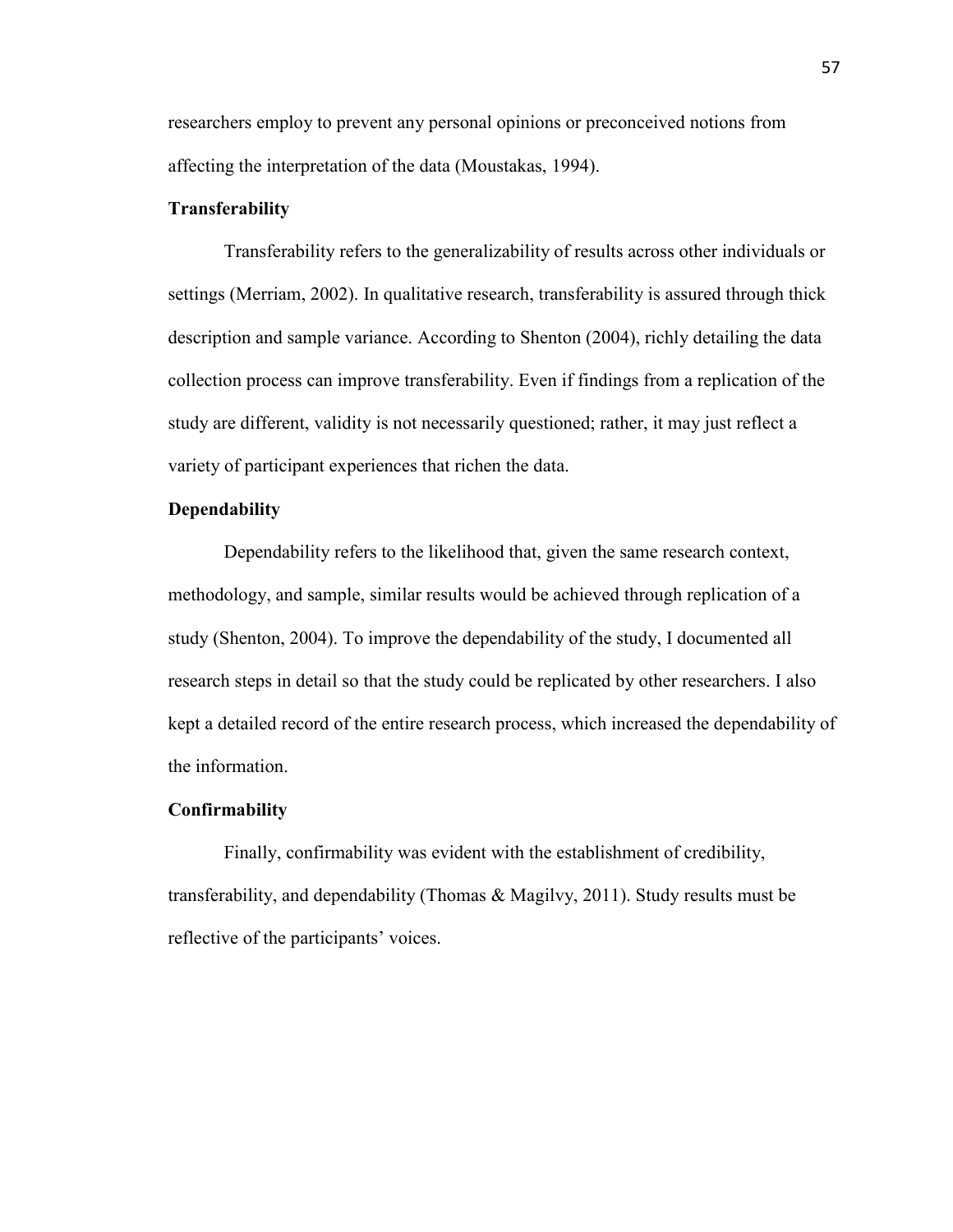researchers employ to prevent any personal opinions or preconceived notions from affecting the interpretation of the data (Moustakas, 1994).

### Transferability

Transferability refers to the generalizability of results across other individuals or settings (Merriam, 2002). In qualitative research, transferability is assured through thick description and sample variance. According to Shenton (2004), richly detailing the data collection process can improve transferability. Even if findings from a replication of the study are different, validity is not necessarily questioned; rather, it may just reflect a variety of participant experiences that richen the data.

### Dependability

Dependability refers to the likelihood that, given the same research context, methodology, and sample, similar results would be achieved through replication of a study (Shenton, 2004). To improve the dependability of the study, I documented all research steps in detail so that the study could be replicated by other researchers. I also kept a detailed record of the entire research process, which increased the dependability of the information.

### Confirmability

Finally, confirmability was evident with the establishment of credibility, transferability, and dependability (Thomas & Magilvy, 2011). Study results must be reflective of the participants' voices.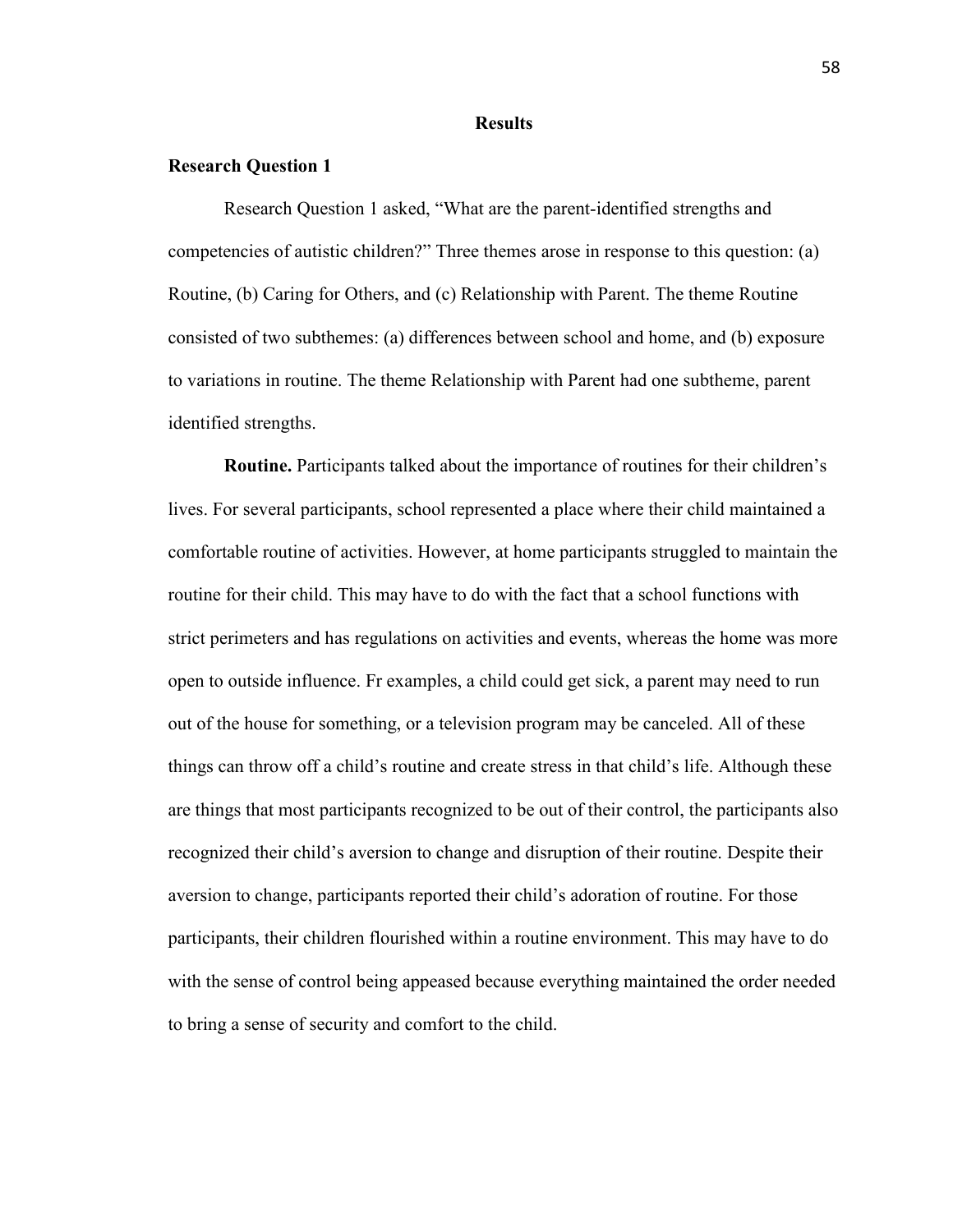## Results

### Research Question 1

Research Question 1 asked, "What are the parent-identified strengths and competencies of autistic children?" Three themes arose in response to this question: (a) Routine, (b) Caring for Others, and (c) Relationship with Parent. The theme Routine consisted of two subthemes: (a) differences between school and home, and (b) exposure to variations in routine. The theme Relationship with Parent had one subtheme, parent identified strengths.

**Routine.** Participants talked about the importance of routines for their children's lives. For several participants, school represented a place where their child maintained a comfortable routine of activities. However, at home participants struggled to maintain the routine for their child. This may have to do with the fact that a school functions with strict perimeters and has regulations on activities and events, whereas the home was more open to outside influence. Fr examples, a child could get sick, a parent may need to run out of the house for something, or a television program may be canceled. All of these things can throw off a child's routine and create stress in that child's life. Although these are things that most participants recognized to be out of their control, the participants also recognized their child's aversion to change and disruption of their routine. Despite their aversion to change, participants reported their child's adoration of routine. For those participants, their children flourished within a routine environment. This may have to do with the sense of control being appeased because everything maintained the order needed to bring a sense of security and comfort to the child.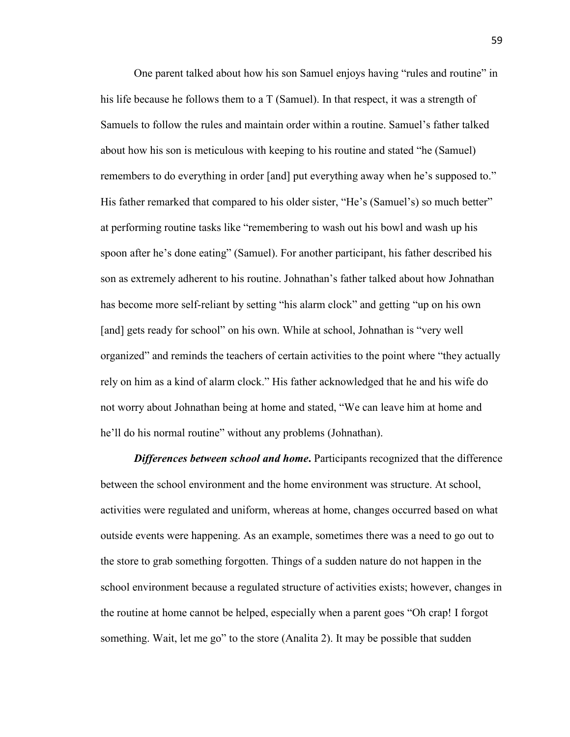One parent talked about how his son Samuel enjoys having "rules and routine" in his life because he follows them to a T (Samuel). In that respect, it was a strength of Samuels to follow the rules and maintain order within a routine. Samuel's father talked about how his son is meticulous with keeping to his routine and stated "he (Samuel) remembers to do everything in order [and] put everything away when he's supposed to." His father remarked that compared to his older sister, "He's (Samuel's) so much better" at performing routine tasks like "remembering to wash out his bowl and wash up his spoon after he's done eating" (Samuel). For another participant, his father described his son as extremely adherent to his routine. Johnathan's father talked about how Johnathan has become more self-reliant by setting "his alarm clock" and getting "up on his own [and] gets ready for school" on his own. While at school, Johnathan is "very well organized" and reminds the teachers of certain activities to the point where "they actually rely on him as a kind of alarm clock." His father acknowledged that he and his wife do not worry about Johnathan being at home and stated, "We can leave him at home and he'll do his normal routine" without any problems (Johnathan).

***Differences between school and home*.** Participants recognized that the difference between the school environment and the home environment was structure. At school, activities were regulated and uniform, whereas at home, changes occurred based on what outside events were happening. As an example, sometimes there was a need to go out to the store to grab something forgotten. Things of a sudden nature do not happen in the school environment because a regulated structure of activities exists; however, changes in the routine at home cannot be helped, especially when a parent goes "Oh crap! I forgot something. Wait, let me go" to the store (Analita 2). It may be possible that sudden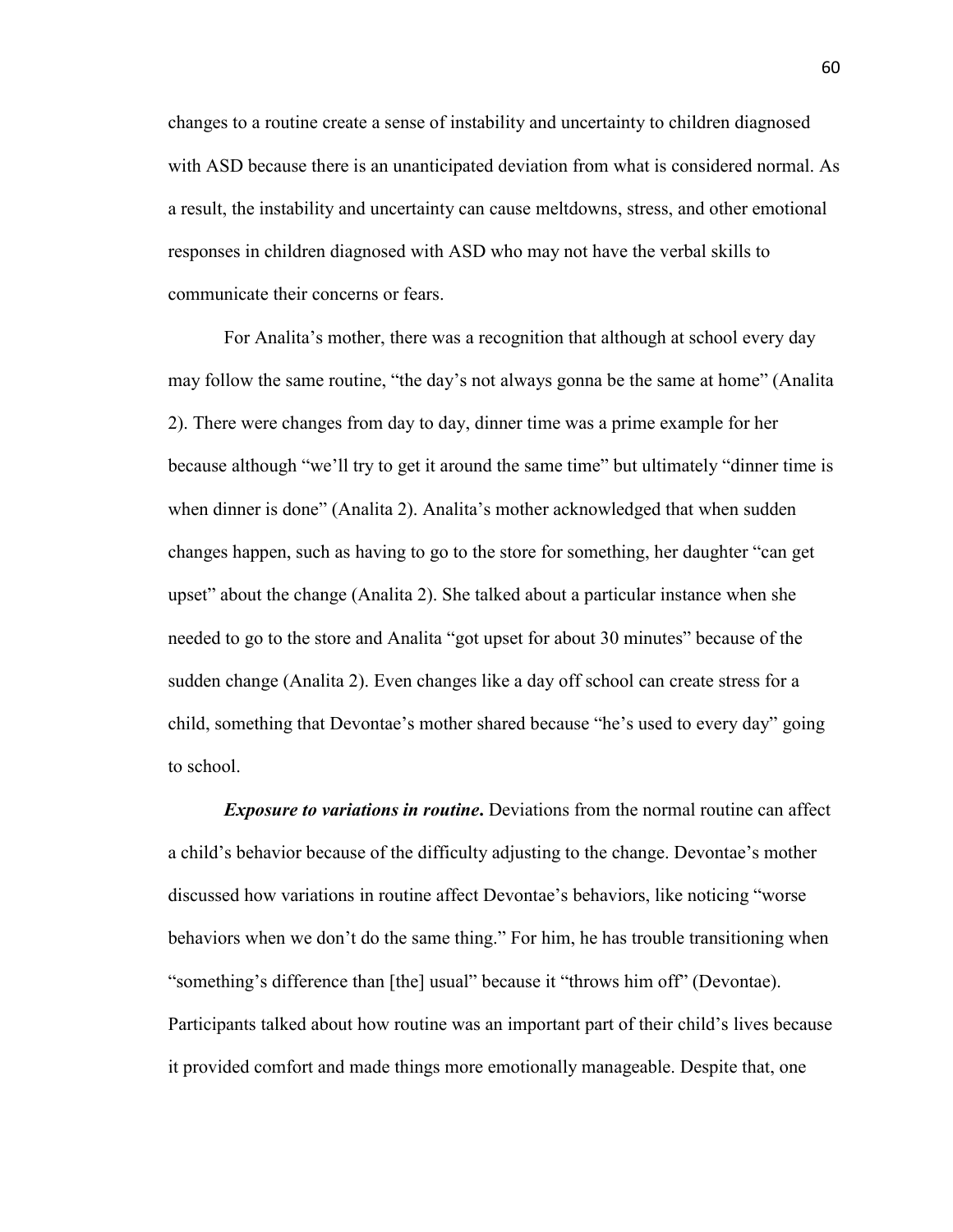changes to a routine create a sense of instability and uncertainty to children diagnosed with ASD because there is an unanticipated deviation from what is considered normal. As a result, the instability and uncertainty can cause meltdowns, stress, and other emotional responses in children diagnosed with ASD who may not have the verbal skills to communicate their concerns or fears.

For Analita's mother, there was a recognition that although at school every day may follow the same routine, "the day's not always gonna be the same at home" (Analita 2). There were changes from day to day, dinner time was a prime example for her because although "we'll try to get it around the same time" but ultimately "dinner time is when dinner is done" (Analita 2). Analita's mother acknowledged that when sudden changes happen, such as having to go to the store for something, her daughter "can get upset" about the change (Analita 2). She talked about a particular instance when she needed to go to the store and Analita "got upset for about 30 minutes" because of the sudden change (Analita 2). Even changes like a day off school can create stress for a child, something that Devontae's mother shared because "he's used to every day" going to school.

***Exposure to variations in routine*.** Deviations from the normal routine can affect a child's behavior because of the difficulty adjusting to the change. Devontae's mother discussed how variations in routine affect Devontae's behaviors, like noticing "worse behaviors when we don't do the same thing." For him, he has trouble transitioning when "something's difference than [the] usual" because it "throws him off" (Devontae). Participants talked about how routine was an important part of their child's lives because it provided comfort and made things more emotionally manageable. Despite that, one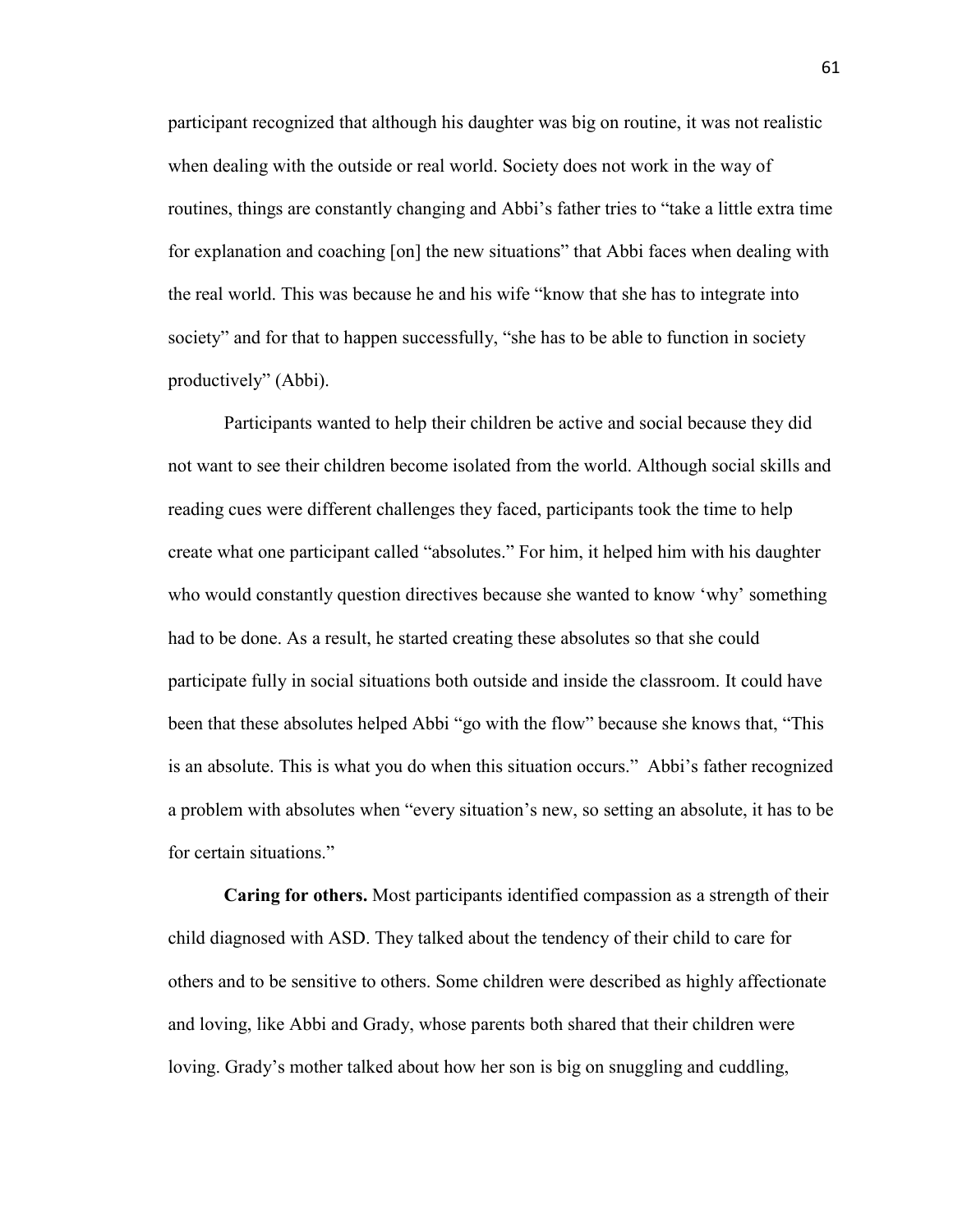participant recognized that although his daughter was big on routine, it was not realistic when dealing with the outside or real world. Society does not work in the way of routines, things are constantly changing and Abbi's father tries to "take a little extra time for explanation and coaching [on] the new situations" that Abbi faces when dealing with the real world. This was because he and his wife "know that she has to integrate into society" and for that to happen successfully, "she has to be able to function in society productively" (Abbi).

Participants wanted to help their children be active and social because they did not want to see their children become isolated from the world. Although social skills and reading cues were different challenges they faced, participants took the time to help create what one participant called "absolutes." For him, it helped him with his daughter who would constantly question directives because she wanted to know 'why' something had to be done. As a result, he started creating these absolutes so that she could participate fully in social situations both outside and inside the classroom. It could have been that these absolutes helped Abbi "go with the flow" because she knows that, "This is an absolute. This is what you do when this situation occurs." Abbi's father recognized a problem with absolutes when "every situation's new, so setting an absolute, it has to be for certain situations."

**Caring for others.** Most participants identified compassion as a strength of their child diagnosed with ASD. They talked about the tendency of their child to care for others and to be sensitive to others. Some children were described as highly affectionate and loving, like Abbi and Grady, whose parents both shared that their children were loving. Grady's mother talked about how her son is big on snuggling and cuddling,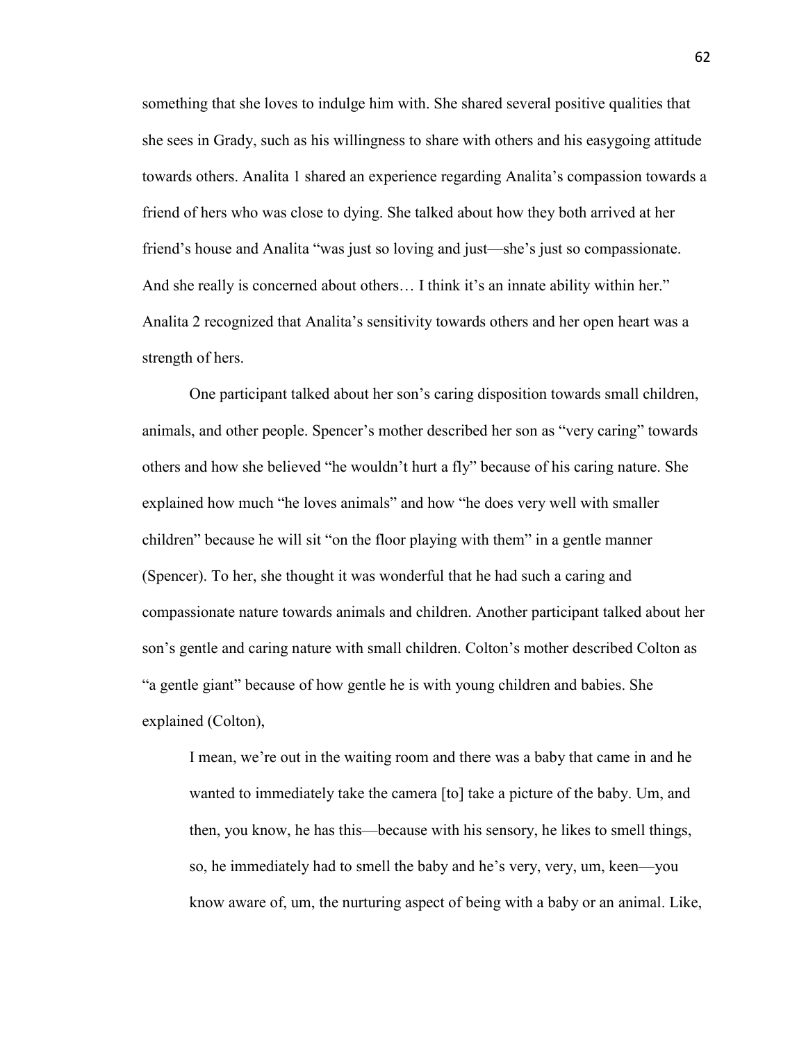something that she loves to indulge him with. She shared several positive qualities that she sees in Grady, such as his willingness to share with others and his easygoing attitude towards others. Analita 1 shared an experience regarding Analita's compassion towards a friend of hers who was close to dying. She talked about how they both arrived at her friend's house and Analita "was just so loving and just—she's just so compassionate. And she really is concerned about others… I think it's an innate ability within her." Analita 2 recognized that Analita's sensitivity towards others and her open heart was a strength of hers.

One participant talked about her son's caring disposition towards small children, animals, and other people. Spencer's mother described her son as "very caring" towards others and how she believed "he wouldn't hurt a fly" because of his caring nature. She explained how much "he loves animals" and how "he does very well with smaller children" because he will sit "on the floor playing with them" in a gentle manner (Spencer). To her, she thought it was wonderful that he had such a caring and compassionate nature towards animals and children. Another participant talked about her son's gentle and caring nature with small children. Colton's mother described Colton as "a gentle giant" because of how gentle he is with young children and babies. She explained (Colton),

> I mean, we're out in the waiting room and there was a baby that came in and he wanted to immediately take the camera [to] take a picture of the baby. Um, and then, you know, he has this—because with his sensory, he likes to smell things, so, he immediately had to smell the baby and he's very, very, um, keen—you know aware of, um, the nurturing aspect of being with a baby or an animal. Like,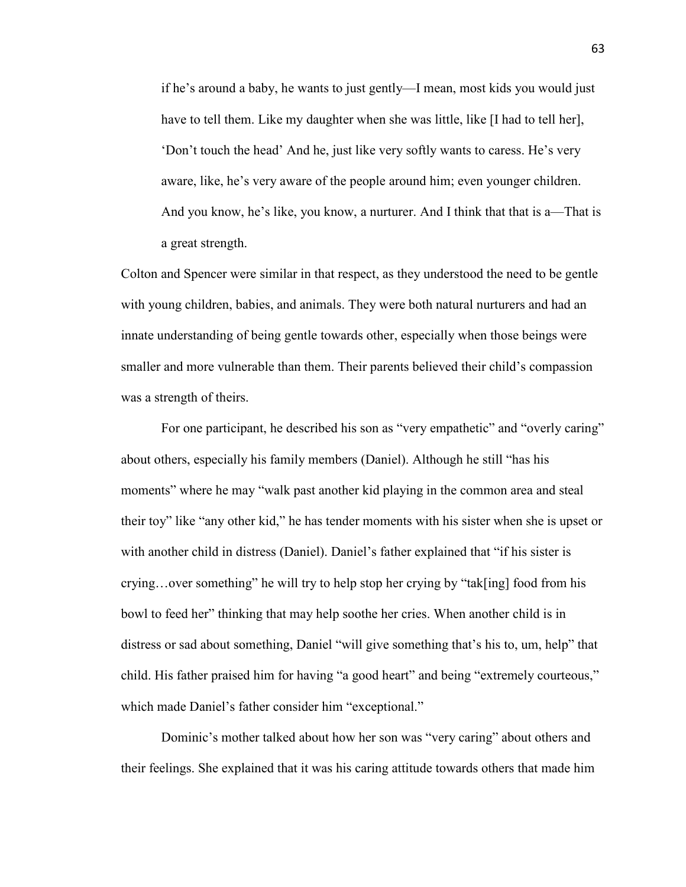> if he's around a baby, he wants to just gently—I mean, most kids you would just have to tell them. Like my daughter when she was little, like [I had to tell her], 'Don't touch the head' And he, just like very softly wants to caress. He's very aware, like, he's very aware of the people around him; even younger children. And you know, he's like, you know, a nurturer. And I think that that is a—That is a great strength.

Colton and Spencer were similar in that respect, as they understood the need to be gentle with young children, babies, and animals. They were both natural nurturers and had an innate understanding of being gentle towards other, especially when those beings were smaller and more vulnerable than them. Their parents believed their child's compassion was a strength of theirs.

For one participant, he described his son as "very empathetic" and "overly caring" about others, especially his family members (Daniel). Although he still "has his moments" where he may "walk past another kid playing in the common area and steal their toy" like "any other kid," he has tender moments with his sister when she is upset or with another child in distress (Daniel). Daniel's father explained that "if his sister is crying…over something" he will try to help stop her crying by "tak[ing] food from his bowl to feed her" thinking that may help soothe her cries. When another child is in distress or sad about something, Daniel "will give something that's his to, um, help" that child. His father praised him for having "a good heart" and being "extremely courteous," which made Daniel's father consider him "exceptional."

Dominic's mother talked about how her son was "very caring" about others and their feelings. She explained that it was his caring attitude towards others that made him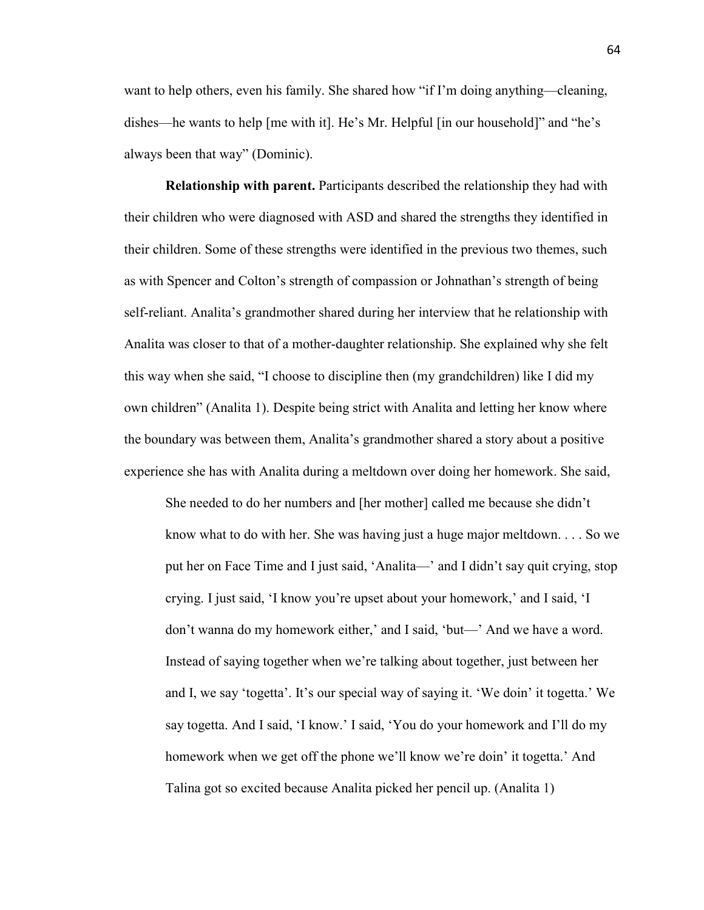want to help others, even his family. She shared how "if I'm doing anything—cleaning, dishes—he wants to help [me with it]. He's Mr. Helpful [in our household]" and "he's always been that way" (Dominic).

**Relationship with parent.** Participants described the relationship they had with their children who were diagnosed with ASD and shared the strengths they identified in their children. Some of these strengths were identified in the previous two themes, such as with Spencer and Colton's strength of compassion or Johnathan's strength of being self-reliant. Analita's grandmother shared during her interview that he relationship with Analita was closer to that of a mother-daughter relationship. She explained why she felt this way when she said, "I choose to discipline then (my grandchildren) like I did my own children" (Analita 1). Despite being strict with Analita and letting her know where the boundary was between them, Analita's grandmother shared a story about a positive experience she has with Analita during a meltdown over doing her homework. She said,

> She needed to do her numbers and [her mother] called me because she didn't know what to do with her. She was having just a huge major meltdown. . . . So we put her on Face Time and I just said, 'Analita—' and I didn't say quit crying, stop crying. I just said, 'I know you're upset about your homework,' and I said, 'I don't wanna do my homework either,' and I said, 'but—' And we have a word. Instead of saying together when we're talking about together, just between her and I, we say 'togetta'. It's our special way of saying it. 'We doin' it togetta.' We say togetta. And I said, 'I know.' I said, 'You do your homework and I'll do my homework when we get off the phone we'll know we're doin' it togetta.' And Talina got so excited because Analita picked her pencil up. (Analita 1)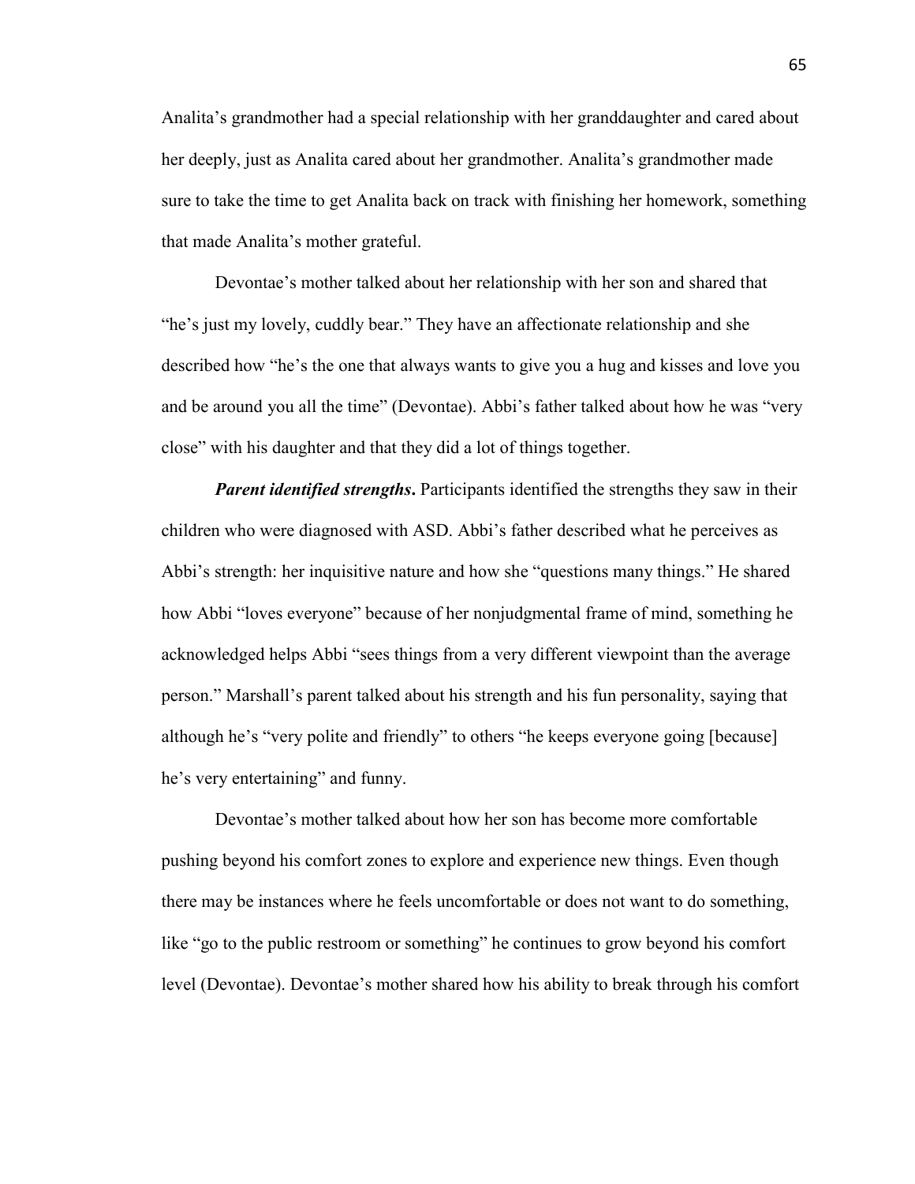Analita's grandmother had a special relationship with her granddaughter and cared about her deeply, just as Analita cared about her grandmother. Analita's grandmother made sure to take the time to get Analita back on track with finishing her homework, something that made Analita's mother grateful.

Devontae's mother talked about her relationship with her son and shared that "he's just my lovely, cuddly bear." They have an affectionate relationship and she described how "he's the one that always wants to give you a hug and kisses and love you and be around you all the time" (Devontae). Abbi's father talked about how he was "very close" with his daughter and that they did a lot of things together.

***Parent identified strengths*.** Participants identified the strengths they saw in their children who were diagnosed with ASD. Abbi's father described what he perceives as Abbi's strength: her inquisitive nature and how she "questions many things." He shared how Abbi "loves everyone" because of her nonjudgmental frame of mind, something he acknowledged helps Abbi "sees things from a very different viewpoint than the average person." Marshall's parent talked about his strength and his fun personality, saying that although he's "very polite and friendly" to others "he keeps everyone going [because] he's very entertaining" and funny.

Devontae's mother talked about how her son has become more comfortable pushing beyond his comfort zones to explore and experience new things. Even though there may be instances where he feels uncomfortable or does not want to do something, like "go to the public restroom or something" he continues to grow beyond his comfort level (Devontae). Devontae's mother shared how his ability to break through his comfort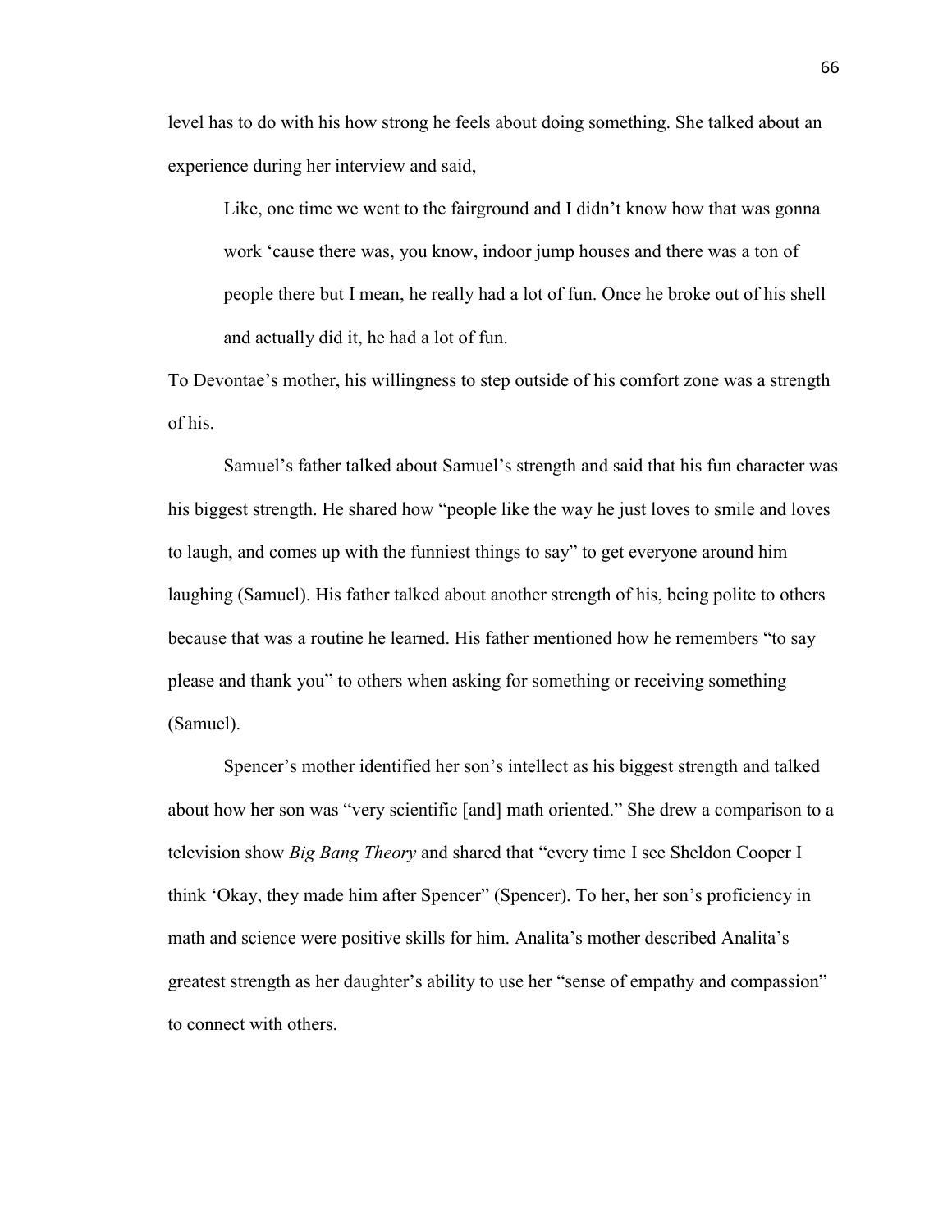level has to do with his how strong he feels about doing something. She talked about an experience during her interview and said,

> Like, one time we went to the fairground and I didn't know how that was gonna work 'cause there was, you know, indoor jump houses and there was a ton of people there but I mean, he really had a lot of fun. Once he broke out of his shell and actually did it, he had a lot of fun.

To Devontae's mother, his willingness to step outside of his comfort zone was a strength of his.

Samuel's father talked about Samuel's strength and said that his fun character was his biggest strength. He shared how "people like the way he just loves to smile and loves to laugh, and comes up with the funniest things to say" to get everyone around him laughing (Samuel). His father talked about another strength of his, being polite to others because that was a routine he learned. His father mentioned how he remembers "to say please and thank you" to others when asking for something or receiving something (Samuel).

Spencer's mother identified her son's intellect as his biggest strength and talked about how her son was "very scientific [and] math oriented." She drew a comparison to a television show *Big Bang Theory* and shared that "every time I see Sheldon Cooper I think 'Okay, they made him after Spencer" (Spencer). To her, her son's proficiency in math and science were positive skills for him. Analita's mother described Analita's greatest strength as her daughter's ability to use her "sense of empathy and compassion" to connect with others.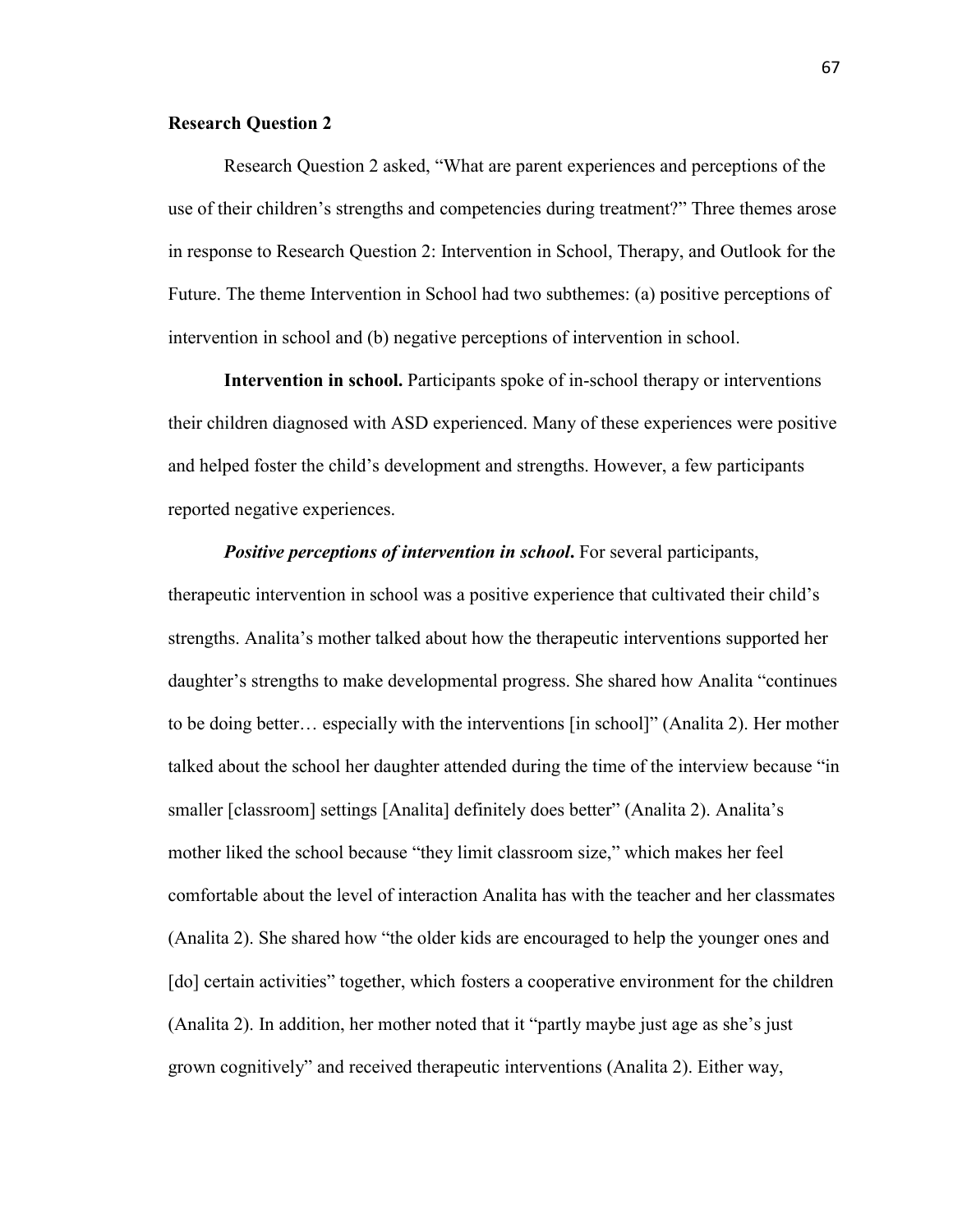**Research Question 2**

Research Question 2 asked, "What are parent experiences and perceptions of the use of their children's strengths and competencies during treatment?" Three themes arose in response to Research Question 2: Intervention in School, Therapy, and Outlook for the Future. The theme Intervention in School had two subthemes: (a) positive perceptions of intervention in school and (b) negative perceptions of intervention in school.

**Intervention in school.** Participants spoke of in-school therapy or interventions their children diagnosed with ASD experienced. Many of these experiences were positive and helped foster the child's development and strengths. However, a few participants reported negative experiences.

***Positive perceptions of intervention in school*.** For several participants, therapeutic intervention in school was a positive experience that cultivated their child's strengths. Analita's mother talked about how the therapeutic interventions supported her daughter's strengths to make developmental progress. She shared how Analita "continues to be doing better… especially with the interventions [in school]" (Analita 2). Her mother talked about the school her daughter attended during the time of the interview because "in smaller [classroom] settings [Analita] definitely does better" (Analita 2). Analita's mother liked the school because "they limit classroom size," which makes her feel comfortable about the level of interaction Analita has with the teacher and her classmates (Analita 2). She shared how "the older kids are encouraged to help the younger ones and [do] certain activities" together, which fosters a cooperative environment for the children (Analita 2). In addition, her mother noted that it "partly maybe just age as she's just grown cognitively" and received therapeutic interventions (Analita 2). Either way,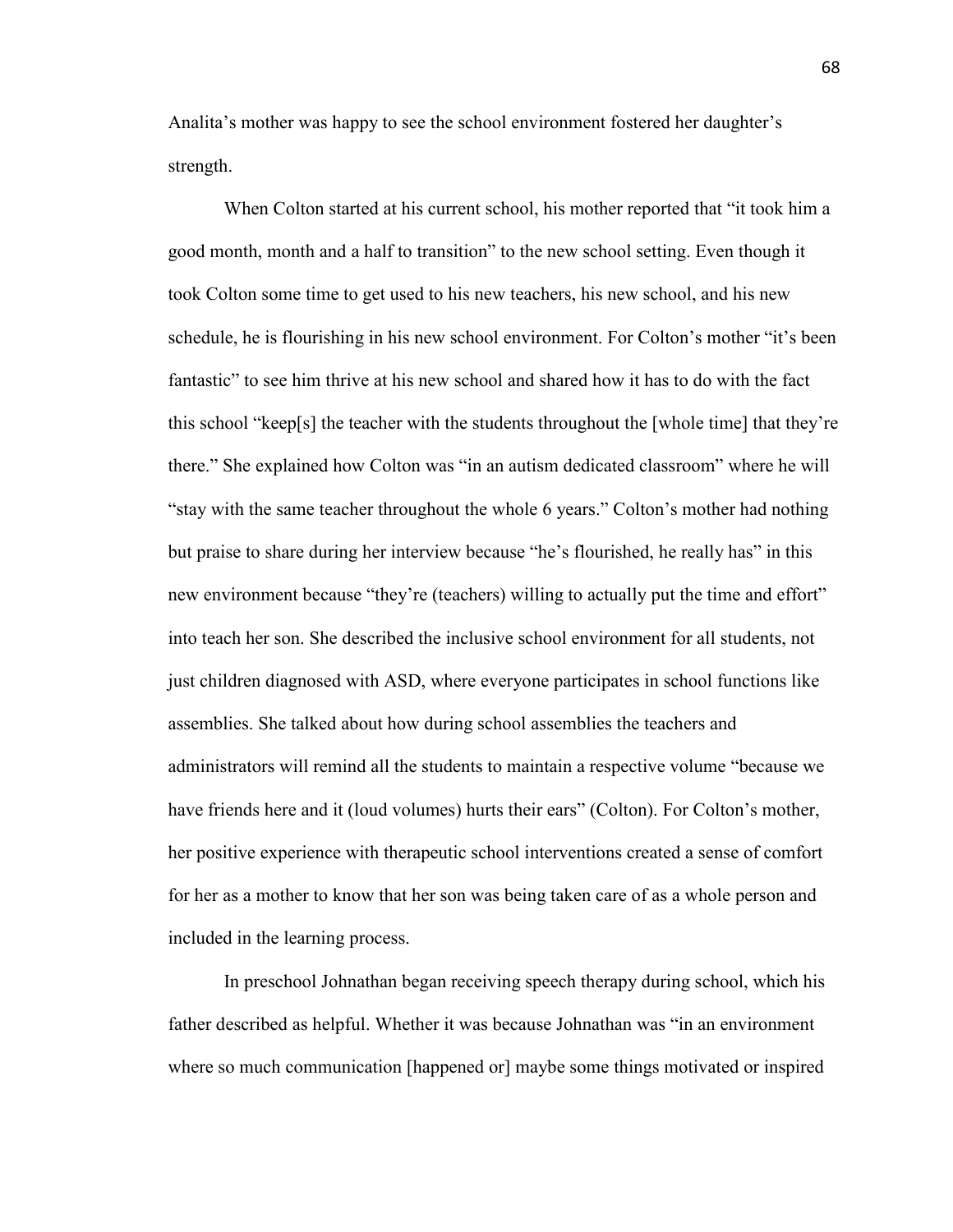Analita's mother was happy to see the school environment fostered her daughter's strength.

When Colton started at his current school, his mother reported that "it took him a good month, month and a half to transition" to the new school setting. Even though it took Colton some time to get used to his new teachers, his new school, and his new schedule, he is flourishing in his new school environment. For Colton's mother "it's been fantastic" to see him thrive at his new school and shared how it has to do with the fact this school "keep[s] the teacher with the students throughout the [whole time] that they're there." She explained how Colton was "in an autism dedicated classroom" where he will "stay with the same teacher throughout the whole 6 years." Colton's mother had nothing but praise to share during her interview because "he's flourished, he really has" in this new environment because "they're (teachers) willing to actually put the time and effort" into teach her son. She described the inclusive school environment for all students, not just children diagnosed with ASD, where everyone participates in school functions like assemblies. She talked about how during school assemblies the teachers and administrators will remind all the students to maintain a respective volume "because we have friends here and it (loud volumes) hurts their ears" (Colton). For Colton's mother, her positive experience with therapeutic school interventions created a sense of comfort for her as a mother to know that her son was being taken care of as a whole person and included in the learning process.

In preschool Johnathan began receiving speech therapy during school, which his father described as helpful. Whether it was because Johnathan was "in an environment where so much communication [happened or] maybe some things motivated or inspired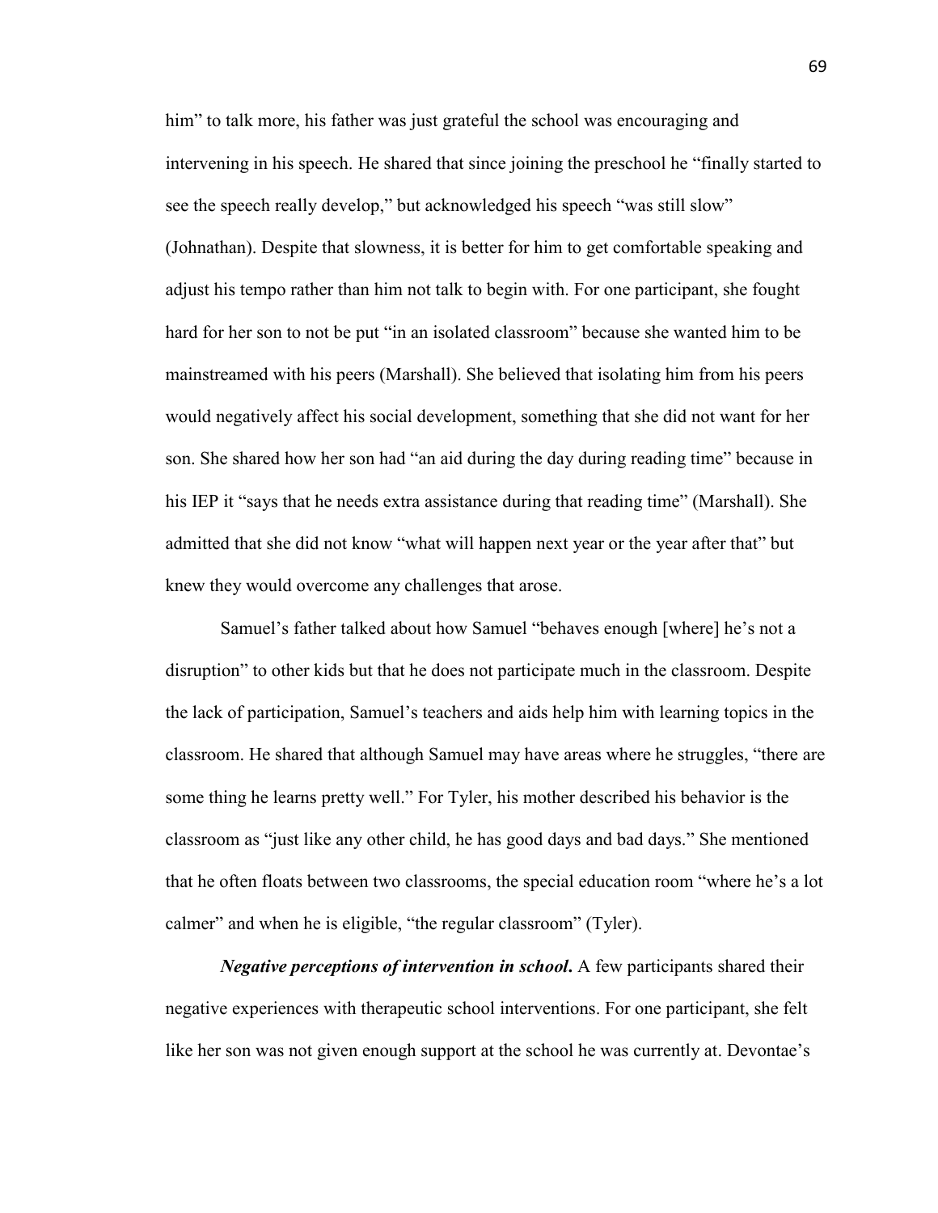him" to talk more, his father was just grateful the school was encouraging and intervening in his speech. He shared that since joining the preschool he "finally started to see the speech really develop," but acknowledged his speech "was still slow" (Johnathan). Despite that slowness, it is better for him to get comfortable speaking and adjust his tempo rather than him not talk to begin with. For one participant, she fought hard for her son to not be put "in an isolated classroom" because she wanted him to be mainstreamed with his peers (Marshall). She believed that isolating him from his peers would negatively affect his social development, something that she did not want for her son. She shared how her son had "an aid during the day during reading time" because in his IEP it "says that he needs extra assistance during that reading time" (Marshall). She admitted that she did not know "what will happen next year or the year after that" but knew they would overcome any challenges that arose.

Samuel's father talked about how Samuel "behaves enough [where] he's not a disruption" to other kids but that he does not participate much in the classroom. Despite the lack of participation, Samuel's teachers and aids help him with learning topics in the classroom. He shared that although Samuel may have areas where he struggles, "there are some thing he learns pretty well." For Tyler, his mother described his behavior is the classroom as "just like any other child, he has good days and bad days." She mentioned that he often floats between two classrooms, the special education room "where he's a lot calmer" and when he is eligible, "the regular classroom" (Tyler).

***Negative perceptions of intervention in school*.** A few participants shared their negative experiences with therapeutic school interventions. For one participant, she felt like her son was not given enough support at the school he was currently at. Devontae's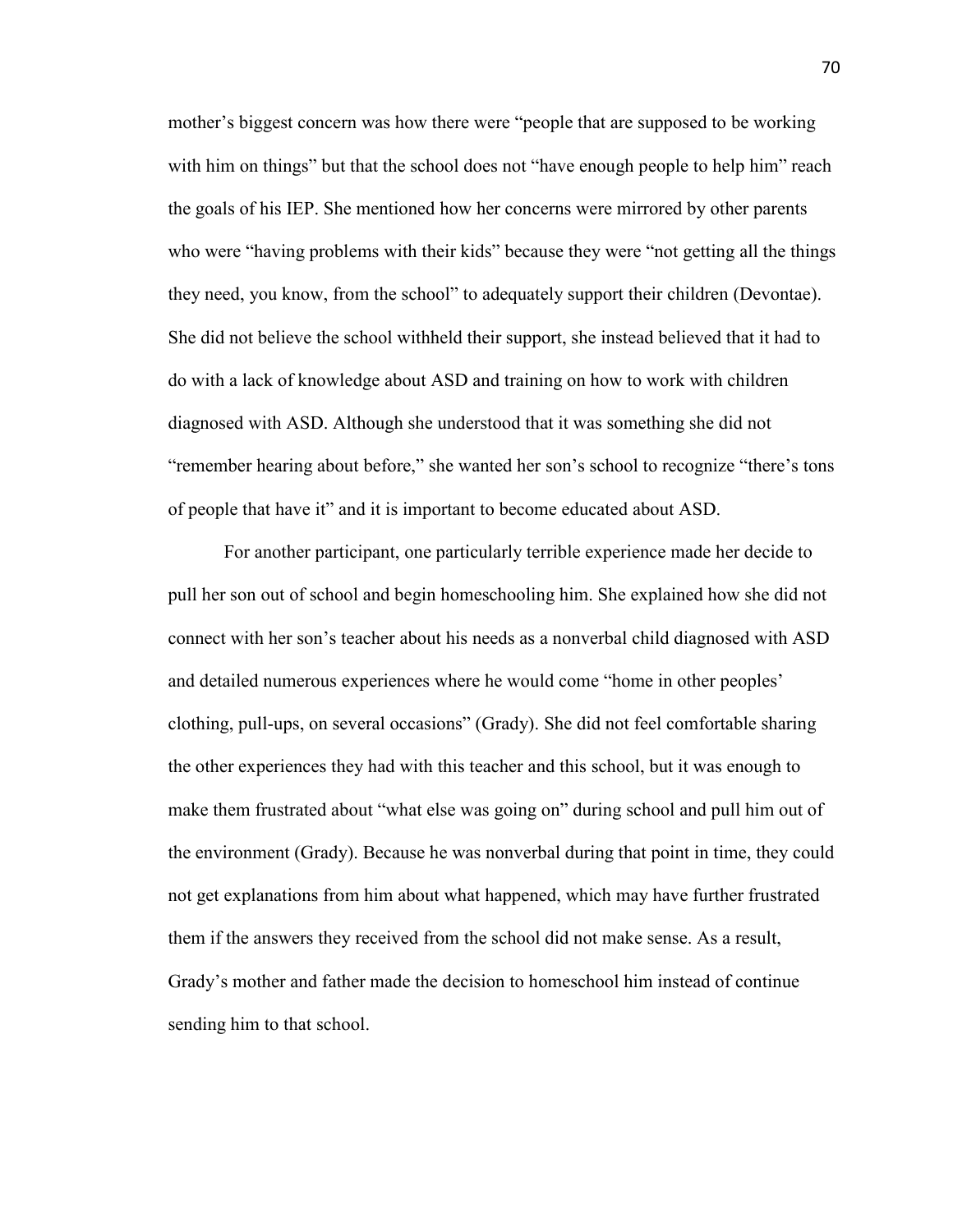mother's biggest concern was how there were "people that are supposed to be working with him on things" but that the school does not "have enough people to help him" reach the goals of his IEP. She mentioned how her concerns were mirrored by other parents who were "having problems with their kids" because they were "not getting all the things they need, you know, from the school" to adequately support their children (Devontae). She did not believe the school withheld their support, she instead believed that it had to do with a lack of knowledge about ASD and training on how to work with children diagnosed with ASD. Although she understood that it was something she did not "remember hearing about before," she wanted her son's school to recognize "there's tons of people that have it" and it is important to become educated about ASD.

For another participant, one particularly terrible experience made her decide to pull her son out of school and begin homeschooling him. She explained how she did not connect with her son's teacher about his needs as a nonverbal child diagnosed with ASD and detailed numerous experiences where he would come "home in other peoples' clothing, pull-ups, on several occasions" (Grady). She did not feel comfortable sharing the other experiences they had with this teacher and this school, but it was enough to make them frustrated about "what else was going on" during school and pull him out of the environment (Grady). Because he was nonverbal during that point in time, they could not get explanations from him about what happened, which may have further frustrated them if the answers they received from the school did not make sense. As a result, Grady's mother and father made the decision to homeschool him instead of continue sending him to that school.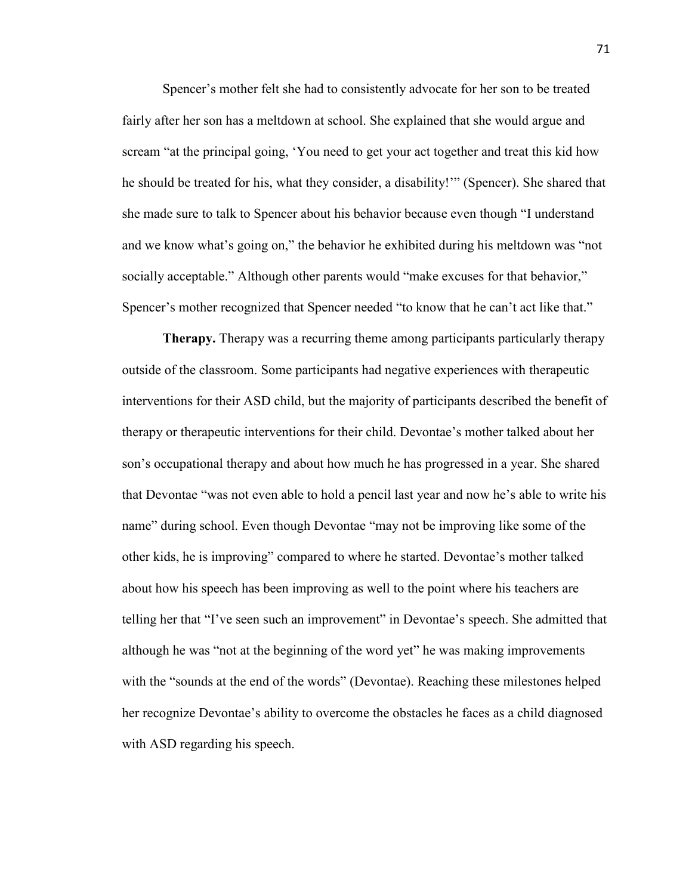Spencer's mother felt she had to consistently advocate for her son to be treated fairly after her son has a meltdown at school. She explained that she would argue and scream "at the principal going, 'You need to get your act together and treat this kid how he should be treated for his, what they consider, a disability!'" (Spencer). She shared that she made sure to talk to Spencer about his behavior because even though "I understand and we know what's going on," the behavior he exhibited during his meltdown was "not socially acceptable." Although other parents would "make excuses for that behavior," Spencer's mother recognized that Spencer needed "to know that he can't act like that."

**Therapy.** Therapy was a recurring theme among participants particularly therapy outside of the classroom. Some participants had negative experiences with therapeutic interventions for their ASD child, but the majority of participants described the benefit of therapy or therapeutic interventions for their child. Devontae's mother talked about her son's occupational therapy and about how much he has progressed in a year. She shared that Devontae "was not even able to hold a pencil last year and now he's able to write his name" during school. Even though Devontae "may not be improving like some of the other kids, he is improving" compared to where he started. Devontae's mother talked about how his speech has been improving as well to the point where his teachers are telling her that "I've seen such an improvement" in Devontae's speech. She admitted that although he was "not at the beginning of the word yet" he was making improvements with the "sounds at the end of the words" (Devontae). Reaching these milestones helped her recognize Devontae's ability to overcome the obstacles he faces as a child diagnosed with ASD regarding his speech.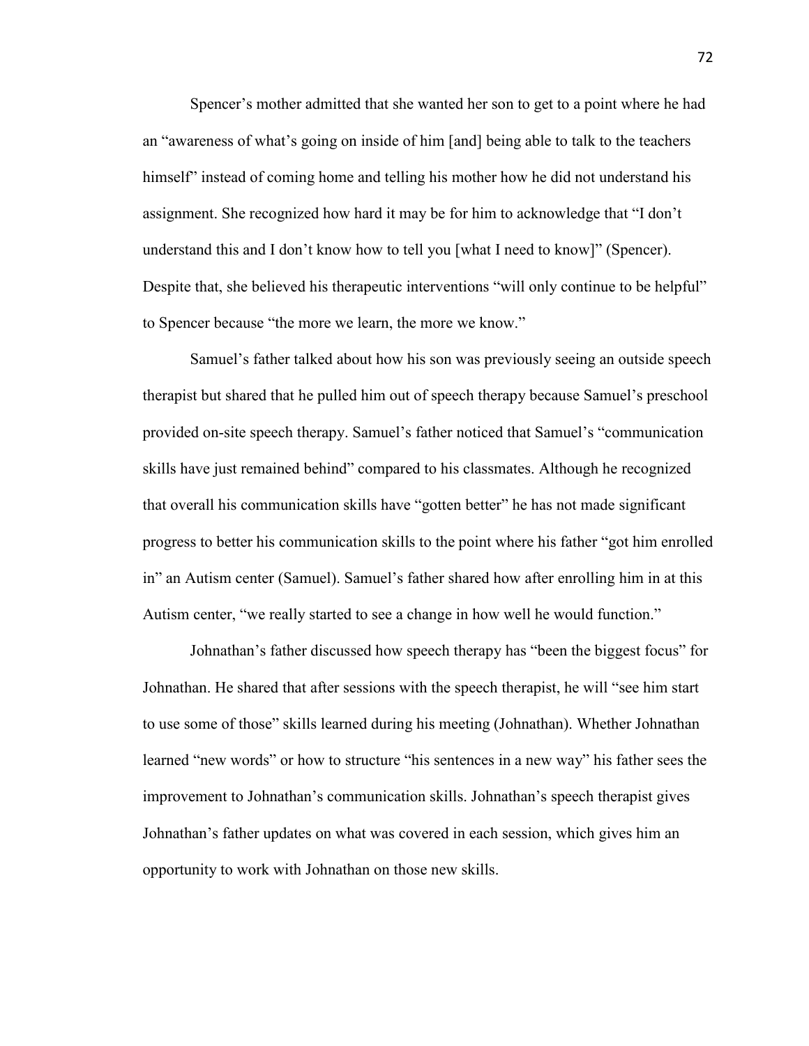Spencer's mother admitted that she wanted her son to get to a point where he had an "awareness of what's going on inside of him [and] being able to talk to the teachers himself" instead of coming home and telling his mother how he did not understand his assignment. She recognized how hard it may be for him to acknowledge that "I don't understand this and I don't know how to tell you [what I need to know]" (Spencer). Despite that, she believed his therapeutic interventions "will only continue to be helpful" to Spencer because "the more we learn, the more we know."

Samuel's father talked about how his son was previously seeing an outside speech therapist but shared that he pulled him out of speech therapy because Samuel's preschool provided on-site speech therapy. Samuel's father noticed that Samuel's "communication skills have just remained behind" compared to his classmates. Although he recognized that overall his communication skills have "gotten better" he has not made significant progress to better his communication skills to the point where his father "got him enrolled in" an Autism center (Samuel). Samuel's father shared how after enrolling him in at this Autism center, "we really started to see a change in how well he would function."

Johnathan's father discussed how speech therapy has "been the biggest focus" for Johnathan. He shared that after sessions with the speech therapist, he will "see him start to use some of those" skills learned during his meeting (Johnathan). Whether Johnathan learned "new words" or how to structure "his sentences in a new way" his father sees the improvement to Johnathan's communication skills. Johnathan's speech therapist gives Johnathan's father updates on what was covered in each session, which gives him an opportunity to work with Johnathan on those new skills.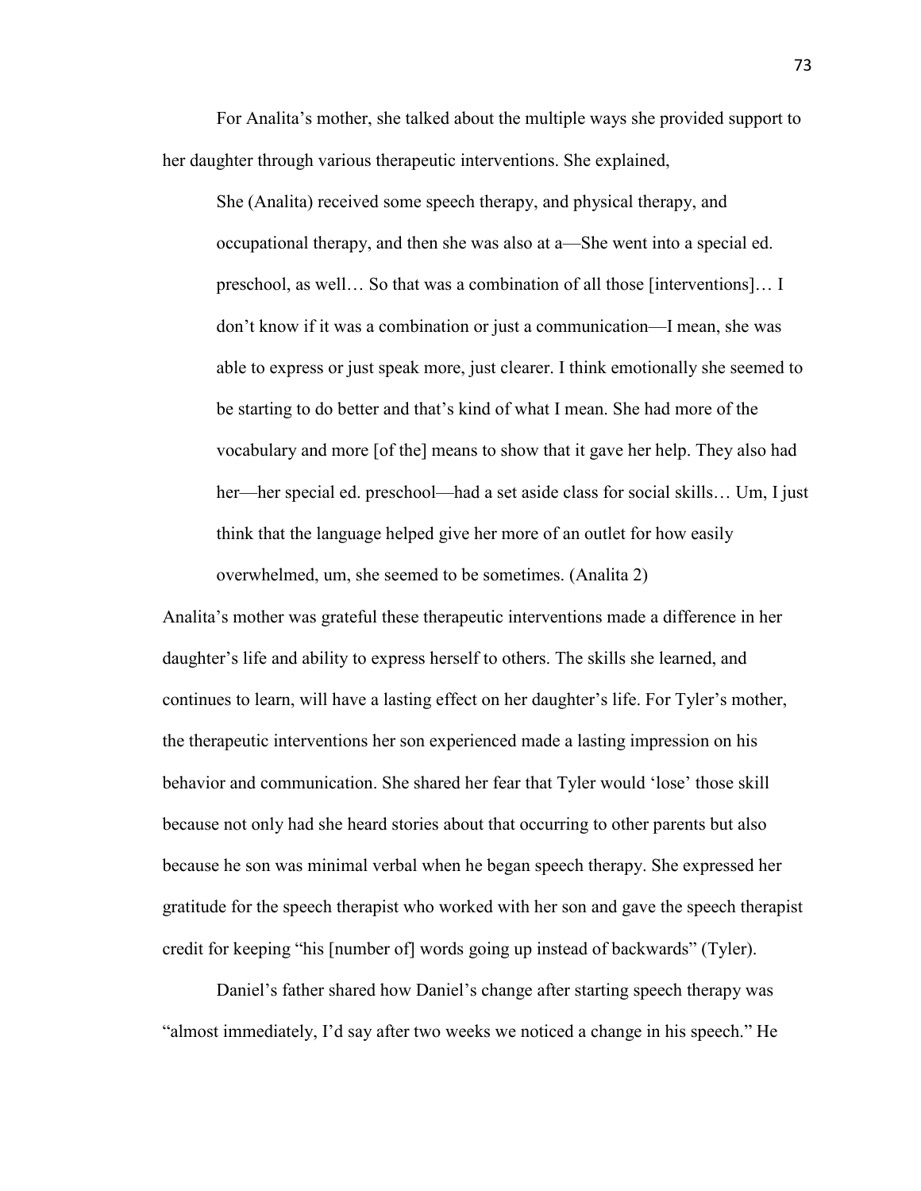For Analita's mother, she talked about the multiple ways she provided support to her daughter through various therapeutic interventions. She explained,

> She (Analita) received some speech therapy, and physical therapy, and occupational therapy, and then she was also at a—She went into a special ed. preschool, as well… So that was a combination of all those [interventions]… I don't know if it was a combination or just a communication—I mean, she was able to express or just speak more, just clearer. I think emotionally she seemed to be starting to do better and that's kind of what I mean. She had more of the vocabulary and more [of the] means to show that it gave her help. They also had her—her special ed. preschool—had a set aside class for social skills… Um, I just think that the language helped give her more of an outlet for how easily overwhelmed, um, she seemed to be sometimes. (Analita 2)

Analita's mother was grateful these therapeutic interventions made a difference in her daughter's life and ability to express herself to others. The skills she learned, and continues to learn, will have a lasting effect on her daughter's life. For Tyler's mother, the therapeutic interventions her son experienced made a lasting impression on his behavior and communication. She shared her fear that Tyler would 'lose' those skill because not only had she heard stories about that occurring to other parents but also because he son was minimal verbal when he began speech therapy. She expressed her gratitude for the speech therapist who worked with her son and gave the speech therapist credit for keeping "his [number of] words going up instead of backwards" (Tyler).

Daniel's father shared how Daniel's change after starting speech therapy was "almost immediately, I'd say after two weeks we noticed a change in his speech." He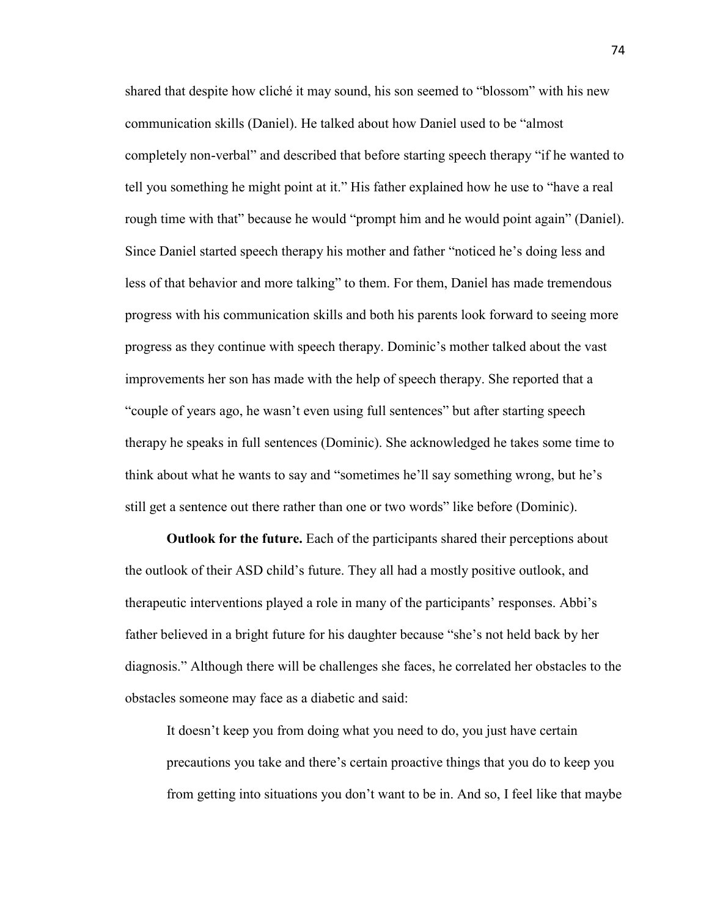shared that despite how cliché it may sound, his son seemed to "blossom" with his new communication skills (Daniel). He talked about how Daniel used to be "almost completely non-verbal" and described that before starting speech therapy "if he wanted to tell you something he might point at it." His father explained how he use to "have a real rough time with that" because he would "prompt him and he would point again" (Daniel). Since Daniel started speech therapy his mother and father "noticed he's doing less and less of that behavior and more talking" to them. For them, Daniel has made tremendous progress with his communication skills and both his parents look forward to seeing more progress as they continue with speech therapy. Dominic's mother talked about the vast improvements her son has made with the help of speech therapy. She reported that a "couple of years ago, he wasn't even using full sentences" but after starting speech therapy he speaks in full sentences (Dominic). She acknowledged he takes some time to think about what he wants to say and "sometimes he'll say something wrong, but he's still get a sentence out there rather than one or two words" like before (Dominic).

**Outlook for the future.** Each of the participants shared their perceptions about the outlook of their ASD child's future. They all had a mostly positive outlook, and therapeutic interventions played a role in many of the participants' responses. Abbi's father believed in a bright future for his daughter because "she's not held back by her diagnosis." Although there will be challenges she faces, he correlated her obstacles to the obstacles someone may face as a diabetic and said:

> It doesn't keep you from doing what you need to do, you just have certain precautions you take and there's certain proactive things that you do to keep you from getting into situations you don't want to be in. And so, I feel like that maybe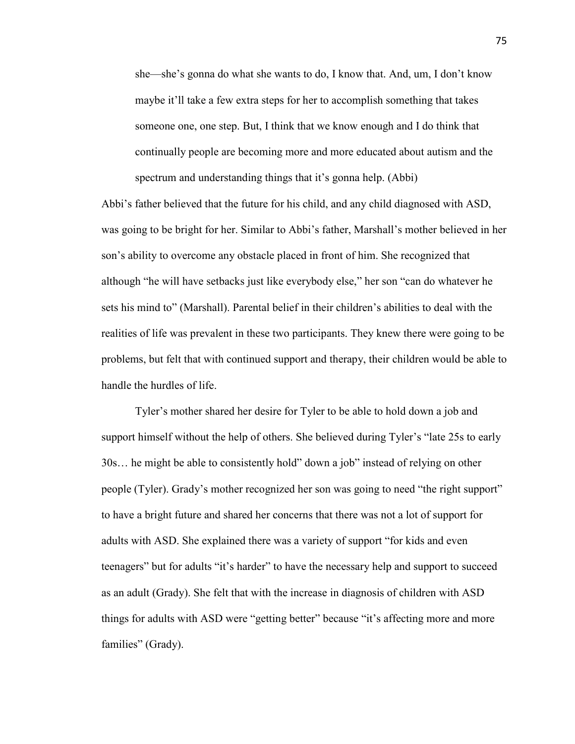> she—she's gonna do what she wants to do, I know that. And, um, I don't know maybe it'll take a few extra steps for her to accomplish something that takes someone one, one step. But, I think that we know enough and I do think that continually people are becoming more and more educated about autism and the spectrum and understanding things that it's gonna help. (Abbi)

Abbi's father believed that the future for his child, and any child diagnosed with ASD, was going to be bright for her. Similar to Abbi's father, Marshall's mother believed in her son's ability to overcome any obstacle placed in front of him. She recognized that although "he will have setbacks just like everybody else," her son "can do whatever he sets his mind to" (Marshall). Parental belief in their children's abilities to deal with the realities of life was prevalent in these two participants. They knew there were going to be problems, but felt that with continued support and therapy, their children would be able to handle the hurdles of life.

Tyler's mother shared her desire for Tyler to be able to hold down a job and support himself without the help of others. She believed during Tyler's "late 25s to early 30s… he might be able to consistently hold" down a job" instead of relying on other people (Tyler). Grady's mother recognized her son was going to need "the right support" to have a bright future and shared her concerns that there was not a lot of support for adults with ASD. She explained there was a variety of support "for kids and even teenagers" but for adults "it's harder" to have the necessary help and support to succeed as an adult (Grady). She felt that with the increase in diagnosis of children with ASD things for adults with ASD were "getting better" because "it's affecting more and more families" (Grady).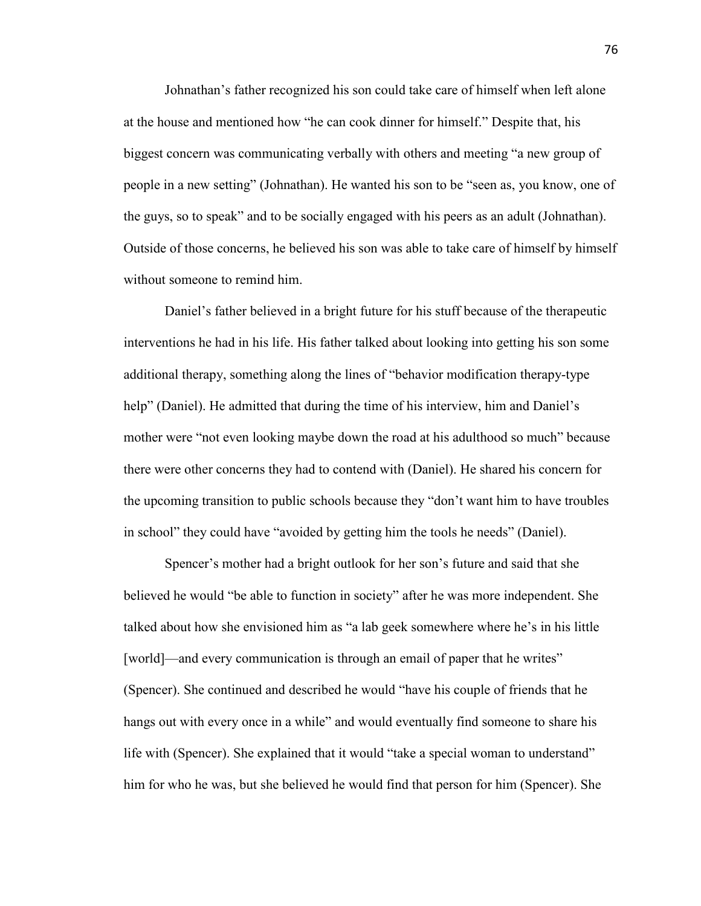Johnathan's father recognized his son could take care of himself when left alone at the house and mentioned how "he can cook dinner for himself." Despite that, his biggest concern was communicating verbally with others and meeting "a new group of people in a new setting" (Johnathan). He wanted his son to be "seen as, you know, one of the guys, so to speak" and to be socially engaged with his peers as an adult (Johnathan). Outside of those concerns, he believed his son was able to take care of himself by himself without someone to remind him.

Daniel's father believed in a bright future for his stuff because of the therapeutic interventions he had in his life. His father talked about looking into getting his son some additional therapy, something along the lines of "behavior modification therapy-type help" (Daniel). He admitted that during the time of his interview, him and Daniel's mother were "not even looking maybe down the road at his adulthood so much" because there were other concerns they had to contend with (Daniel). He shared his concern for the upcoming transition to public schools because they "don't want him to have troubles in school" they could have "avoided by getting him the tools he needs" (Daniel).

Spencer's mother had a bright outlook for her son's future and said that she believed he would "be able to function in society" after he was more independent. She talked about how she envisioned him as "a lab geek somewhere where he's in his little [world]—and every communication is through an email of paper that he writes" (Spencer). She continued and described he would "have his couple of friends that he hangs out with every once in a while" and would eventually find someone to share his life with (Spencer). She explained that it would "take a special woman to understand" him for who he was, but she believed he would find that person for him (Spencer). She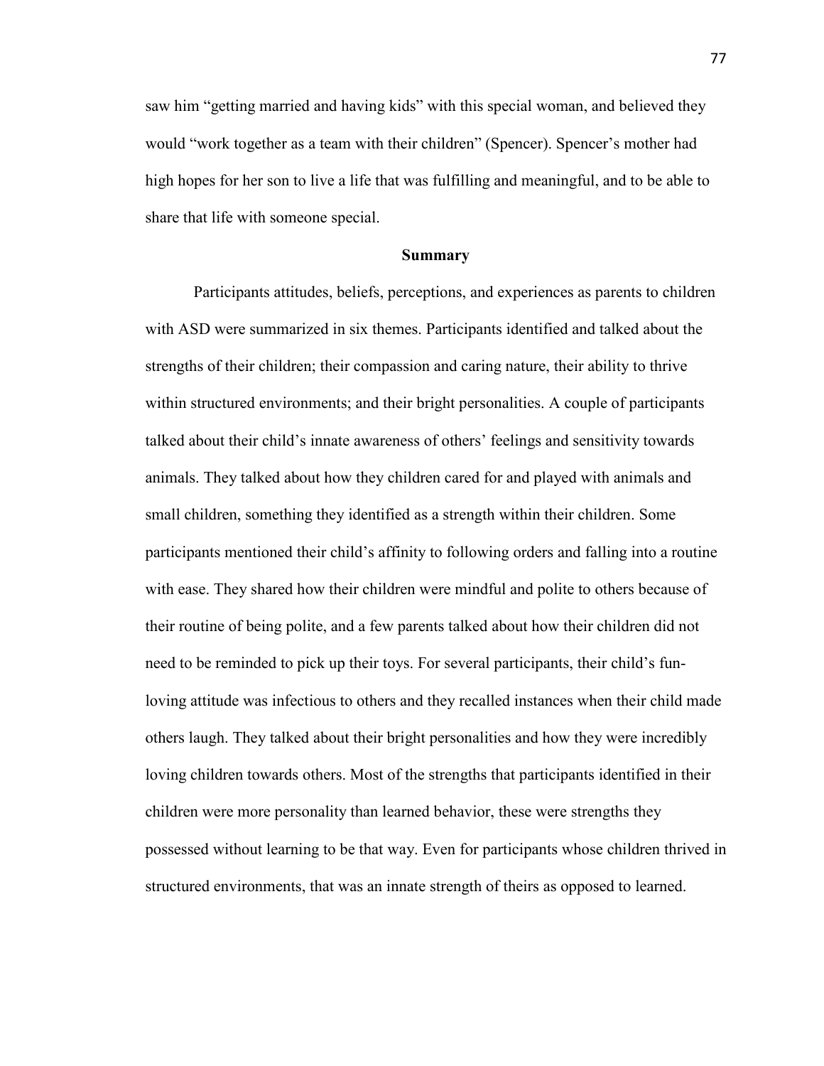saw him "getting married and having kids" with this special woman, and believed they would "work together as a team with their children" (Spencer). Spencer's mother had high hopes for her son to live a life that was fulfilling and meaningful, and to be able to share that life with someone special.

## Summary

Participants attitudes, beliefs, perceptions, and experiences as parents to children with ASD were summarized in six themes. Participants identified and talked about the strengths of their children; their compassion and caring nature, their ability to thrive within structured environments; and their bright personalities. A couple of participants talked about their child's innate awareness of others' feelings and sensitivity towards animals. They talked about how they children cared for and played with animals and small children, something they identified as a strength within their children. Some participants mentioned their child's affinity to following orders and falling into a routine with ease. They shared how their children were mindful and polite to others because of their routine of being polite, and a few parents talked about how their children did not need to be reminded to pick up their toys. For several participants, their child's fun-loving attitude was infectious to others and they recalled instances when their child made others laugh. They talked about their bright personalities and how they were incredibly loving children towards others. Most of the strengths that participants identified in their children were more personality than learned behavior, these were strengths they possessed without learning to be that way. Even for participants whose children thrived in structured environments, that was an innate strength of theirs as opposed to learned.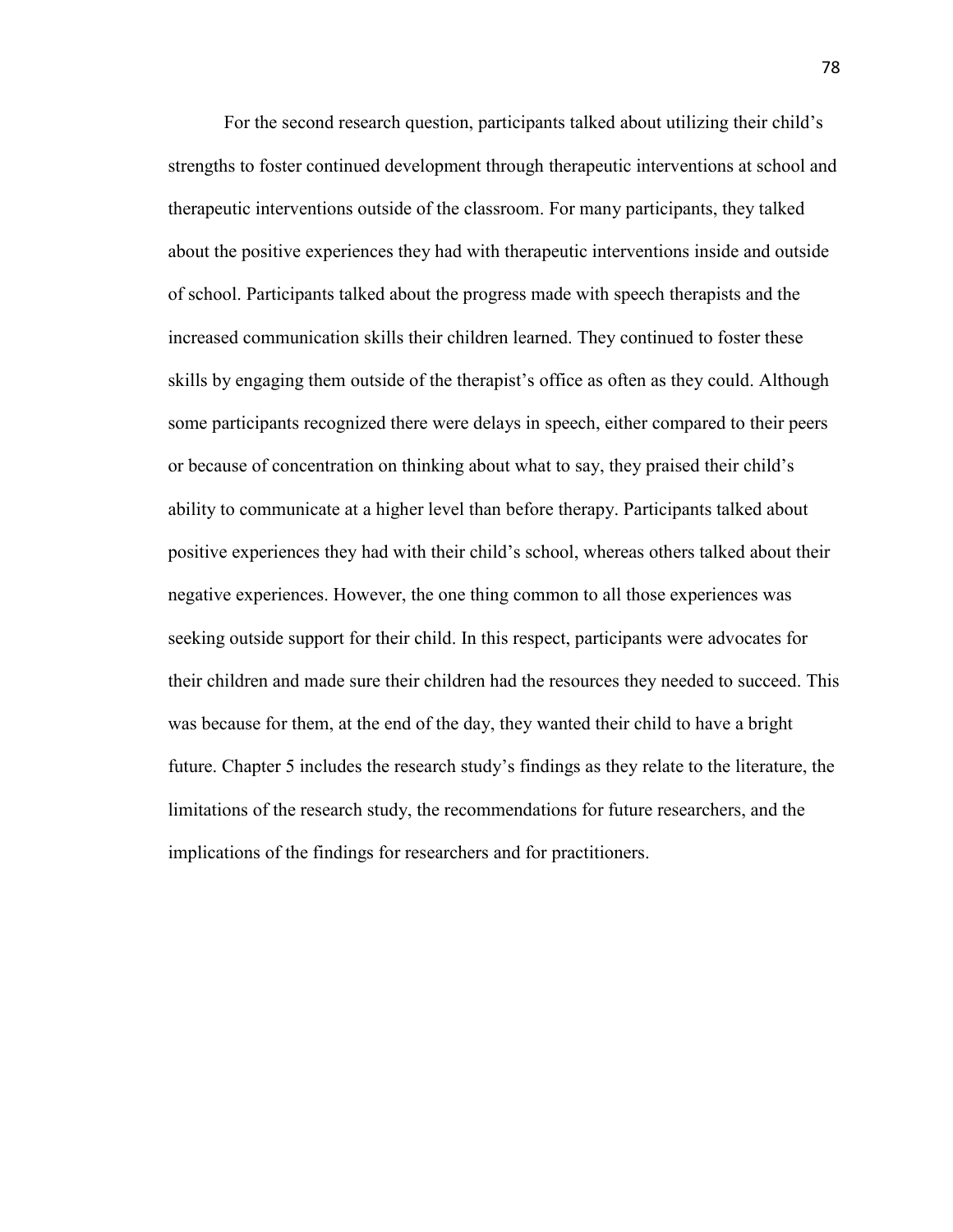For the second research question, participants talked about utilizing their child's strengths to foster continued development through therapeutic interventions at school and therapeutic interventions outside of the classroom. For many participants, they talked about the positive experiences they had with therapeutic interventions inside and outside of school. Participants talked about the progress made with speech therapists and the increased communication skills their children learned. They continued to foster these skills by engaging them outside of the therapist's office as often as they could. Although some participants recognized there were delays in speech, either compared to their peers or because of concentration on thinking about what to say, they praised their child's ability to communicate at a higher level than before therapy. Participants talked about positive experiences they had with their child's school, whereas others talked about their negative experiences. However, the one thing common to all those experiences was seeking outside support for their child. In this respect, participants were advocates for their children and made sure their children had the resources they needed to succeed. This was because for them, at the end of the day, they wanted their child to have a bright future. Chapter 5 includes the research study's findings as they relate to the literature, the limitations of the research study, the recommendations for future researchers, and the implications of the findings for researchers and for practitioners.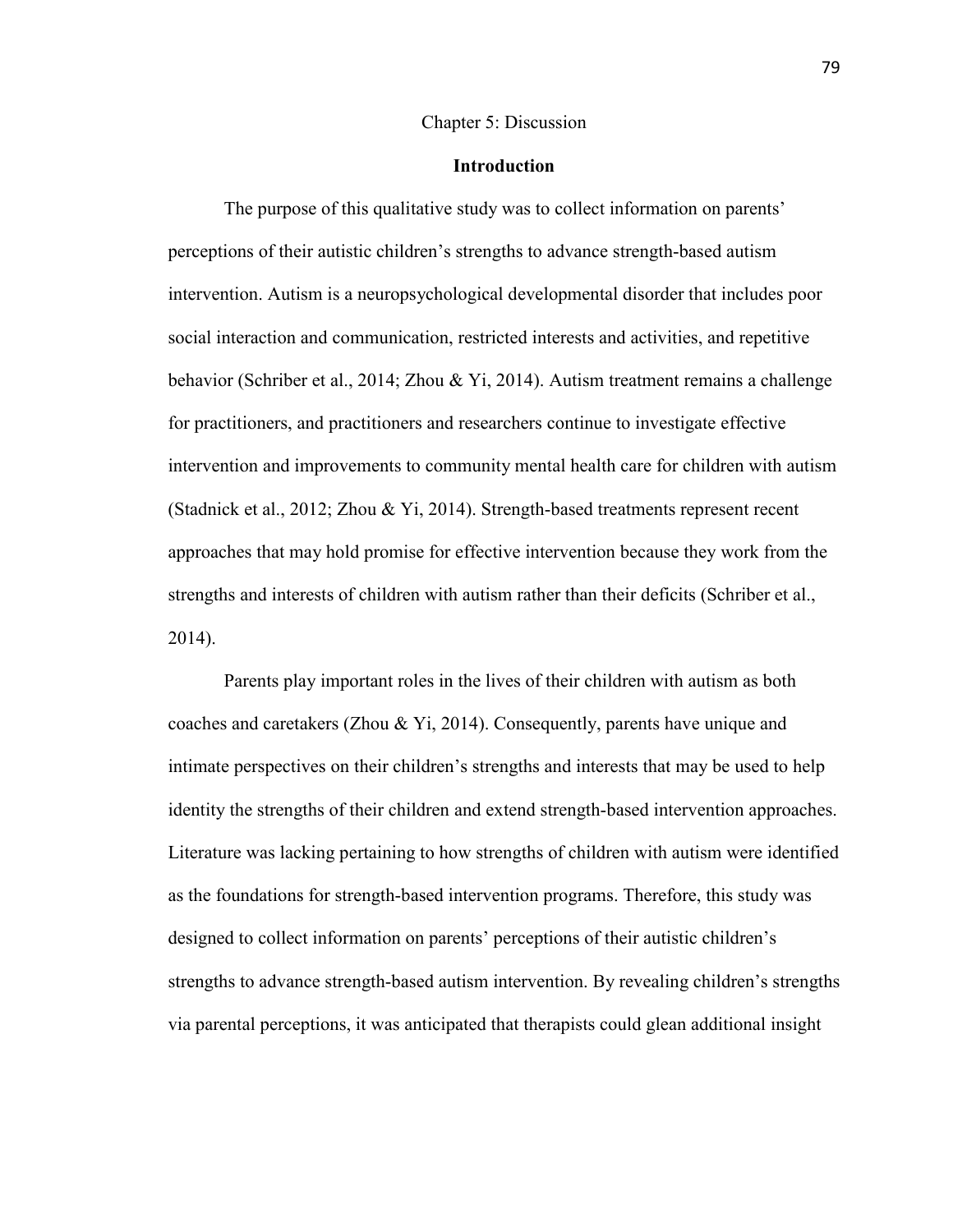# Chapter 5: Discussion

## Introduction

The purpose of this qualitative study was to collect information on parents' perceptions of their autistic children's strengths to advance strength-based autism intervention. Autism is a neuropsychological developmental disorder that includes poor social interaction and communication, restricted interests and activities, and repetitive behavior (Schriber et al., 2014; Zhou & Yi, 2014). Autism treatment remains a challenge for practitioners, and practitioners and researchers continue to investigate effective intervention and improvements to community mental health care for children with autism (Stadnick et al., 2012; Zhou & Yi, 2014). Strength-based treatments represent recent approaches that may hold promise for effective intervention because they work from the strengths and interests of children with autism rather than their deficits (Schriber et al., 2014).

Parents play important roles in the lives of their children with autism as both coaches and caretakers (Zhou & Yi, 2014). Consequently, parents have unique and intimate perspectives on their children's strengths and interests that may be used to help identity the strengths of their children and extend strength-based intervention approaches. Literature was lacking pertaining to how strengths of children with autism were identified as the foundations for strength-based intervention programs. Therefore, this study was designed to collect information on parents' perceptions of their autistic children's strengths to advance strength-based autism intervention. By revealing children's strengths via parental perceptions, it was anticipated that therapists could glean additional insight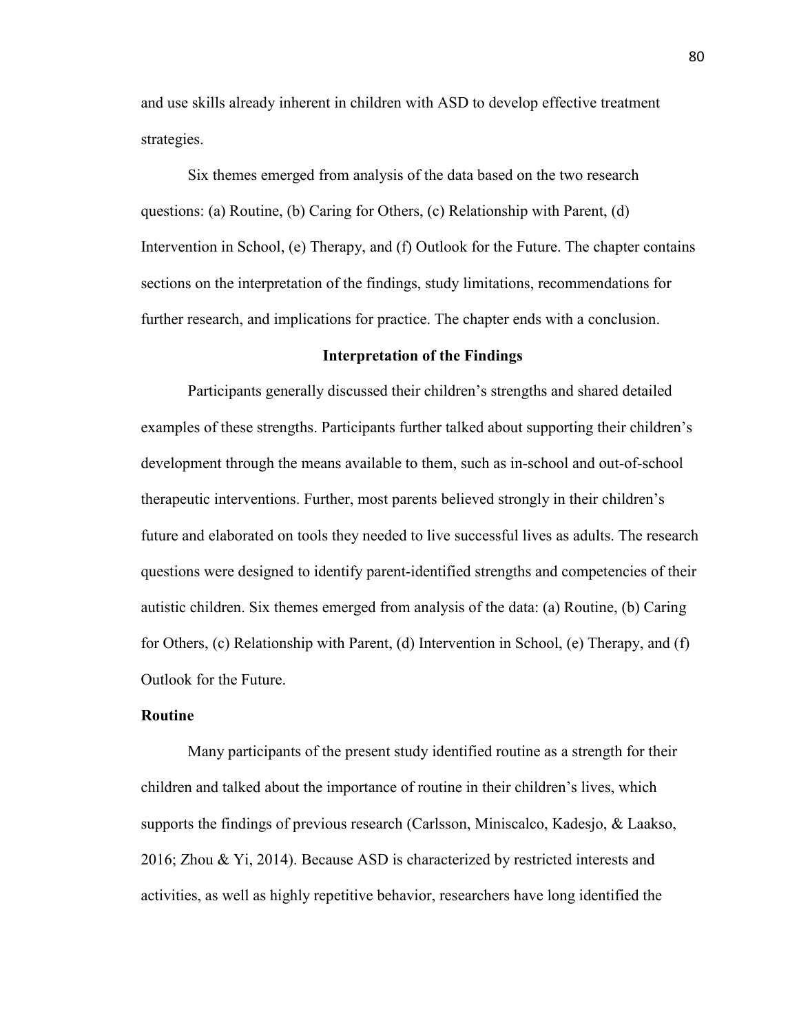and use skills already inherent in children with ASD to develop effective treatment strategies.

Six themes emerged from analysis of the data based on the two research questions: (a) Routine, (b) Caring for Others, (c) Relationship with Parent, (d) Intervention in School, (e) Therapy, and (f) Outlook for the Future. The chapter contains sections on the interpretation of the findings, study limitations, recommendations for further research, and implications for practice. The chapter ends with a conclusion.

## Interpretation of the Findings

Participants generally discussed their children's strengths and shared detailed examples of these strengths. Participants further talked about supporting their children's development through the means available to them, such as in-school and out-of-school therapeutic interventions. Further, most parents believed strongly in their children's future and elaborated on tools they needed to live successful lives as adults. The research questions were designed to identify parent-identified strengths and competencies of their autistic children. Six themes emerged from analysis of the data: (a) Routine, (b) Caring for Others, (c) Relationship with Parent, (d) Intervention in School, (e) Therapy, and (f) Outlook for the Future.

### Routine

Many participants of the present study identified routine as a strength for their children and talked about the importance of routine in their children's lives, which supports the findings of previous research (Carlsson, Miniscalco, Kadesjo, & Laakso, 2016; Zhou & Yi, 2014). Because ASD is characterized by restricted interests and activities, as well as highly repetitive behavior, researchers have long identified the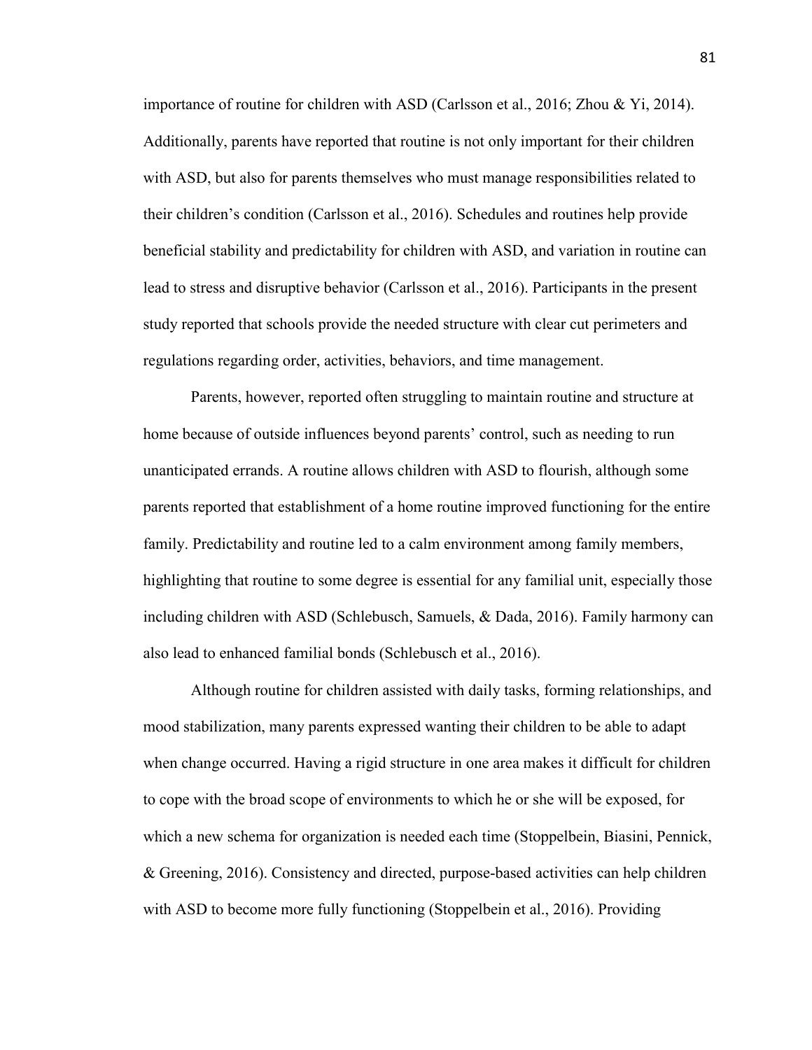importance of routine for children with ASD (Carlsson et al., 2016; Zhou & Yi, 2014). Additionally, parents have reported that routine is not only important for their children with ASD, but also for parents themselves who must manage responsibilities related to their children's condition (Carlsson et al., 2016). Schedules and routines help provide beneficial stability and predictability for children with ASD, and variation in routine can lead to stress and disruptive behavior (Carlsson et al., 2016). Participants in the present study reported that schools provide the needed structure with clear cut perimeters and regulations regarding order, activities, behaviors, and time management.

Parents, however, reported often struggling to maintain routine and structure at home because of outside influences beyond parents' control, such as needing to run unanticipated errands. A routine allows children with ASD to flourish, although some parents reported that establishment of a home routine improved functioning for the entire family. Predictability and routine led to a calm environment among family members, highlighting that routine to some degree is essential for any familial unit, especially those including children with ASD (Schlebusch, Samuels, & Dada, 2016). Family harmony can also lead to enhanced familial bonds (Schlebusch et al., 2016).

Although routine for children assisted with daily tasks, forming relationships, and mood stabilization, many parents expressed wanting their children to be able to adapt when change occurred. Having a rigid structure in one area makes it difficult for children to cope with the broad scope of environments to which he or she will be exposed, for which a new schema for organization is needed each time (Stoppelbein, Biasini, Pennick, & Greening, 2016). Consistency and directed, purpose-based activities can help children with ASD to become more fully functioning (Stoppelbein et al., 2016). Providing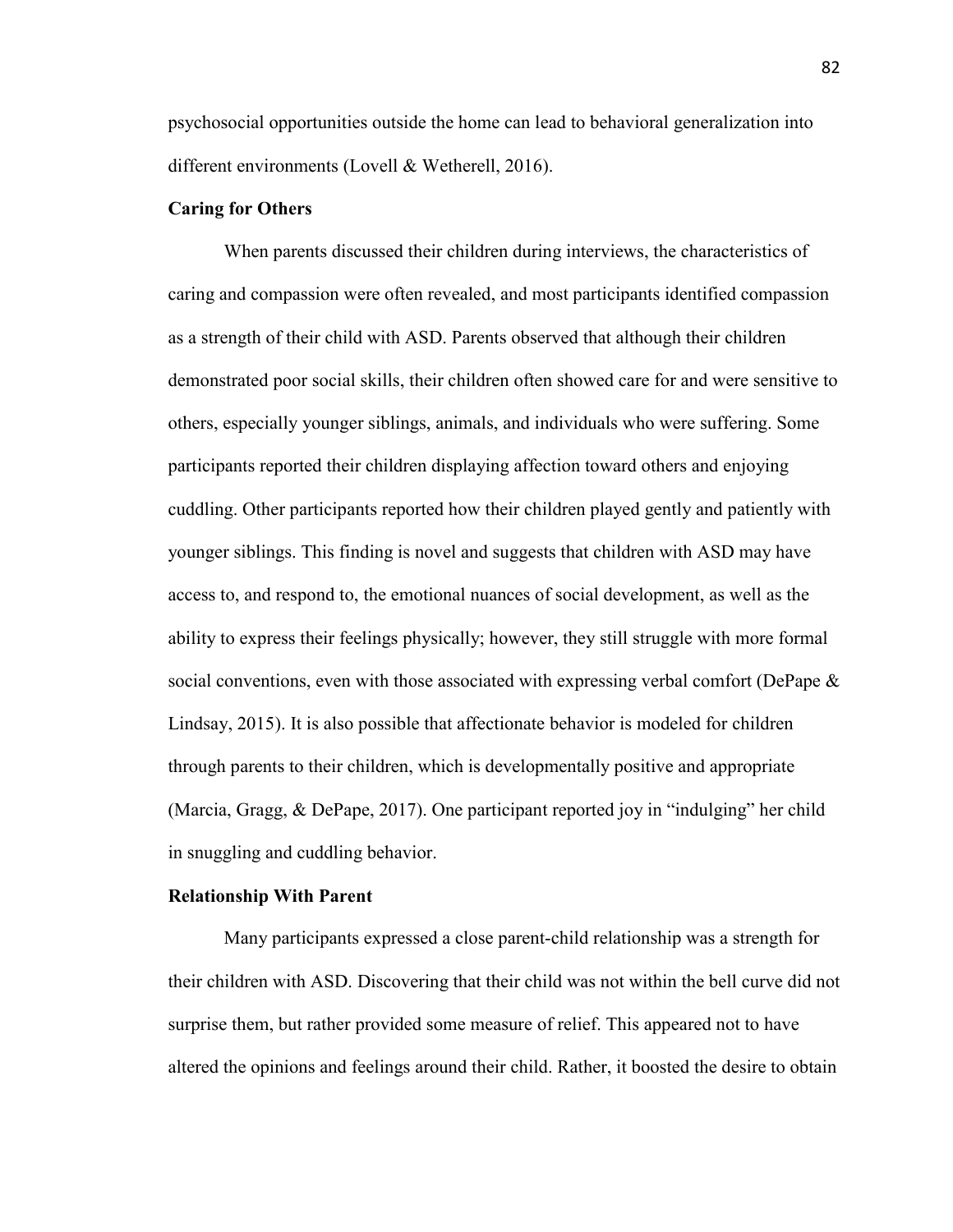psychosocial opportunities outside the home can lead to behavioral generalization into different environments (Lovell & Wetherell, 2016).

### Caring for Others

When parents discussed their children during interviews, the characteristics of caring and compassion were often revealed, and most participants identified compassion as a strength of their child with ASD. Parents observed that although their children demonstrated poor social skills, their children often showed care for and were sensitive to others, especially younger siblings, animals, and individuals who were suffering. Some participants reported their children displaying affection toward others and enjoying cuddling. Other participants reported how their children played gently and patiently with younger siblings. This finding is novel and suggests that children with ASD may have access to, and respond to, the emotional nuances of social development, as well as the ability to express their feelings physically; however, they still struggle with more formal social conventions, even with those associated with expressing verbal comfort (DePape & Lindsay, 2015). It is also possible that affectionate behavior is modeled for children through parents to their children, which is developmentally positive and appropriate (Marcia, Gragg, & DePape, 2017). One participant reported joy in "indulging" her child in snuggling and cuddling behavior.

### Relationship With Parent

Many participants expressed a close parent-child relationship was a strength for their children with ASD. Discovering that their child was not within the bell curve did not surprise them, but rather provided some measure of relief. This appeared not to have altered the opinions and feelings around their child. Rather, it boosted the desire to obtain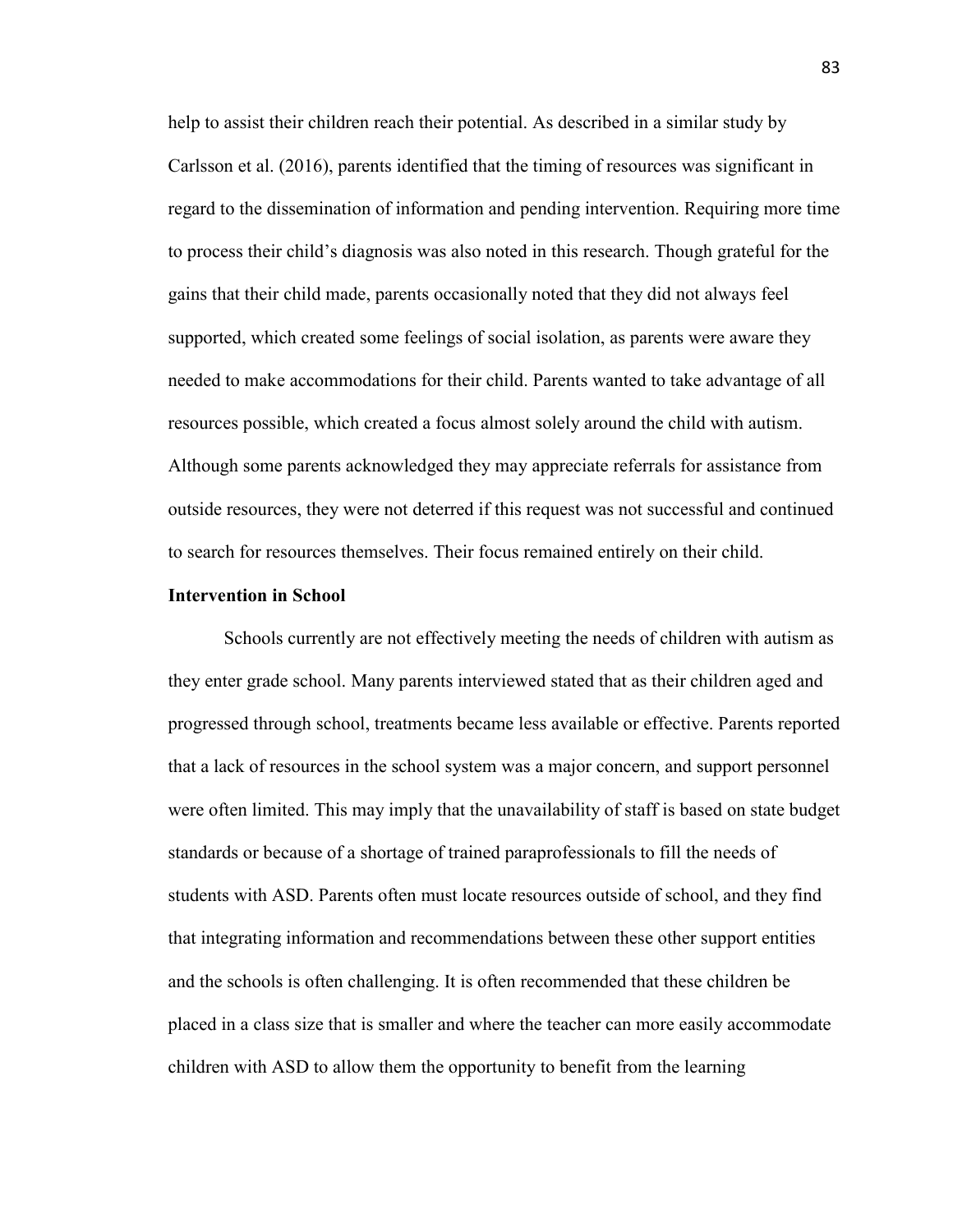help to assist their children reach their potential. As described in a similar study by Carlsson et al. (2016), parents identified that the timing of resources was significant in regard to the dissemination of information and pending intervention. Requiring more time to process their child's diagnosis was also noted in this research. Though grateful for the gains that their child made, parents occasionally noted that they did not always feel supported, which created some feelings of social isolation, as parents were aware they needed to make accommodations for their child. Parents wanted to take advantage of all resources possible, which created a focus almost solely around the child with autism. Although some parents acknowledged they may appreciate referrals for assistance from outside resources, they were not deterred if this request was not successful and continued to search for resources themselves. Their focus remained entirely on their child.

**Intervention in School**

Schools currently are not effectively meeting the needs of children with autism as they enter grade school. Many parents interviewed stated that as their children aged and progressed through school, treatments became less available or effective. Parents reported that a lack of resources in the school system was a major concern, and support personnel were often limited. This may imply that the unavailability of staff is based on state budget standards or because of a shortage of trained paraprofessionals to fill the needs of students with ASD. Parents often must locate resources outside of school, and they find that integrating information and recommendations between these other support entities and the schools is often challenging. It is often recommended that these children be placed in a class size that is smaller and where the teacher can more easily accommodate children with ASD to allow them the opportunity to benefit from the learning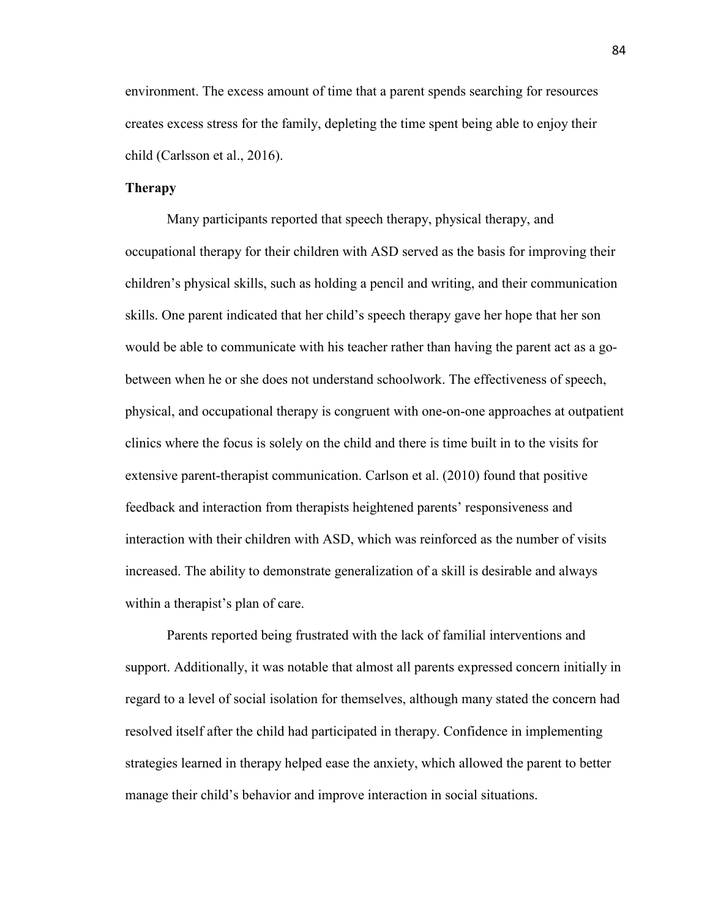environment. The excess amount of time that a parent spends searching for resources creates excess stress for the family, depleting the time spent being able to enjoy their child (Carlsson et al., 2016).

### Therapy

Many participants reported that speech therapy, physical therapy, and occupational therapy for their children with ASD served as the basis for improving their children's physical skills, such as holding a pencil and writing, and their communication skills. One parent indicated that her child's speech therapy gave her hope that her son would be able to communicate with his teacher rather than having the parent act as a go-between when he or she does not understand schoolwork. The effectiveness of speech, physical, and occupational therapy is congruent with one-on-one approaches at outpatient clinics where the focus is solely on the child and there is time built in to the visits for extensive parent-therapist communication. Carlson et al. (2010) found that positive feedback and interaction from therapists heightened parents' responsiveness and interaction with their children with ASD, which was reinforced as the number of visits increased. The ability to demonstrate generalization of a skill is desirable and always within a therapist's plan of care.

Parents reported being frustrated with the lack of familial interventions and support. Additionally, it was notable that almost all parents expressed concern initially in regard to a level of social isolation for themselves, although many stated the concern had resolved itself after the child had participated in therapy. Confidence in implementing strategies learned in therapy helped ease the anxiety, which allowed the parent to better manage their child's behavior and improve interaction in social situations.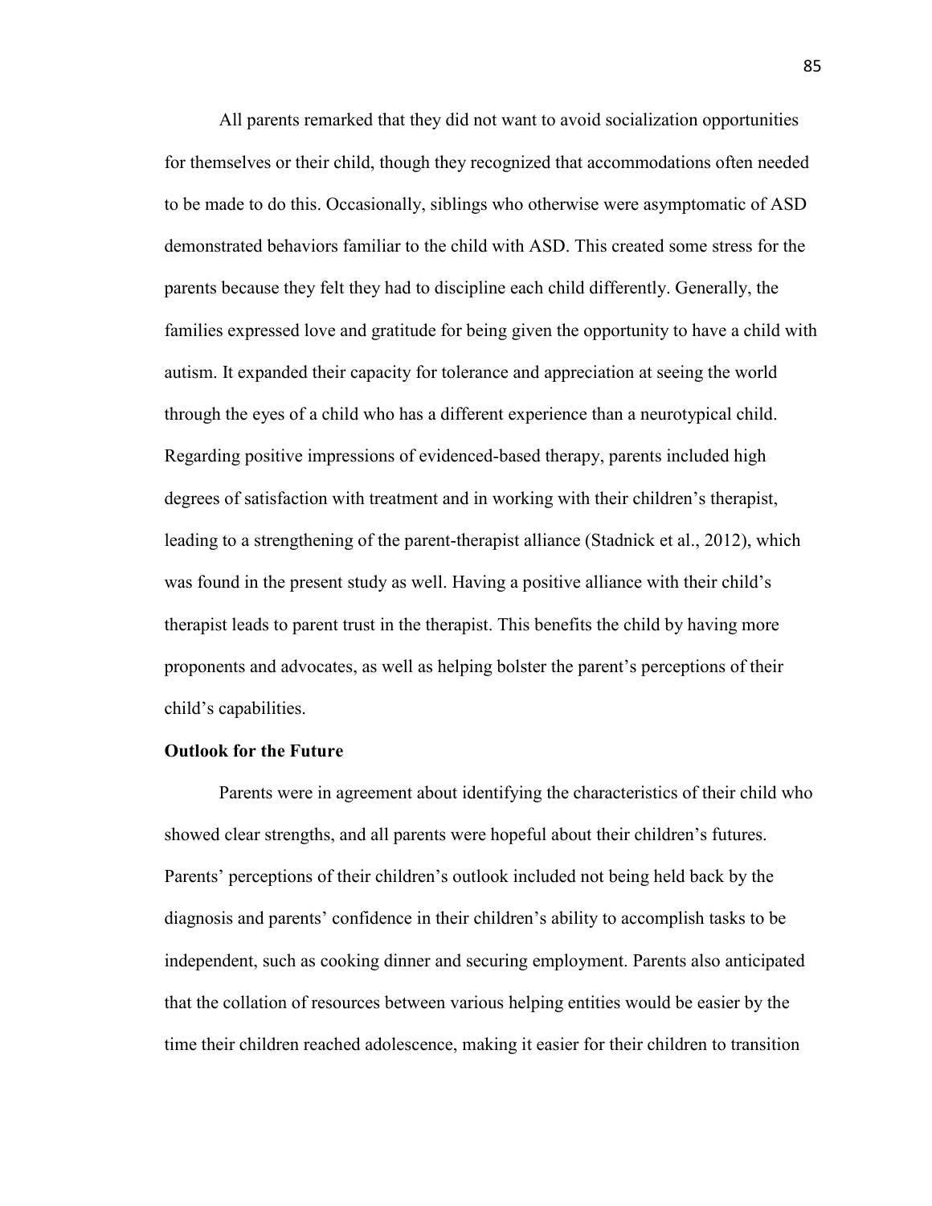All parents remarked that they did not want to avoid socialization opportunities for themselves or their child, though they recognized that accommodations often needed to be made to do this. Occasionally, siblings who otherwise were asymptomatic of ASD demonstrated behaviors familiar to the child with ASD. This created some stress for the parents because they felt they had to discipline each child differently. Generally, the families expressed love and gratitude for being given the opportunity to have a child with autism. It expanded their capacity for tolerance and appreciation at seeing the world through the eyes of a child who has a different experience than a neurotypical child. Regarding positive impressions of evidenced-based therapy, parents included high degrees of satisfaction with treatment and in working with their children's therapist, leading to a strengthening of the parent-therapist alliance (Stadnick et al., 2012), which was found in the present study as well. Having a positive alliance with their child's therapist leads to parent trust in the therapist. This benefits the child by having more proponents and advocates, as well as helping bolster the parent's perceptions of their child's capabilities.

**Outlook for the Future**

Parents were in agreement about identifying the characteristics of their child who showed clear strengths, and all parents were hopeful about their children's futures. Parents' perceptions of their children's outlook included not being held back by the diagnosis and parents' confidence in their children's ability to accomplish tasks to be independent, such as cooking dinner and securing employment. Parents also anticipated that the collation of resources between various helping entities would be easier by the time their children reached adolescence, making it easier for their children to transition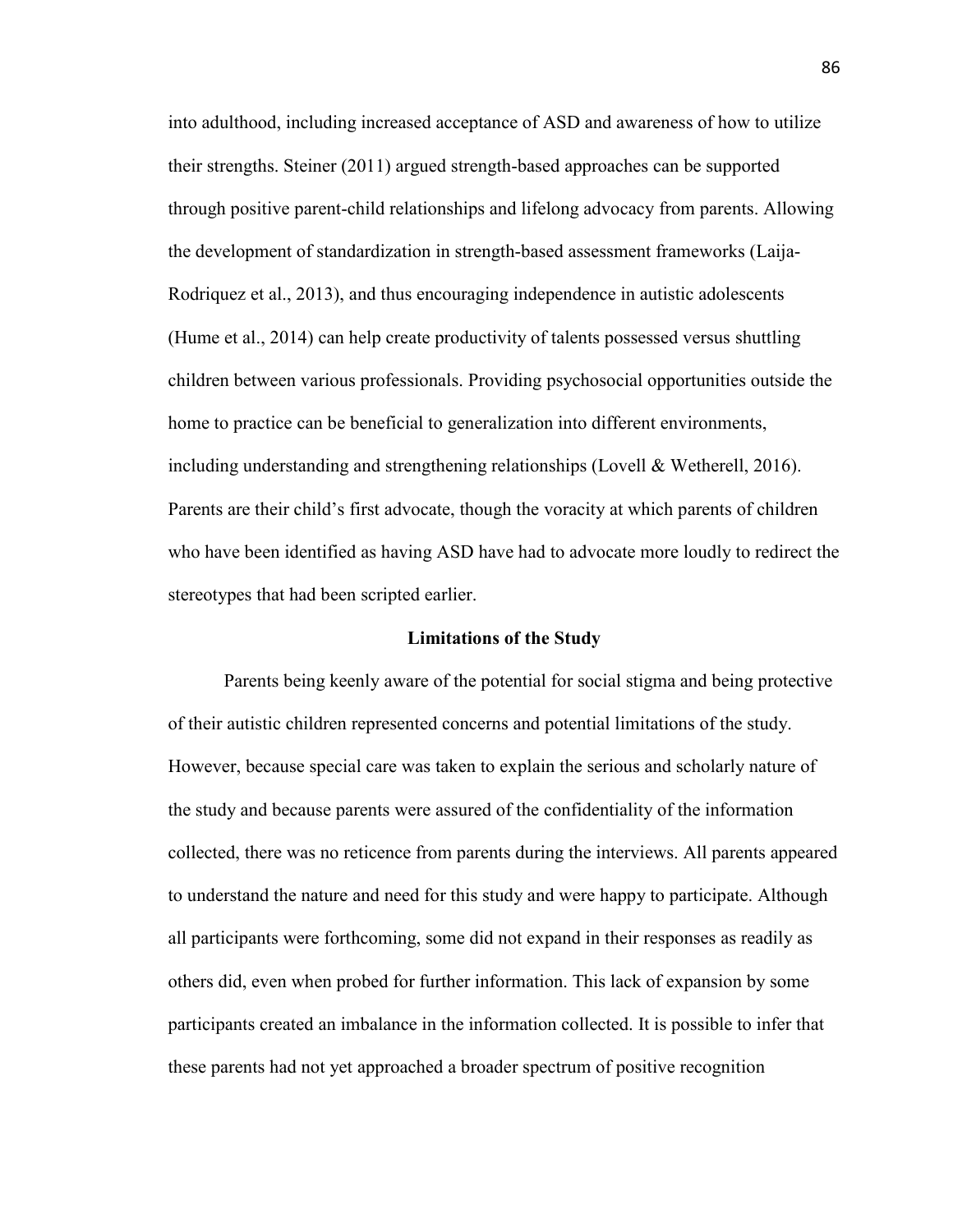into adulthood, including increased acceptance of ASD and awareness of how to utilize their strengths. Steiner (2011) argued strength-based approaches can be supported through positive parent-child relationships and lifelong advocacy from parents. Allowing the development of standardization in strength-based assessment frameworks (Laija-Rodriquez et al., 2013), and thus encouraging independence in autistic adolescents (Hume et al., 2014) can help create productivity of talents possessed versus shuttling children between various professionals. Providing psychosocial opportunities outside the home to practice can be beneficial to generalization into different environments, including understanding and strengthening relationships (Lovell & Wetherell, 2016). Parents are their child's first advocate, though the voracity at which parents of children who have been identified as having ASD have had to advocate more loudly to redirect the stereotypes that had been scripted earlier.

## Limitations of the Study

Parents being keenly aware of the potential for social stigma and being protective of their autistic children represented concerns and potential limitations of the study. However, because special care was taken to explain the serious and scholarly nature of the study and because parents were assured of the confidentiality of the information collected, there was no reticence from parents during the interviews. All parents appeared to understand the nature and need for this study and were happy to participate. Although all participants were forthcoming, some did not expand in their responses as readily as others did, even when probed for further information. This lack of expansion by some participants created an imbalance in the information collected. It is possible to infer that these parents had not yet approached a broader spectrum of positive recognition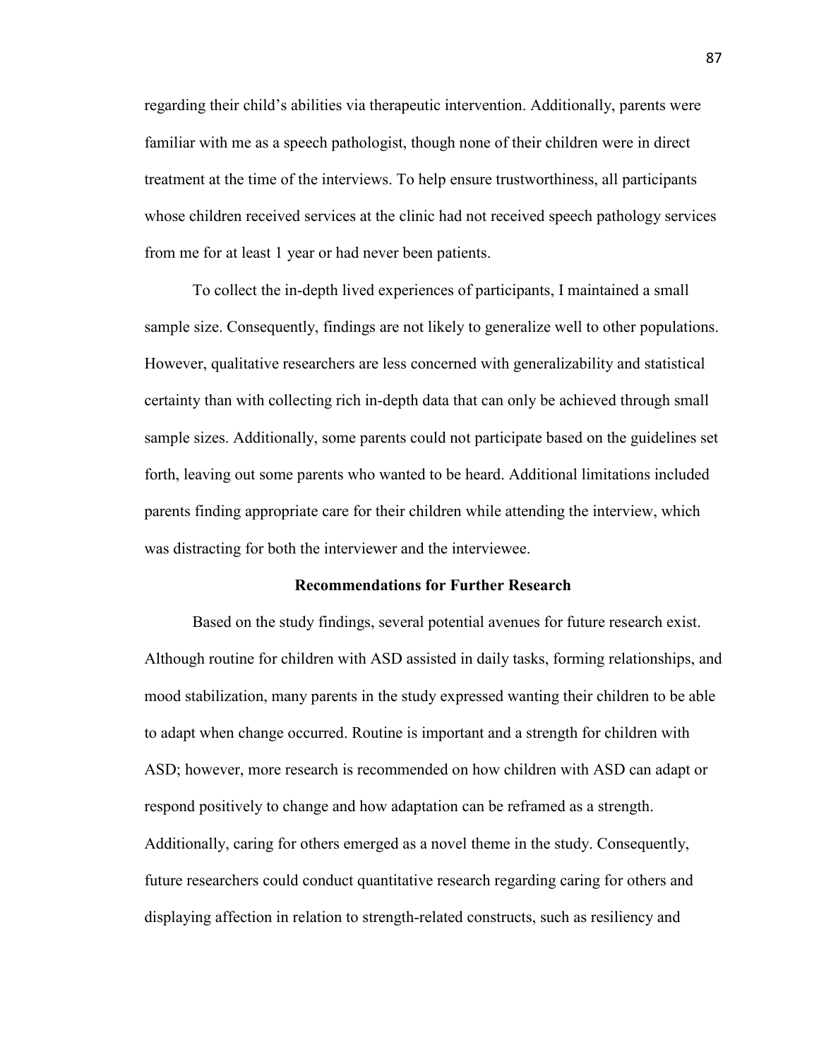regarding their child's abilities via therapeutic intervention. Additionally, parents were familiar with me as a speech pathologist, though none of their children were in direct treatment at the time of the interviews. To help ensure trustworthiness, all participants whose children received services at the clinic had not received speech pathology services from me for at least 1 year or had never been patients.

To collect the in-depth lived experiences of participants, I maintained a small sample size. Consequently, findings are not likely to generalize well to other populations. However, qualitative researchers are less concerned with generalizability and statistical certainty than with collecting rich in-depth data that can only be achieved through small sample sizes. Additionally, some parents could not participate based on the guidelines set forth, leaving out some parents who wanted to be heard. Additional limitations included parents finding appropriate care for their children while attending the interview, which was distracting for both the interviewer and the interviewee.

## Recommendations for Further Research

Based on the study findings, several potential avenues for future research exist. Although routine for children with ASD assisted in daily tasks, forming relationships, and mood stabilization, many parents in the study expressed wanting their children to be able to adapt when change occurred. Routine is important and a strength for children with ASD; however, more research is recommended on how children with ASD can adapt or respond positively to change and how adaptation can be reframed as a strength. Additionally, caring for others emerged as a novel theme in the study. Consequently, future researchers could conduct quantitative research regarding caring for others and displaying affection in relation to strength-related constructs, such as resiliency and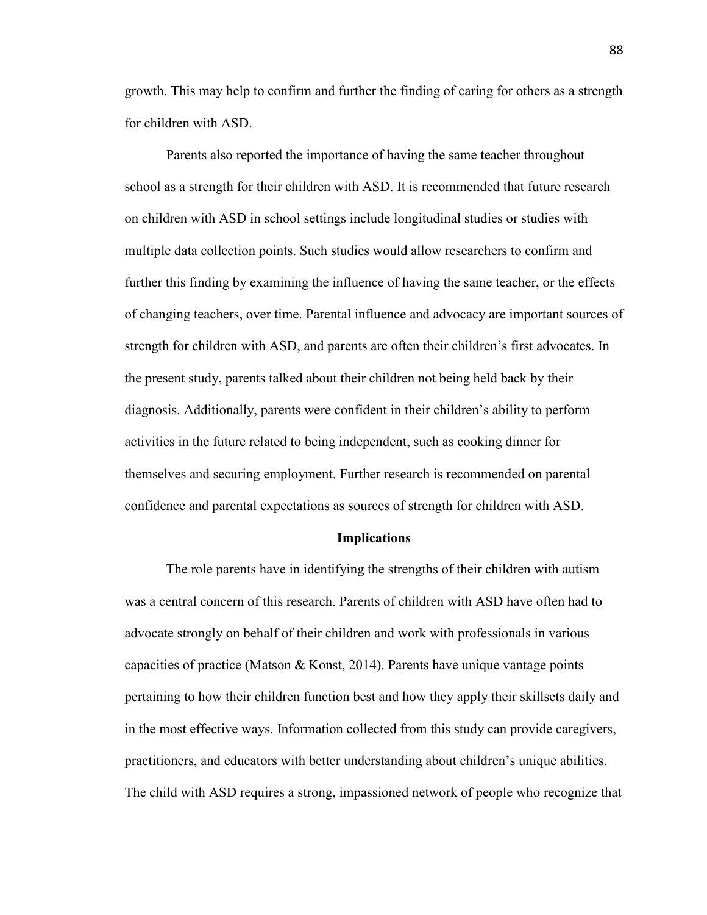growth. This may help to confirm and further the finding of caring for others as a strength for children with ASD.

Parents also reported the importance of having the same teacher throughout school as a strength for their children with ASD. It is recommended that future research on children with ASD in school settings include longitudinal studies or studies with multiple data collection points. Such studies would allow researchers to confirm and further this finding by examining the influence of having the same teacher, or the effects of changing teachers, over time. Parental influence and advocacy are important sources of strength for children with ASD, and parents are often their children's first advocates. In the present study, parents talked about their children not being held back by their diagnosis. Additionally, parents were confident in their children's ability to perform activities in the future related to being independent, such as cooking dinner for themselves and securing employment. Further research is recommended on parental confidence and parental expectations as sources of strength for children with ASD.

## Implications

The role parents have in identifying the strengths of their children with autism was a central concern of this research. Parents of children with ASD have often had to advocate strongly on behalf of their children and work with professionals in various capacities of practice (Matson & Konst, 2014). Parents have unique vantage points pertaining to how their children function best and how they apply their skillsets daily and in the most effective ways. Information collected from this study can provide caregivers, practitioners, and educators with better understanding about children's unique abilities. The child with ASD requires a strong, impassioned network of people who recognize that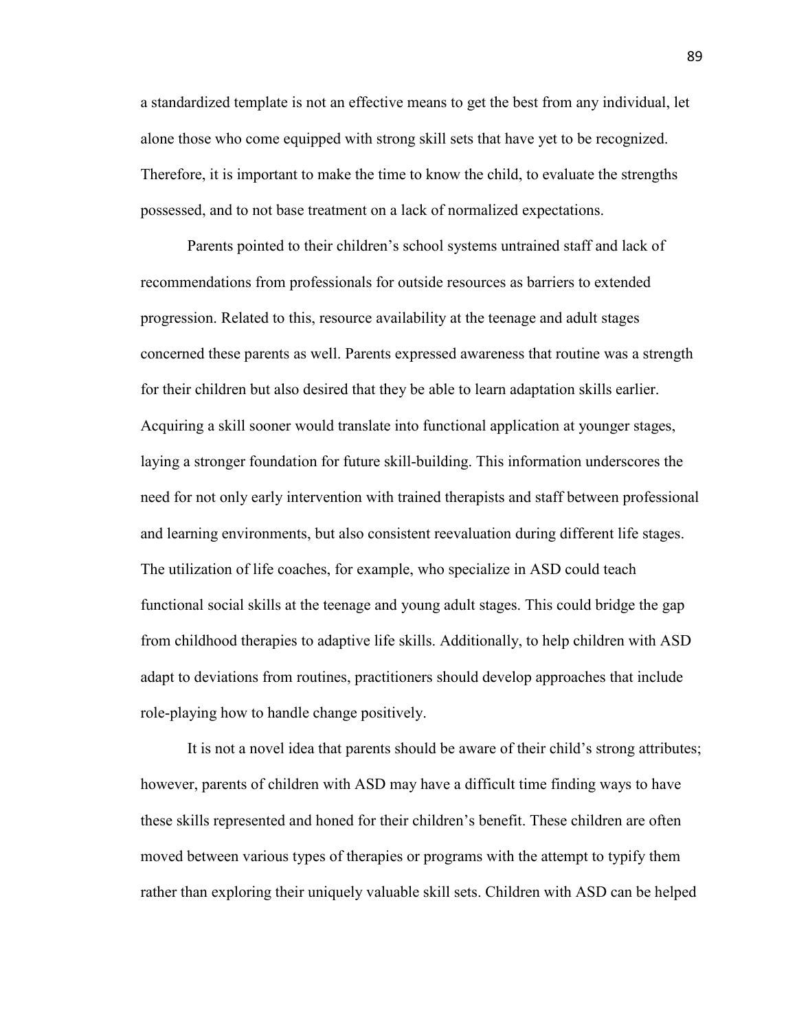a standardized template is not an effective means to get the best from any individual, let alone those who come equipped with strong skill sets that have yet to be recognized. Therefore, it is important to make the time to know the child, to evaluate the strengths possessed, and to not base treatment on a lack of normalized expectations.

Parents pointed to their children's school systems untrained staff and lack of recommendations from professionals for outside resources as barriers to extended progression. Related to this, resource availability at the teenage and adult stages concerned these parents as well. Parents expressed awareness that routine was a strength for their children but also desired that they be able to learn adaptation skills earlier. Acquiring a skill sooner would translate into functional application at younger stages, laying a stronger foundation for future skill-building. This information underscores the need for not only early intervention with trained therapists and staff between professional and learning environments, but also consistent reevaluation during different life stages. The utilization of life coaches, for example, who specialize in ASD could teach functional social skills at the teenage and young adult stages. This could bridge the gap from childhood therapies to adaptive life skills. Additionally, to help children with ASD adapt to deviations from routines, practitioners should develop approaches that include role-playing how to handle change positively.

It is not a novel idea that parents should be aware of their child's strong attributes; however, parents of children with ASD may have a difficult time finding ways to have these skills represented and honed for their children's benefit. These children are often moved between various types of therapies or programs with the attempt to typify them rather than exploring their uniquely valuable skill sets. Children with ASD can be helped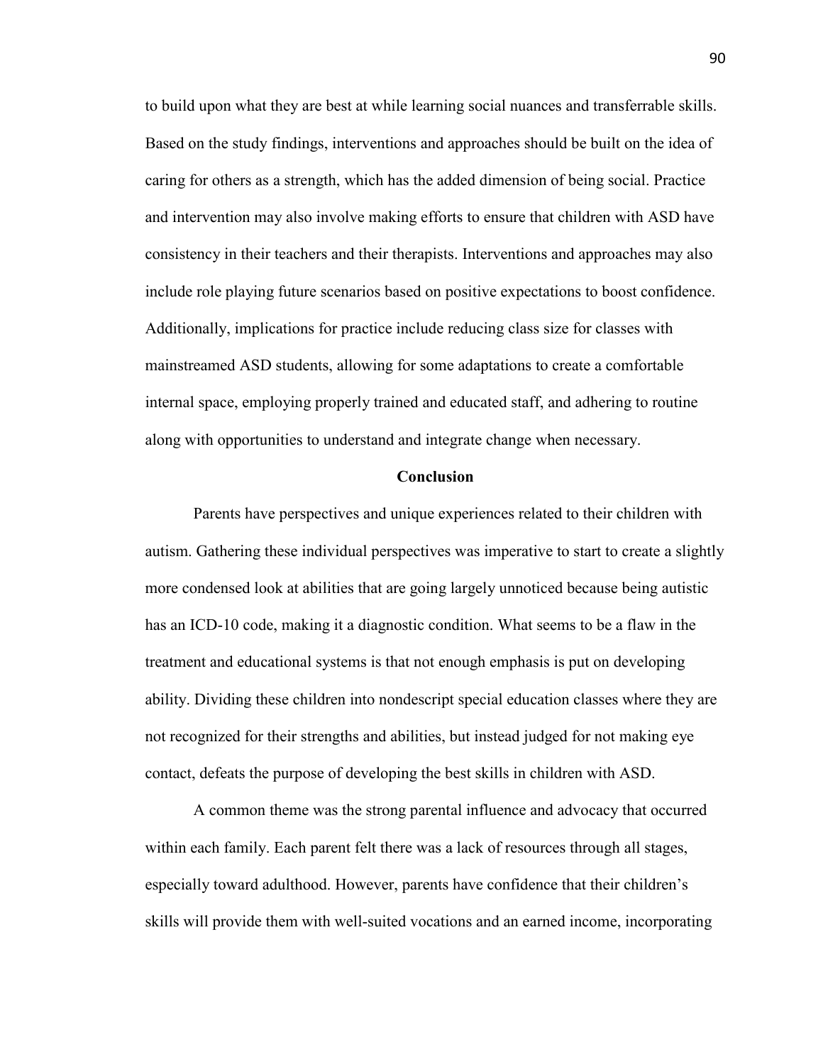to build upon what they are best at while learning social nuances and transferrable skills. Based on the study findings, interventions and approaches should be built on the idea of caring for others as a strength, which has the added dimension of being social. Practice and intervention may also involve making efforts to ensure that children with ASD have consistency in their teachers and their therapists. Interventions and approaches may also include role playing future scenarios based on positive expectations to boost confidence. Additionally, implications for practice include reducing class size for classes with mainstreamed ASD students, allowing for some adaptations to create a comfortable internal space, employing properly trained and educated staff, and adhering to routine along with opportunities to understand and integrate change when necessary.

## Conclusion

Parents have perspectives and unique experiences related to their children with autism. Gathering these individual perspectives was imperative to start to create a slightly more condensed look at abilities that are going largely unnoticed because being autistic has an ICD-10 code, making it a diagnostic condition. What seems to be a flaw in the treatment and educational systems is that not enough emphasis is put on developing ability. Dividing these children into nondescript special education classes where they are not recognized for their strengths and abilities, but instead judged for not making eye contact, defeats the purpose of developing the best skills in children with ASD.

A common theme was the strong parental influence and advocacy that occurred within each family. Each parent felt there was a lack of resources through all stages, especially toward adulthood. However, parents have confidence that their children's skills will provide them with well-suited vocations and an earned income, incorporating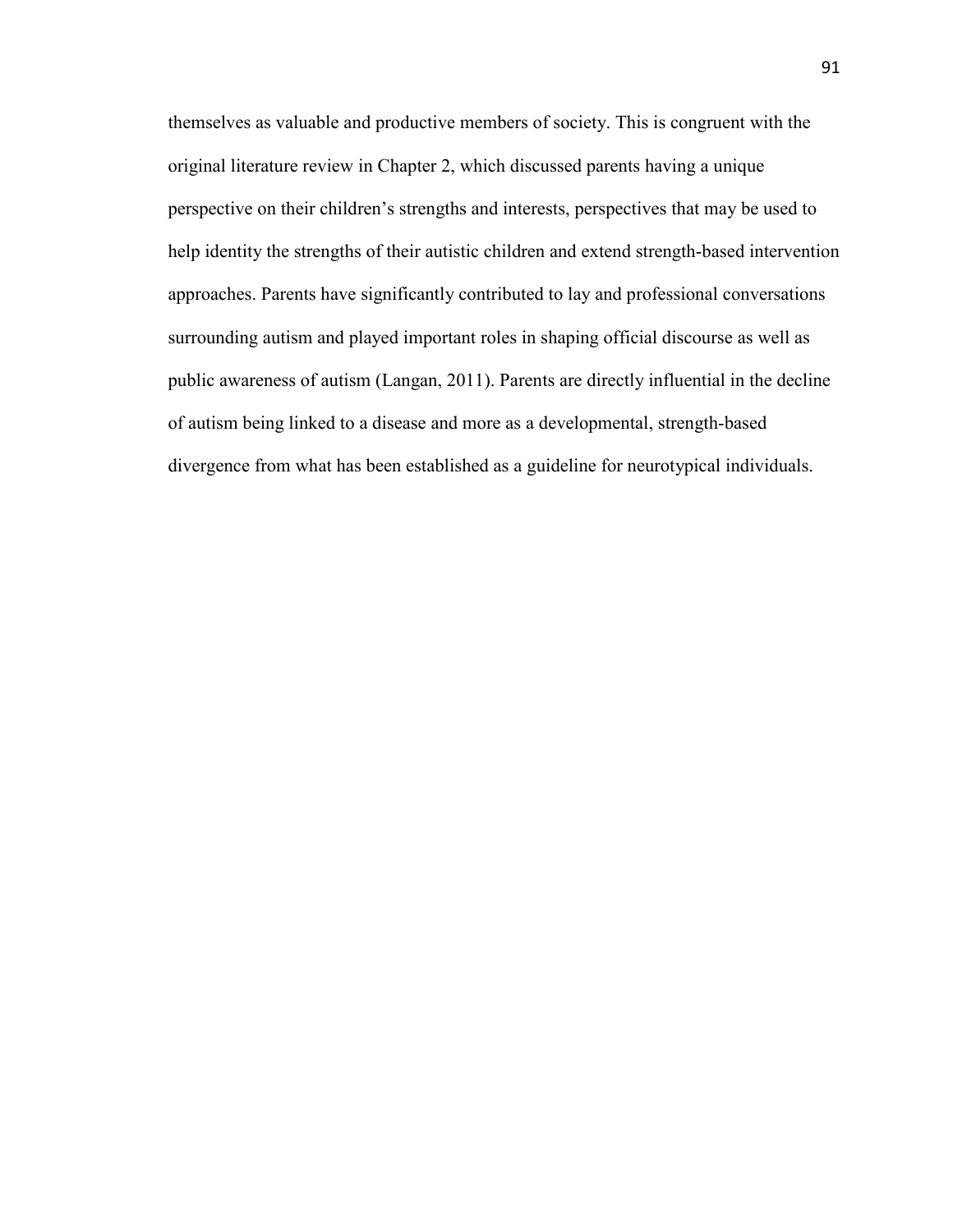themselves as valuable and productive members of society. This is congruent with the original literature review in Chapter 2, which discussed parents having a unique perspective on their children's strengths and interests, perspectives that may be used to help identity the strengths of their autistic children and extend strength-based intervention approaches. Parents have significantly contributed to lay and professional conversations surrounding autism and played important roles in shaping official discourse as well as public awareness of autism (Langan, 2011). Parents are directly influential in the decline of autism being linked to a disease and more as a developmental, strength-based divergence from what has been established as a guideline for neurotypical individuals.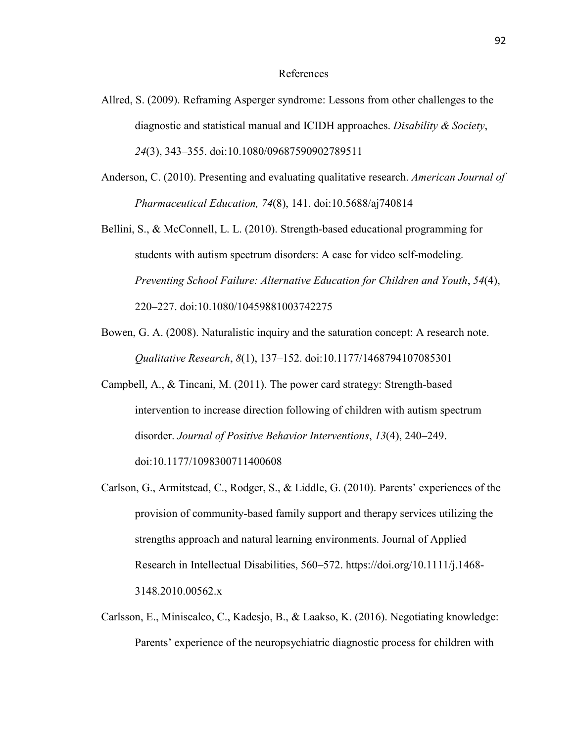# References

Allred, S. (2009). Reframing Asperger syndrome: Lessons from other challenges to the diagnostic and statistical manual and ICIDH approaches. *Disability & Society*, *24*(3), 343–355. doi:10.1080/09687590902789511

Anderson, C. (2010). Presenting and evaluating qualitative research. *American Journal of Pharmaceutical Education, 74*(8), 141. doi:10.5688/aj740814

Bellini, S., & McConnell, L. L. (2010). Strength-based educational programming for students with autism spectrum disorders: A case for video self-modeling. *Preventing School Failure: Alternative Education for Children and Youth*, *54*(4), 220–227. doi:10.1080/10459881003742275

Bowen, G. A. (2008). Naturalistic inquiry and the saturation concept: A research note. *Qualitative Research*, *8*(1), 137–152. doi:10.1177/1468794107085301

Campbell, A., & Tincani, M. (2011). The power card strategy: Strength-based intervention to increase direction following of children with autism spectrum disorder. *Journal of Positive Behavior Interventions*, *13*(4), 240–249. doi:10.1177/1098300711400608

Carlson, G., Armitstead, C., Rodger, S., & Liddle, G. (2010). Parents' experiences of the provision of community-based family support and therapy services utilizing the strengths approach and natural learning environments. Journal of Applied Research in Intellectual Disabilities, 560–572. https://doi.org/10.1111/j.1468-3148.2010.00562.x

Carlsson, E., Miniscalco, C., Kadesjo, B., & Laakso, K. (2016). Negotiating knowledge: Parents' experience of the neuropsychiatric diagnostic process for children with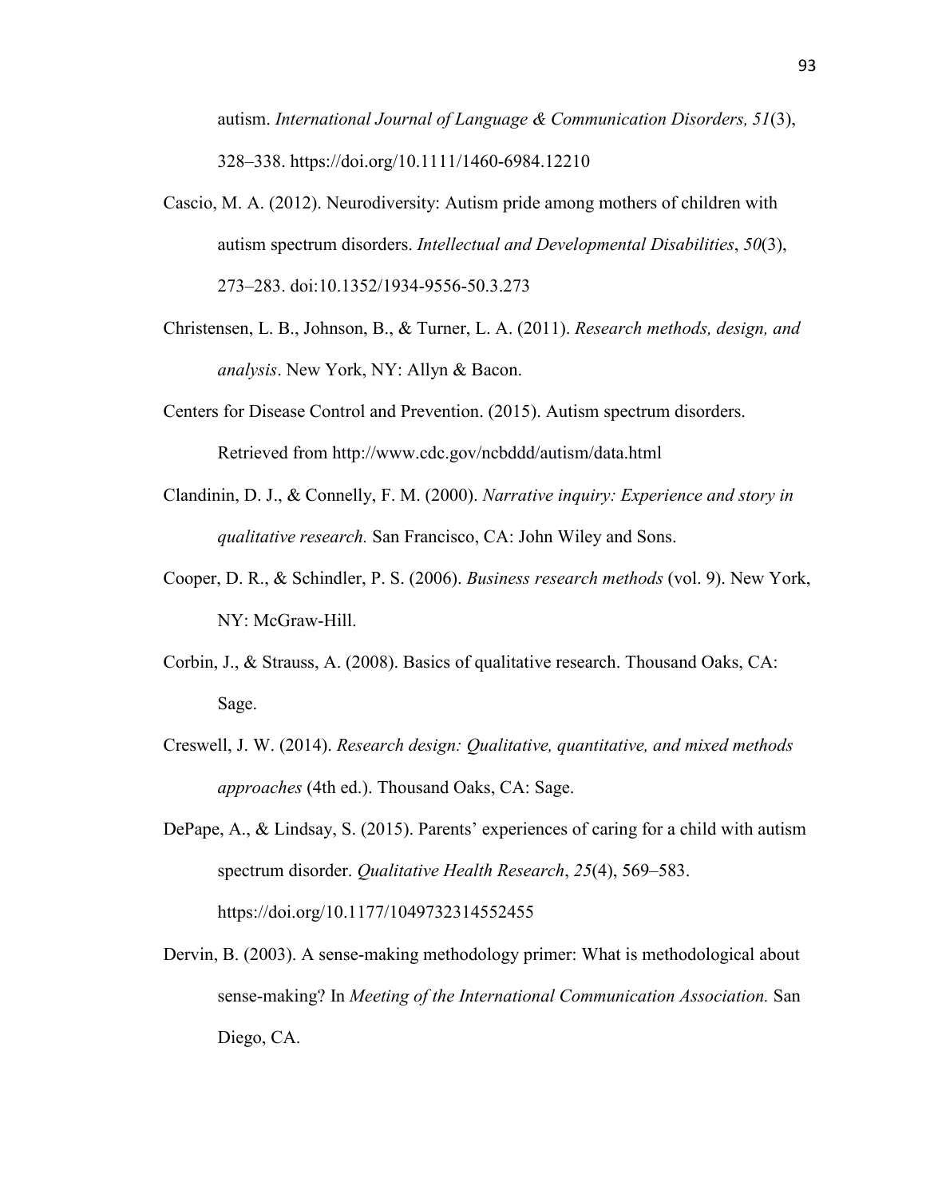autism. *International Journal of Language & Communication Disorders, 51*(3), 328–338. https://doi.org/10.1111/1460-6984.12210

Cascio, M. A. (2012). Neurodiversity: Autism pride among mothers of children with autism spectrum disorders. *Intellectual and Developmental Disabilities*, *50*(3), 273–283. doi:10.1352/1934-9556-50.3.273

Christensen, L. B., Johnson, B., & Turner, L. A. (2011). *Research methods, design, and analysis*. New York, NY: Allyn & Bacon.

Centers for Disease Control and Prevention. (2015). Autism spectrum disorders. Retrieved from http://www.cdc.gov/ncbddd/autism/data.html

Clandinin, D. J., & Connelly, F. M. (2000). *Narrative inquiry: Experience and story in qualitative research.* San Francisco, CA: John Wiley and Sons.

Cooper, D. R., & Schindler, P. S. (2006). *Business research methods* (vol. 9). New York, NY: McGraw-Hill.

Corbin, J., & Strauss, A. (2008). Basics of qualitative research. Thousand Oaks, CA: Sage.

Creswell, J. W. (2014). *Research design: Qualitative, quantitative, and mixed methods approaches* (4th ed.). Thousand Oaks, CA: Sage.

DePape, A., & Lindsay, S. (2015). Parents' experiences of caring for a child with autism spectrum disorder. *Qualitative Health Research*, *25*(4), 569–583. https://doi.org/10.1177/1049732314552455

Dervin, B. (2003). A sense-making methodology primer: What is methodological about sense-making? In *Meeting of the International Communication Association.* San Diego, CA.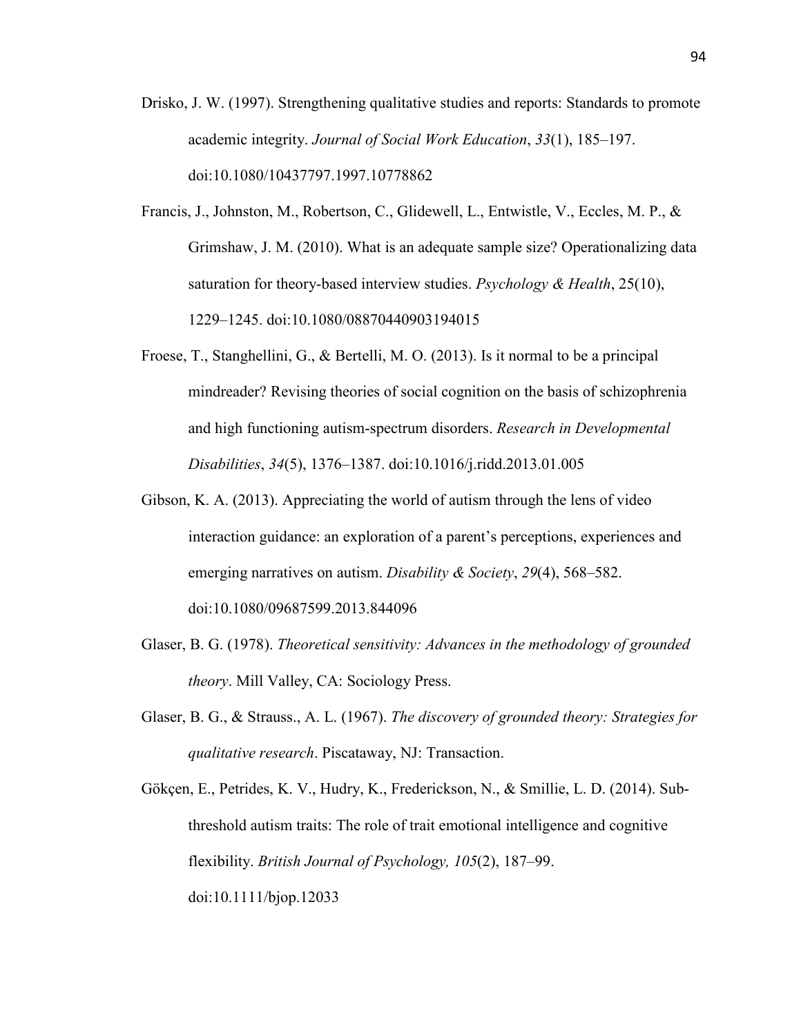Drisko, J. W. (1997). Strengthening qualitative studies and reports: Standards to promote academic integrity. *Journal of Social Work Education*, *33*(1), 185–197. doi:10.1080/10437797.1997.10778862

Francis, J., Johnston, M., Robertson, C., Glidewell, L., Entwistle, V., Eccles, M. P., & Grimshaw, J. M. (2010). What is an adequate sample size? Operationalizing data saturation for theory-based interview studies. *Psychology & Health*, 25(10), 1229–1245. doi:10.1080/08870440903194015

Froese, T., Stanghellini, G., & Bertelli, M. O. (2013). Is it normal to be a principal mindreader? Revising theories of social cognition on the basis of schizophrenia and high functioning autism-spectrum disorders. *Research in Developmental Disabilities*, *34*(5), 1376–1387. doi:10.1016/j.ridd.2013.01.005

Gibson, K. A. (2013). Appreciating the world of autism through the lens of video interaction guidance: an exploration of a parent's perceptions, experiences and emerging narratives on autism. *Disability & Society*, *29*(4), 568–582. doi:10.1080/09687599.2013.844096

Glaser, B. G. (1978). *Theoretical sensitivity: Advances in the methodology of grounded theory*. Mill Valley, CA: Sociology Press.

Glaser, B. G., & Strauss., A. L. (1967). *The discovery of grounded theory: Strategies for qualitative research*. Piscataway, NJ: Transaction.

Gökçen, E., Petrides, K. V., Hudry, K., Frederickson, N., & Smillie, L. D. (2014). Sub-threshold autism traits: The role of trait emotional intelligence and cognitive flexibility. *British Journal of Psychology, 105*(2), 187–99. doi:10.1111/bjop.12033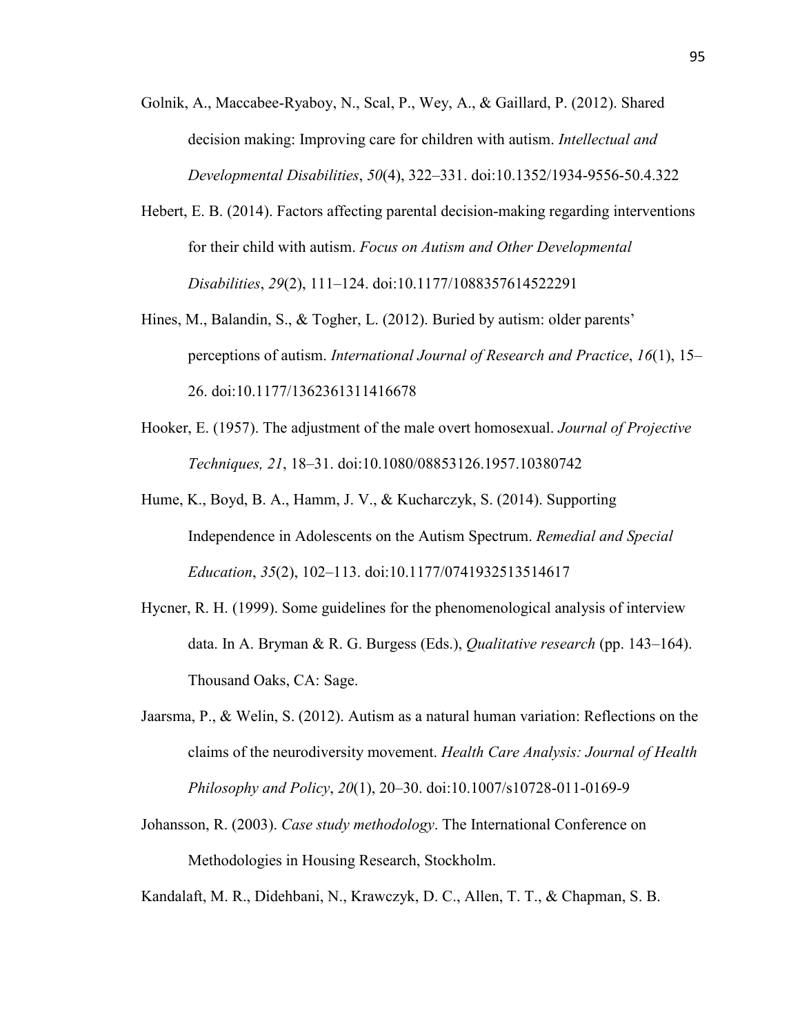Golnik, A., Maccabee-Ryaboy, N., Scal, P., Wey, A., & Gaillard, P. (2012). Shared decision making: Improving care for children with autism. *Intellectual and Developmental Disabilities*, *50*(4), 322–331. doi:10.1352/1934-9556-50.4.322

Hebert, E. B. (2014). Factors affecting parental decision-making regarding interventions for their child with autism. *Focus on Autism and Other Developmental Disabilities*, *29*(2), 111–124. doi:10.1177/1088357614522291

Hines, M., Balandin, S., & Togher, L. (2012). Buried by autism: older parents' perceptions of autism. *International Journal of Research and Practice*, *16*(1), 15–26. doi:10.1177/1362361311416678

Hooker, E. (1957). The adjustment of the male overt homosexual. *Journal of Projective Techniques, 21*, 18–31. doi:10.1080/08853126.1957.10380742

Hume, K., Boyd, B. A., Hamm, J. V., & Kucharczyk, S. (2014). Supporting Independence in Adolescents on the Autism Spectrum. *Remedial and Special Education*, *35*(2), 102–113. doi:10.1177/0741932513514617

Hycner, R. H. (1999). Some guidelines for the phenomenological analysis of interview data. In A. Bryman & R. G. Burgess (Eds.), *Qualitative research* (pp. 143–164). Thousand Oaks, CA: Sage.

Jaarsma, P., & Welin, S. (2012). Autism as a natural human variation: Reflections on the claims of the neurodiversity movement. *Health Care Analysis: Journal of Health Philosophy and Policy*, *20*(1), 20–30. doi:10.1007/s10728-011-0169-9

Johansson, R. (2003). *Case study methodology*. The International Conference on Methodologies in Housing Research, Stockholm.

Kandalaft, M. R., Didehbani, N., Krawczyk, D. C., Allen, T. T., & Chapman, S. B.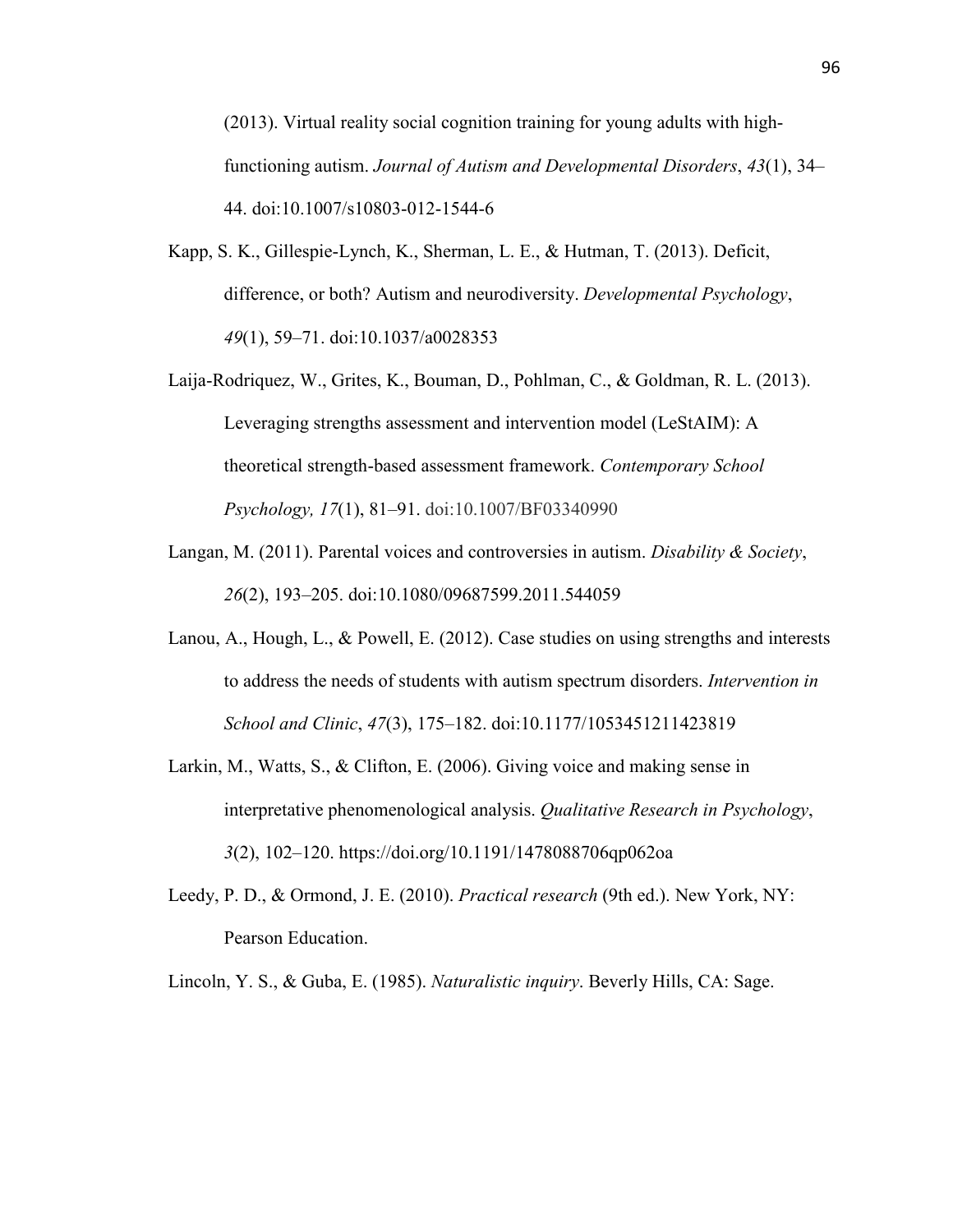(2013). Virtual reality social cognition training for young adults with high-functioning autism. *Journal of Autism and Developmental Disorders*, *43*(1), 34–44. doi:10.1007/s10803-012-1544-6

Kapp, S. K., Gillespie-Lynch, K., Sherman, L. E., & Hutman, T. (2013). Deficit, difference, or both? Autism and neurodiversity. *Developmental Psychology*, *49*(1), 59–71. doi:10.1037/a0028353

Laija-Rodriquez, W., Grites, K., Bouman, D., Pohlman, C., & Goldman, R. L. (2013). Leveraging strengths assessment and intervention model (LeStAIM): A theoretical strength-based assessment framework. *Contemporary School Psychology, 17*(1), 81–91. doi:10.1007/BF03340990

Langan, M. (2011). Parental voices and controversies in autism. *Disability & Society*, *26*(2), 193–205. doi:10.1080/09687599.2011.544059

Lanou, A., Hough, L., & Powell, E. (2012). Case studies on using strengths and interests to address the needs of students with autism spectrum disorders. *Intervention in School and Clinic*, *47*(3), 175–182. doi:10.1177/1053451211423819

Larkin, M., Watts, S., & Clifton, E. (2006). Giving voice and making sense in interpretative phenomenological analysis. *Qualitative Research in Psychology*, *3*(2), 102–120. https://doi.org/10.1191/1478088706qp062oa

Leedy, P. D., & Ormond, J. E. (2010). *Practical research* (9th ed.). New York, NY: Pearson Education.

Lincoln, Y. S., & Guba, E. (1985). *Naturalistic inquiry*. Beverly Hills, CA: Sage.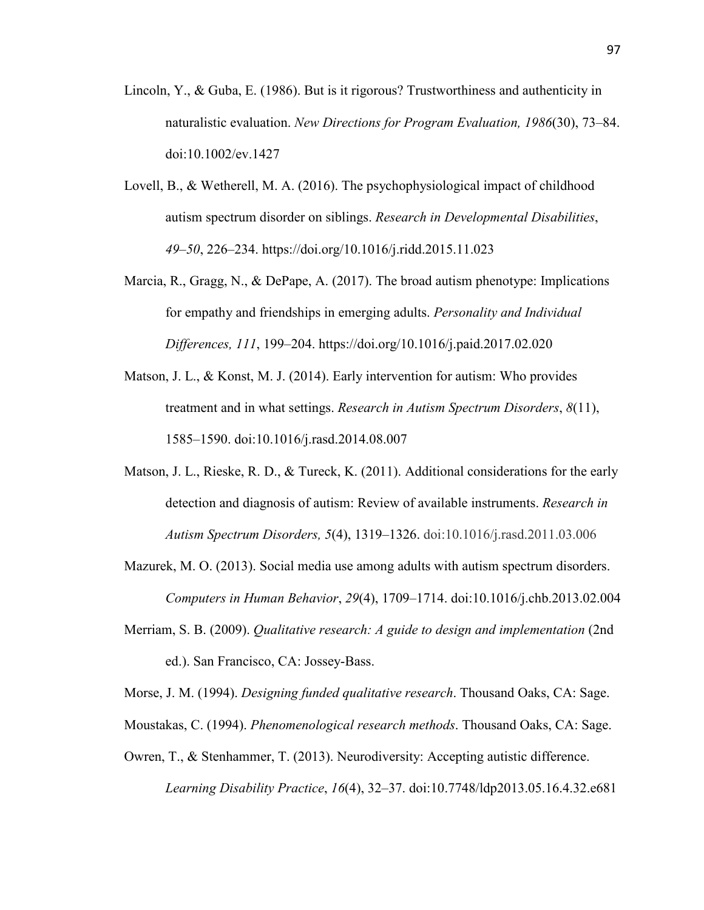Lincoln, Y., & Guba, E. (1986). But is it rigorous? Trustworthiness and authenticity in naturalistic evaluation. *New Directions for Program Evaluation, 1986*(30), 73–84. doi:10.1002/ev.1427

Lovell, B., & Wetherell, M. A. (2016). The psychophysiological impact of childhood autism spectrum disorder on siblings. *Research in Developmental Disabilities*, *49–50*, 226–234. https://doi.org/10.1016/j.ridd.2015.11.023

Marcia, R., Gragg, N., & DePape, A. (2017). The broad autism phenotype: Implications for empathy and friendships in emerging adults. *Personality and Individual Differences, 111*, 199–204. https://doi.org/10.1016/j.paid.2017.02.020

Matson, J. L., & Konst, M. J. (2014). Early intervention for autism: Who provides treatment and in what settings. *Research in Autism Spectrum Disorders*, *8*(11), 1585–1590. doi:10.1016/j.rasd.2014.08.007

Matson, J. L., Rieske, R. D., & Tureck, K. (2011). Additional considerations for the early detection and diagnosis of autism: Review of available instruments. *Research in Autism Spectrum Disorders, 5*(4), 1319–1326. doi:10.1016/j.rasd.2011.03.006

Mazurek, M. O. (2013). Social media use among adults with autism spectrum disorders. *Computers in Human Behavior*, *29*(4), 1709–1714. doi:10.1016/j.chb.2013.02.004

Merriam, S. B. (2009). *Qualitative research: A guide to design and implementation* (2nd ed.). San Francisco, CA: Jossey-Bass.

Morse, J. M. (1994). *Designing funded qualitative research*. Thousand Oaks, CA: Sage.

Moustakas, C. (1994). *Phenomenological research methods*. Thousand Oaks, CA: Sage.

Owren, T., & Stenhammer, T. (2013). Neurodiversity: Accepting autistic difference. *Learning Disability Practice*, *16*(4), 32–37. doi:10.7748/ldp2013.05.16.4.32.e681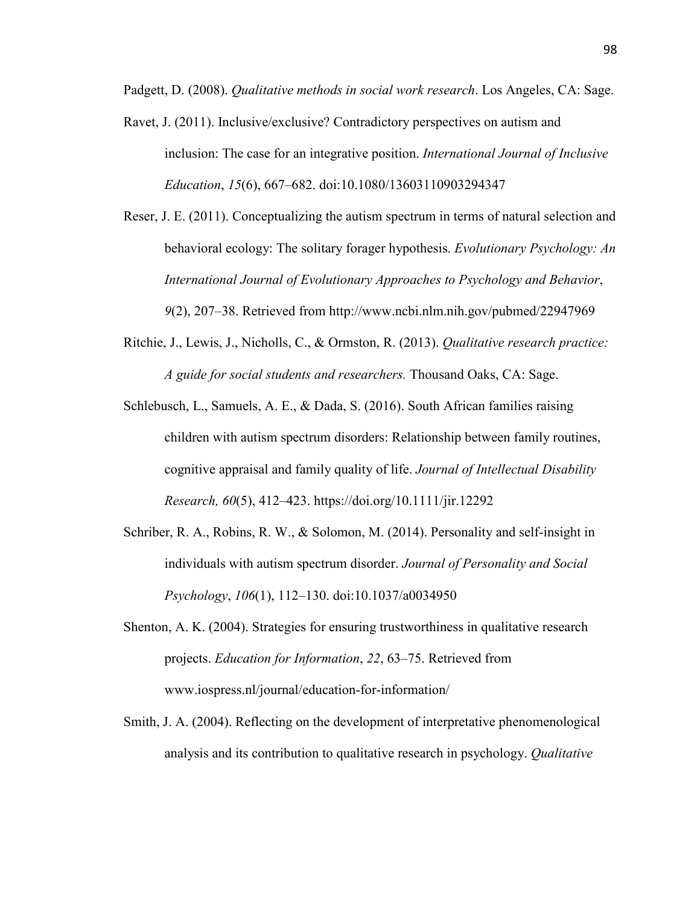Padgett, D. (2008). *Qualitative methods in social work research*. Los Angeles, CA: Sage.

Ravet, J. (2011). Inclusive/exclusive? Contradictory perspectives on autism and inclusion: The case for an integrative position. *International Journal of Inclusive Education*, *15*(6), 667–682. doi:10.1080/13603110903294347

Reser, J. E. (2011). Conceptualizing the autism spectrum in terms of natural selection and behavioral ecology: The solitary forager hypothesis. *Evolutionary Psychology: An International Journal of Evolutionary Approaches to Psychology and Behavior*, *9*(2), 207–38. Retrieved from http://www.ncbi.nlm.nih.gov/pubmed/22947969

Ritchie, J., Lewis, J., Nicholls, C., & Ormston, R. (2013). *Qualitative research practice: A guide for social students and researchers.* Thousand Oaks, CA: Sage.

Schlebusch, L., Samuels, A. E., & Dada, S. (2016). South African families raising children with autism spectrum disorders: Relationship between family routines, cognitive appraisal and family quality of life. *Journal of Intellectual Disability Research, 60*(5), 412–423. https://doi.org/10.1111/jir.12292

Schriber, R. A., Robins, R. W., & Solomon, M. (2014). Personality and self-insight in individuals with autism spectrum disorder. *Journal of Personality and Social Psychology*, *106*(1), 112–130. doi:10.1037/a0034950

Shenton, A. K. (2004). Strategies for ensuring trustworthiness in qualitative research projects. *Education for Information*, *22*, 63–75. Retrieved from www.iospress.nl/journal/education-for-information/

Smith, J. A. (2004). Reflecting on the development of interpretative phenomenological analysis and its contribution to qualitative research in psychology. *Qualitative*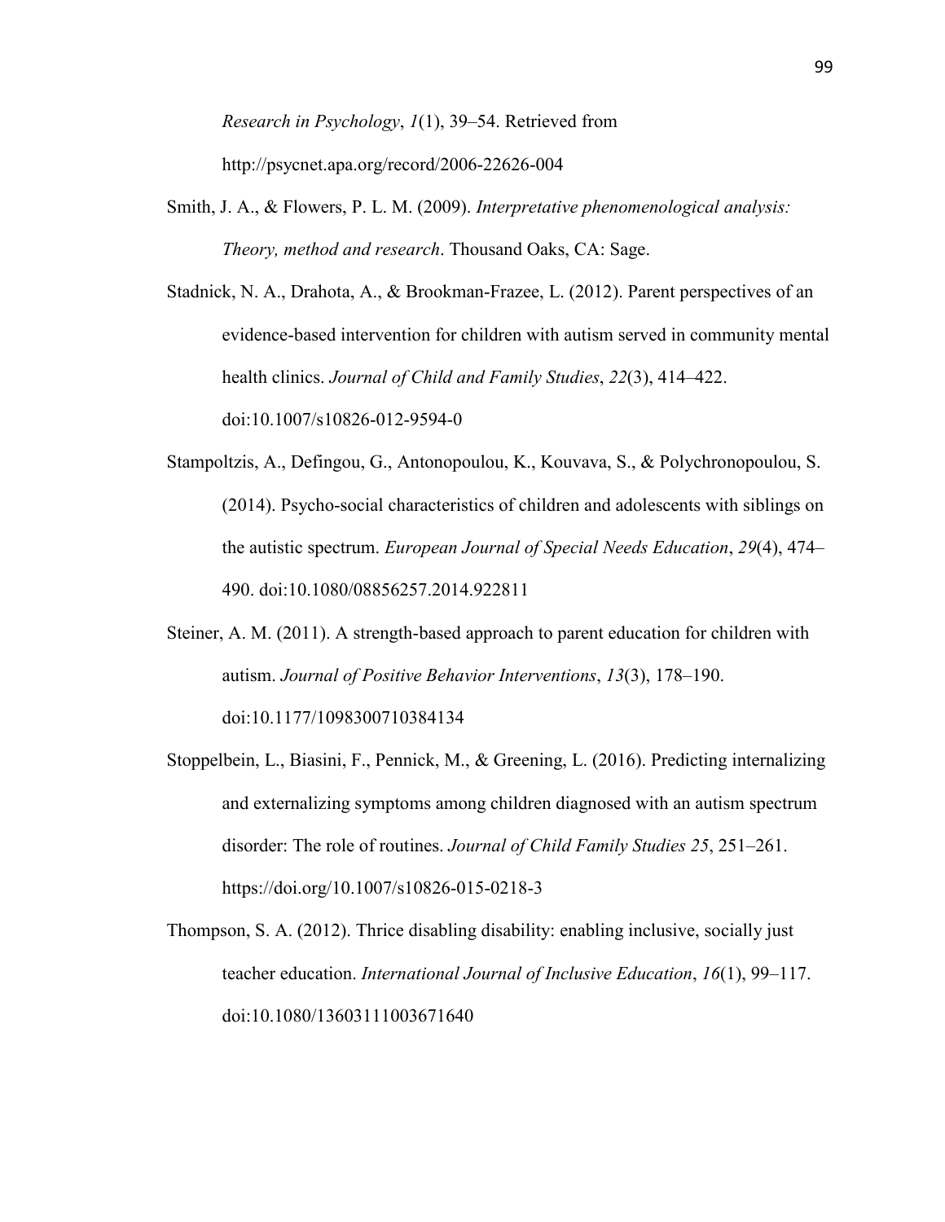*Research in Psychology*, *1*(1), 39–54. Retrieved from http://psycnet.apa.org/record/2006-22626-004

Smith, J. A., & Flowers, P. L. M. (2009). *Interpretative phenomenological analysis: Theory, method and research*. Thousand Oaks, CA: Sage.

Stadnick, N. A., Drahota, A., & Brookman-Frazee, L. (2012). Parent perspectives of an evidence-based intervention for children with autism served in community mental health clinics. *Journal of Child and Family Studies*, *22*(3), 414–422. doi:10.1007/s10826-012-9594-0

Stampoltzis, A., Defingou, G., Antonopoulou, K., Kouvava, S., & Polychronopoulou, S. (2014). Psycho-social characteristics of children and adolescents with siblings on the autistic spectrum. *European Journal of Special Needs Education*, *29*(4), 474–490. doi:10.1080/08856257.2014.922811

Steiner, A. M. (2011). A strength-based approach to parent education for children with autism. *Journal of Positive Behavior Interventions*, *13*(3), 178–190. doi:10.1177/1098300710384134

Stoppelbein, L., Biasini, F., Pennick, M., & Greening, L. (2016). Predicting internalizing and externalizing symptoms among children diagnosed with an autism spectrum disorder: The role of routines. *Journal of Child Family Studies 25*, 251–261. https://doi.org/10.1007/s10826-015-0218-3

Thompson, S. A. (2012). Thrice disabling disability: enabling inclusive, socially just teacher education. *International Journal of Inclusive Education*, *16*(1), 99–117. doi:10.1080/13603111003671640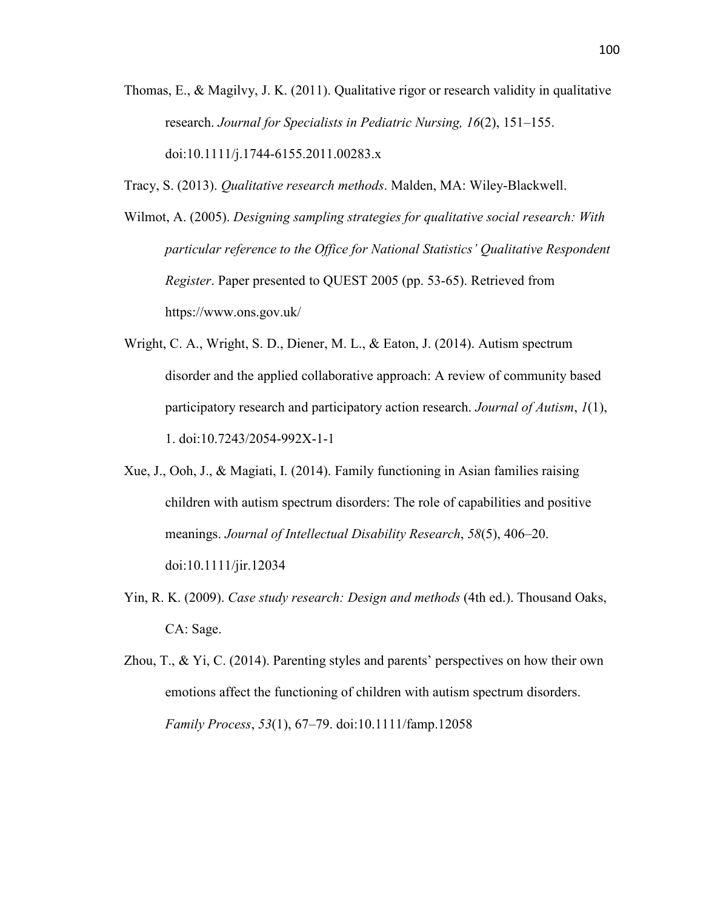Thomas, E., & Magilvy, J. K. (2011). Qualitative rigor or research validity in qualitative research. *Journal for Specialists in Pediatric Nursing, 16*(2), 151–155. doi:10.1111/j.1744-6155.2011.00283.x

Tracy, S. (2013). *Qualitative research methods*. Malden, MA: Wiley-Blackwell.

Wilmot, A. (2005). *Designing sampling strategies for qualitative social research: With particular reference to the Office for National Statistics' Qualitative Respondent Register*. Paper presented to QUEST 2005 (pp. 53-65). Retrieved from https://www.ons.gov.uk/

Wright, C. A., Wright, S. D., Diener, M. L., & Eaton, J. (2014). Autism spectrum disorder and the applied collaborative approach: A review of community based participatory research and participatory action research. *Journal of Autism*, *1*(1), 1. doi:10.7243/2054-992X-1-1

Xue, J., Ooh, J., & Magiati, I. (2014). Family functioning in Asian families raising children with autism spectrum disorders: The role of capabilities and positive meanings. *Journal of Intellectual Disability Research*, *58*(5), 406–20. doi:10.1111/jir.12034

Yin, R. K. (2009). *Case study research: Design and methods* (4th ed.). Thousand Oaks, CA: Sage.

Zhou, T., & Yi, C. (2014). Parenting styles and parents' perspectives on how their own emotions affect the functioning of children with autism spectrum disorders. *Family Process*, *53*(1), 67–79. doi:10.1111/famp.12058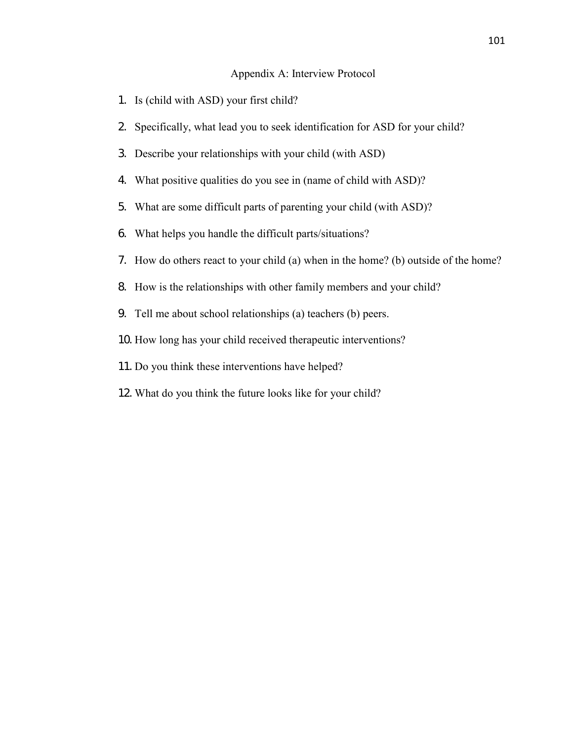# Appendix A: Interview Protocol

1. Is (child with ASD) your first child?
2. Specifically, what lead you to seek identification for ASD for your child?
3. Describe your relationships with your child (with ASD)
4. What positive qualities do you see in (name of child with ASD)?
5. What are some difficult parts of parenting your child (with ASD)?
6. What helps you handle the difficult parts/situations?
7. How do others react to your child (a) when in the home? (b) outside of the home?
8. How is the relationships with other family members and your child?
9. Tell me about school relationships (a) teachers (b) peers.
10. How long has your child received therapeutic interventions?
11. Do you think these interventions have helped?
12. What do you think the future looks like for your child?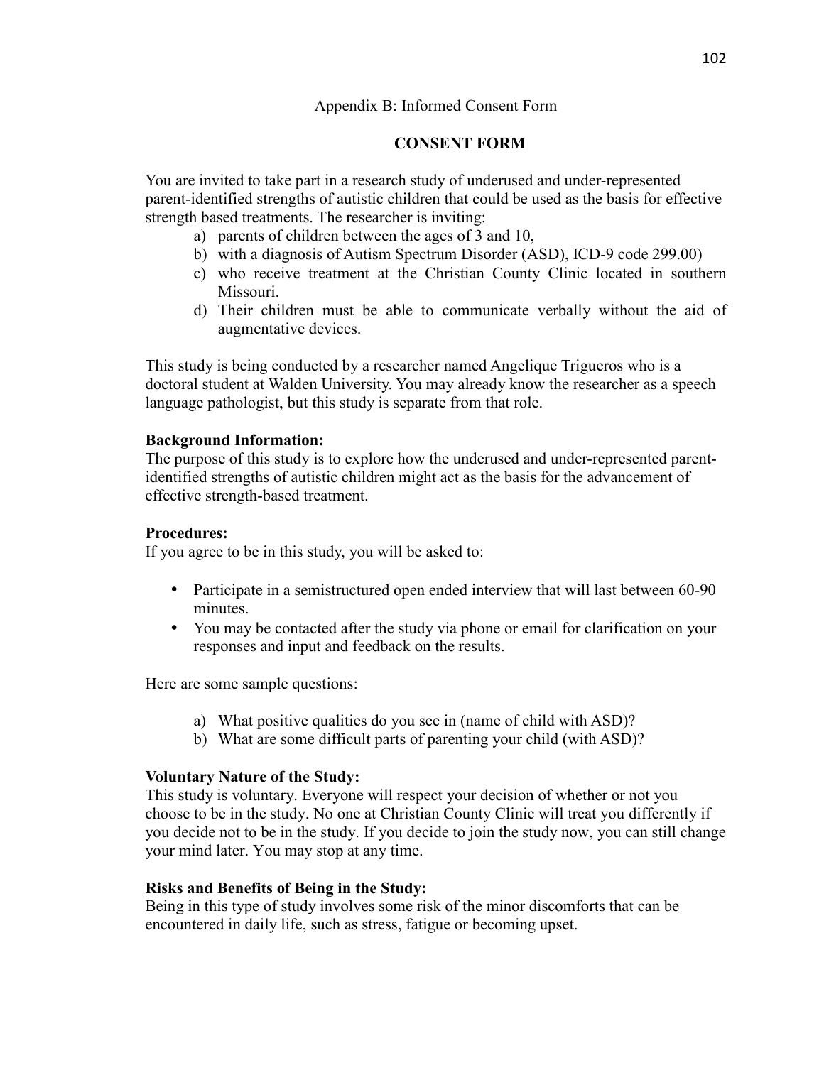Appendix B: Informed Consent Form

## CONSENT FORM

You are invited to take part in a research study of underused and under-represented parent-identified strengths of autistic children that could be used as the basis for effective strength based treatments. The researcher is inviting:

a) parents of children between the ages of 3 and 10,
b) with a diagnosis of Autism Spectrum Disorder (ASD), ICD-9 code 299.00)
c) who receive treatment at the Christian County Clinic located in southern Missouri.
d) Their children must be able to communicate verbally without the aid of augmentative devices.

This study is being conducted by a researcher named Angelique Trigueros who is a doctoral student at Walden University. You may already know the researcher as a speech language pathologist, but this study is separate from that role.

**Background Information:**
The purpose of this study is to explore how the underused and under-represented parent-identified strengths of autistic children might act as the basis for the advancement of effective strength-based treatment.

**Procedures:**
If you agree to be in this study, you will be asked to:

- Participate in a semistructured open ended interview that will last between 60-90 minutes.
- You may be contacted after the study via phone or email for clarification on your responses and input and feedback on the results.

Here are some sample questions:

a) What positive qualities do you see in (name of child with ASD)?
b) What are some difficult parts of parenting your child (with ASD)?

**Voluntary Nature of the Study:**
This study is voluntary. Everyone will respect your decision of whether or not you choose to be in the study. No one at Christian County Clinic will treat you differently if you decide not to be in the study. If you decide to join the study now, you can still change your mind later. You may stop at any time.

**Risks and Benefits of Being in the Study:**
Being in this type of study involves some risk of the minor discomforts that can be encountered in daily life, such as stress, fatigue or becoming upset.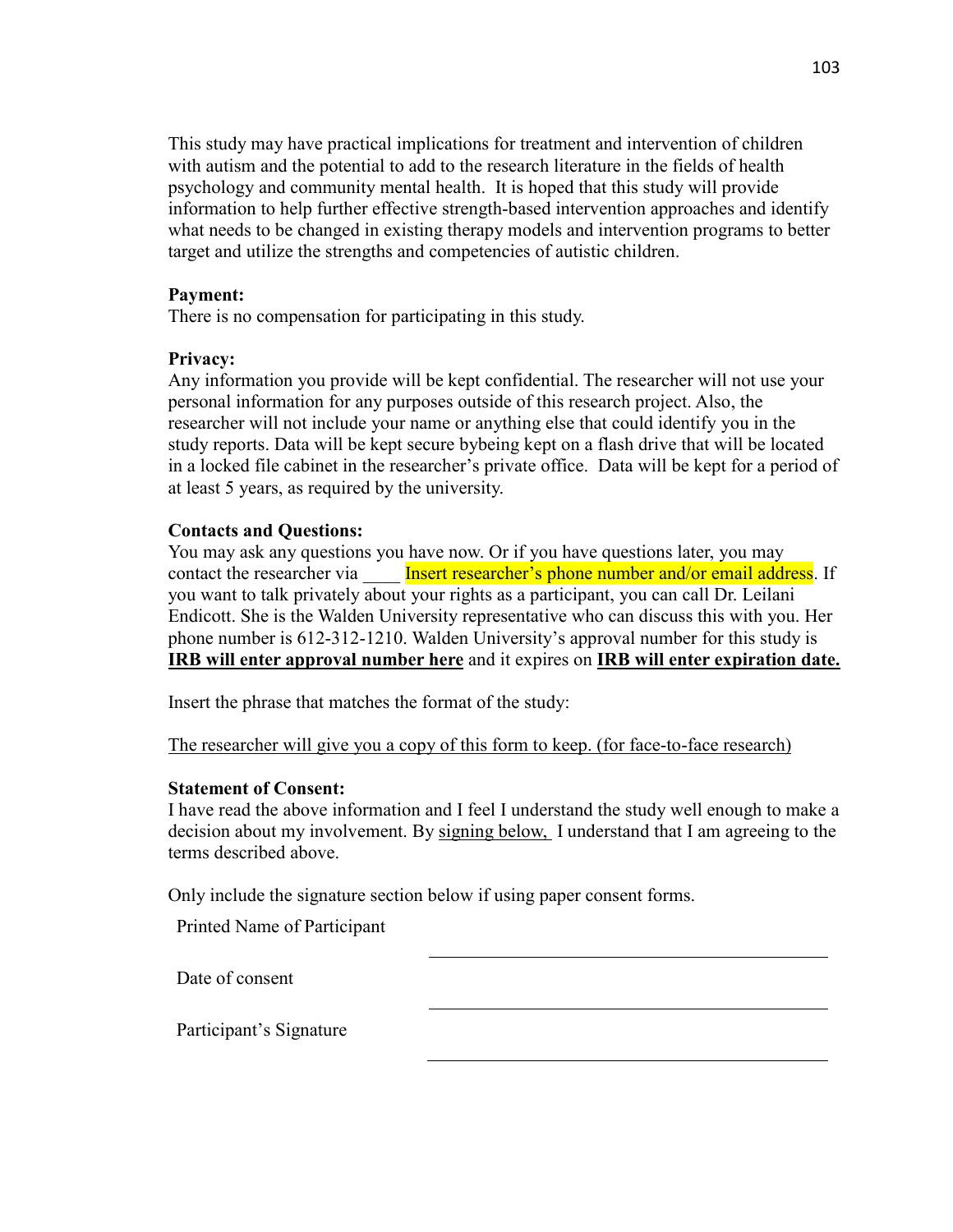This study may have practical implications for treatment and intervention of children with autism and the potential to add to the research literature in the fields of health psychology and community mental health. It is hoped that this study will provide information to help further effective strength-based intervention approaches and identify what needs to be changed in existing therapy models and intervention programs to better target and utilize the strengths and competencies of autistic children.

**Payment:**
There is no compensation for participating in this study.

**Privacy:**
Any information you provide will be kept confidential. The researcher will not use your personal information for any purposes outside of this research project. Also, the researcher will not include your name or anything else that could identify you in the study reports. Data will be kept secure bybeing kept on a flash drive that will be located in a locked file cabinet in the researcher's private office. Data will be kept for a period of at least 5 years, as required by the university.

**Contacts and Questions:**
You may ask any questions you have now. Or if you have questions later, you may contact the researcher via ____ Insert researcher's phone number and/or email address. If you want to talk privately about your rights as a participant, you can call Dr. Leilani Endicott. She is the Walden University representative who can discuss this with you. Her phone number is 612-312-1210. Walden University's approval number for this study is **IRB will enter approval number here** and it expires on **IRB will enter expiration date.**

Insert the phrase that matches the format of the study:

The researcher will give you a copy of this form to keep. (for face-to-face research)

**Statement of Consent:**
I have read the above information and I feel I understand the study well enough to make a decision about my involvement. By signing below, I understand that I am agreeing to the terms described above.

Only include the signature section below if using paper consent forms.

Printed Name of Participant ______________________________

Date of consent ______________________________

Participant's Signature ______________________________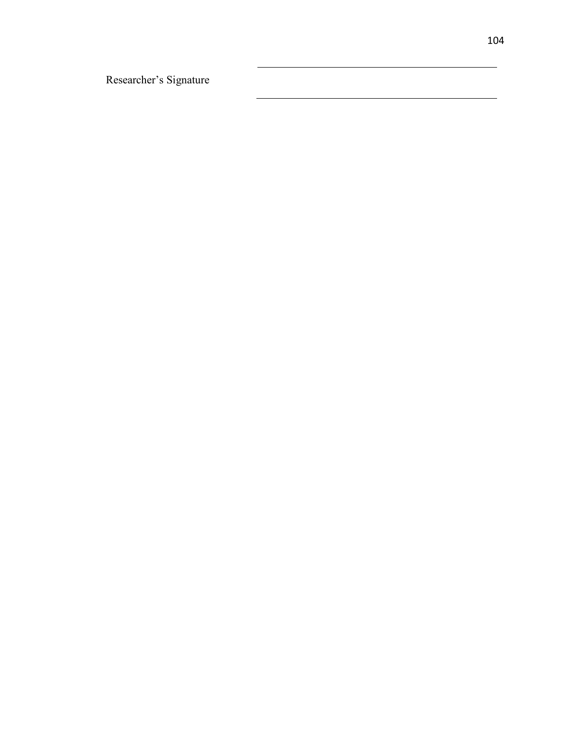Researcher's Signature ______________________________

______________________________